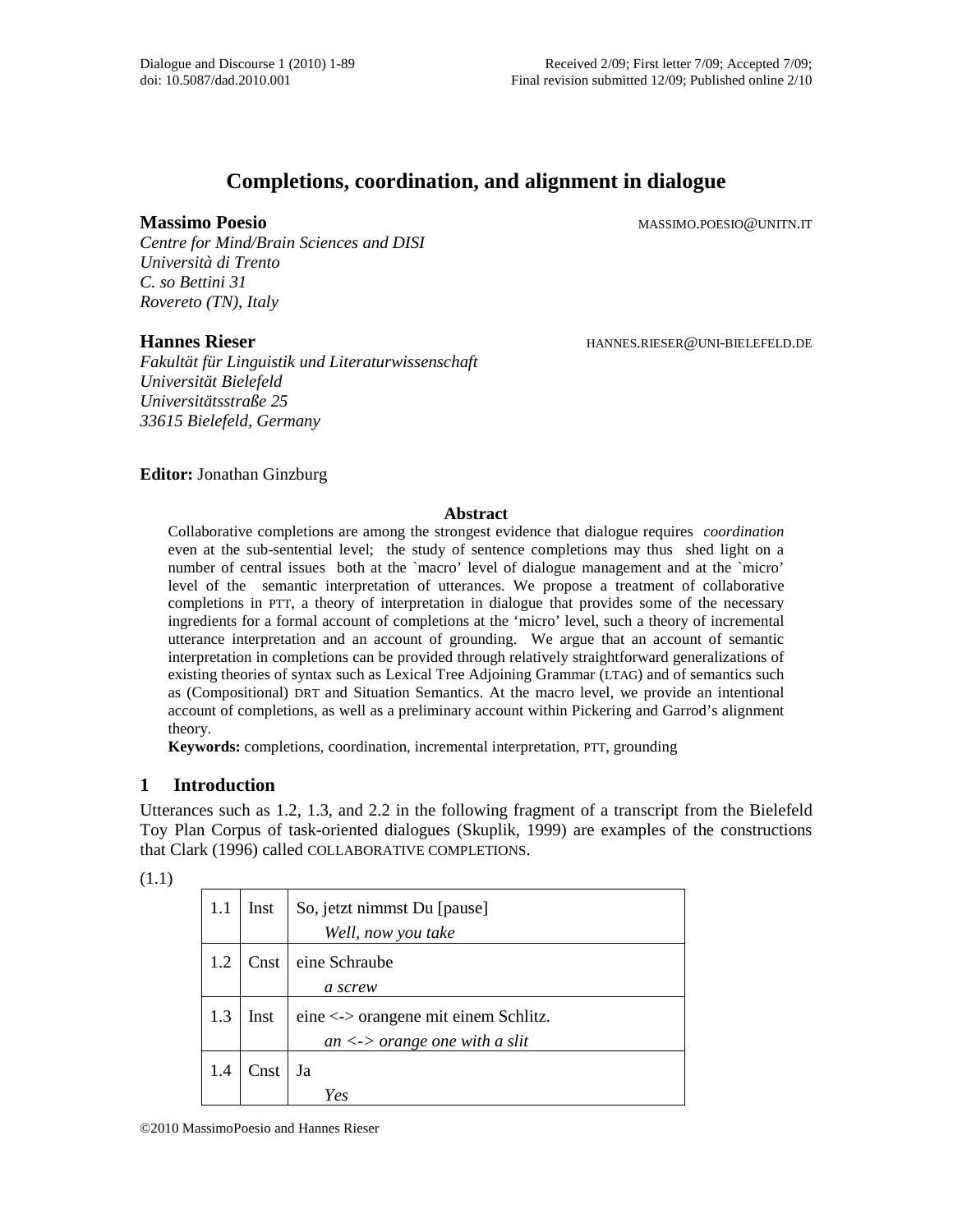# Completions, coordination, and alignment in dialogue

**Massimo Poesio** MASSIMO.POESIO@UNITN.IT

*Centre for Mind/Brain Sciences and DISI*
*Università di Trento*
*C. so Bettini 31*
*Rovereto (TN), Italy*

**Hannes Rieser** HANNES.RIESER@UNI-BIELEFELD.DE

*Fakultät für Linguistik und Literaturwissenschaft*
*Universität Bielefeld*
*Universitätsstraße 25*
*33615 Bielefeld, Germany*

**Editor:** Jonathan Ginzburg

**Abstract**

Collaborative completions are among the strongest evidence that dialogue requires *coordination* even at the sub-sentential level; the study of sentence completions may thus shed light on a number of central issues both at the `macro' level of dialogue management and at the `micro' level of the semantic interpretation of utterances. We propose a treatment of collaborative completions in PTT, a theory of interpretation in dialogue that provides some of the necessary ingredients for a formal account of completions at the 'micro' level, such a theory of incremental utterance interpretation and an account of grounding. We argue that an account of semantic interpretation in completions can be provided through relatively straightforward generalizations of existing theories of syntax such as Lexical Tree Adjoining Grammar (LTAG) and of semantics such as (Compositional) DRT and Situation Semantics. At the macro level, we provide an intentional account of completions, as well as a preliminary account within Pickering and Garrod's alignment theory.

**Keywords:** completions, coordination, incremental interpretation, PTT, grounding

## 1 Introduction

Utterances such as 1.2, 1.3, and 2.2 in the following fragment of a transcript from the Bielefeld Toy Plan Corpus of task-oriented dialogues (Skuplik, 1999) are examples of the constructions that Clark (1996) called COLLABORATIVE COMPLETIONS.

(1.1)

| | | |
|---|---|---|
| 1.1 | Inst | So, jetzt nimmst Du [pause]<br>*Well, now you take* |
| 1.2 | Cnst | eine Schraube<br>*a screw* |
| 1.3 | Inst | eine <-> orangene mit einem Schlitz.<br>*an <-> orange one with a slit* |
| 1.4 | Cnst | Ja<br>*Yes* |

©2010 MassimoPoesio and Hannes Rieser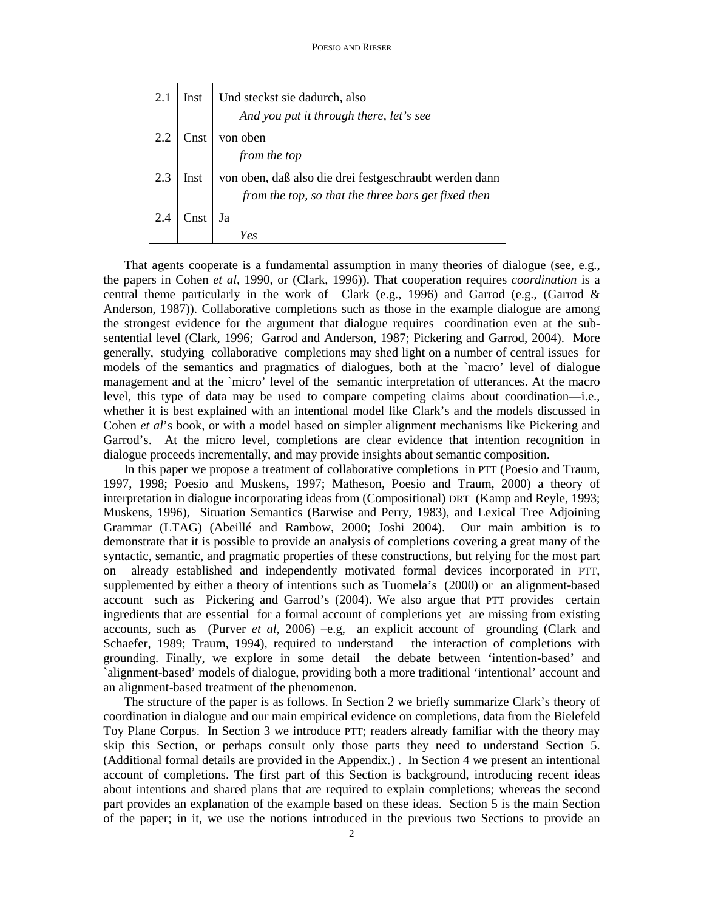| 2.1 | Inst | Und steckst sie dadurch, also<br>*And you put it through there, let's see* |
|---|---|---|
| 2.2 | Cnst | von oben<br>*from the top* |
| 2.3 | Inst | von oben, daß also die drei festgeschraubt werden dann<br>*from the top, so that the three bars get fixed then* |
| 2.4 | Cnst | Ja<br>*Yes* |

That agents cooperate is a fundamental assumption in many theories of dialogue (see, e.g., the papers in Cohen *et al*, 1990, or (Clark, 1996)). That cooperation requires *coordination* is a central theme particularly in the work of Clark (e.g., 1996) and Garrod (e.g., (Garrod & Anderson, 1987)). Collaborative completions such as those in the example dialogue are among the strongest evidence for the argument that dialogue requires coordination even at the sub-sentential level (Clark, 1996; Garrod and Anderson, 1987; Pickering and Garrod, 2004). More generally, studying collaborative completions may shed light on a number of central issues for models of the semantics and pragmatics of dialogues, both at the `macro' level of dialogue management and at the `micro' level of the semantic interpretation of utterances. At the macro level, this type of data may be used to compare competing claims about coordination—i.e., whether it is best explained with an intentional model like Clark's and the models discussed in Cohen *et al*'s book, or with a model based on simpler alignment mechanisms like Pickering and Garrod's. At the micro level, completions are clear evidence that intention recognition in dialogue proceeds incrementally, and may provide insights about semantic composition.

In this paper we propose a treatment of collaborative completions in PTT (Poesio and Traum, 1997, 1998; Poesio and Muskens, 1997; Matheson, Poesio and Traum, 2000) a theory of interpretation in dialogue incorporating ideas from (Compositional) DRT (Kamp and Reyle, 1993; Muskens, 1996), Situation Semantics (Barwise and Perry, 1983), and Lexical Tree Adjoining Grammar (LTAG) (Abeillé and Rambow, 2000; Joshi 2004). Our main ambition is to demonstrate that it is possible to provide an analysis of completions covering a great many of the syntactic, semantic, and pragmatic properties of these constructions, but relying for the most part on already established and independently motivated formal devices incorporated in PTT, supplemented by either a theory of intentions such as Tuomela's (2000) or an alignment-based account such as Pickering and Garrod's (2004). We also argue that PTT provides certain ingredients that are essential for a formal account of completions yet are missing from existing accounts, such as (Purver *et al*, 2006) –e.g, an explicit account of grounding (Clark and Schaefer, 1989; Traum, 1994), required to understand the interaction of completions with grounding. Finally, we explore in some detail the debate between 'intention-based' and `alignment-based' models of dialogue, providing both a more traditional 'intentional' account and an alignment-based treatment of the phenomenon.

The structure of the paper is as follows. In Section 2 we briefly summarize Clark's theory of coordination in dialogue and our main empirical evidence on completions, data from the Bielefeld Toy Plane Corpus. In Section 3 we introduce PTT; readers already familiar with the theory may skip this Section, or perhaps consult only those parts they need to understand Section 5. (Additional formal details are provided in the Appendix.) . In Section 4 we present an intentional account of completions. The first part of this Section is background, introducing recent ideas about intentions and shared plans that are required to explain completions; whereas the second part provides an explanation of the example based on these ideas. Section 5 is the main Section of the paper; in it, we use the notions introduced in the previous two Sections to provide an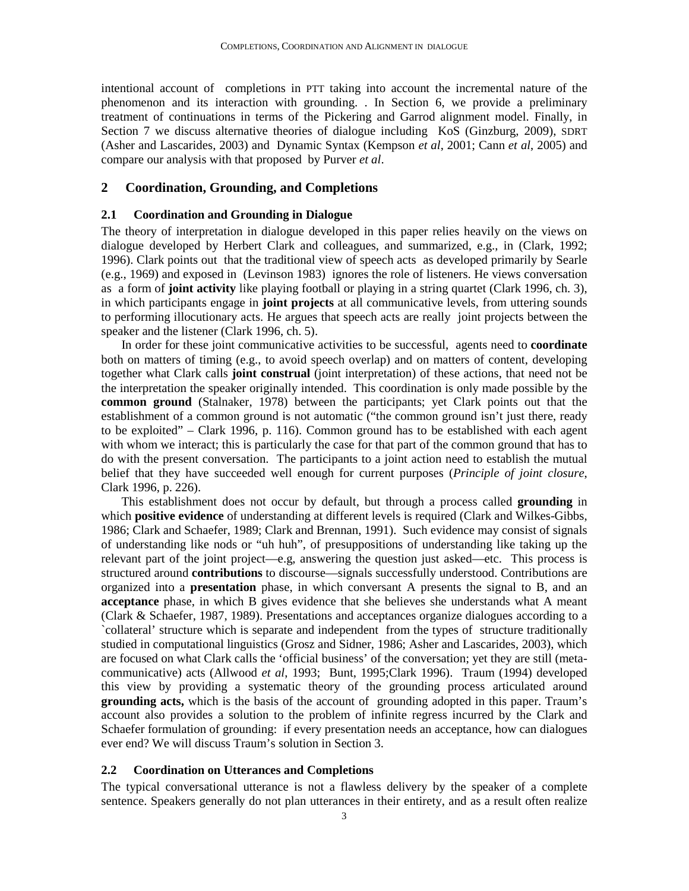intentional account of completions in PTT taking into account the incremental nature of the phenomenon and its interaction with grounding. . In Section 6, we provide a preliminary treatment of continuations in terms of the Pickering and Garrod alignment model. Finally, in Section 7 we discuss alternative theories of dialogue including KoS (Ginzburg, 2009), SDRT (Asher and Lascarides, 2003) and Dynamic Syntax (Kempson *et al*, 2001; Cann *et al*, 2005) and compare our analysis with that proposed by Purver *et al*.

## 2 Coordination, Grounding, and Completions

### 2.1 Coordination and Grounding in Dialogue

The theory of interpretation in dialogue developed in this paper relies heavily on the views on dialogue developed by Herbert Clark and colleagues, and summarized, e.g., in (Clark, 1992; 1996). Clark points out that the traditional view of speech acts as developed primarily by Searle (e.g., 1969) and exposed in (Levinson 1983) ignores the role of listeners. He views conversation as a form of **joint activity** like playing football or playing in a string quartet (Clark 1996, ch. 3), in which participants engage in **joint projects** at all communicative levels, from uttering sounds to performing illocutionary acts. He argues that speech acts are really joint projects between the speaker and the listener (Clark 1996, ch. 5).

In order for these joint communicative activities to be successful, agents need to **coordinate** both on matters of timing (e.g., to avoid speech overlap) and on matters of content, developing together what Clark calls **joint construal** (joint interpretation) of these actions, that need not be the interpretation the speaker originally intended. This coordination is only made possible by the **common ground** (Stalnaker, 1978) between the participants; yet Clark points out that the establishment of a common ground is not automatic ("the common ground isn't just there, ready to be exploited" – Clark 1996, p. 116). Common ground has to be established with each agent with whom we interact; this is particularly the case for that part of the common ground that has to do with the present conversation. The participants to a joint action need to establish the mutual belief that they have succeeded well enough for current purposes (*Principle of joint closure*, Clark 1996, p. 226).

This establishment does not occur by default, but through a process called **grounding** in which **positive evidence** of understanding at different levels is required (Clark and Wilkes-Gibbs, 1986; Clark and Schaefer, 1989; Clark and Brennan, 1991). Such evidence may consist of signals of understanding like nods or "uh huh", of presuppositions of understanding like taking up the relevant part of the joint project—e.g, answering the question just asked—etc. This process is structured around **contributions** to discourse—signals successfully understood. Contributions are organized into a **presentation** phase, in which conversant A presents the signal to B, and an **acceptance** phase, in which B gives evidence that she believes she understands what A meant (Clark & Schaefer, 1987, 1989). Presentations and acceptances organize dialogues according to a `collateral' structure which is separate and independent from the types of structure traditionally studied in computational linguistics (Grosz and Sidner, 1986; Asher and Lascarides, 2003), which are focused on what Clark calls the 'official business' of the conversation; yet they are still (meta-communicative) acts (Allwood *et al*, 1993; Bunt, 1995;Clark 1996). Traum (1994) developed this view by providing a systematic theory of the grounding process articulated around **grounding acts,** which is the basis of the account of grounding adopted in this paper. Traum's account also provides a solution to the problem of infinite regress incurred by the Clark and Schaefer formulation of grounding: if every presentation needs an acceptance, how can dialogues ever end? We will discuss Traum's solution in Section 3.

### 2.2 Coordination on Utterances and Completions

The typical conversational utterance is not a flawless delivery by the speaker of a complete sentence. Speakers generally do not plan utterances in their entirety, and as a result often realize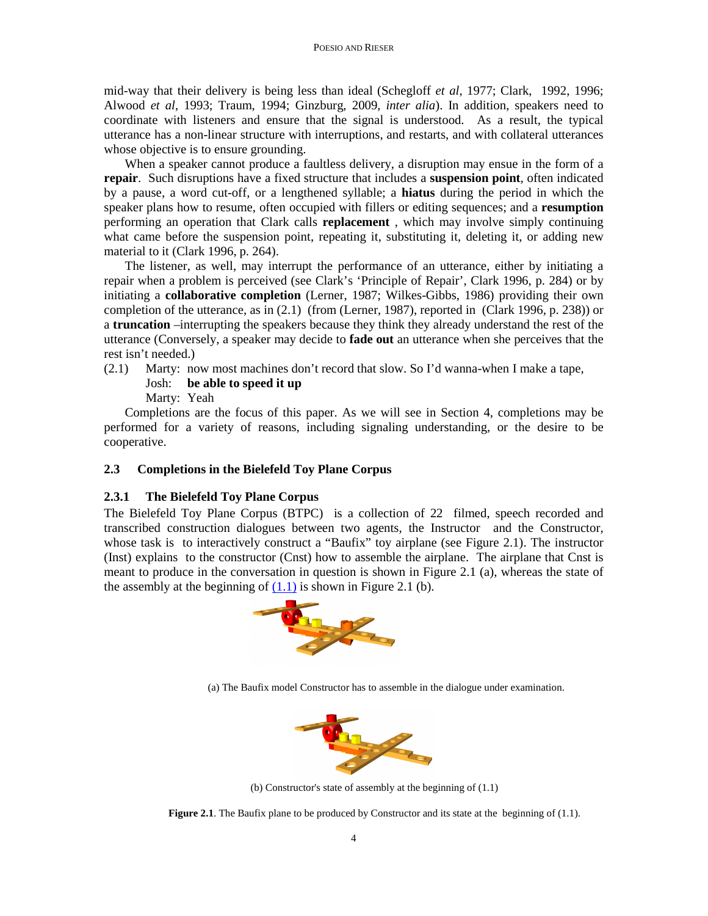mid-way that their delivery is being less than ideal (Schegloff *et al*, 1977; Clark, 1992, 1996; Alwood *et al*, 1993; Traum, 1994; Ginzburg, 2009, *inter alia*). In addition, speakers need to coordinate with listeners and ensure that the signal is understood. As a result, the typical utterance has a non-linear structure with interruptions, and restarts, and with collateral utterances whose objective is to ensure grounding.

When a speaker cannot produce a faultless delivery, a disruption may ensue in the form of a **repair**. Such disruptions have a fixed structure that includes a **suspension point**, often indicated by a pause, a word cut-off, or a lengthened syllable; a **hiatus** during the period in which the speaker plans how to resume, often occupied with fillers or editing sequences; and a **resumption** performing an operation that Clark calls **replacement** , which may involve simply continuing what came before the suspension point, repeating it, substituting it, deleting it, or adding new material to it (Clark 1996, p. 264).

The listener, as well, may interrupt the performance of an utterance, either by initiating a repair when a problem is perceived (see Clark's 'Principle of Repair', Clark 1996, p. 284) or by initiating a **collaborative completion** (Lerner, 1987; Wilkes-Gibbs, 1986) providing their own completion of the utterance, as in (2.1) (from (Lerner, 1987), reported in (Clark 1996, p. 238)) or a **truncation** –interrupting the speakers because they think they already understand the rest of the utterance (Conversely, a speaker may decide to **fade out** an utterance when she perceives that the rest isn't needed.)

(2.1) Marty: now most machines don't record that slow. So I'd wanna-when I make a tape,
Josh: **be able to speed it up**
Marty: Yeah

Completions are the focus of this paper. As we will see in Section 4, completions may be performed for a variety of reasons, including signaling understanding, or the desire to be cooperative.

### 2.3 Completions in the Bielefeld Toy Plane Corpus

#### 2.3.1 The Bielefeld Toy Plane Corpus

The Bielefeld Toy Plane Corpus (BTPC) is a collection of 22 filmed, speech recorded and transcribed construction dialogues between two agents, the Instructor and the Constructor, whose task is to interactively construct a "Baufix" toy airplane (see Figure 2.1). The instructor (Inst) explains to the constructor (Cnst) how to assemble the airplane. The airplane that Cnst is meant to produce in the conversation in question is shown in Figure 2.1 (a), whereas the state of the assembly at the beginning of (1.1) is shown in Figure 2.1 (b).

(a) The Baufix model Constructor has to assemble in the dialogue under examination.

(b) Constructor's state of assembly at the beginning of (1.1)

**Figure 2.1**. The Baufix plane to be produced by Constructor and its state at the beginning of (1.1).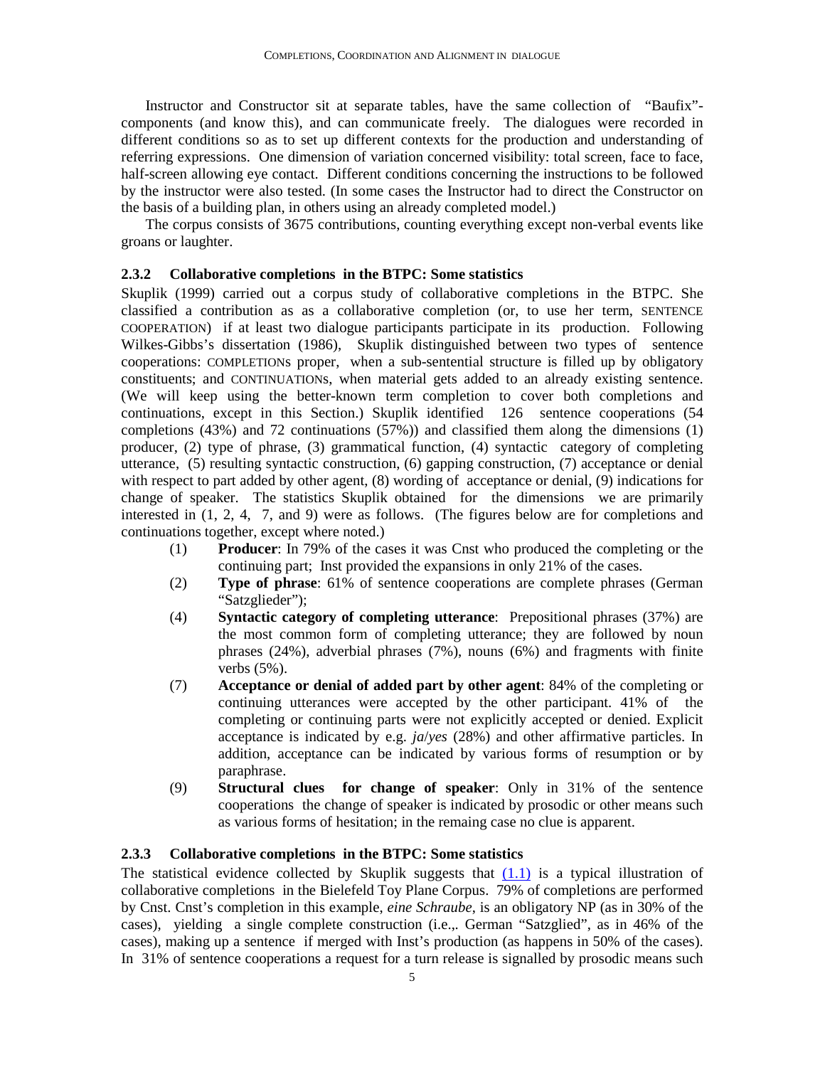Instructor and Constructor sit at separate tables, have the same collection of "Baufix"-components (and know this), and can communicate freely. The dialogues were recorded in different conditions so as to set up different contexts for the production and understanding of referring expressions. One dimension of variation concerned visibility: total screen, face to face, half-screen allowing eye contact. Different conditions concerning the instructions to be followed by the instructor were also tested. (In some cases the Instructor had to direct the Constructor on the basis of a building plan, in others using an already completed model.)

The corpus consists of 3675 contributions, counting everything except non-verbal events like groans or laughter.

### 2.3.2 Collaborative completions in the BTPC: Some statistics

Skuplik (1999) carried out a corpus study of collaborative completions in the BTPC. She classified a contribution as as a collaborative completion (or, to use her term, SENTENCE COOPERATION) if at least two dialogue participants participate in its production. Following Wilkes-Gibbs's dissertation (1986), Skuplik distinguished between two types of sentence cooperations: COMPLETIONs proper, when a sub-sentential structure is filled up by obligatory constituents; and CONTINUATIONs, when material gets added to an already existing sentence. (We will keep using the better-known term completion to cover both completions and continuations, except in this Section.) Skuplik identified 126 sentence cooperations (54 completions (43%) and 72 continuations (57%)) and classified them along the dimensions (1) producer, (2) type of phrase, (3) grammatical function, (4) syntactic category of completing utterance, (5) resulting syntactic construction, (6) gapping construction, (7) acceptance or denial with respect to part added by other agent, (8) wording of acceptance or denial, (9) indications for change of speaker. The statistics Skuplik obtained for the dimensions we are primarily interested in (1, 2, 4, 7, and 9) were as follows. (The figures below are for completions and continuations together, except where noted.)

(1) **Producer**: In 79% of the cases it was Cnst who produced the completing or the continuing part; Inst provided the expansions in only 21% of the cases.

(2) **Type of phrase**: 61% of sentence cooperations are complete phrases (German "Satzglieder");

(4) **Syntactic category of completing utterance**: Prepositional phrases (37%) are the most common form of completing utterance; they are followed by noun phrases (24%), adverbial phrases (7%), nouns (6%) and fragments with finite verbs (5%).

(7) **Acceptance or denial of added part by other agent**: 84% of the completing or continuing utterances were accepted by the other participant. 41% of the completing or continuing parts were not explicitly accepted or denied. Explicit acceptance is indicated by e.g. *ja*/*yes* (28%) and other affirmative particles. In addition, acceptance can be indicated by various forms of resumption or by paraphrase.

(9) **Structural clues for change of speaker**: Only in 31% of the sentence cooperations the change of speaker is indicated by prosodic or other means such as various forms of hesitation; in the remaing case no clue is apparent.

### 2.3.3 Collaborative completions in the BTPC: Some statistics

The statistical evidence collected by Skuplik suggests that (1.1) is a typical illustration of collaborative completions in the Bielefeld Toy Plane Corpus. 79% of completions are performed by Cnst. Cnst's completion in this example, *eine Schraube*, is an obligatory NP (as in 30% of the cases), yielding a single complete construction (i.e.,. German "Satzglied", as in 46% of the cases), making up a sentence if merged with Inst's production (as happens in 50% of the cases). In 31% of sentence cooperations a request for a turn release is signalled by prosodic means such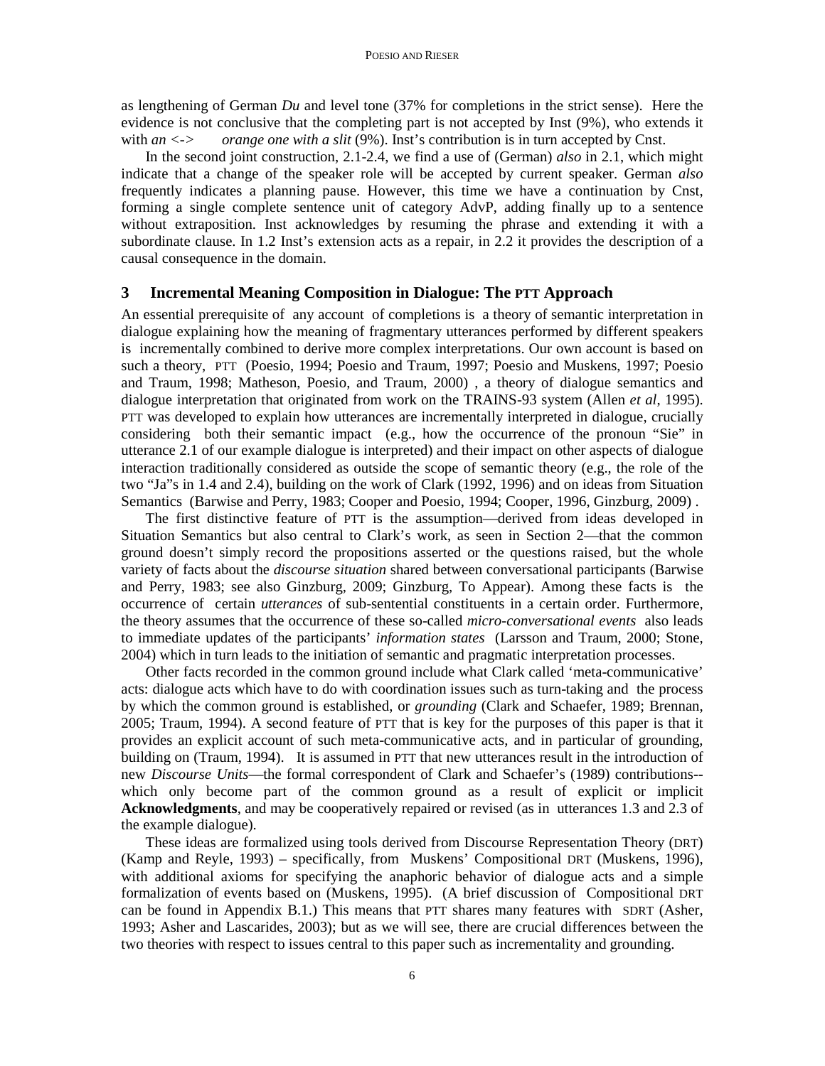as lengthening of German *Du* and level tone (37% for completions in the strict sense). Here the evidence is not conclusive that the completing part is not accepted by Inst (9%), who extends it with *an* <-> *orange one with a slit* (9%). Inst's contribution is in turn accepted by Cnst.

In the second joint construction, 2.1-2.4, we find a use of (German) *also* in 2.1, which might indicate that a change of the speaker role will be accepted by current speaker. German *also* frequently indicates a planning pause. However, this time we have a continuation by Cnst, forming a single complete sentence unit of category AdvP, adding finally up to a sentence without extraposition. Inst acknowledges by resuming the phrase and extending it with a subordinate clause. In 1.2 Inst's extension acts as a repair, in 2.2 it provides the description of a causal consequence in the domain.

## 3 Incremental Meaning Composition in Dialogue: The PTT Approach

An essential prerequisite of any account of completions is a theory of semantic interpretation in dialogue explaining how the meaning of fragmentary utterances performed by different speakers is incrementally combined to derive more complex interpretations. Our own account is based on such a theory, PTT (Poesio, 1994; Poesio and Traum, 1997; Poesio and Muskens, 1997; Poesio and Traum, 1998; Matheson, Poesio, and Traum, 2000) , a theory of dialogue semantics and dialogue interpretation that originated from work on the TRAINS-93 system (Allen *et al*, 1995). PTT was developed to explain how utterances are incrementally interpreted in dialogue, crucially considering both their semantic impact (e.g., how the occurrence of the pronoun "Sie" in utterance 2.1 of our example dialogue is interpreted) and their impact on other aspects of dialogue interaction traditionally considered as outside the scope of semantic theory (e.g., the role of the two "Ja"s in 1.4 and 2.4), building on the work of Clark (1992, 1996) and on ideas from Situation Semantics (Barwise and Perry, 1983; Cooper and Poesio, 1994; Cooper, 1996, Ginzburg, 2009) .

The first distinctive feature of PTT is the assumption—derived from ideas developed in Situation Semantics but also central to Clark's work, as seen in Section 2—that the common ground doesn't simply record the propositions asserted or the questions raised, but the whole variety of facts about the *discourse situation* shared between conversational participants (Barwise and Perry, 1983; see also Ginzburg, 2009; Ginzburg, To Appear). Among these facts is the occurrence of certain *utterances* of sub-sentential constituents in a certain order. Furthermore, the theory assumes that the occurrence of these so-called *micro-conversational events* also leads to immediate updates of the participants' *information states* (Larsson and Traum, 2000; Stone, 2004) which in turn leads to the initiation of semantic and pragmatic interpretation processes.

Other facts recorded in the common ground include what Clark called 'meta-communicative' acts: dialogue acts which have to do with coordination issues such as turn-taking and the process by which the common ground is established, or *grounding* (Clark and Schaefer, 1989; Brennan, 2005; Traum, 1994). A second feature of PTT that is key for the purposes of this paper is that it provides an explicit account of such meta-communicative acts, and in particular of grounding, building on (Traum, 1994). It is assumed in PTT that new utterances result in the introduction of new *Discourse Units*—the formal correspondent of Clark and Schaefer's (1989) contributions--which only become part of the common ground as a result of explicit or implicit **Acknowledgments**, and may be cooperatively repaired or revised (as in utterances 1.3 and 2.3 of the example dialogue).

These ideas are formalized using tools derived from Discourse Representation Theory (DRT) (Kamp and Reyle, 1993) – specifically, from Muskens' Compositional DRT (Muskens, 1996), with additional axioms for specifying the anaphoric behavior of dialogue acts and a simple formalization of events based on (Muskens, 1995). (A brief discussion of Compositional DRT can be found in Appendix B.1.) This means that PTT shares many features with SDRT (Asher, 1993; Asher and Lascarides, 2003); but as we will see, there are crucial differences between the two theories with respect to issues central to this paper such as incrementality and grounding.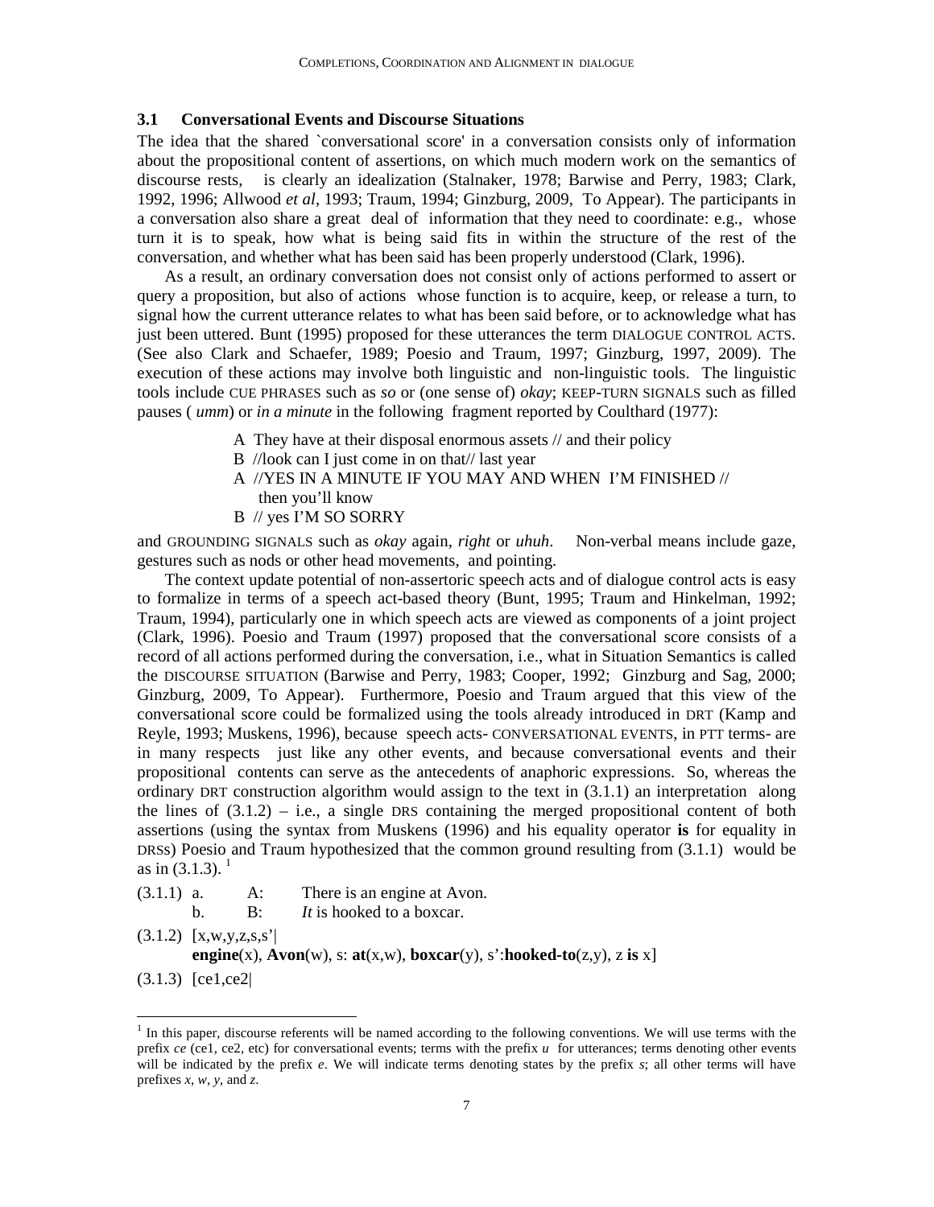### 3.1 Conversational Events and Discourse Situations

The idea that the shared `conversational score' in a conversation consists only of information about the propositional content of assertions, on which much modern work on the semantics of discourse rests, is clearly an idealization (Stalnaker, 1978; Barwise and Perry, 1983; Clark, 1992, 1996; Allwood *et al*, 1993; Traum, 1994; Ginzburg, 2009, To Appear). The participants in a conversation also share a great deal of information that they need to coordinate: e.g., whose turn it is to speak, how what is being said fits in within the structure of the rest of the conversation, and whether what has been said has been properly understood (Clark, 1996).

As a result, an ordinary conversation does not consist only of actions performed to assert or query a proposition, but also of actions whose function is to acquire, keep, or release a turn, to signal how the current utterance relates to what has been said before, or to acknowledge what has just been uttered. Bunt (1995) proposed for these utterances the term DIALOGUE CONTROL ACTS. (See also Clark and Schaefer, 1989; Poesio and Traum, 1997; Ginzburg, 1997, 2009). The execution of these actions may involve both linguistic and non-linguistic tools. The linguistic tools include CUE PHRASES such as *so* or (one sense of) *okay*; KEEP-TURN SIGNALS such as filled pauses ( *umm*) or *in a minute* in the following fragment reported by Coulthard (1977):

> A They have at their disposal enormous assets // and their policy
> B //look can I just come in on that// last year
> A //YES IN A MINUTE IF YOU MAY AND WHEN I'M FINISHED //
>    then you'll know
> B // yes I'M SO SORRY

and GROUNDING SIGNALS such as *okay* again, *right* or *uhuh*. Non-verbal means include gaze, gestures such as nods or other head movements, and pointing.

The context update potential of non-assertoric speech acts and of dialogue control acts is easy to formalize in terms of a speech act-based theory (Bunt, 1995; Traum and Hinkelman, 1992; Traum, 1994), particularly one in which speech acts are viewed as components of a joint project (Clark, 1996). Poesio and Traum (1997) proposed that the conversational score consists of a record of all actions performed during the conversation, i.e., what in Situation Semantics is called the DISCOURSE SITUATION (Barwise and Perry, 1983; Cooper, 1992; Ginzburg and Sag, 2000; Ginzburg, 2009, To Appear). Furthermore, Poesio and Traum argued that this view of the conversational score could be formalized using the tools already introduced in DRT (Kamp and Reyle, 1993; Muskens, 1996), because speech acts- CONVERSATIONAL EVENTS, in PTT terms- are in many respects just like any other events, and because conversational events and their propositional contents can serve as the antecedents of anaphoric expressions. So, whereas the ordinary DRT construction algorithm would assign to the text in (3.1.1) an interpretation along the lines of (3.1.2) – i.e., a single DRS containing the merged propositional content of both assertions (using the syntax from Muskens (1996) and his equality operator **is** for equality in DRSs) Poesio and Traum hypothesized that the common ground resulting from (3.1.1) would be as in (3.1.3). [1]

(3.1.1) a. A: There is an engine at Avon.
        b. B: *It* is hooked to a boxcar.

(3.1.2) [x,w,y,z,s,s'|
        **engine**(x), **Avon**(w), s: **at**(x,w), **boxcar**(y), s':**hooked-to**(z,y), z **is** x]

(3.1.3) [ce1,ce2|

---

[1] In this paper, discourse referents will be named according to the following conventions. We will use terms with the prefix *ce* (ce1, ce2, etc) for conversational events; terms with the prefix *u* for utterances; terms denoting other events will be indicated by the prefix *e*. We will indicate terms denoting states by the prefix *s*; all other terms will have prefixes *x*, *w*, *y*, and *z*.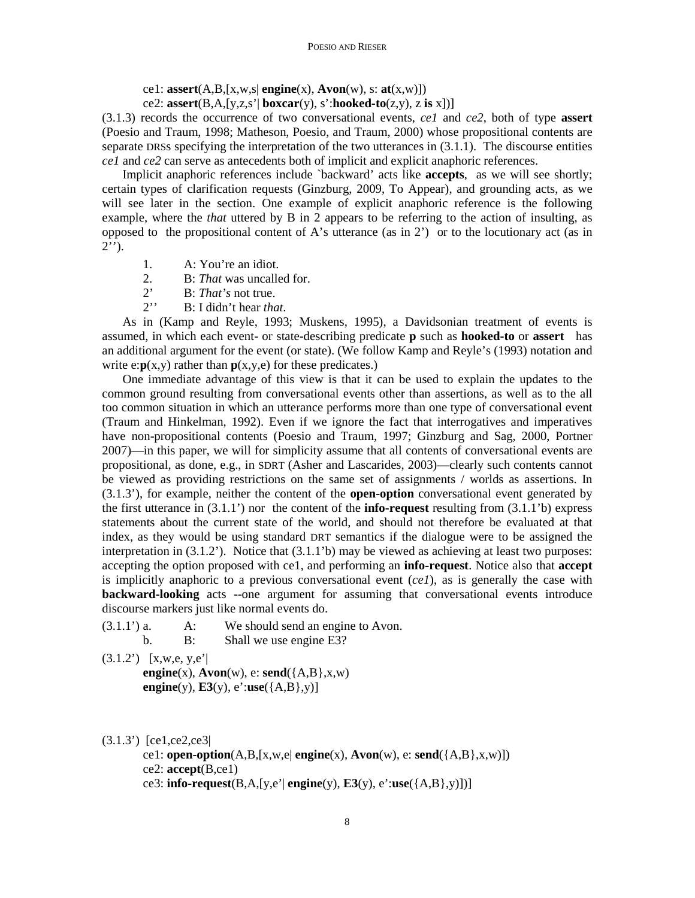ce1: **assert**(A,B,[x,w,s| **engine**(x), **Avon**(w), s: **at**(x,w)])

ce2: **assert**(B,A,[y,z,s'| **boxcar**(y), s':**hooked-to**(z,y), z **is** x])]

(3.1.3) records the occurrence of two conversational events, *ce1* and *ce2*, both of type **assert** (Poesio and Traum, 1998; Matheson, Poesio, and Traum, 2000) whose propositional contents are separate DRSs specifying the interpretation of the two utterances in (3.1.1). The discourse entities *ce1* and *ce2* can serve as antecedents both of implicit and explicit anaphoric references.

Implicit anaphoric references include `backward' acts like **accepts**, as we will see shortly; certain types of clarification requests (Ginzburg, 2009, To Appear), and grounding acts, as we will see later in the section. One example of explicit anaphoric reference is the following example, where the *that* uttered by B in 2 appears to be referring to the action of insulting, as opposed to the propositional content of A's utterance (as in 2') or to the locutionary act (as in 2'').

1. A: You're an idiot.
2. B: *That* was uncalled for.

2' B: *That's* not true.

2'' B: I didn't hear *that*.

As in (Kamp and Reyle, 1993; Muskens, 1995), a Davidsonian treatment of events is assumed, in which each event- or state-describing predicate **p** such as **hooked-to** or **assert** has an additional argument for the event (or state). (We follow Kamp and Reyle's (1993) notation and write e:**p**(x,y) rather than **p**(x,y,e) for these predicates.)

One immediate advantage of this view is that it can be used to explain the updates to the common ground resulting from conversational events other than assertions, as well as to the all too common situation in which an utterance performs more than one type of conversational event (Traum and Hinkelman, 1992). Even if we ignore the fact that interrogatives and imperatives have non-propositional contents (Poesio and Traum, 1997; Ginzburg and Sag, 2000, Portner 2007)—in this paper, we will for simplicity assume that all contents of conversational events are propositional, as done, e.g., in SDRT (Asher and Lascarides, 2003)—clearly such contents cannot be viewed as providing restrictions on the same set of assignments / worlds as assertions. In (3.1.3'), for example, neither the content of the **open-option** conversational event generated by the first utterance in (3.1.1') nor the content of the **info-request** resulting from (3.1.1'b) express statements about the current state of the world, and should not therefore be evaluated at that index, as they would be using standard DRT semantics if the dialogue were to be assigned the interpretation in (3.1.2'). Notice that (3.1.1'b) may be viewed as achieving at least two purposes: accepting the option proposed with ce1, and performing an **info-request**. Notice also that **accept** is implicitly anaphoric to a previous conversational event (*ce1*), as is generally the case with **backward-looking** acts --one argument for assuming that conversational events introduce discourse markers just like normal events do.

(3.1.1') a. A: We should send an engine to Avon.

b. B: Shall we use engine E3?

(3.1.2') [x,w,e, y,e'|

**engine**(x), **Avon**(w), e: **send**({A,B},x,w)

**engine**(y), **E3**(y), e':**use**({A,B},y)]

(3.1.3') [ce1,ce2,ce3|

ce1: **open-option**(A,B,[x,w,e| **engine**(x), **Avon**(w), e: **send**({A,B},x,w)])

ce2: **accept**(B,ce1)

ce3: **info-request**(B,A,[y,e'| **engine**(y), **E3**(y), e':**use**({A,B},y)])]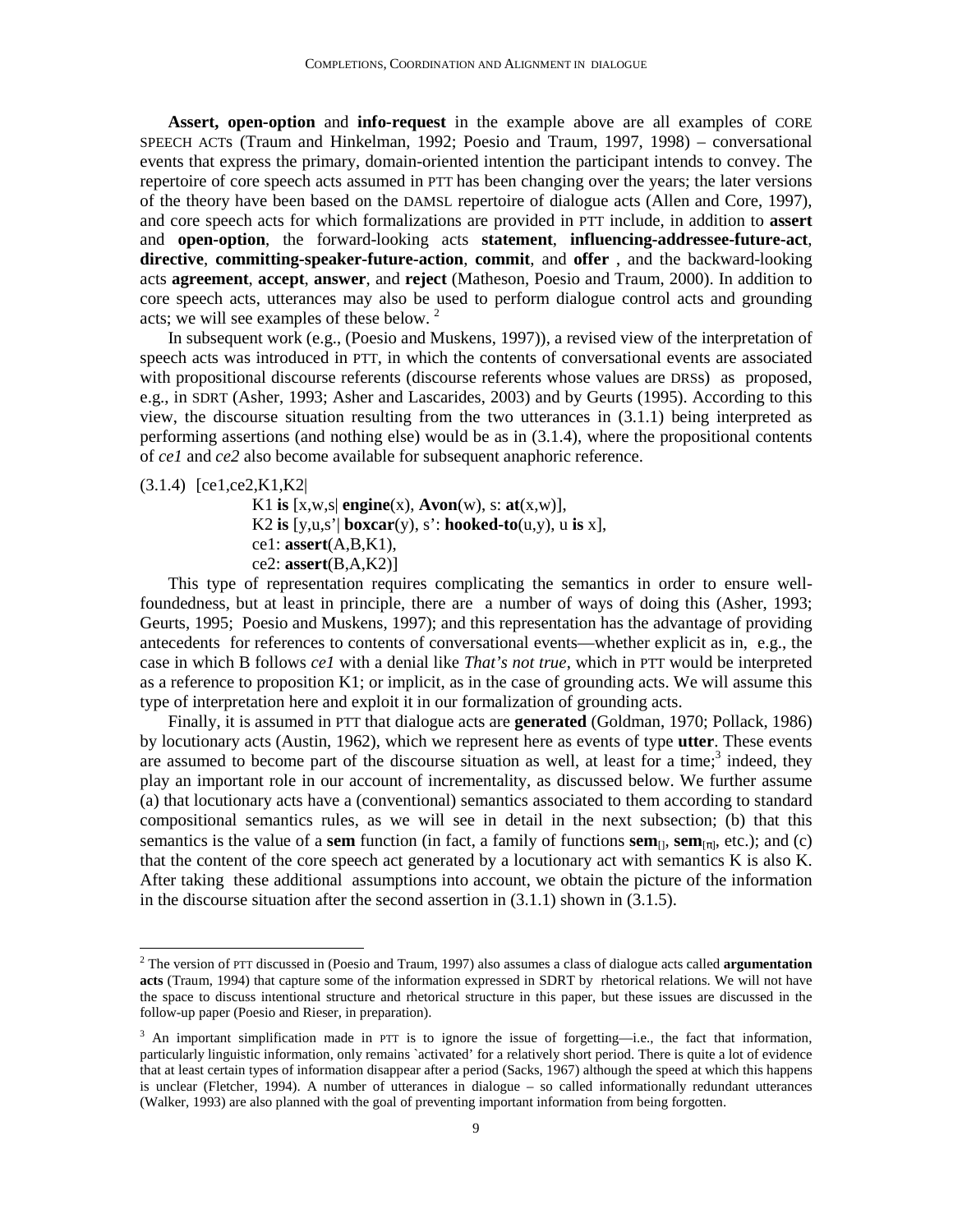**Assert, open-option** and **info-request** in the example above are all examples of CORE SPEECH ACTs (Traum and Hinkelman, 1992; Poesio and Traum, 1997, 1998) – conversational events that express the primary, domain-oriented intention the participant intends to convey. The repertoire of core speech acts assumed in PTT has been changing over the years; the later versions of the theory have been based on the DAMSL repertoire of dialogue acts (Allen and Core, 1997), and core speech acts for which formalizations are provided in PTT include, in addition to **assert** and **open-option**, the forward-looking acts **statement**, **influencing-addressee-future-act**, **directive**, **committing-speaker-future-action**, **commit**, and **offer** , and the backward-looking acts **agreement**, **accept**, **answer**, and **reject** (Matheson, Poesio and Traum, 2000). In addition to core speech acts, utterances may also be used to perform dialogue control acts and grounding acts; we will see examples of these below. [2]

In subsequent work (e.g., (Poesio and Muskens, 1997)), a revised view of the interpretation of speech acts was introduced in PTT, in which the contents of conversational events are associated with propositional discourse referents (discourse referents whose values are DRSs) as proposed, e.g., in SDRT (Asher, 1993; Asher and Lascarides, 2003) and by Geurts (1995). According to this view, the discourse situation resulting from the two utterances in (3.1.1) being interpreted as performing assertions (and nothing else) would be as in (3.1.4), where the propositional contents of *ce1* and *ce2* also become available for subsequent anaphoric reference.

(3.1.4) [ce1,ce2,K1,K2|
K1 **is** [x,w,s| **engine**(x), **Avon**(w), s: **at**(x,w)],
K2 **is** [y,u,s'| **boxcar**(y), s': **hooked-to**(u,y), u **is** x],
ce1: **assert**(A,B,K1),
ce2: **assert**(B,A,K2)]

This type of representation requires complicating the semantics in order to ensure well-foundedness, but at least in principle, there are a number of ways of doing this (Asher, 1993; Geurts, 1995; Poesio and Muskens, 1997); and this representation has the advantage of providing antecedents for references to contents of conversational events—whether explicit as in, e.g., the case in which B follows *ce1* with a denial like *That's not true*, which in PTT would be interpreted as a reference to proposition K1; or implicit, as in the case of grounding acts. We will assume this type of interpretation here and exploit it in our formalization of grounding acts.

Finally, it is assumed in PTT that dialogue acts are **generated** (Goldman, 1970; Pollack, 1986) by locutionary acts (Austin, 1962), which we represent here as events of type **utter**. These events are assumed to become part of the discourse situation as well, at least for a time;[3] indeed, they play an important role in our account of incrementality, as discussed below. We further assume (a) that locutionary acts have a (conventional) semantics associated to them according to standard compositional semantics rules, as we will see in detail in the next subsection; (b) that this semantics is the value of a **sem** function (in fact, a family of functions $\mathbf{sem}_{[]}$, $\mathbf{sem}_{[\pi]}$, etc.); and (c) that the content of the core speech act generated by a locutionary act with semantics K is also K. After taking these additional assumptions into account, we obtain the picture of the information in the discourse situation after the second assertion in (3.1.1) shown in (3.1.5).

---

[2] The version of PTT discussed in (Poesio and Traum, 1997) also assumes a class of dialogue acts called **argumentation acts** (Traum, 1994) that capture some of the information expressed in SDRT by rhetorical relations. We will not have the space to discuss intentional structure and rhetorical structure in this paper, but these issues are discussed in the follow-up paper (Poesio and Rieser, in preparation).

[3] An important simplification made in PTT is to ignore the issue of forgetting—i.e., the fact that information, particularly linguistic information, only remains `activated' for a relatively short period. There is quite a lot of evidence that at least certain types of information disappear after a period (Sacks, 1967) although the speed at which this happens is unclear (Fletcher, 1994). A number of utterances in dialogue – so called informationally redundant utterances (Walker, 1993) are also planned with the goal of preventing important information from being forgotten.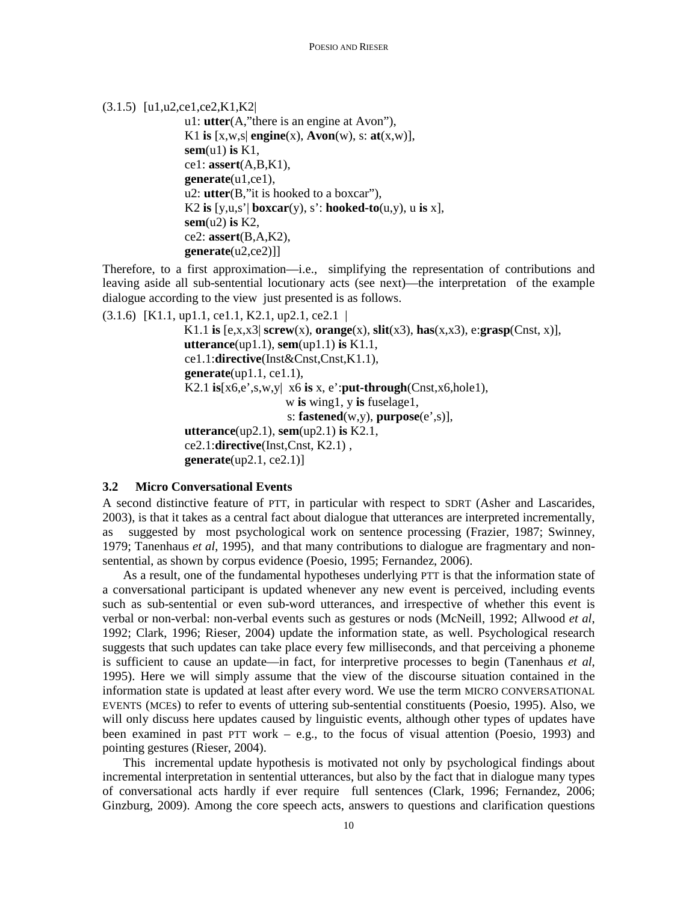(3.1.5) [u1,u2,ce1,ce2,K1,K2|
u1: **utter**(A,"there is an engine at Avon"),
K1 **is** [x,w,s| **engine**(x), **Avon**(w), s: **at**(x,w)],
**sem**(u1) **is** K1,
ce1: **assert**(A,B,K1),
**generate**(u1,ce1),
u2: **utter**(B,"it is hooked to a boxcar"),
K2 **is** [y,u,s'| **boxcar**(y), s': **hooked-to**(u,y), u **is** x],
**sem**(u2) **is** K2,
ce2: **assert**(B,A,K2),
**generate**(u2,ce2)]]

Therefore, to a first approximation—i.e., simplifying the representation of contributions and leaving aside all sub-sentential locutionary acts (see next)—the interpretation of the example dialogue according to the view just presented is as follows.

(3.1.6) [K1.1, up1.1, ce1.1, K2.1, up2.1, ce2.1 |
K1.1 **is** [e,x,x3| **screw**(x), **orange**(x), **slit**(x3), **has**(x,x3), e:**grasp**(Cnst, x)],
**utterance**(up1.1), **sem**(up1.1) **is** K1.1,
ce1.1:**directive**(Inst&Cnst,Cnst,K1.1),
**generate**(up1.1, ce1.1),
K2.1 **is**[x6,e',s,w,y| x6 **is** x, e':**put-through**(Cnst,x6,hole1),
w **is** wing1, y **is** fuselage1,
s: **fastened**(w,y), **purpose**(e',s)],
**utterance**(up2.1), **sem**(up2.1) **is** K2.1,
ce2.1:**directive**(Inst,Cnst, K2.1) ,
**generate**(up2.1, ce2.1)]

### 3.2 Micro Conversational Events

A second distinctive feature of PTT, in particular with respect to SDRT (Asher and Lascarides, 2003), is that it takes as a central fact about dialogue that utterances are interpreted incrementally, as suggested by most psychological work on sentence processing (Frazier, 1987; Swinney, 1979; Tanenhaus *et al*, 1995), and that many contributions to dialogue are fragmentary and non-sentential, as shown by corpus evidence (Poesio, 1995; Fernandez, 2006).

As a result, one of the fundamental hypotheses underlying PTT is that the information state of a conversational participant is updated whenever any new event is perceived, including events such as sub-sentential or even sub-word utterances, and irrespective of whether this event is verbal or non-verbal: non-verbal events such as gestures or nods (McNeill, 1992; Allwood *et al*, 1992; Clark, 1996; Rieser, 2004) update the information state, as well. Psychological research suggests that such updates can take place every few milliseconds, and that perceiving a phoneme is sufficient to cause an update—in fact, for interpretive processes to begin (Tanenhaus *et al*, 1995). Here we will simply assume that the view of the discourse situation contained in the information state is updated at least after every word. We use the term MICRO CONVERSATIONAL EVENTS (MCEs) to refer to events of uttering sub-sentential constituents (Poesio, 1995). Also, we will only discuss here updates caused by linguistic events, although other types of updates have been examined in past PTT work – e.g., to the focus of visual attention (Poesio, 1993) and pointing gestures (Rieser, 2004).

This incremental update hypothesis is motivated not only by psychological findings about incremental interpretation in sentential utterances, but also by the fact that in dialogue many types of conversational acts hardly if ever require full sentences (Clark, 1996; Fernandez, 2006; Ginzburg, 2009). Among the core speech acts, answers to questions and clarification questions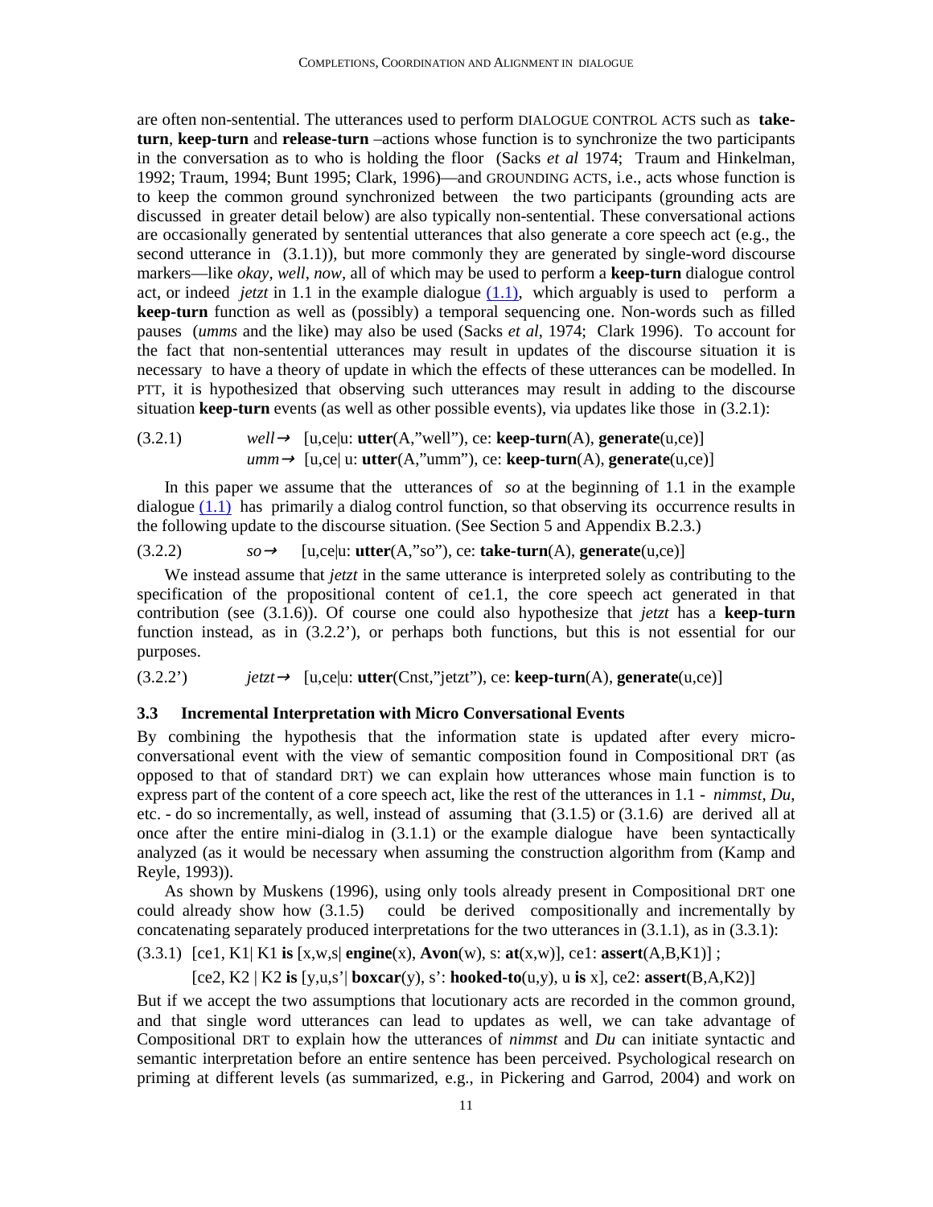are often non-sentential. The utterances used to perform DIALOGUE CONTROL ACTS such as **take-turn**, **keep-turn** and **release-turn** –actions whose function is to synchronize the two participants in the conversation as to who is holding the floor (Sacks *et al* 1974; Traum and Hinkelman, 1992; Traum, 1994; Bunt 1995; Clark, 1996)—and GROUNDING ACTS, i.e., acts whose function is to keep the common ground synchronized between the two participants (grounding acts are discussed in greater detail below) are also typically non-sentential. These conversational actions are occasionally generated by sentential utterances that also generate a core speech act (e.g., the second utterance in (3.1.1)), but more commonly they are generated by single-word discourse markers—like *okay*, *well*, *now*, all of which may be used to perform a **keep-turn** dialogue control act, or indeed *jetzt* in 1.1 in the example dialogue (1.1), which arguably is used to perform a **keep-turn** function as well as (possibly) a temporal sequencing one. Non-words such as filled pauses (*umms* and the like) may also be used (Sacks *et al*, 1974; Clark 1996). To account for the fact that non-sentential utterances may result in updates of the discourse situation it is necessary to have a theory of update in which the effects of these utterances can be modelled. In PTT, it is hypothesized that observing such utterances may result in adding to the discourse situation **keep-turn** events (as well as other possible events), via updates like those in (3.2.1):

(3.2.1) *well*→ [u,ce|u: **utter**(A,"well"), ce: **keep-turn**(A), **generate**(u,ce)]
*umm*→ [u,ce| u: **utter**(A,"umm"), ce: **keep-turn**(A), **generate**(u,ce)]

In this paper we assume that the utterances of *so* at the beginning of 1.1 in the example dialogue (1.1) has primarily a dialog control function, so that observing its occurrence results in the following update to the discourse situation. (See Section 5 and Appendix B.2.3.)

(3.2.2) *so*→ [u,ce|u: **utter**(A,"so"), ce: **take-turn**(A), **generate**(u,ce)]

We instead assume that *jetzt* in the same utterance is interpreted solely as contributing to the specification of the propositional content of ce1.1, the core speech act generated in that contribution (see (3.1.6)). Of course one could also hypothesize that *jetzt* has a **keep-turn** function instead, as in (3.2.2'), or perhaps both functions, but this is not essential for our purposes.

(3.2.2') *jetzt*→ [u,ce|u: **utter**(Cnst,"jetzt"), ce: **keep-turn**(A), **generate**(u,ce)]

### 3.3 Incremental Interpretation with Micro Conversational Events

By combining the hypothesis that the information state is updated after every micro-conversational event with the view of semantic composition found in Compositional DRT (as opposed to that of standard DRT) we can explain how utterances whose main function is to express part of the content of a core speech act, like the rest of the utterances in 1.1 - *nimmst*, *Du*, etc. - do so incrementally, as well, instead of assuming that (3.1.5) or (3.1.6) are derived all at once after the entire mini-dialog in (3.1.1) or the example dialogue have been syntactically analyzed (as it would be necessary when assuming the construction algorithm from (Kamp and Reyle, 1993)).

As shown by Muskens (1996), using only tools already present in Compositional DRT one could already show how (3.1.5) could be derived compositionally and incrementally by concatenating separately produced interpretations for the two utterances in (3.1.1), as in (3.3.1):

(3.3.1) [ce1, K1| K1 **is** [x,w,s| **engine**(x), **Avon**(w), s: **at**(x,w)], ce1: **assert**(A,B,K1)] ;
[ce2, K2 | K2 **is** [y,u,s'| **boxcar**(y), s': **hooked-to**(u,y), u **is** x], ce2: **assert**(B,A,K2)]

But if we accept the two assumptions that locutionary acts are recorded in the common ground, and that single word utterances can lead to updates as well, we can take advantage of Compositional DRT to explain how the utterances of *nimmst* and *Du* can initiate syntactic and semantic interpretation before an entire sentence has been perceived. Psychological research on priming at different levels (as summarized, e.g., in Pickering and Garrod, 2004) and work on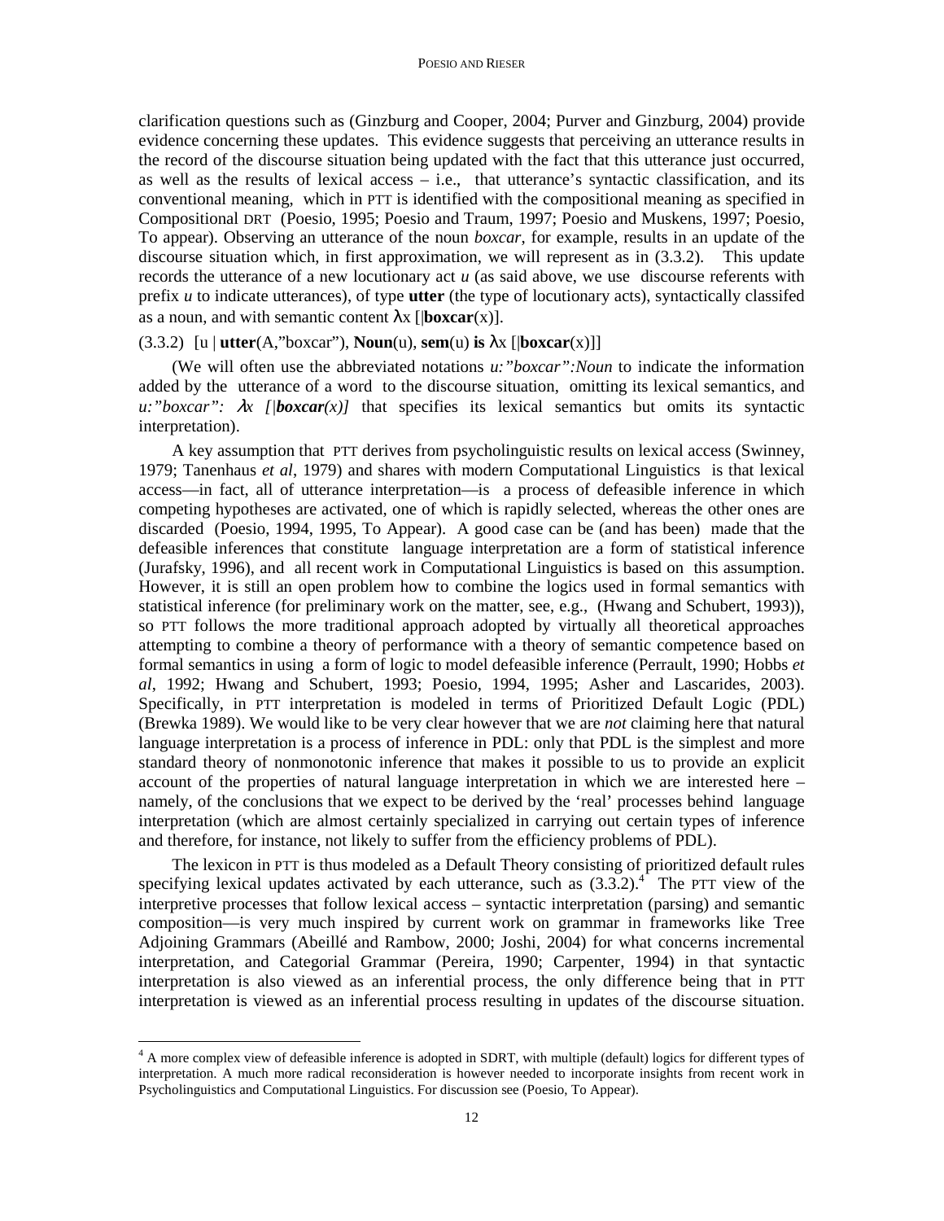clarification questions such as (Ginzburg and Cooper, 2004; Purver and Ginzburg, 2004) provide evidence concerning these updates. This evidence suggests that perceiving an utterance results in the record of the discourse situation being updated with the fact that this utterance just occurred, as well as the results of lexical access – i.e., that utterance's syntactic classification, and its conventional meaning, which in PTT is identified with the compositional meaning as specified in Compositional DRT (Poesio, 1995; Poesio and Traum, 1997; Poesio and Muskens, 1997; Poesio, To appear). Observing an utterance of the noun *boxcar*, for example, results in an update of the discourse situation which, in first approximation, we will represent as in (3.3.2). This update records the utterance of a new locutionary act *u* (as said above, we use discourse referents with prefix *u* to indicate utterances), of type **utter** (the type of locutionary acts), syntactically classifed as a noun, and with semantic content $\lambda$x [|**boxcar**(x)].

(3.3.2) [u | **utter**(A,"boxcar"), **Noun**(u), **sem**(u) **is** $\lambda$x [|**boxcar**(x)]]

(We will often use the abbreviated notations *u:"boxcar":Noun* to indicate the information added by the utterance of a word to the discourse situation, omitting its lexical semantics, and *u:"boxcar": $\lambda$x [|**boxcar**(x)]* that specifies its lexical semantics but omits its syntactic interpretation).

A key assumption that PTT derives from psycholinguistic results on lexical access (Swinney, 1979; Tanenhaus *et al*, 1979) and shares with modern Computational Linguistics is that lexical access—in fact, all of utterance interpretation—is a process of defeasible inference in which competing hypotheses are activated, one of which is rapidly selected, whereas the other ones are discarded (Poesio, 1994, 1995, To Appear). A good case can be (and has been) made that the defeasible inferences that constitute language interpretation are a form of statistical inference (Jurafsky, 1996), and all recent work in Computational Linguistics is based on this assumption. However, it is still an open problem how to combine the logics used in formal semantics with statistical inference (for preliminary work on the matter, see, e.g., (Hwang and Schubert, 1993)), so PTT follows the more traditional approach adopted by virtually all theoretical approaches attempting to combine a theory of performance with a theory of semantic competence based on formal semantics in using a form of logic to model defeasible inference (Perrault, 1990; Hobbs *et al*, 1992; Hwang and Schubert, 1993; Poesio, 1994, 1995; Asher and Lascarides, 2003). Specifically, in PTT interpretation is modeled in terms of Prioritized Default Logic (PDL) (Brewka 1989). We would like to be very clear however that we are *not* claiming here that natural language interpretation is a process of inference in PDL: only that PDL is the simplest and more standard theory of nonmonotonic inference that makes it possible to us to provide an explicit account of the properties of natural language interpretation in which we are interested here – namely, of the conclusions that we expect to be derived by the 'real' processes behind language interpretation (which are almost certainly specialized in carrying out certain types of inference and therefore, for instance, not likely to suffer from the efficiency problems of PDL).

The lexicon in PTT is thus modeled as a Default Theory consisting of prioritized default rules specifying lexical updates activated by each utterance, such as (3.3.2).[4] The PTT view of the interpretive processes that follow lexical access – syntactic interpretation (parsing) and semantic composition—is very much inspired by current work on grammar in frameworks like Tree Adjoining Grammars (Abeillé and Rambow, 2000; Joshi, 2004) for what concerns incremental interpretation, and Categorial Grammar (Pereira, 1990; Carpenter, 1994) in that syntactic interpretation is also viewed as an inferential process, the only difference being that in PTT interpretation is viewed as an inferential process resulting in updates of the discourse situation.

[4] A more complex view of defeasible inference is adopted in SDRT, with multiple (default) logics for different types of interpretation. A much more radical reconsideration is however needed to incorporate insights from recent work in Psycholinguistics and Computational Linguistics. For discussion see (Poesio, To Appear).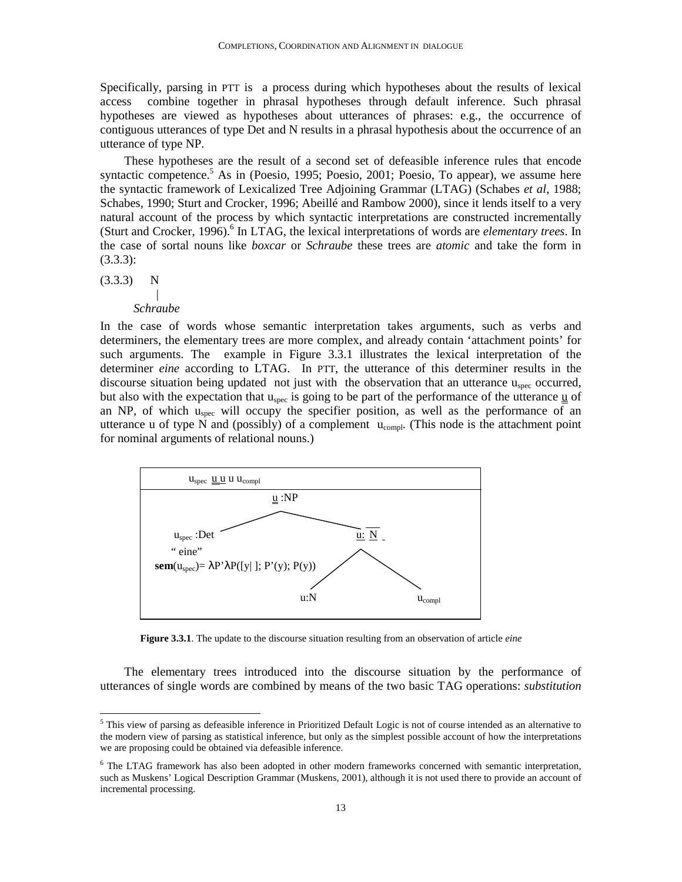Specifically, parsing in PTT is a process during which hypotheses about the results of lexical access combine together in phrasal hypotheses through default inference. Such phrasal hypotheses are viewed as hypotheses about utterances of phrases: e.g., the occurrence of contiguous utterances of type Det and N results in a phrasal hypothesis about the occurrence of an utterance of type NP.

These hypotheses are the result of a second set of defeasible inference rules that encode syntactic competence.[5] As in (Poesio, 1995; Poesio, 2001; Poesio, To appear), we assume here the syntactic framework of Lexicalized Tree Adjoining Grammar (LTAG) (Schabes *et al*, 1988; Schabes, 1990; Sturt and Crocker, 1996; Abeillé and Rambow 2000), since it lends itself to a very natural account of the process by which syntactic interpretations are constructed incrementally (Sturt and Crocker, 1996).[6] In LTAG, the lexical interpretations of words are *elementary trees*. In the case of sortal nouns like *boxcar* or *Schraube* these trees are *atomic* and take the form in (3.3.3):

```
(3.3.3)   N
          |
       Schraube
```

In the case of words whose semantic interpretation takes arguments, such as verbs and determiners, the elementary trees are more complex, and already contain 'attachment points' for such arguments. The example in Figure 3.3.1 illustrates the lexical interpretation of the determiner *eine* according to LTAG. In PTT, the utterance of this determiner results in the discourse situation being updated not just with the observation that an utterance $u_{spec}$ occurred, but also with the expectation that $u_{spec}$ is going to be part of the performance of the utterance $\underline{u}$ of an NP, of which $u_{spec}$ will occupy the specifier position, as well as the performance of an utterance u of type N and (possibly) of a complement $u_{compl}$. (This node is the attachment point for nominal arguments of relational nouns.)

```
   u_spec  u  u  u  u_compl
  ---------------------------------------------
                 u :NP
              /          \
   u_spec :Det             u: N
     " eine"              /     \
   sem(u_spec)= λP'λP([y| ]; P'(y); P(y))
                       u:N       u_compl
```

**Figure 3.3.1**. The update to the discourse situation resulting from an observation of article *eine*

The elementary trees introduced into the discourse situation by the performance of utterances of single words are combined by means of the two basic TAG operations: *substitution*

[5] This view of parsing as defeasible inference in Prioritized Default Logic is not of course intended as an alternative to the modern view of parsing as statistical inference, but only as the simplest possible account of how the interpretations we are proposing could be obtained via defeasible inference.

[6] The LTAG framework has also been adopted in other modern frameworks concerned with semantic interpretation, such as Muskens' Logical Description Grammar (Muskens, 2001), although it is not used there to provide an account of incremental processing.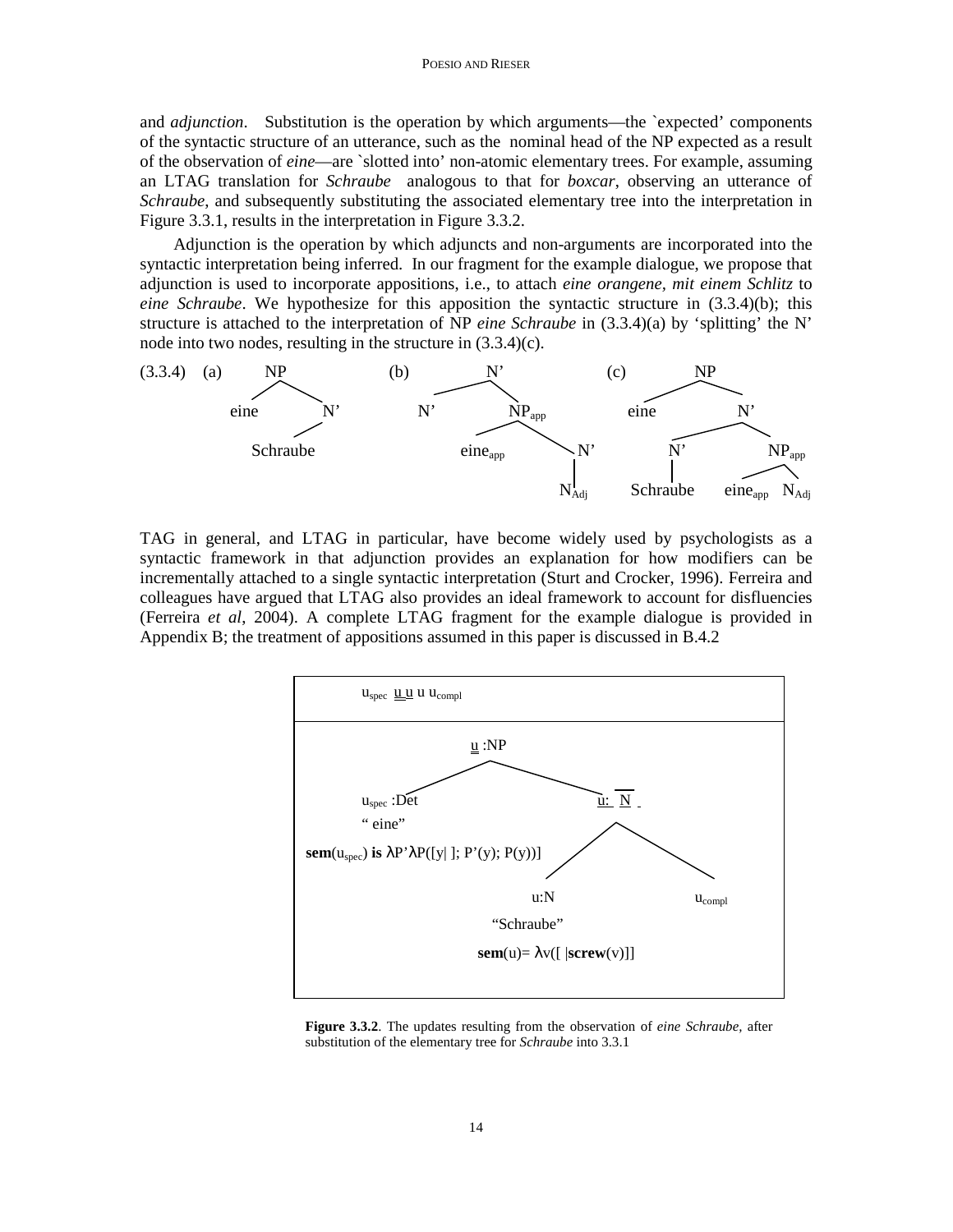and *adjunction*. Substitution is the operation by which arguments—the `expected' components of the syntactic structure of an utterance, such as the nominal head of the NP expected as a result of the observation of *eine*—are `slotted into' non-atomic elementary trees. For example, assuming an LTAG translation for *Schraube* analogous to that for *boxcar*, observing an utterance of *Schraube*, and subsequently substituting the associated elementary tree into the interpretation in Figure 3.3.1, results in the interpretation in Figure 3.3.2.

Adjunction is the operation by which adjuncts and non-arguments are incorporated into the syntactic interpretation being inferred. In our fragment for the example dialogue, we propose that adjunction is used to incorporate appositions, i.e., to attach *eine orangene*, *mit einem Schlitz* to *eine Schraube*. We hypothesize for this apposition the syntactic structure in (3.3.4)(b); this structure is attached to the interpretation of NP *eine Schraube* in (3.3.4)(a) by 'splitting' the N' node into two nodes, resulting in the structure in (3.3.4)(c).

(3.3.4) (a) [NP eine [N' Schraube]]   (b) [N' N' [$NP_{app}$ $eine_{app}$ [N' $N_{Adj}$]]]   (c) [NP eine [N' [N' Schraube] [$NP_{app}$ $eine_{app}$ $N_{Adj}$]]]

TAG in general, and LTAG in particular, have become widely used by psychologists as a syntactic framework in that adjunction provides an explanation for how modifiers can be incrementally attached to a single syntactic interpretation (Sturt and Crocker, 1996). Ferreira and colleagues have argued that LTAG also provides an ideal framework to account for disfluencies (Ferreira *et al*, 2004). A complete LTAG fragment for the example dialogue is provided in Appendix B; the treatment of appositions assumed in this paper is discussed in B.4.2

$u_{spec}$ $\underline{u}$ $\underline{u}$ u $u_{compl}$

[$\underline{u}$:NP [$u_{spec}$:Det "eine" **sem**($u_{spec}$) **is** $\lambda P'\lambda P([y|\ ]; P'(y); P(y))$] [$\underline{u}$: $\overline{N}$ [u:N "Schraube" **sem**(u)= $\lambda v([\ |\textbf{screw}(v)])$] [$u_{compl}$]]]

**Figure 3.3.2**. The updates resulting from the observation of *eine Schraube*, after substitution of the elementary tree for *Schraube* into 3.3.1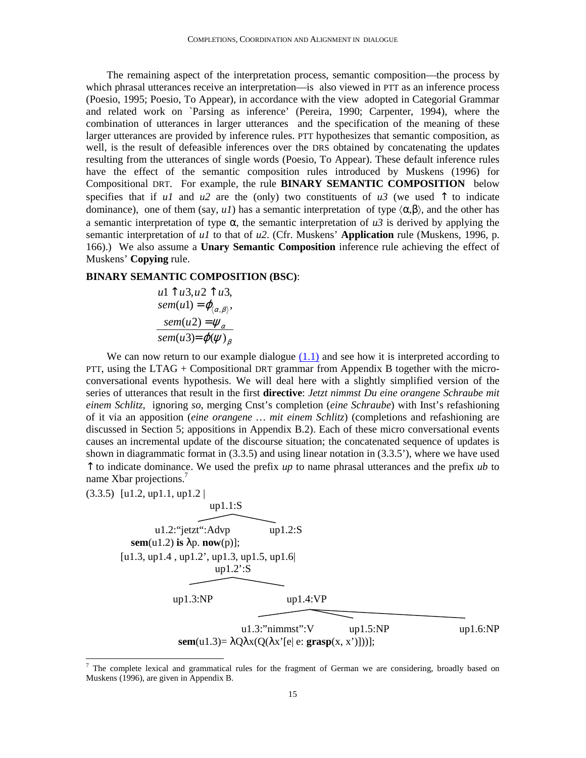The remaining aspect of the interpretation process, semantic composition—the process by which phrasal utterances receive an interpretation—is also viewed in PTT as an inference process (Poesio, 1995; Poesio, To Appear), in accordance with the view adopted in Categorial Grammar and related work on `Parsing as inference' (Pereira, 1990; Carpenter, 1994), where the combination of utterances in larger utterances and the specification of the meaning of these larger utterances are provided by inference rules. PTT hypothesizes that semantic composition, as well, is the result of defeasible inferences over the DRS obtained by concatenating the updates resulting from the utterances of single words (Poesio, To Appear). These default inference rules have the effect of the semantic composition rules introduced by Muskens (1996) for Compositional DRT. For example, the rule **BINARY SEMANTIC COMPOSITION** below specifies that if *u1* and *u2* are the (only) two constituents of *u3* (we used ↑ to indicate dominance), one of them (say, *u1*) has a semantic interpretation of type ⟨α,β⟩, and the other has a semantic interpretation of type α, the semantic interpretation of *u3* is derived by applying the semantic interpretation of *u1* to that of *u2*. (Cfr. Muskens' **Application** rule (Muskens, 1996, p. 166).) We also assume a **Unary Semantic Composition** inference rule achieving the effect of Muskens' **Copying** rule.

**BINARY SEMANTIC COMPOSITION (BSC)**:

$$\frac{\begin{array}{l} u1 \uparrow u3, u2 \uparrow u3, \\ sem(u1) = \varphi_{\langle \alpha, \beta \rangle}, \\ sem(u2) = \psi_{\alpha} \end{array}}{sem(u3) = \varphi(\psi)_{\beta}}$$

We can now return to our example dialogue (1.1) and see how it is interpreted according to PTT, using the LTAG + Compositional DRT grammar from Appendix B together with the micro-conversational events hypothesis. We will deal here with a slightly simplified version of the series of utterances that result in the first **directive**: *Jetzt nimmst Du eine orangene Schraube mit einem Schlitz,* ignoring *so*, merging Cnst's completion (*eine Schraube*) with Inst's refashioning of it via an apposition (*eine orangene … mit einem Schlitz*) (completions and refashioning are discussed in Section 5; appositions in Appendix B.2). Each of these micro conversational events causes an incremental update of the discourse situation; the concatenated sequence of updates is shown in diagrammatic format in (3.3.5) and using linear notation in (3.3.5'), where we have used ↑ to indicate dominance. We used the prefix *up* to name phrasal utterances and the prefix *ub* to name Xbar projections.[7]

(3.3.5) [u1.2, up1.1, up1.2 |

```
                    up1.1:S
                   /       \
    u1.2:"jetzt":Advp      up1.2:S
```

**sem**(u1.2) **is** λp. **now**(p)];

[u1.3, up1.4 , up1.2', up1.3, up1.5, up1.6|

```
                   up1.2':S
                  /        \
         up1.3:NP           up1.4:VP
                          /     |      \
          u1.3:"nimmst":V   up1.5:NP   up1.6:NP
```

**sem**(u1.3)= λQλx(Q(λx'[e| e: **grasp**(x, x')]))];

---

[7] The complete lexical and grammatical rules for the fragment of German we are considering, broadly based on Muskens (1996), are given in Appendix B.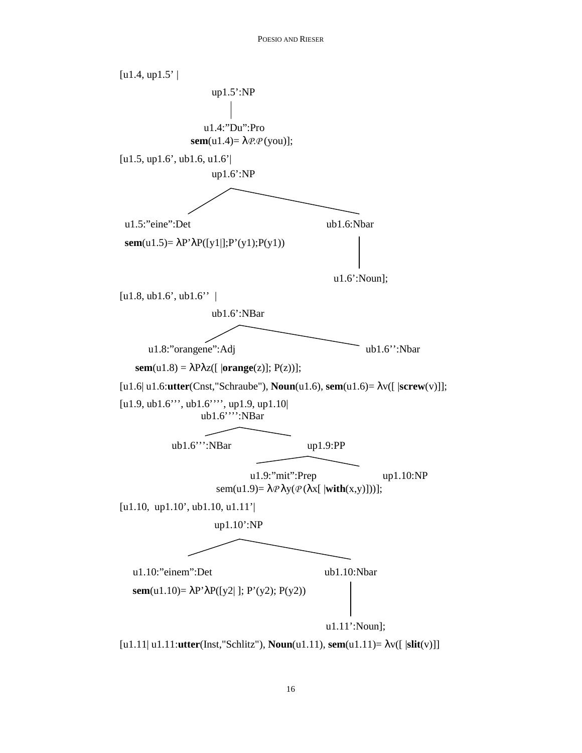[u1.4, up1.5' |

```
              up1.5':NP
                  |
             u1.4:"Du":Pro
        sem(u1.4)= λ𝒫.𝒫(you)];
```

[u1.5, up1.6', ub1.6, u1.6'|

```
                    up1.6':NP
                 /             \
  u1.5:"eine":Det               ub1.6:Nbar
  sem(u1.5)= λP'λP([y1|];P'(y1);P(y1))     |
                                    u1.6':Noun];
```

[u1.8, ub1.6', ub1.6'' |

```
                    ub1.6':NBar
                 /              \
  u1.8:"orangene":Adj            ub1.6'':Nbar
  sem(u1.8) = λPλz([ |orange(z)]; P(z))];
```

[u1.6| u1.6:**utter**(Cnst,"Schraube"), **Noun**(u1.6), **sem**(u1.6)= λv([ |**screw**(v)]];

[u1.9, ub1.6''', ub1.6'''', up1.9, up1.10|

```
                ub1.6'''':NBar
              /               \
  ub1.6''':NBar                up1.9:PP
                             /          \
                 u1.9:"mit":Prep          up1.10:NP
          sem(u1.9)= λ𝒫λy(𝒫(λx[ |with(x,y)]))];
```

[u1.10,  up1.10', ub1.10, u1.11'|

```
                    up1.10':NP
                 /              \
  u1.10:"einem":Det              ub1.10:Nbar
  sem(u1.10)= λP'λP([y2| ]; P'(y2); P(y2))     |
                                    u1.11':Noun];
```

[u1.11| u1.11:**utter**(Inst,"Schlitz"), **Noun**(u1.11), **sem**(u1.11)= λv([ |**slit**(v)]]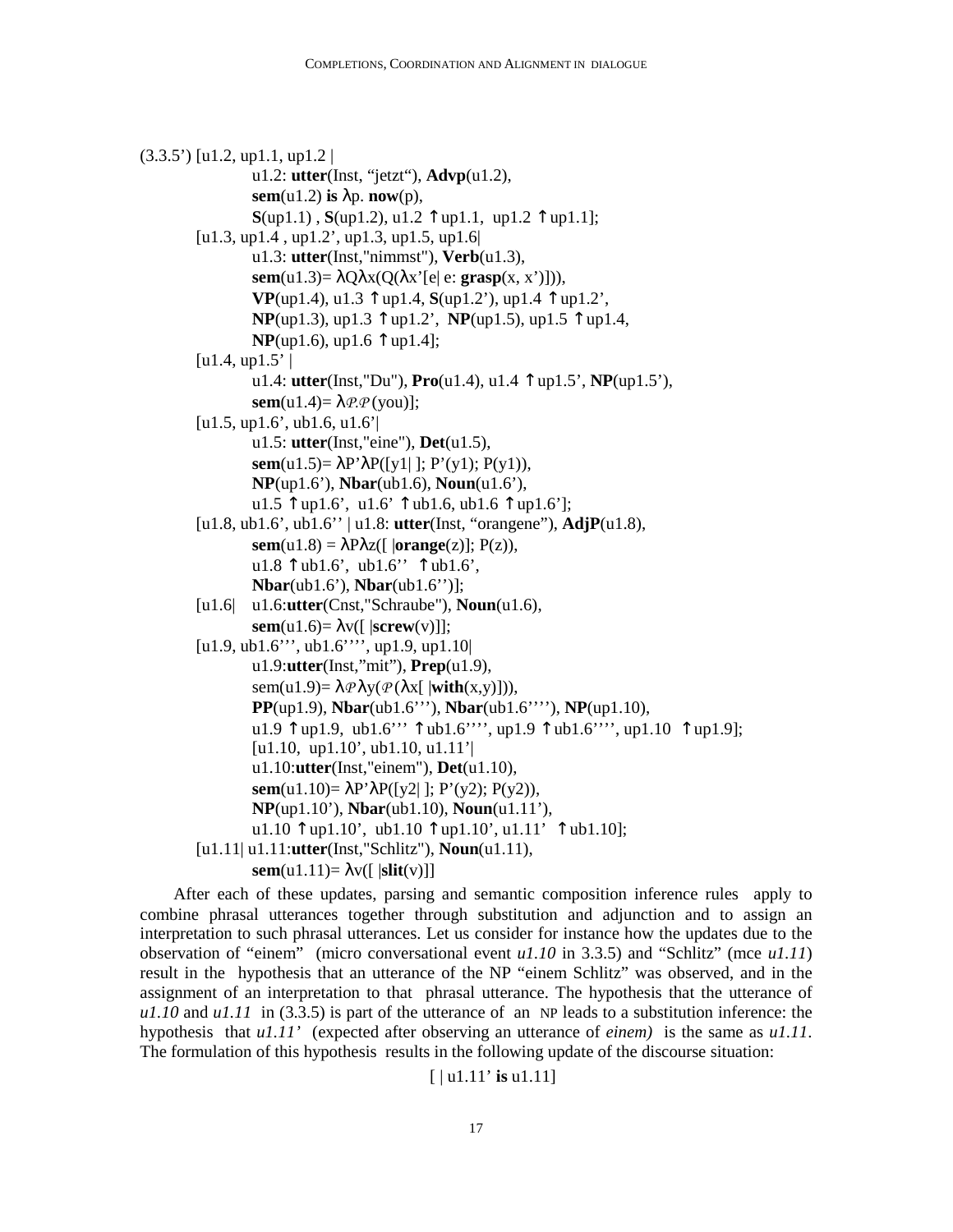(3.3.5’) [u1.2, up1.1, up1.2 |

u1.2: **utter**(Inst, “jetzt“), **Advp**(u1.2),

**sem**(u1.2) **is** λp. **now**(p),

**S**(up1.1) , **S**(up1.2), u1.2 ↑ up1.1, up1.2 ↑ up1.1];

[u1.3, up1.4 , up1.2’, up1.3, up1.5, up1.6|

u1.3: **utter**(Inst,"nimmst"), **Verb**(u1.3),

**sem**(u1.3)= λQλx(Q(λx’[e| e: **grasp**(x, x’)])),

**VP**(up1.4), u1.3 ↑ up1.4, **S**(up1.2’), up1.4 ↑ up1.2’,

**NP**(up1.3), up1.3 ↑ up1.2’, **NP**(up1.5), up1.5 ↑ up1.4,

**NP**(up1.6), up1.6 ↑ up1.4];

[u1.4, up1.5’ |

u1.4: **utter**(Inst,"Du"), **Pro**(u1.4), u1.4 ↑ up1.5’, **NP**(up1.5’),

**sem**(u1.4)= λ*P*.*P*(you)];

[u1.5, up1.6’, ub1.6, u1.6’|

u1.5: **utter**(Inst,"eine"), **Det**(u1.5),

**sem**(u1.5)= λP’λP([y1| ]; P’(y1); P(y1)),

**NP**(up1.6’), **Nbar**(ub1.6), **Noun**(u1.6’),

u1.5 ↑ up1.6’, u1.6’ ↑ ub1.6, ub1.6 ↑ up1.6’];

[u1.8, ub1.6’, ub1.6’’ | u1.8: **utter**(Inst, “orangene”), **AdjP**(u1.8),

**sem**(u1.8) = λPλz([ |**orange**(z)]; P(z)),

u1.8 ↑ ub1.6’, ub1.6’’ ↑ ub1.6’,

**Nbar**(ub1.6’), **Nbar**(ub1.6’’)];

[u1.6| u1.6:**utter**(Cnst,"Schraube"), **Noun**(u1.6),

**sem**(u1.6)= λv([ |**screw**(v)]];

[u1.9, ub1.6’’’, ub1.6’’’’, up1.9, up1.10|

u1.9:**utter**(Inst,”mit”), **Prep**(u1.9),

sem(u1.9)= λ*P*λy(*P*(λx[ |**with**(x,y)])),

**PP**(up1.9), **Nbar**(ub1.6’’’), **Nbar**(ub1.6’’’’), **NP**(up1.10),

u1.9 ↑ up1.9, ub1.6’’’ ↑ ub1.6’’’’, up1.9 ↑ ub1.6’’’’, up1.10 ↑ up1.9];

[u1.10, up1.10’, ub1.10, u1.11’|

u1.10:**utter**(Inst,"einem"), **Det**(u1.10),

**sem**(u1.10)= λP’λP([y2| ]; P’(y2); P(y2)),

**NP**(up1.10’), **Nbar**(ub1.10), **Noun**(u1.11’),

u1.10 ↑ up1.10’, ub1.10 ↑ up1.10’, u1.11’ ↑ ub1.10];

[u1.11| u1.11:**utter**(Inst,"Schlitz"), **Noun**(u1.11),

**sem**(u1.11)= λv([ |**slit**(v)]]

After each of these updates, parsing and semantic composition inference rules apply to combine phrasal utterances together through substitution and adjunction and to assign an interpretation to such phrasal utterances. Let us consider for instance how the updates due to the observation of “einem” (micro conversational event *u1.10* in 3.3.5) and “Schlitz” (mce *u1.11*) result in the hypothesis that an utterance of the NP “einem Schlitz” was observed, and in the assignment of an interpretation to that phrasal utterance. The hypothesis that the utterance of *u1.10* and *u1.11* in (3.3.5) is part of the utterance of an NP leads to a substitution inference: the hypothesis that *u1.11’* (expected after observing an utterance of *einem)* is the same as *u1.11*. The formulation of this hypothesis results in the following update of the discourse situation:

[ | u1.11’ **is** u1.11]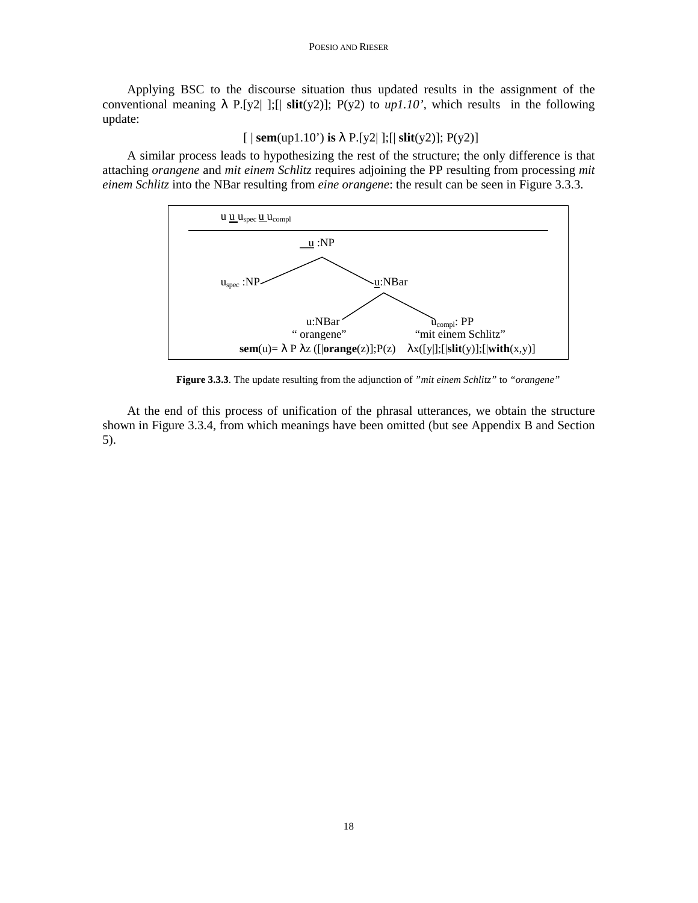Applying BSC to the discourse situation thus updated results in the assignment of the conventional meaning λ P.[y2| ];[| **slit**(y2)]; P(y2) to *up1.10'*, which results in the following update:

[ | **sem**(up1.10') **is** λ P.[y2| ];[| **slit**(y2)]; P(y2)]

A similar process leads to hypothesizing the rest of the structure; the only difference is that attaching *orangene* and *mit einem Schlitz* requires adjoining the PP resulting from processing *mit einem Schlitz* into the NBar resulting from *eine orangene*: the result can be seen in Figure 3.3.3.

```
u u uspec u ucompl
--------------------------------------------------
              u :NP
             /      \
   uspec :NP          u:NBar
                     /       \
            u:NBar             ucompl: PP
          " orangene"        "mit einem Schlitz"
sem(u)= λ P λz ([|orange(z)];P(z)   λx([y|];[|slit(y)];[|with(x,y)]
```

**Figure 3.3.3**. The update resulting from the adjunction of *"mit einem Schlitz"* to *"orangene"*

At the end of this process of unification of the phrasal utterances, we obtain the structure shown in Figure 3.3.4, from which meanings have been omitted (but see Appendix B and Section 5).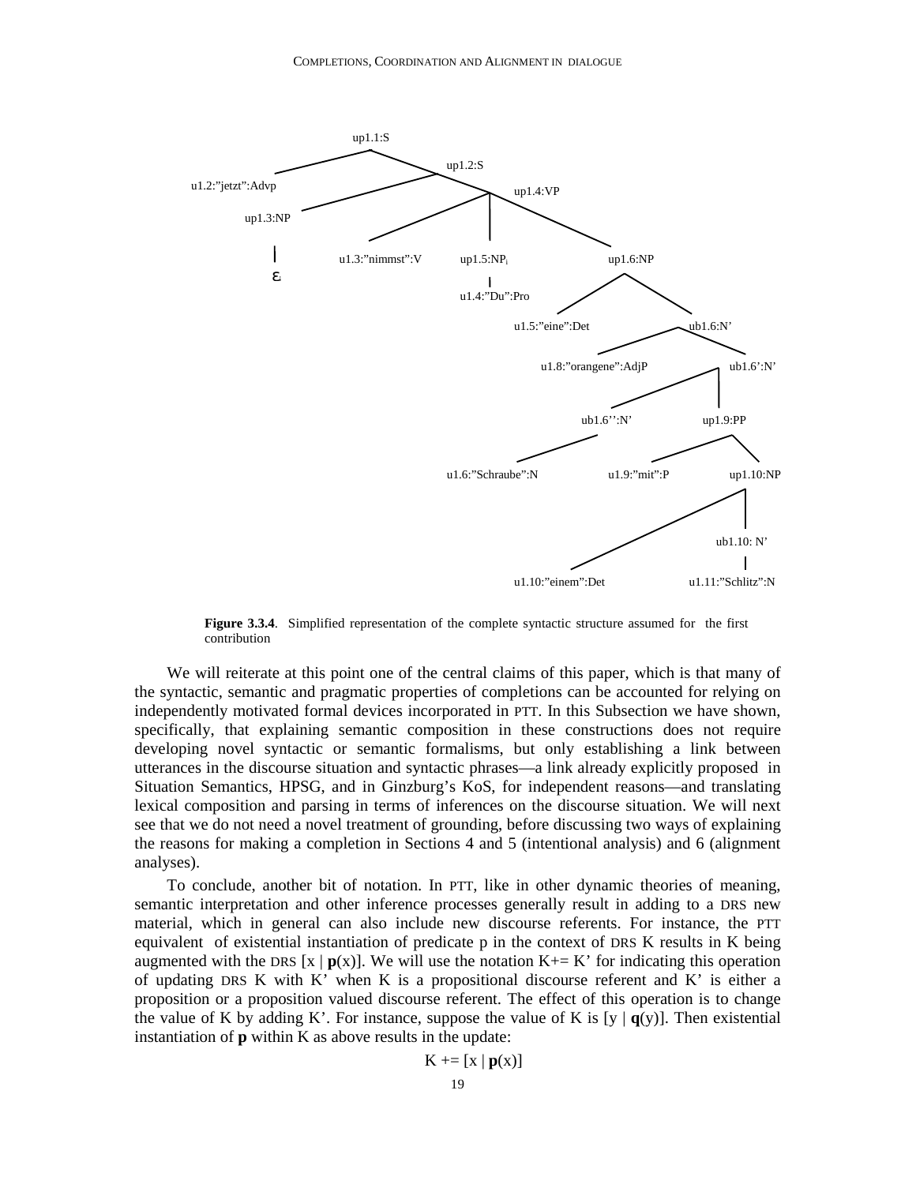```
up1.1:S
├── u1.2:"jetzt":Advp
└── up1.2:S
    ├── up1.3:NP
    │   └── ε_i
    └── up1.4:VP
        ├── u1.3:"nimmst":V
        ├── up1.5:NP_i
        │   └── u1.4:"Du":Pro
        └── up1.6:NP
            ├── u1.5:"eine":Det
            └── ub1.6:N'
                ├── u1.8:"orangene":AdjP
                └── ub1.6':N'
                    ├── ub1.6'':N'
                    │   └── u1.6:"Schraube":N
                    └── up1.9:PP
                        ├── u1.9:"mit":P
                        └── up1.10:NP
                            ├── u1.10:"einem":Det
                            └── ub1.10: N'
                                └── u1.11:"Schlitz":N
```

**Figure 3.3.4**. Simplified representation of the complete syntactic structure assumed for the first contribution

We will reiterate at this point one of the central claims of this paper, which is that many of the syntactic, semantic and pragmatic properties of completions can be accounted for relying on independently motivated formal devices incorporated in PTT. In this Subsection we have shown, specifically, that explaining semantic composition in these constructions does not require developing novel syntactic or semantic formalisms, but only establishing a link between utterances in the discourse situation and syntactic phrases—a link already explicitly proposed in Situation Semantics, HPSG, and in Ginzburg's KoS, for independent reasons—and translating lexical composition and parsing in terms of inferences on the discourse situation. We will next see that we do not need a novel treatment of grounding, before discussing two ways of explaining the reasons for making a completion in Sections 4 and 5 (intentional analysis) and 6 (alignment analyses).

To conclude, another bit of notation. In PTT, like in other dynamic theories of meaning, semantic interpretation and other inference processes generally result in adding to a DRS new material, which in general can also include new discourse referents. For instance, the PTT equivalent of existential instantiation of predicate p in the context of DRS K results in K being augmented with the DRS [x | **p**(x)]. We will use the notation K+= K' for indicating this operation of updating DRS K with K' when K is a propositional discourse referent and K' is either a proposition or a proposition valued discourse referent. The effect of this operation is to change the value of K by adding K'. For instance, suppose the value of K is [y | **q**(y)]. Then existential instantiation of **p** within K as above results in the update:

K += [x | **p**(x)]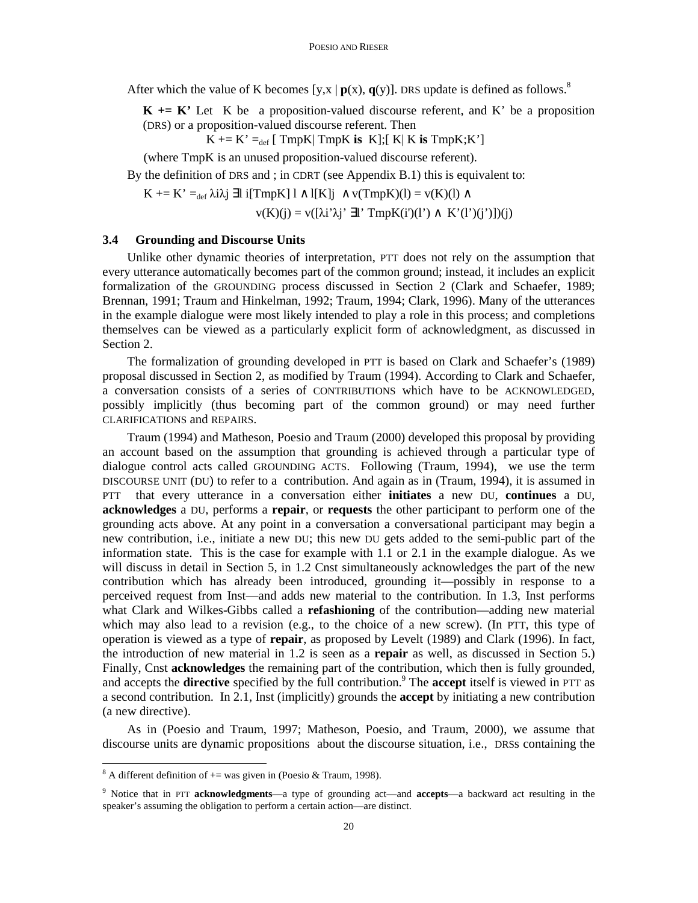After which the value of K becomes [y,x | **p**(x), **q**(y)]. DRS update is defined as follows.[8]

**K += K'** Let K be a proposition-valued discourse referent, and K' be a proposition (DRS) or a proposition-valued discourse referent. Then

$$K \mathrel{+}= K' =_{def} [\ TmpK |\ TmpK \textbf{ is } K];[\ K |\ K \textbf{ is } TmpK;K']$$

(where TmpK is an unused proposition-valued discourse referent).

By the definition of DRS and ; in CDRT (see Appendix B.1) this is equivalent to:

$$K \mathrel{+}= K' =_{def} \lambda i \lambda j\ \exists l\ i[TmpK]\ l \wedge l[K]j\ \wedge v(TmpK)(l) = v(K)(l) \wedge$$
$$v(K)(j) = v([\lambda i' \lambda j'\ \exists l'\ TmpK(i')(l') \wedge\ K'(l')(j')])(j)$$

### 3.4 Grounding and Discourse Units

Unlike other dynamic theories of interpretation, PTT does not rely on the assumption that every utterance automatically becomes part of the common ground; instead, it includes an explicit formalization of the GROUNDING process discussed in Section 2 (Clark and Schaefer, 1989; Brennan, 1991; Traum and Hinkelman, 1992; Traum, 1994; Clark, 1996). Many of the utterances in the example dialogue were most likely intended to play a role in this process; and completions themselves can be viewed as a particularly explicit form of acknowledgment, as discussed in Section 2.

The formalization of grounding developed in PTT is based on Clark and Schaefer's (1989) proposal discussed in Section 2, as modified by Traum (1994). According to Clark and Schaefer, a conversation consists of a series of CONTRIBUTIONS which have to be ACKNOWLEDGED, possibly implicitly (thus becoming part of the common ground) or may need further CLARIFICATIONS and REPAIRS.

Traum (1994) and Matheson, Poesio and Traum (2000) developed this proposal by providing an account based on the assumption that grounding is achieved through a particular type of dialogue control acts called GROUNDING ACTS. Following (Traum, 1994), we use the term DISCOURSE UNIT (DU) to refer to a contribution. And again as in (Traum, 1994), it is assumed in PTT that every utterance in a conversation either **initiates** a new DU, **continues** a DU, **acknowledges** a DU, performs a **repair**, or **requests** the other participant to perform one of the grounding acts above. At any point in a conversation a conversational participant may begin a new contribution, i.e., initiate a new DU; this new DU gets added to the semi-public part of the information state. This is the case for example with 1.1 or 2.1 in the example dialogue. As we will discuss in detail in Section 5, in 1.2 Cnst simultaneously acknowledges the part of the new contribution which has already been introduced, grounding it—possibly in response to a perceived request from Inst—and adds new material to the contribution. In 1.3, Inst performs what Clark and Wilkes-Gibbs called a **refashioning** of the contribution—adding new material which may also lead to a revision (e.g., to the choice of a new screw). (In PTT, this type of operation is viewed as a type of **repair**, as proposed by Levelt (1989) and Clark (1996). In fact, the introduction of new material in 1.2 is seen as a **repair** as well, as discussed in Section 5.) Finally, Cnst **acknowledges** the remaining part of the contribution, which then is fully grounded, and accepts the **directive** specified by the full contribution.[9] The **accept** itself is viewed in PTT as a second contribution. In 2.1, Inst (implicitly) grounds the **accept** by initiating a new contribution (a new directive).

As in (Poesio and Traum, 1997; Matheson, Poesio, and Traum, 2000), we assume that discourse units are dynamic propositions about the discourse situation, i.e., DRSs containing the

---

[8] A different definition of += was given in (Poesio & Traum, 1998).

[9] Notice that in PTT **acknowledgments**—a type of grounding act—and **accepts**—a backward act resulting in the speaker's assuming the obligation to perform a certain action—are distinct.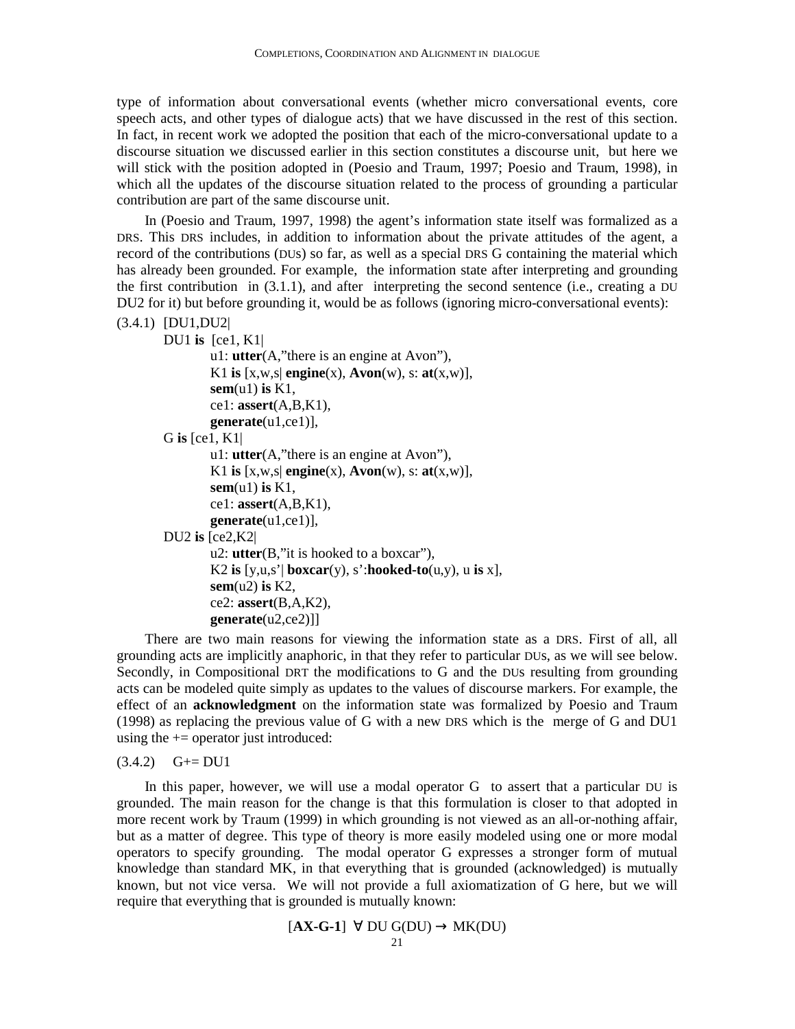type of information about conversational events (whether micro conversational events, core speech acts, and other types of dialogue acts) that we have discussed in the rest of this section. In fact, in recent work we adopted the position that each of the micro-conversational update to a discourse situation we discussed earlier in this section constitutes a discourse unit, but here we will stick with the position adopted in (Poesio and Traum, 1997; Poesio and Traum, 1998), in which all the updates of the discourse situation related to the process of grounding a particular contribution are part of the same discourse unit.

In (Poesio and Traum, 1997, 1998) the agent's information state itself was formalized as a DRS. This DRS includes, in addition to information about the private attitudes of the agent, a record of the contributions (DUs) so far, as well as a special DRS G containing the material which has already been grounded. For example, the information state after interpreting and grounding the first contribution in (3.1.1), and after interpreting the second sentence (i.e., creating a DU DU2 for it) but before grounding it, would be as follows (ignoring micro-conversational events):

(3.4.1) [DU1,DU2|
    DU1 **is** [ce1, K1|
        u1: **utter**(A,"there is an engine at Avon"),
        K1 **is** [x,w,s| **engine**(x), **Avon**(w), s: **at**(x,w)],
        **sem**(u1) **is** K1,
        ce1: **assert**(A,B,K1),
        **generate**(u1,ce1)],
    G **is** [ce1, K1|
        u1: **utter**(A,"there is an engine at Avon"),
        K1 **is** [x,w,s| **engine**(x), **Avon**(w), s: **at**(x,w)],
        **sem**(u1) **is** K1,
        ce1: **assert**(A,B,K1),
        **generate**(u1,ce1)],
    DU2 **is** [ce2,K2|
        u2: **utter**(B,"it is hooked to a boxcar"),
        K2 **is** [y,u,s'| **boxcar**(y), s':**hooked-to**(u,y), u **is** x],
        **sem**(u2) **is** K2,
        ce2: **assert**(B,A,K2),
        **generate**(u2,ce2)]]

There are two main reasons for viewing the information state as a DRS. First of all, all grounding acts are implicitly anaphoric, in that they refer to particular DUs, as we will see below. Secondly, in Compositional DRT the modifications to G and the DUs resulting from grounding acts can be modeled quite simply as updates to the values of discourse markers. For example, the effect of an **acknowledgment** on the information state was formalized by Poesio and Traum (1998) as replacing the previous value of G with a new DRS which is the merge of G and DU1 using the += operator just introduced:

(3.4.2) G+= DU1

In this paper, however, we will use a modal operator G to assert that a particular DU is grounded. The main reason for the change is that this formulation is closer to that adopted in more recent work by Traum (1999) in which grounding is not viewed as an all-or-nothing affair, but as a matter of degree. This type of theory is more easily modeled using one or more modal operators to specify grounding. The modal operator G expresses a stronger form of mutual knowledge than standard MK, in that everything that is grounded (acknowledged) is mutually known, but not vice versa. We will not provide a full axiomatization of G here, but we will require that everything that is grounded is mutually known:

$$[\textbf{AX-G-1}]\ \forall \text{ DU } G(\text{DU}) \rightarrow \text{MK}(\text{DU})$$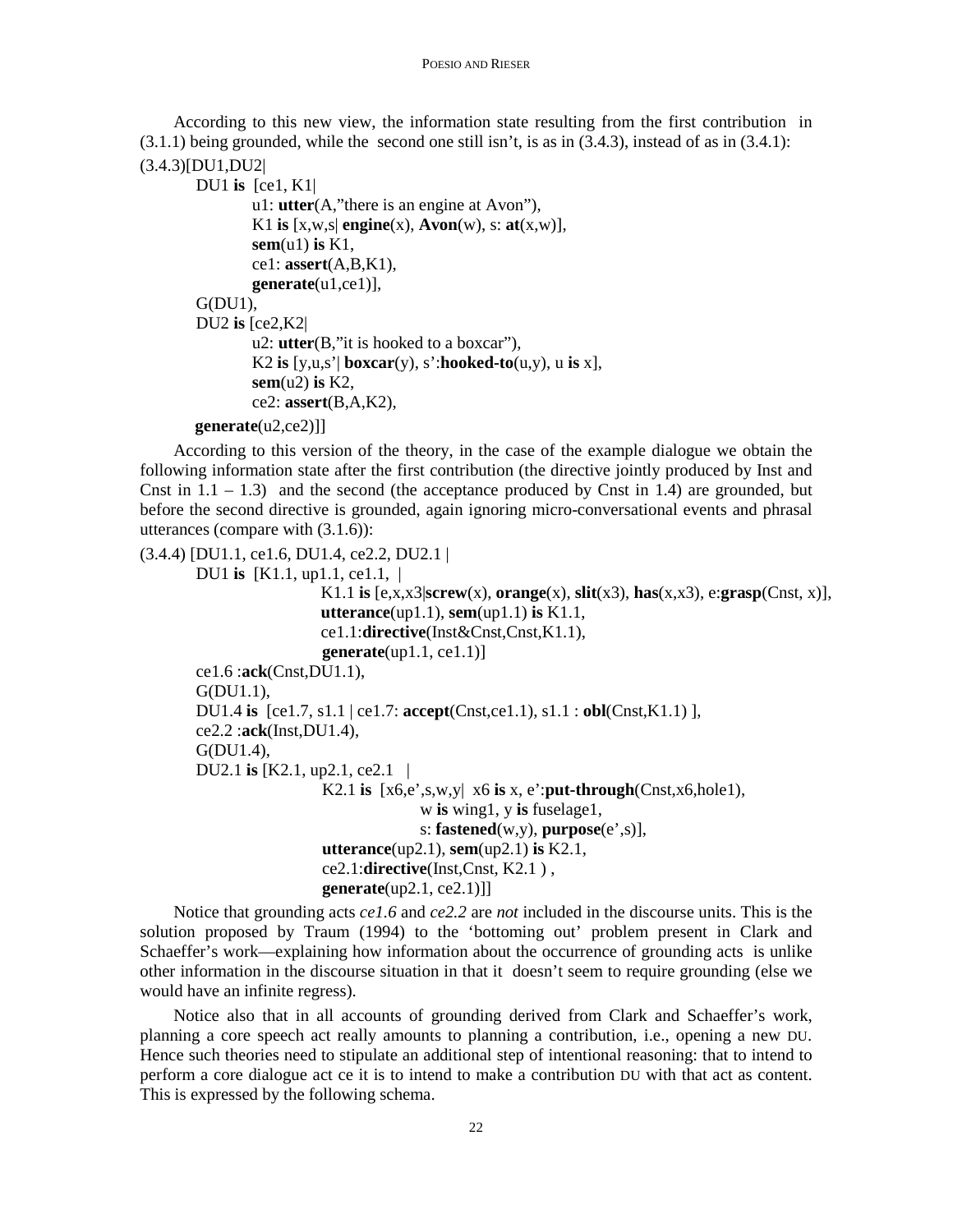According to this new view, the information state resulting from the first contribution in (3.1.1) being grounded, while the second one still isn't, is as in (3.4.3), instead of as in (3.4.1):

```
(3.4.3)[DU1,DU2|
        DU1 is [ce1, K1|
                u1: utter(A,"there is an engine at Avon"),
                K1 is [x,w,s| engine(x), Avon(w), s: at(x,w)],
                sem(u1) is K1,
                ce1: assert(A,B,K1),
                generate(u1,ce1)],
        G(DU1),
        DU2 is [ce2,K2|
                u2: utter(B,"it is hooked to a boxcar"),
                K2 is [y,u,s'| boxcar(y), s':hooked-to(u,y), u is x],
                sem(u2) is K2,
                ce2: assert(B,A,K2),
        generate(u2,ce2)]]
```

According to this version of the theory, in the case of the example dialogue we obtain the following information state after the first contribution (the directive jointly produced by Inst and Cnst in 1.1 – 1.3) and the second (the acceptance produced by Cnst in 1.4) are grounded, but before the second directive is grounded, again ignoring micro-conversational events and phrasal utterances (compare with (3.1.6)):

```
(3.4.4) [DU1.1, ce1.6, DU1.4, ce2.2, DU2.1 |
        DU1 is [K1.1, up1.1, ce1.1, |
                        K1.1 is [e,x,x3|screw(x), orange(x), slit(x3), has(x,x3), e:grasp(Cnst, x)],
                        utterance(up1.1), sem(up1.1) is K1.1,
                        ce1.1:directive(Inst&Cnst,Cnst,K1.1),
                        generate(up1.1, ce1.1)]
        ce1.6 :ack(Cnst,DU1.1),
        G(DU1.1),
        DU1.4 is [ce1.7, s1.1 | ce1.7: accept(Cnst,ce1.1), s1.1 : obl(Cnst,K1.1) ],
        ce2.2 :ack(Inst,DU1.4),
        G(DU1.4),
        DU2.1 is [K2.1, up2.1, ce2.1 |
                        K2.1 is [x6,e',s,w,y| x6 is x, e':put-through(Cnst,x6,hole1),
                                        w is wing1, y is fuselage1,
                                        s: fastened(w,y), purpose(e',s)],
                        utterance(up2.1), sem(up2.1) is K2.1,
                        ce2.1:directive(Inst,Cnst, K2.1 ) ,
                        generate(up2.1, ce2.1)]]
```

Notice that grounding acts *ce1.6* and *ce2.2* are *not* included in the discourse units. This is the solution proposed by Traum (1994) to the 'bottoming out' problem present in Clark and Schaeffer's work—explaining how information about the occurrence of grounding acts is unlike other information in the discourse situation in that it doesn't seem to require grounding (else we would have an infinite regress).

Notice also that in all accounts of grounding derived from Clark and Schaeffer's work, planning a core speech act really amounts to planning a contribution, i.e., opening a new DU. Hence such theories need to stipulate an additional step of intentional reasoning: that to intend to perform a core dialogue act ce it is to intend to make a contribution DU with that act as content. This is expressed by the following schema.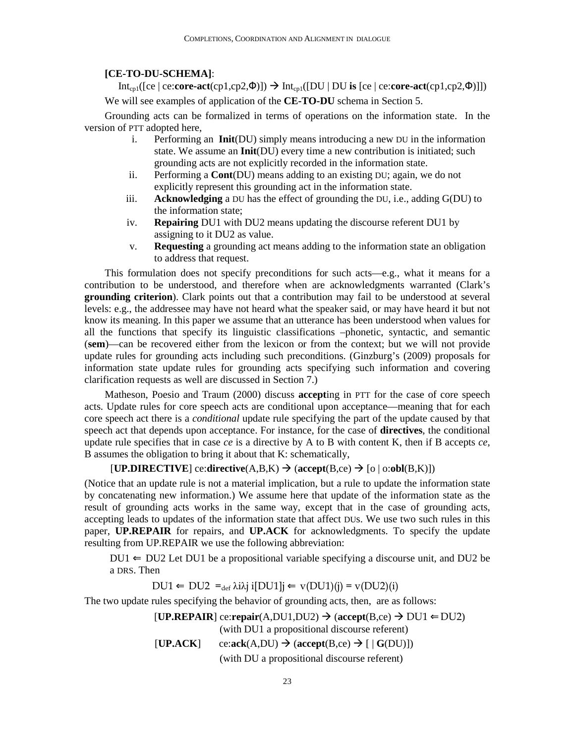**[CE-TO-DU-SCHEMA]**:

$\text{Int}_{cp1}([\text{ce} \mid \text{ce}:\textbf{core-act}(\text{cp1},\text{cp2},\Phi)]) \rightarrow \text{Int}_{cp1}([\text{DU} \mid \text{DU } \textbf{is } [\text{ce} \mid \text{ce}:\textbf{core-act}(\text{cp1},\text{cp2},\Phi)]])$

We will see examples of application of the **CE-TO-DU** schema in Section 5.

Grounding acts can be formalized in terms of operations on the information state. In the version of PTT adopted here,

i. Performing an **Init**(DU) simply means introducing a new DU in the information state. We assume an **Init**(DU) every time a new contribution is initiated; such grounding acts are not explicitly recorded in the information state.
ii. Performing a **Cont**(DU) means adding to an existing DU; again, we do not explicitly represent this grounding act in the information state.
iii. **Acknowledging** a DU has the effect of grounding the DU, i.e., adding G(DU) to the information state;
iv. **Repairing** DU1 with DU2 means updating the discourse referent DU1 by assigning to it DU2 as value.
v. **Requesting** a grounding act means adding to the information state an obligation to address that request.

This formulation does not specify preconditions for such acts—e.g., what it means for a contribution to be understood, and therefore when are acknowledgments warranted (Clark's **grounding criterion**). Clark points out that a contribution may fail to be understood at several levels: e.g., the addressee may have not heard what the speaker said, or may have heard it but not know its meaning. In this paper we assume that an utterance has been understood when values for all the functions that specify its linguistic classifications –phonetic, syntactic, and semantic (**sem**)—can be recovered either from the lexicon or from the context; but we will not provide update rules for grounding acts including such preconditions. (Ginzburg's (2009) proposals for information state update rules for grounding acts specifying such information and covering clarification requests as well are discussed in Section 7.)

Matheson, Poesio and Traum (2000) discuss **accept**ing in PTT for the case of core speech acts. Update rules for core speech acts are conditional upon acceptance—meaning that for each core speech act there is a *conditional* update rule specifying the part of the update caused by that speech act that depends upon acceptance. For instance, for the case of **directives**, the conditional update rule specifies that in case *ce* is a directive by A to B with content K, then if B accepts *ce*, B assumes the obligation to bring it about that K: schematically,

[**UP.DIRECTIVE**] $\text{ce}:\textbf{directive}(\text{A},\text{B},\text{K}) \rightarrow (\textbf{accept}(\text{B},\text{ce}) \rightarrow [\text{o} \mid \text{o}:\textbf{obl}(\text{B},\text{K})])$

(Notice that an update rule is not a material implication, but a rule to update the information state by concatenating new information.) We assume here that update of the information state as the result of grounding acts works in the same way, except that in the case of grounding acts, accepting leads to updates of the information state that affect DUs. We use two such rules in this paper, **UP.REPAIR** for repairs, and **UP.ACK** for acknowledgments. To specify the update resulting from UP.REPAIR we use the following abbreviation:

$\text{DU1} \Leftarrow \text{DU2}$ Let DU1 be a propositional variable specifying a discourse unit, and DU2 be a DRS. Then

$$\text{DU1} \Leftarrow \text{DU2} =_{def} \lambda i \lambda j\ i[\text{DU1}]j \Leftarrow v(\text{DU1})(j) = v(\text{DU2})(i)$$

The two update rules specifying the behavior of grounding acts, then, are as follows:

[**UP.REPAIR**] $\text{ce}:\textbf{repair}(\text{A},\text{DU1},\text{DU2}) \rightarrow (\textbf{accept}(\text{B},\text{ce}) \rightarrow \text{DU1} \Leftarrow \text{DU2})$
(with DU1 a propositional discourse referent)

[**UP.ACK**] $\text{ce}:\textbf{ack}(\text{A},\text{DU}) \rightarrow (\textbf{accept}(\text{B},\text{ce}) \rightarrow [\ \mid \textbf{G}(\text{DU})])$
(with DU a propositional discourse referent)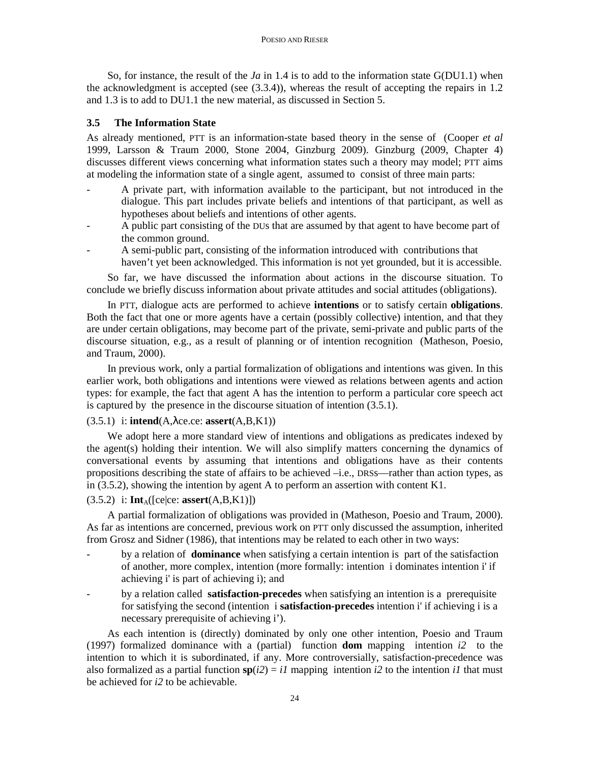So, for instance, the result of the *Ja* in 1.4 is to add to the information state G(DU1.1) when the acknowledgment is accepted (see (3.3.4)), whereas the result of accepting the repairs in 1.2 and 1.3 is to add to DU1.1 the new material, as discussed in Section 5.

### 3.5 The Information State

As already mentioned, PTT is an information-state based theory in the sense of (Cooper *et al* 1999, Larsson & Traum 2000, Stone 2004, Ginzburg 2009). Ginzburg (2009, Chapter 4) discusses different views concerning what information states such a theory may model; PTT aims at modeling the information state of a single agent, assumed to consist of three main parts:

- A private part, with information available to the participant, but not introduced in the dialogue. This part includes private beliefs and intentions of that participant, as well as hypotheses about beliefs and intentions of other agents.
- A public part consisting of the DUs that are assumed by that agent to have become part of the common ground.
- A semi-public part, consisting of the information introduced with contributions that haven't yet been acknowledged. This information is not yet grounded, but it is accessible.

So far, we have discussed the information about actions in the discourse situation. To conclude we briefly discuss information about private attitudes and social attitudes (obligations).

In PTT, dialogue acts are performed to achieve **intentions** or to satisfy certain **obligations**. Both the fact that one or more agents have a certain (possibly collective) intention, and that they are under certain obligations, may become part of the private, semi-private and public parts of the discourse situation, e.g., as a result of planning or of intention recognition (Matheson, Poesio, and Traum, 2000).

In previous work, only a partial formalization of obligations and intentions was given. In this earlier work, both obligations and intentions were viewed as relations between agents and action types: for example, the fact that agent A has the intention to perform a particular core speech act is captured by the presence in the discourse situation of intention (3.5.1).

(3.5.1) i: **intend**(A,λce.ce: **assert**(A,B,K1))

We adopt here a more standard view of intentions and obligations as predicates indexed by the agent(s) holding their intention. We will also simplify matters concerning the dynamics of conversational events by assuming that intentions and obligations have as their contents propositions describing the state of affairs to be achieved –i.e., DRSs—rather than action types, as in (3.5.2), showing the intention by agent A to perform an assertion with content K1.

(3.5.2) i: $\mathbf{Int}_A$([ce|ce: **assert**(A,B,K1)])

A partial formalization of obligations was provided in (Matheson, Poesio and Traum, 2000). As far as intentions are concerned, previous work on PTT only discussed the assumption, inherited from Grosz and Sidner (1986), that intentions may be related to each other in two ways:

- by a relation of **dominance** when satisfying a certain intention is part of the satisfaction of another, more complex, intention (more formally: intention i dominates intention i' if achieving i' is part of achieving i); and
- by a relation called **satisfaction-precedes** when satisfying an intention is a prerequisite for satisfying the second (intention i **satisfaction-precedes** intention i' if achieving i is a necessary prerequisite of achieving i').

As each intention is (directly) dominated by only one other intention, Poesio and Traum (1997) formalized dominance with a (partial) function **dom** mapping intention *i2* to the intention to which it is subordinated, if any. More controversially, satisfaction-precedence was also formalized as a partial function **sp**(*i2*) = *i1* mapping intention *i2* to the intention *i1* that must be achieved for *i2* to be achievable.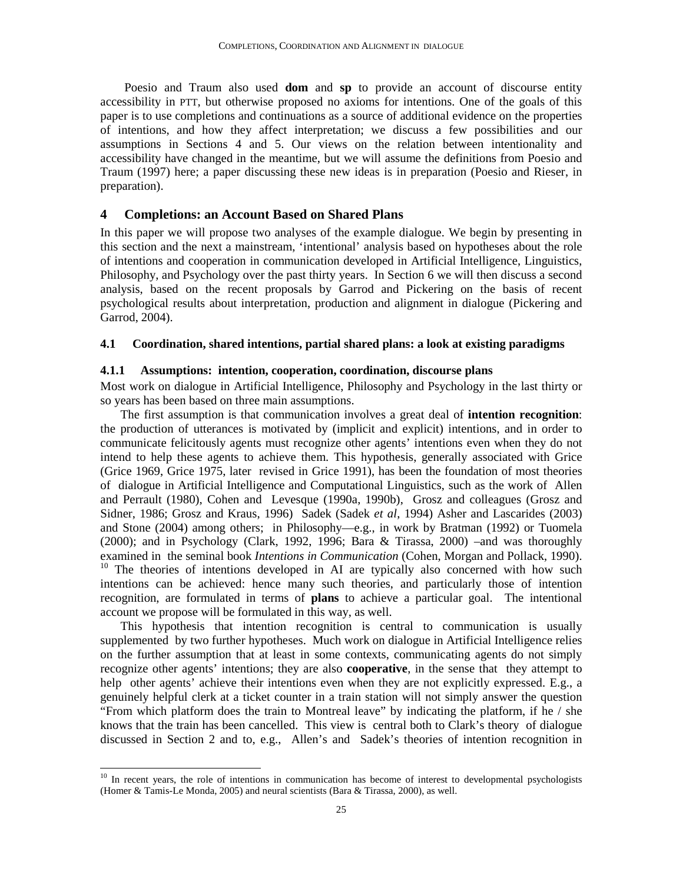Poesio and Traum also used **dom** and **sp** to provide an account of discourse entity accessibility in PTT, but otherwise proposed no axioms for intentions. One of the goals of this paper is to use completions and continuations as a source of additional evidence on the properties of intentions, and how they affect interpretation; we discuss a few possibilities and our assumptions in Sections 4 and 5. Our views on the relation between intentionality and accessibility have changed in the meantime, but we will assume the definitions from Poesio and Traum (1997) here; a paper discussing these new ideas is in preparation (Poesio and Rieser, in preparation).

## 4 Completions: an Account Based on Shared Plans

In this paper we will propose two analyses of the example dialogue. We begin by presenting in this section and the next a mainstream, 'intentional' analysis based on hypotheses about the role of intentions and cooperation in communication developed in Artificial Intelligence, Linguistics, Philosophy, and Psychology over the past thirty years. In Section 6 we will then discuss a second analysis, based on the recent proposals by Garrod and Pickering on the basis of recent psychological results about interpretation, production and alignment in dialogue (Pickering and Garrod, 2004).

### 4.1 Coordination, shared intentions, partial shared plans: a look at existing paradigms

#### 4.1.1 Assumptions: intention, cooperation, coordination, discourse plans

Most work on dialogue in Artificial Intelligence, Philosophy and Psychology in the last thirty or so years has been based on three main assumptions.

The first assumption is that communication involves a great deal of **intention recognition**: the production of utterances is motivated by (implicit and explicit) intentions, and in order to communicate felicitously agents must recognize other agents' intentions even when they do not intend to help these agents to achieve them. This hypothesis, generally associated with Grice (Grice 1969, Grice 1975, later revised in Grice 1991), has been the foundation of most theories of dialogue in Artificial Intelligence and Computational Linguistics, such as the work of Allen and Perrault (1980), Cohen and Levesque (1990a, 1990b), Grosz and colleagues (Grosz and Sidner, 1986; Grosz and Kraus, 1996) Sadek (Sadek *et al*, 1994) Asher and Lascarides (2003) and Stone (2004) among others; in Philosophy—e.g., in work by Bratman (1992) or Tuomela (2000); and in Psychology (Clark, 1992, 1996; Bara & Tirassa, 2000) –and was thoroughly examined in the seminal book *Intentions in Communication* (Cohen, Morgan and Pollack, 1990).[10] The theories of intentions developed in AI are typically also concerned with how such intentions can be achieved: hence many such theories, and particularly those of intention recognition, are formulated in terms of **plans** to achieve a particular goal. The intentional account we propose will be formulated in this way, as well.

This hypothesis that intention recognition is central to communication is usually supplemented by two further hypotheses. Much work on dialogue in Artificial Intelligence relies on the further assumption that at least in some contexts, communicating agents do not simply recognize other agents' intentions; they are also **cooperative**, in the sense that they attempt to help other agents' achieve their intentions even when they are not explicitly expressed. E.g., a genuinely helpful clerk at a ticket counter in a train station will not simply answer the question "From which platform does the train to Montreal leave" by indicating the platform, if he / she knows that the train has been cancelled. This view is central both to Clark's theory of dialogue discussed in Section 2 and to, e.g., Allen's and Sadek's theories of intention recognition in

[10] In recent years, the role of intentions in communication has become of interest to developmental psychologists (Homer & Tamis-Le Monda, 2005) and neural scientists (Bara & Tirassa, 2000), as well.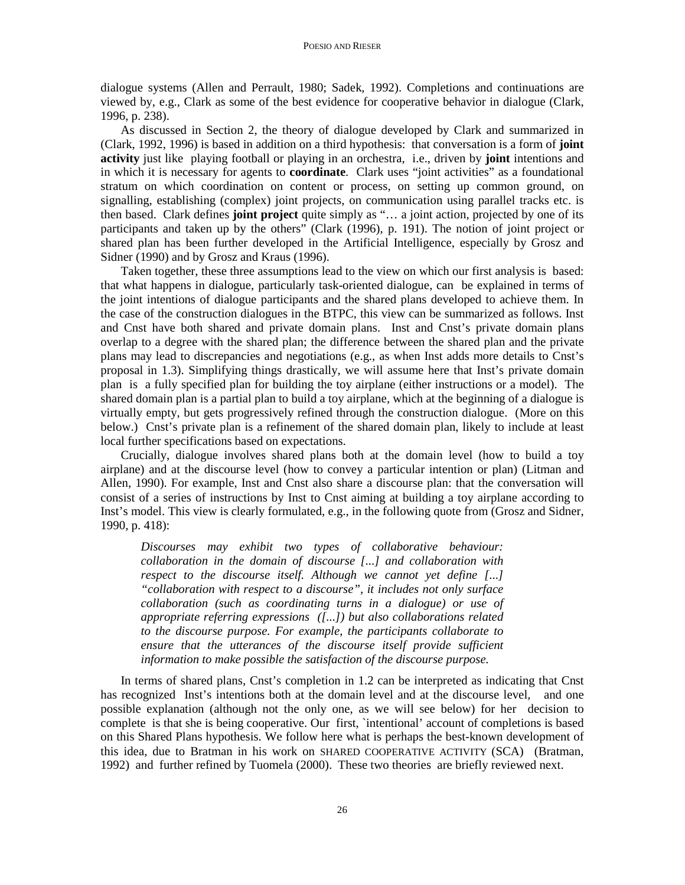dialogue systems (Allen and Perrault, 1980; Sadek, 1992). Completions and continuations are viewed by, e.g., Clark as some of the best evidence for cooperative behavior in dialogue (Clark, 1996, p. 238).

As discussed in Section 2, the theory of dialogue developed by Clark and summarized in (Clark, 1992, 1996) is based in addition on a third hypothesis: that conversation is a form of **joint activity** just like playing football or playing in an orchestra, i.e., driven by **joint** intentions and in which it is necessary for agents to **coordinate**. Clark uses "joint activities" as a foundational stratum on which coordination on content or process, on setting up common ground, on signalling, establishing (complex) joint projects, on communication using parallel tracks etc. is then based. Clark defines **joint project** quite simply as "… a joint action, projected by one of its participants and taken up by the others" (Clark (1996), p. 191). The notion of joint project or shared plan has been further developed in the Artificial Intelligence, especially by Grosz and Sidner (1990) and by Grosz and Kraus (1996).

Taken together, these three assumptions lead to the view on which our first analysis is based: that what happens in dialogue, particularly task-oriented dialogue, can be explained in terms of the joint intentions of dialogue participants and the shared plans developed to achieve them. In the case of the construction dialogues in the BTPC, this view can be summarized as follows. Inst and Cnst have both shared and private domain plans. Inst and Cnst's private domain plans overlap to a degree with the shared plan; the difference between the shared plan and the private plans may lead to discrepancies and negotiations (e.g., as when Inst adds more details to Cnst's proposal in 1.3). Simplifying things drastically, we will assume here that Inst's private domain plan is a fully specified plan for building the toy airplane (either instructions or a model). The shared domain plan is a partial plan to build a toy airplane, which at the beginning of a dialogue is virtually empty, but gets progressively refined through the construction dialogue. (More on this below.) Cnst's private plan is a refinement of the shared domain plan, likely to include at least local further specifications based on expectations.

Crucially, dialogue involves shared plans both at the domain level (how to build a toy airplane) and at the discourse level (how to convey a particular intention or plan) (Litman and Allen, 1990). For example, Inst and Cnst also share a discourse plan: that the conversation will consist of a series of instructions by Inst to Cnst aiming at building a toy airplane according to Inst's model. This view is clearly formulated, e.g., in the following quote from (Grosz and Sidner, 1990, p. 418):

> *Discourses may exhibit two types of collaborative behaviour: collaboration in the domain of discourse [...] and collaboration with respect to the discourse itself. Although we cannot yet define [...] "collaboration with respect to a discourse", it includes not only surface collaboration (such as coordinating turns in a dialogue) or use of appropriate referring expressions ([...]) but also collaborations related to the discourse purpose. For example, the participants collaborate to ensure that the utterances of the discourse itself provide sufficient information to make possible the satisfaction of the discourse purpose.*

In terms of shared plans, Cnst's completion in 1.2 can be interpreted as indicating that Cnst has recognized Inst's intentions both at the domain level and at the discourse level, and one possible explanation (although not the only one, as we will see below) for her decision to complete is that she is being cooperative. Our first, `intentional' account of completions is based on this Shared Plans hypothesis. We follow here what is perhaps the best-known development of this idea, due to Bratman in his work on SHARED COOPERATIVE ACTIVITY (SCA) (Bratman, 1992) and further refined by Tuomela (2000). These two theories are briefly reviewed next.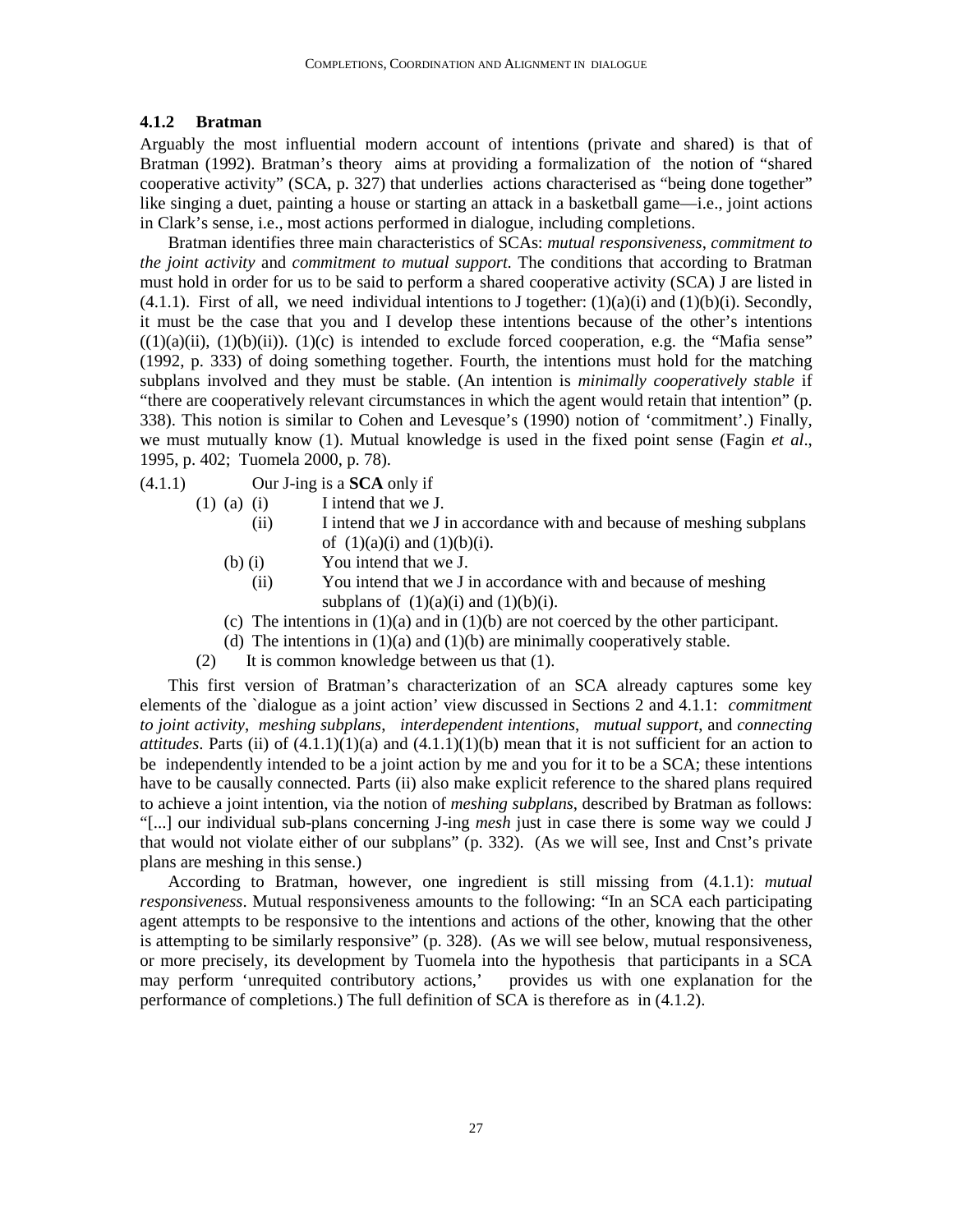### 4.1.2 Bratman

Arguably the most influential modern account of intentions (private and shared) is that of Bratman (1992). Bratman's theory aims at providing a formalization of the notion of "shared cooperative activity" (SCA, p. 327) that underlies actions characterised as "being done together" like singing a duet, painting a house or starting an attack in a basketball game—i.e., joint actions in Clark's sense, i.e., most actions performed in dialogue, including completions.

Bratman identifies three main characteristics of SCAs: *mutual responsiveness*, *commitment to the joint activity* and *commitment to mutual support*. The conditions that according to Bratman must hold in order for us to be said to perform a shared cooperative activity (SCA) J are listed in (4.1.1). First of all, we need individual intentions to J together: (1)(a)(i) and (1)(b)(i). Secondly, it must be the case that you and I develop these intentions because of the other's intentions ((1)(a)(ii), (1)(b)(ii)). (1)(c) is intended to exclude forced cooperation, e.g. the "Mafia sense" (1992, p. 333) of doing something together. Fourth, the intentions must hold for the matching subplans involved and they must be stable. (An intention is *minimally cooperatively stable* if "there are cooperatively relevant circumstances in which the agent would retain that intention" (p. 338). This notion is similar to Cohen and Levesque's (1990) notion of 'commitment'.) Finally, we must mutually know (1). Mutual knowledge is used in the fixed point sense (Fagin *et al*., 1995, p. 402; Tuomela 2000, p. 78).

(4.1.1) Our J-ing is a **SCA** only if

- (1) (a) (i) I intend that we J.
  - (ii) I intend that we J in accordance with and because of meshing subplans of (1)(a)(i) and (1)(b)(i).
- (b) (i) You intend that we J.
  - (ii) You intend that we J in accordance with and because of meshing subplans of (1)(a)(i) and (1)(b)(i).
- (c) The intentions in (1)(a) and in (1)(b) are not coerced by the other participant.
- (d) The intentions in (1)(a) and (1)(b) are minimally cooperatively stable.
- (2) It is common knowledge between us that (1).

This first version of Bratman's characterization of an SCA already captures some key elements of the `dialogue as a joint action' view discussed in Sections 2 and 4.1.1: *commitment to joint activity*, *meshing subplans*, *interdependent intentions*, *mutual support*, and *connecting attitudes*. Parts (ii) of (4.1.1)(1)(a) and (4.1.1)(1)(b) mean that it is not sufficient for an action to be independently intended to be a joint action by me and you for it to be a SCA; these intentions have to be causally connected. Parts (ii) also make explicit reference to the shared plans required to achieve a joint intention, via the notion of *meshing subplans*, described by Bratman as follows: "[...] our individual sub-plans concerning J-ing *mesh* just in case there is some way we could J that would not violate either of our subplans" (p. 332). (As we will see, Inst and Cnst's private plans are meshing in this sense.)

According to Bratman, however, one ingredient is still missing from (4.1.1): *mutual responsiveness*. Mutual responsiveness amounts to the following: "In an SCA each participating agent attempts to be responsive to the intentions and actions of the other, knowing that the other is attempting to be similarly responsive" (p. 328). (As we will see below, mutual responsiveness, or more precisely, its development by Tuomela into the hypothesis that participants in a SCA may perform 'unrequited contributory actions,' provides us with one explanation for the performance of completions.) The full definition of SCA is therefore as in (4.1.2).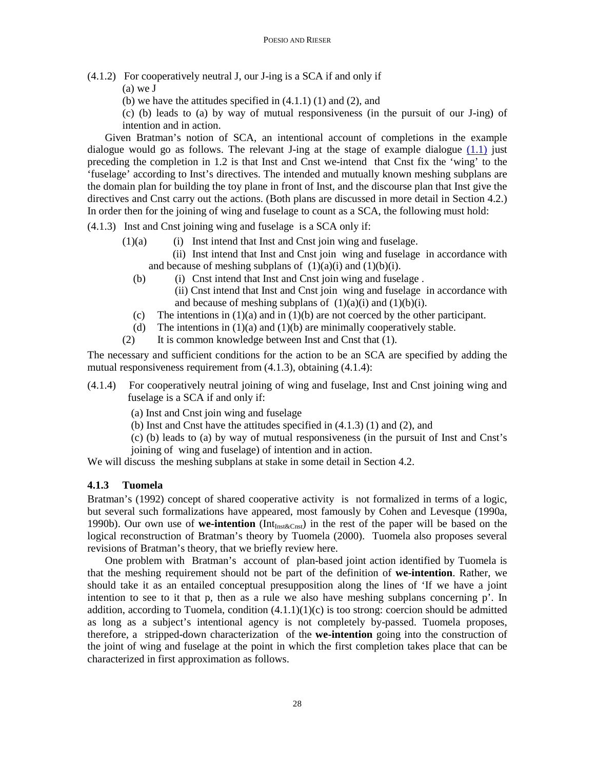(4.1.2) For cooperatively neutral J, our J-ing is a SCA if and only if

(a) we J

(b) we have the attitudes specified in (4.1.1) (1) and (2), and

(c) (b) leads to (a) by way of mutual responsiveness (in the pursuit of our J-ing) of intention and in action.

Given Bratman's notion of SCA, an intentional account of completions in the example dialogue would go as follows. The relevant J-ing at the stage of example dialogue (1.1) just preceding the completion in 1.2 is that Inst and Cnst we-intend that Cnst fix the 'wing' to the 'fuselage' according to Inst's directives. The intended and mutually known meshing subplans are the domain plan for building the toy plane in front of Inst, and the discourse plan that Inst give the directives and Cnst carry out the actions. (Both plans are discussed in more detail in Section 4.2.) In order then for the joining of wing and fuselage to count as a SCA, the following must hold:

(4.1.3) Inst and Cnst joining wing and fuselage is a SCA only if:

(1)(a) (i) Inst intend that Inst and Cnst join wing and fuselage.

(ii) Inst intend that Inst and Cnst join wing and fuselage in accordance with and because of meshing subplans of (1)(a)(i) and (1)(b)(i).

(b) (i) Cnst intend that Inst and Cnst join wing and fuselage .

(ii) Cnst intend that Inst and Cnst join wing and fuselage in accordance with and because of meshing subplans of (1)(a)(i) and (1)(b)(i).

(c) The intentions in (1)(a) and in (1)(b) are not coerced by the other participant.

(d) The intentions in (1)(a) and (1)(b) are minimally cooperatively stable.

(2) It is common knowledge between Inst and Cnst that (1).

The necessary and sufficient conditions for the action to be an SCA are specified by adding the mutual responsiveness requirement from (4.1.3), obtaining (4.1.4):

(4.1.4) For cooperatively neutral joining of wing and fuselage, Inst and Cnst joining wing and fuselage is a SCA if and only if:

(a) Inst and Cnst join wing and fuselage

(b) Inst and Cnst have the attitudes specified in (4.1.3) (1) and (2), and

(c) (b) leads to (a) by way of mutual responsiveness (in the pursuit of Inst and Cnst's joining of wing and fuselage) of intention and in action.

We will discuss the meshing subplans at stake in some detail in Section 4.2.

### 4.1.3 Tuomela

Bratman's (1992) concept of shared cooperative activity is not formalized in terms of a logic, but several such formalizations have appeared, most famously by Cohen and Levesque (1990a, 1990b). Our own use of **we-intention** ($\text{Int}_{\text{Inst\&Cnst}}$) in the rest of the paper will be based on the logical reconstruction of Bratman's theory by Tuomela (2000). Tuomela also proposes several revisions of Bratman's theory, that we briefly review here.

One problem with Bratman's account of plan-based joint action identified by Tuomela is that the meshing requirement should not be part of the definition of **we-intention**. Rather, we should take it as an entailed conceptual presupposition along the lines of 'If we have a joint intention to see to it that p, then as a rule we also have meshing subplans concerning p'. In addition, according to Tuomela, condition (4.1.1)(1)(c) is too strong: coercion should be admitted as long as a subject's intentional agency is not completely by-passed. Tuomela proposes, therefore, a stripped-down characterization of the **we-intention** going into the construction of the joint of wing and fuselage at the point in which the first completion takes place that can be characterized in first approximation as follows.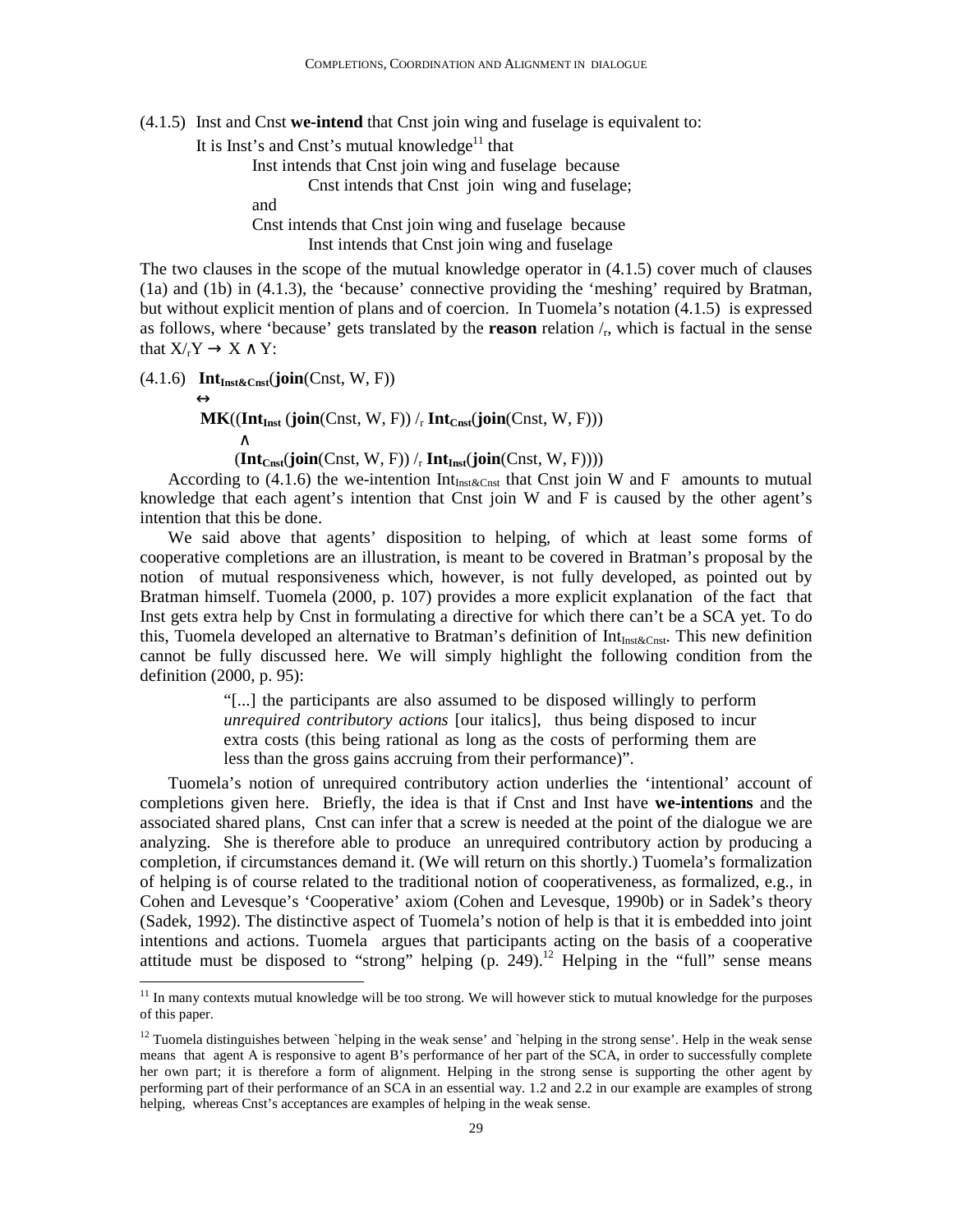(4.1.5) Inst and Cnst **we-intend** that Cnst join wing and fuselage is equivalent to:

> It is Inst's and Cnst's mutual knowledge[11] that
>
> > Inst intends that Cnst join wing and fuselage because
> >
> > > Cnst intends that Cnst join wing and fuselage;
> >
> > and
> >
> > Cnst intends that Cnst join wing and fuselage because
> >
> > > Inst intends that Cnst join wing and fuselage

The two clauses in the scope of the mutual knowledge operator in (4.1.5) cover much of clauses (1a) and (1b) in (4.1.3), the 'because' connective providing the 'meshing' required by Bratman, but without explicit mention of plans and of coercion. In Tuomela's notation (4.1.5) is expressed as follows, where 'because' gets translated by the **reason** relation $/_r$, which is factual in the sense that $X/_rY \rightarrow X \wedge Y$:

(4.1.6)

$$
\begin{aligned}
&\mathbf{Int}_{\mathbf{Inst\&Cnst}}(\mathbf{join}(\text{Cnst, W, F})) \\
&\leftrightarrow \\
&\mathbf{MK}((\mathbf{Int}_{\mathbf{Inst}}\,(\mathbf{join}(\text{Cnst, W, F}))\ /_r\ \mathbf{Int}_{\mathbf{Cnst}}(\mathbf{join}(\text{Cnst, W, F}))) \\
&\quad \wedge \\
&\quad (\mathbf{Int}_{\mathbf{Cnst}}(\mathbf{join}(\text{Cnst, W, F}))\ /_r\ \mathbf{Int}_{\mathbf{Inst}}(\mathbf{join}(\text{Cnst, W, F}))))
\end{aligned}
$$

According to (4.1.6) the we-intention $\text{Int}_{\text{Inst\&Cnst}}$ that Cnst join W and F amounts to mutual knowledge that each agent's intention that Cnst join W and F is caused by the other agent's intention that this be done.

We said above that agents' disposition to helping, of which at least some forms of cooperative completions are an illustration, is meant to be covered in Bratman's proposal by the notion of mutual responsiveness which, however, is not fully developed, as pointed out by Bratman himself. Tuomela (2000, p. 107) provides a more explicit explanation of the fact that Inst gets extra help by Cnst in formulating a directive for which there can't be a SCA yet. To do this, Tuomela developed an alternative to Bratman's definition of $\text{Int}_{\text{Inst\&Cnst}}$. This new definition cannot be fully discussed here. We will simply highlight the following condition from the definition (2000, p. 95):

> "[...] the participants are also assumed to be disposed willingly to perform *unrequired contributory actions* [our italics], thus being disposed to incur extra costs (this being rational as long as the costs of performing them are less than the gross gains accruing from their performance)".

Tuomela's notion of unrequired contributory action underlies the 'intentional' account of completions given here. Briefly, the idea is that if Cnst and Inst have **we-intentions** and the associated shared plans, Cnst can infer that a screw is needed at the point of the dialogue we are analyzing. She is therefore able to produce an unrequired contributory action by producing a completion, if circumstances demand it. (We will return on this shortly.) Tuomela's formalization of helping is of course related to the traditional notion of cooperativeness, as formalized, e.g., in Cohen and Levesque's 'Cooperative' axiom (Cohen and Levesque, 1990b) or in Sadek's theory (Sadek, 1992). The distinctive aspect of Tuomela's notion of help is that it is embedded into joint intentions and actions. Tuomela argues that participants acting on the basis of a cooperative attitude must be disposed to "strong" helping (p. 249).[12] Helping in the "full" sense means

---

[11] In many contexts mutual knowledge will be too strong. We will however stick to mutual knowledge for the purposes of this paper.

[12] Tuomela distinguishes between `helping in the weak sense' and `helping in the strong sense'. Help in the weak sense means that agent A is responsive to agent B's performance of her part of the SCA, in order to successfully complete her own part; it is therefore a form of alignment. Helping in the strong sense is supporting the other agent by performing part of their performance of an SCA in an essential way. 1.2 and 2.2 in our example are examples of strong helping, whereas Cnst's acceptances are examples of helping in the weak sense.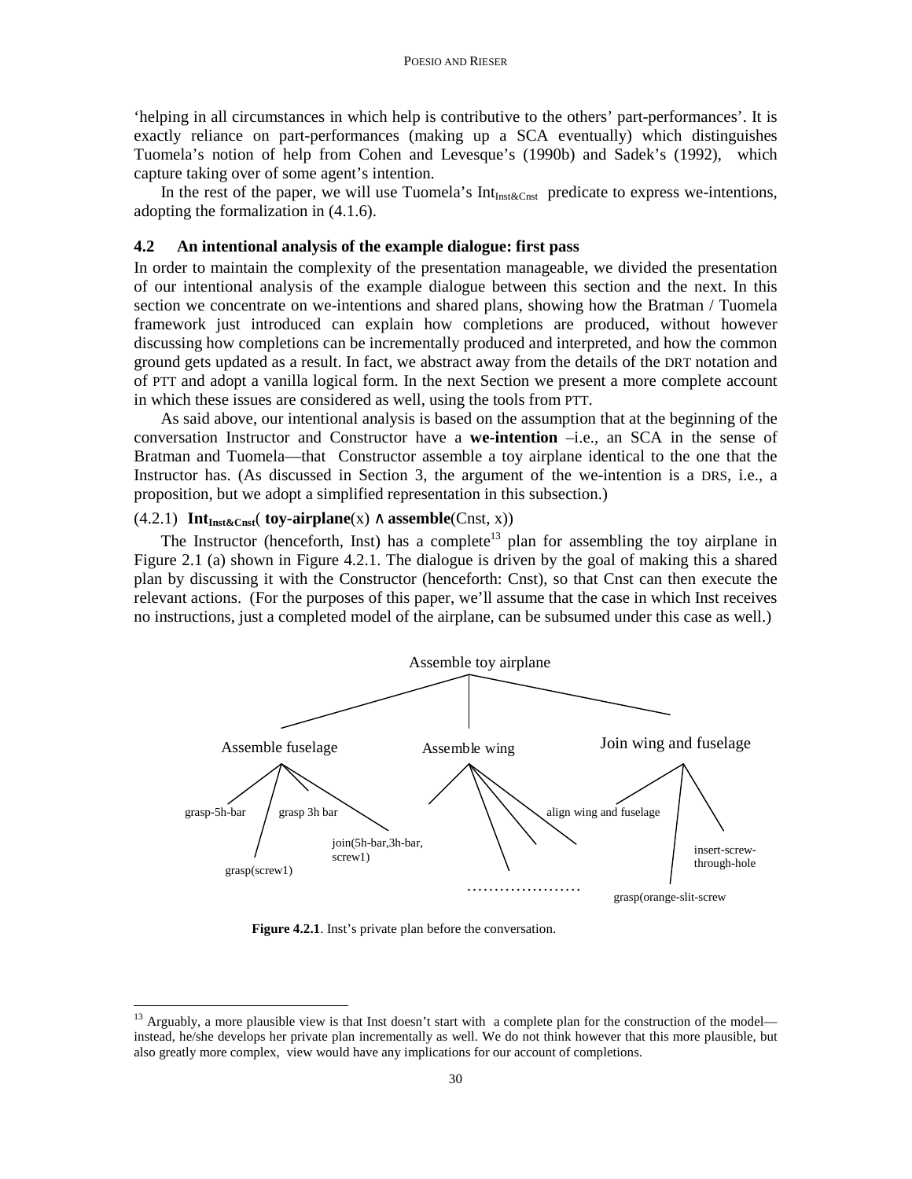'helping in all circumstances in which help is contributive to the others' part-performances'. It is exactly reliance on part-performances (making up a SCA eventually) which distinguishes Tuomela's notion of help from Cohen and Levesque's (1990b) and Sadek's (1992), which capture taking over of some agent's intention.

In the rest of the paper, we will use Tuomela's $\text{Int}_{\text{Inst\&Cnst}}$ predicate to express we-intentions, adopting the formalization in (4.1.6).

### 4.2 An intentional analysis of the example dialogue: first pass

In order to maintain the complexity of the presentation manageable, we divided the presentation of our intentional analysis of the example dialogue between this section and the next. In this section we concentrate on we-intentions and shared plans, showing how the Bratman / Tuomela framework just introduced can explain how completions are produced, without however discussing how completions can be incrementally produced and interpreted, and how the common ground gets updated as a result. In fact, we abstract away from the details of the DRT notation and of PTT and adopt a vanilla logical form. In the next Section we present a more complete account in which these issues are considered as well, using the tools from PTT.

As said above, our intentional analysis is based on the assumption that at the beginning of the conversation Instructor and Constructor have a **we-intention** –i.e., an SCA in the sense of Bratman and Tuomela—that Constructor assemble a toy airplane identical to the one that the Instructor has. (As discussed in Section 3, the argument of the we-intention is a DRS, i.e., a proposition, but we adopt a simplified representation in this subsection.)

(4.2.1) $\textbf{Int}_{\textbf{Inst\&Cnst}}(\textbf{ toy-airplane}(x) \wedge \textbf{assemble}(\text{Cnst}, x))$

The Instructor (henceforth, Inst) has a complete[13] plan for assembling the toy airplane in Figure 2.1 (a) shown in Figure 4.2.1. The dialogue is driven by the goal of making this a shared plan by discussing it with the Constructor (henceforth: Cnst), so that Cnst can then execute the relevant actions. (For the purposes of this paper, we'll assume that the case in which Inst receives no instructions, just a completed model of the airplane, can be subsumed under this case as well.)

```
Assemble toy airplane
├── Assemble fuselage
│   ├── grasp-5h-bar
│   ├── grasp(screw1)
│   ├── grasp 3h bar
│   └── join(5h-bar,3h-bar, screw1)
├── Assemble wing
│   ├── ...
│   └── align wing and fuselage
└── Join wing and fuselage
    ├── grasp(orange-slit-screw
    └── insert-screw-through-hole
```

**Figure 4.2.1**. Inst's private plan before the conversation.

[13] Arguably, a more plausible view is that Inst doesn't start with a complete plan for the construction of the model—instead, he/she develops her private plan incrementally as well. We do not think however that this more plausible, but also greatly more complex, view would have any implications for our account of completions.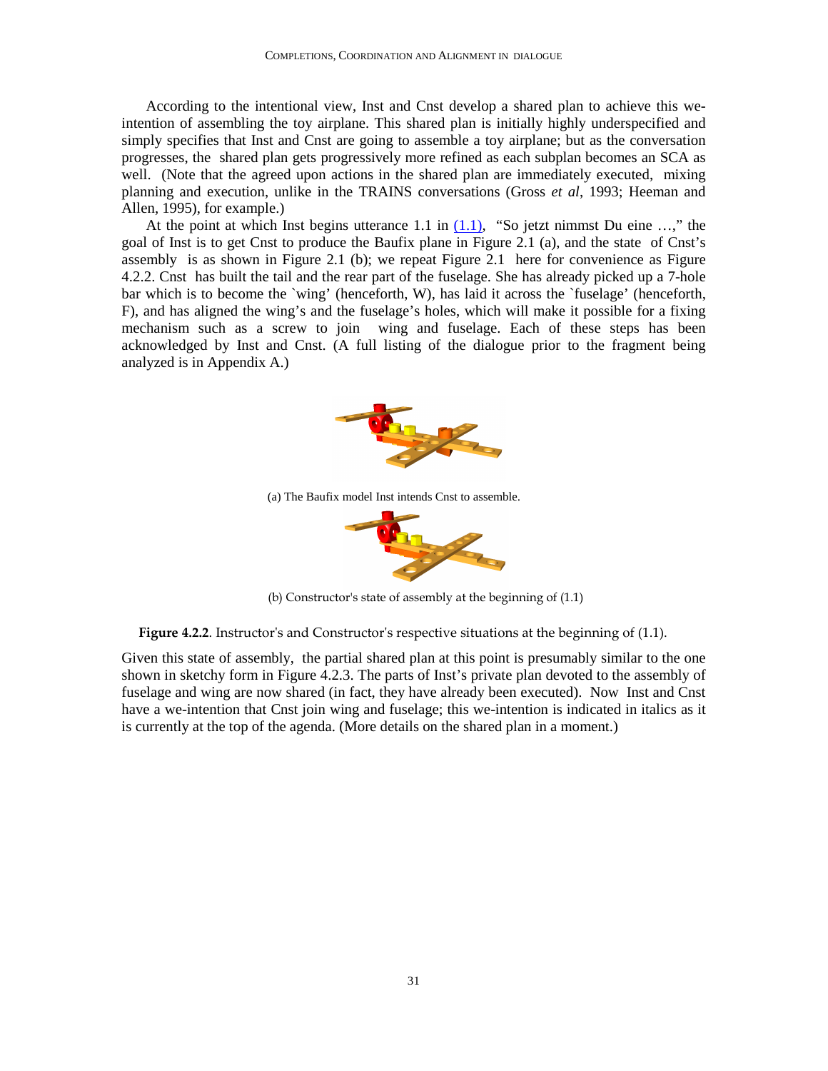According to the intentional view, Inst and Cnst develop a shared plan to achieve this we-intention of assembling the toy airplane. This shared plan is initially highly underspecified and simply specifies that Inst and Cnst are going to assemble a toy airplane; but as the conversation progresses, the shared plan gets progressively more refined as each subplan becomes an SCA as well. (Note that the agreed upon actions in the shared plan are immediately executed, mixing planning and execution, unlike in the TRAINS conversations (Gross *et al*, 1993; Heeman and Allen, 1995), for example.)

At the point at which Inst begins utterance 1.1 in (1.1), "So jetzt nimmst Du eine …," the goal of Inst is to get Cnst to produce the Baufix plane in Figure 2.1 (a), and the state of Cnst's assembly is as shown in Figure 2.1 (b); we repeat Figure 2.1 here for convenience as Figure 4.2.2. Cnst has built the tail and the rear part of the fuselage. She has already picked up a 7-hole bar which is to become the `wing' (henceforth, W), has laid it across the `fuselage' (henceforth, F), and has aligned the wing's and the fuselage's holes, which will make it possible for a fixing mechanism such as a screw to join wing and fuselage. Each of these steps has been acknowledged by Inst and Cnst. (A full listing of the dialogue prior to the fragment being analyzed is in Appendix A.)

(a) The Baufix model Inst intends Cnst to assemble.

(b) Constructor's state of assembly at the beginning of (1.1)

**Figure 4.2.2**. Instructor's and Constructor's respective situations at the beginning of (1.1).

Given this state of assembly, the partial shared plan at this point is presumably similar to the one shown in sketchy form in Figure 4.2.3. The parts of Inst's private plan devoted to the assembly of fuselage and wing are now shared (in fact, they have already been executed). Now Inst and Cnst have a we-intention that Cnst join wing and fuselage; this we-intention is indicated in italics as it is currently at the top of the agenda. (More details on the shared plan in a moment.)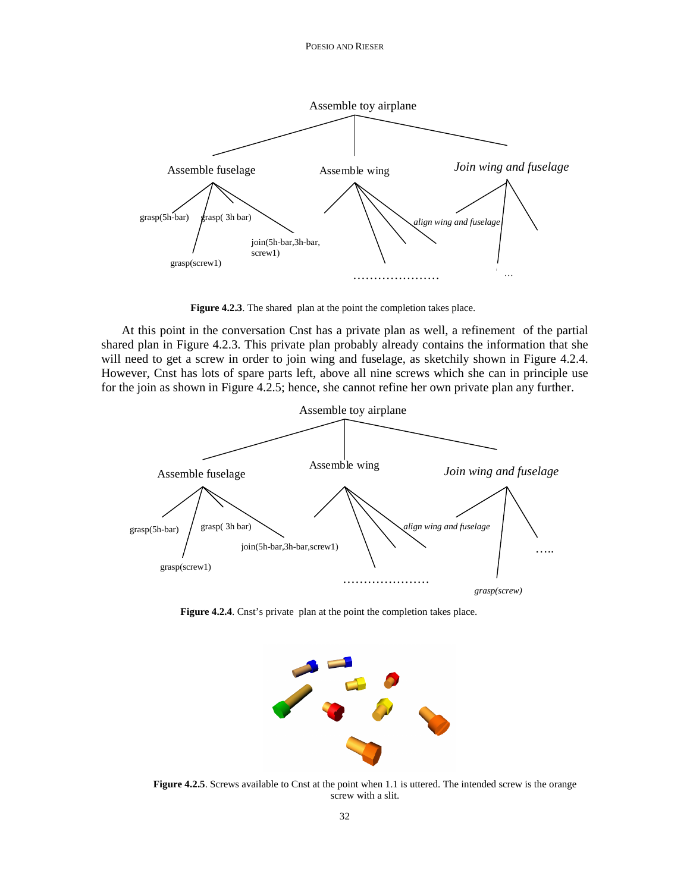**Figure 4.2.3**. The shared plan at the point the completion takes place.

At this point in the conversation Cnst has a private plan as well, a refinement of the partial shared plan in Figure 4.2.3. This private plan probably already contains the information that she will need to get a screw in order to join wing and fuselage, as sketchily shown in Figure 4.2.4. However, Cnst has lots of spare parts left, above all nine screws which she can in principle use for the join as shown in Figure 4.2.5; hence, she cannot refine her own private plan any further.

**Figure 4.2.4**. Cnst's private plan at the point the completion takes place.

**Figure 4.2.5**. Screws available to Cnst at the point when 1.1 is uttered. The intended screw is the orange screw with a slit.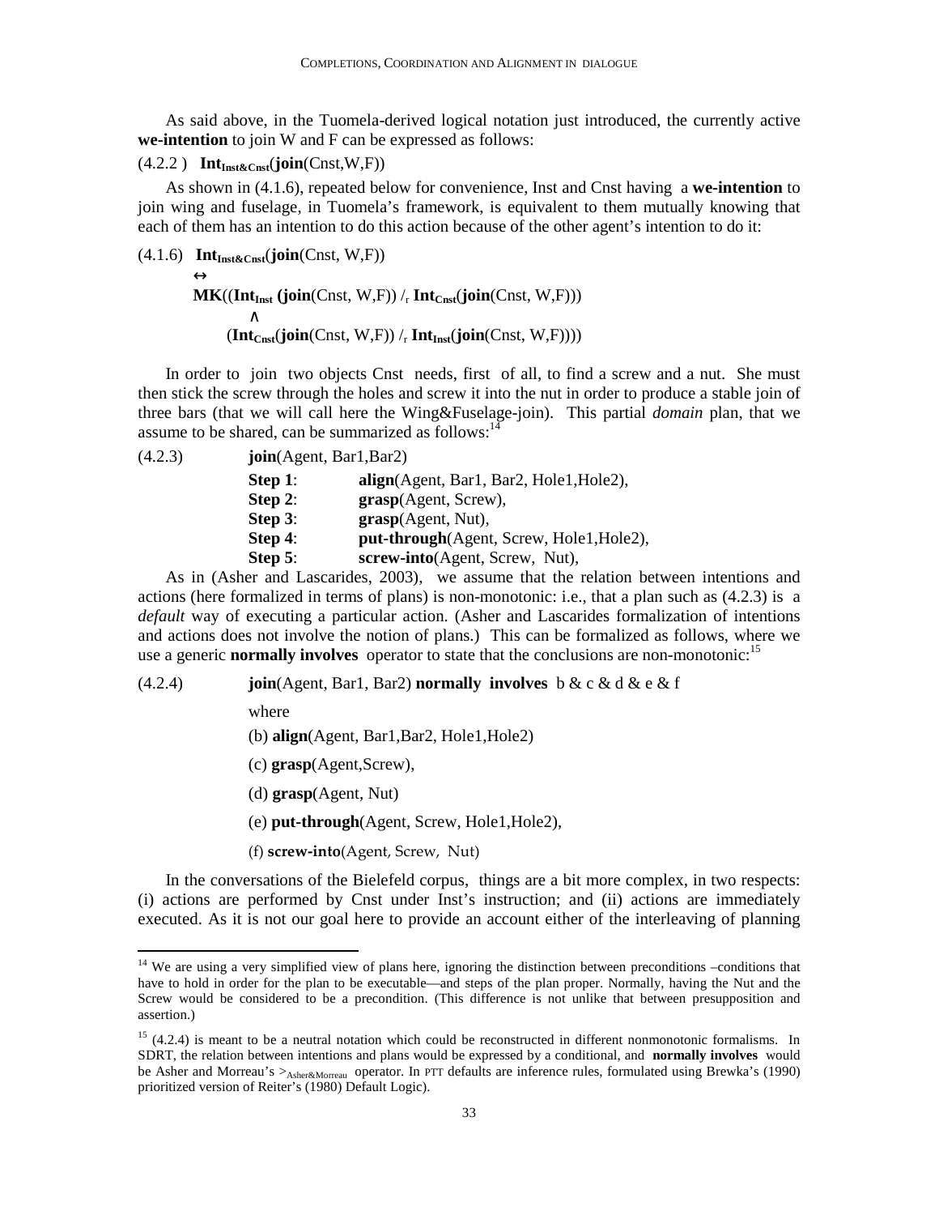As said above, in the Tuomela-derived logical notation just introduced, the currently active **we-intention** to join W and F can be expressed as follows:

(4.2.2 ) $\mathbf{Int}_{\mathbf{Inst\&Cnst}}(\mathbf{join}(\text{Cnst},\text{W},\text{F}))$

As shown in (4.1.6), repeated below for convenience, Inst and Cnst having a **we-intention** to join wing and fuselage, in Tuomela's framework, is equivalent to them mutually knowing that each of them has an intention to do this action because of the other agent's intention to do it:

$$
\begin{aligned}
(4.1.6)\quad & \mathbf{Int}_{\mathbf{Inst\&Cnst}}(\mathbf{join}(\text{Cnst, W,F})) \\
& \leftrightarrow \\
& \mathbf{MK}((\mathbf{Int}_{\mathbf{Inst}}\,(\mathbf{join}(\text{Cnst, W,F}))\ /_{r}\ \mathbf{Int}_{\mathbf{Cnst}}(\mathbf{join}(\text{Cnst, W,F}))) \\
& \quad\wedge \\
& \quad(\mathbf{Int}_{\mathbf{Cnst}}(\mathbf{join}(\text{Cnst, W,F}))\ /_{r}\ \mathbf{Int}_{\mathbf{Inst}}(\mathbf{join}(\text{Cnst, W,F}))))
\end{aligned}
$$

In order to join two objects Cnst needs, first of all, to find a screw and a nut. She must then stick the screw through the holes and screw it into the nut in order to produce a stable join of three bars (that we will call here the Wing&Fuselage-join). This partial *domain* plan, that we assume to be shared, can be summarized as follows:[14]

(4.2.3) **join**(Agent, Bar1,Bar2)

- **Step 1**: **align**(Agent, Bar1, Bar2, Hole1,Hole2),
- **Step 2**: **grasp**(Agent, Screw),
- **Step 3**: **grasp**(Agent, Nut),
- **Step 4**: **put-through**(Agent, Screw, Hole1,Hole2),
- **Step 5**: **screw-into**(Agent, Screw, Nut),

As in (Asher and Lascarides, 2003), we assume that the relation between intentions and actions (here formalized in terms of plans) is non-monotonic: i.e., that a plan such as (4.2.3) is a *default* way of executing a particular action. (Asher and Lascarides formalization of intentions and actions does not involve the notion of plans.) This can be formalized as follows, where we use a generic **normally involves** operator to state that the conclusions are non-monotonic:[15]

(4.2.4) **join**(Agent, Bar1, Bar2) **normally involves** b & c & d & e & f

where

(b) **align**(Agent, Bar1,Bar2, Hole1,Hole2)

(c) **grasp**(Agent,Screw),

(d) **grasp**(Agent, Nut)

(e) **put-through**(Agent, Screw, Hole1,Hole2),

(f) **screw-into**(Agent, Screw, Nut)

In the conversations of the Bielefeld corpus, things are a bit more complex, in two respects: (i) actions are performed by Cnst under Inst's instruction; and (ii) actions are immediately executed. As it is not our goal here to provide an account either of the interleaving of planning

---

[14] We are using a very simplified view of plans here, ignoring the distinction between preconditions –conditions that have to hold in order for the plan to be executable—and steps of the plan proper. Normally, having the Nut and the Screw would be considered to be a precondition. (This difference is not unlike that between presupposition and assertion.)

[15] (4.2.4) is meant to be a neutral notation which could be reconstructed in different nonmonotonic formalisms. In SDRT, the relation between intentions and plans would be expressed by a conditional, and **normally involves** would be Asher and Morreau's $>_{\text{Asher\&Morreau}}$ operator. In PTT defaults are inference rules, formulated using Brewka's (1990) prioritized version of Reiter's (1980) Default Logic).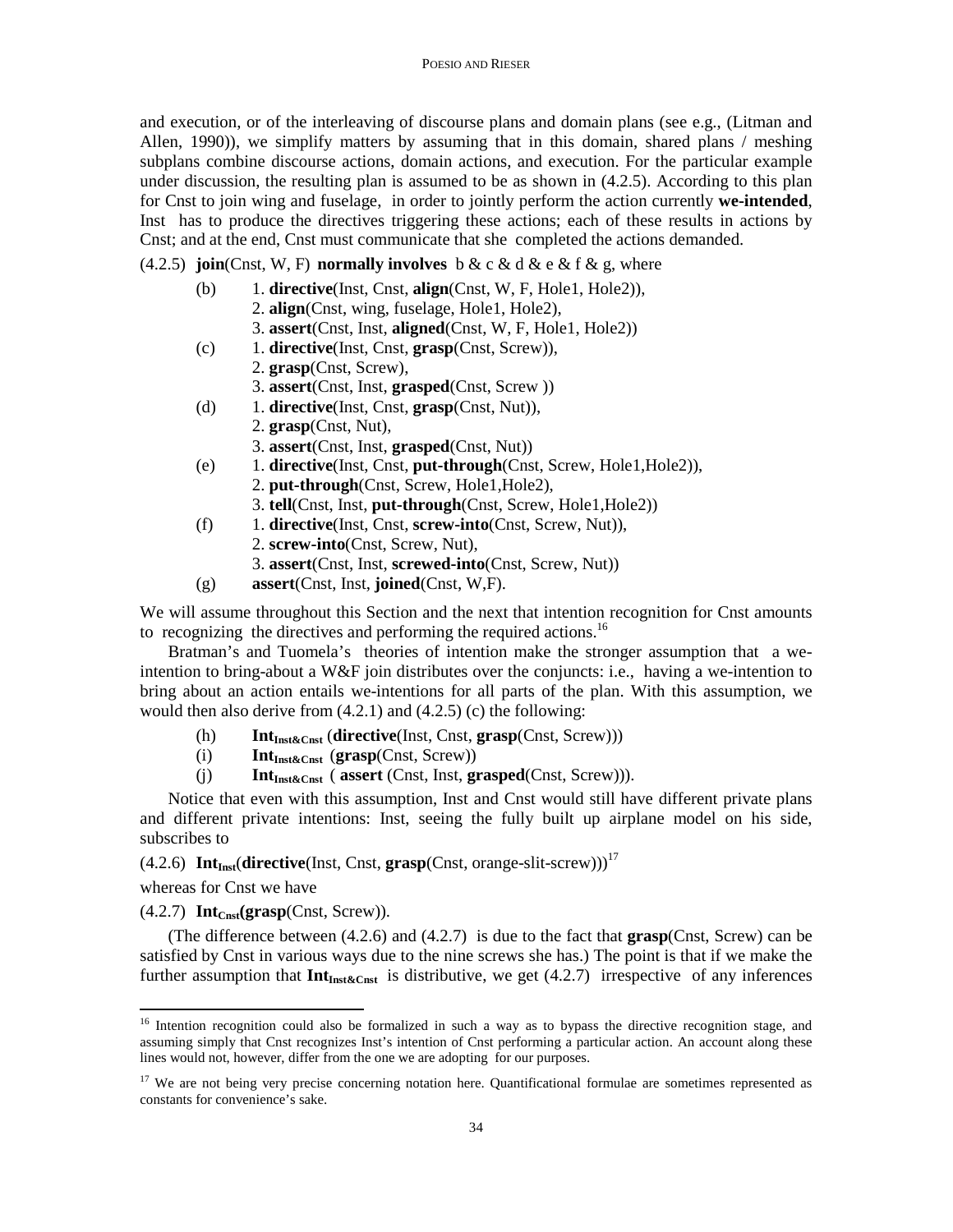and execution, or of the interleaving of discourse plans and domain plans (see e.g., (Litman and Allen, 1990)), we simplify matters by assuming that in this domain, shared plans / meshing subplans combine discourse actions, domain actions, and execution. For the particular example under discussion, the resulting plan is assumed to be as shown in (4.2.5). According to this plan for Cnst to join wing and fuselage, in order to jointly perform the action currently **we-intended**, Inst has to produce the directives triggering these actions; each of these results in actions by Cnst; and at the end, Cnst must communicate that she completed the actions demanded.

(4.2.5) **join**(Cnst, W, F) **normally involves** b & c & d & e & f & g, where

(b) 1. **directive**(Inst, Cnst, **align**(Cnst, W, F, Hole1, Hole2)),
  2. **align**(Cnst, wing, fuselage, Hole1, Hole2),
  3. **assert**(Cnst, Inst, **aligned**(Cnst, W, F, Hole1, Hole2))

(c) 1. **directive**(Inst, Cnst, **grasp**(Cnst, Screw)),
  2. **grasp**(Cnst, Screw),
  3. **assert**(Cnst, Inst, **grasped**(Cnst, Screw ))

(d) 1. **directive**(Inst, Cnst, **grasp**(Cnst, Nut)),
  2. **grasp**(Cnst, Nut),
  3. **assert**(Cnst, Inst, **grasped**(Cnst, Nut))

(e) 1. **directive**(Inst, Cnst, **put-through**(Cnst, Screw, Hole1,Hole2)),
  2. **put-through**(Cnst, Screw, Hole1,Hole2),
  3. **tell**(Cnst, Inst, **put-through**(Cnst, Screw, Hole1,Hole2))

(f) 1. **directive**(Inst, Cnst, **screw-into**(Cnst, Screw, Nut)),
  2. **screw-into**(Cnst, Screw, Nut),
  3. **assert**(Cnst, Inst, **screwed-into**(Cnst, Screw, Nut))

(g) **assert**(Cnst, Inst, **joined**(Cnst, W,F).

We will assume throughout this Section and the next that intention recognition for Cnst amounts to recognizing the directives and performing the required actions.[16]

Bratman's and Tuomela's theories of intention make the stronger assumption that a we-intention to bring-about a W&F join distributes over the conjuncts: i.e., having a we-intention to bring about an action entails we-intentions for all parts of the plan. With this assumption, we would then also derive from (4.2.1) and (4.2.5) (c) the following:

(h) $\mathbf{Int}_{\mathbf{Inst\&Cnst}}$ (**directive**(Inst, Cnst, **grasp**(Cnst, Screw)))

(i) $\mathbf{Int}_{\mathbf{Inst\&Cnst}}$ (**grasp**(Cnst, Screw))

(j) $\mathbf{Int}_{\mathbf{Inst\&Cnst}}$ ( **assert** (Cnst, Inst, **grasped**(Cnst, Screw))).

Notice that even with this assumption, Inst and Cnst would still have different private plans and different private intentions: Inst, seeing the fully built up airplane model on his side, subscribes to

(4.2.6) $\mathbf{Int}_{\mathbf{Inst}}$(**directive**(Inst, Cnst, **grasp**(Cnst, orange-slit-screw)))[17]

whereas for Cnst we have

(4.2.7) $\mathbf{Int}_{\mathbf{Cnst}}$(**grasp**(Cnst, Screw)).

(The difference between (4.2.6) and (4.2.7) is due to the fact that **grasp**(Cnst, Screw) can be satisfied by Cnst in various ways due to the nine screws she has.) The point is that if we make the further assumption that $\mathbf{Int}_{\mathbf{Inst\&Cnst}}$ is distributive, we get (4.2.7) irrespective of any inferences

---

[16] Intention recognition could also be formalized in such a way as to bypass the directive recognition stage, and assuming simply that Cnst recognizes Inst's intention of Cnst performing a particular action. An account along these lines would not, however, differ from the one we are adopting for our purposes.

[17] We are not being very precise concerning notation here. Quantificational formulae are sometimes represented as constants for convenience's sake.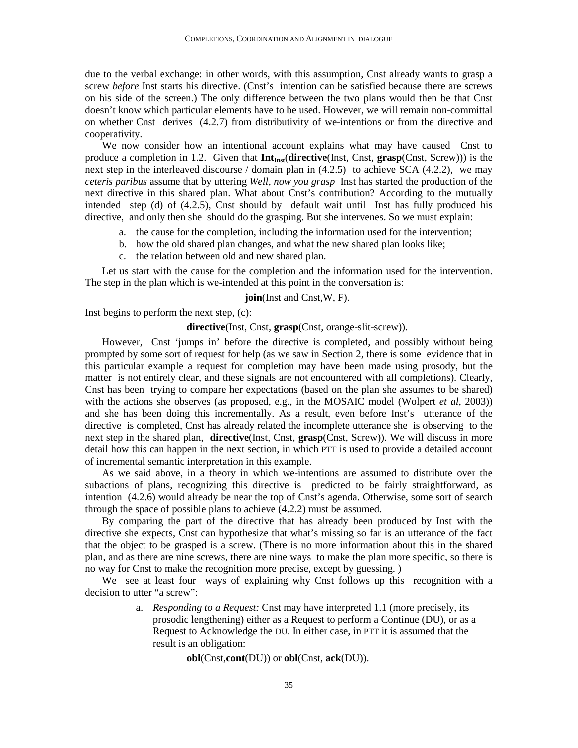due to the verbal exchange: in other words, with this assumption, Cnst already wants to grasp a screw *before* Inst starts his directive. (Cnst's intention can be satisfied because there are screws on his side of the screen.) The only difference between the two plans would then be that Cnst doesn't know which particular elements have to be used. However, we will remain non-committal on whether Cnst derives (4.2.7) from distributivity of we-intentions or from the directive and cooperativity.

We now consider how an intentional account explains what may have caused Cnst to produce a completion in 1.2. Given that $\mathbf{Int}_{\mathbf{Inst}}$(**directive**(Inst, Cnst, **grasp**(Cnst, Screw))) is the next step in the interleaved discourse / domain plan in (4.2.5) to achieve SCA (4.2.2), we may *ceteris paribus* assume that by uttering *Well, now you grasp* Inst has started the production of the next directive in this shared plan. What about Cnst's contribution? According to the mutually intended step (d) of (4.2.5), Cnst should by default wait until Inst has fully produced his directive, and only then she should do the grasping. But she intervenes. So we must explain:

a. the cause for the completion, including the information used for the intervention;
b. how the old shared plan changes, and what the new shared plan looks like;
c. the relation between old and new shared plan.

Let us start with the cause for the completion and the information used for the intervention. The step in the plan which is we-intended at this point in the conversation is:

**join**(Inst and Cnst,W, F).

Inst begins to perform the next step, (c):

**directive**(Inst, Cnst, **grasp**(Cnst, orange-slit-screw)).

However, Cnst 'jumps in' before the directive is completed, and possibly without being prompted by some sort of request for help (as we saw in Section 2, there is some evidence that in this particular example a request for completion may have been made using prosody, but the matter is not entirely clear, and these signals are not encountered with all completions). Clearly, Cnst has been trying to compare her expectations (based on the plan she assumes to be shared) with the actions she observes (as proposed, e.g., in the MOSAIC model (Wolpert *et al*, 2003)) and she has been doing this incrementally. As a result, even before Inst's utterance of the directive is completed, Cnst has already related the incomplete utterance she is observing to the next step in the shared plan, **directive**(Inst, Cnst, **grasp**(Cnst, Screw)). We will discuss in more detail how this can happen in the next section, in which PTT is used to provide a detailed account of incremental semantic interpretation in this example.

As we said above, in a theory in which we-intentions are assumed to distribute over the subactions of plans, recognizing this directive is predicted to be fairly straightforward, as intention (4.2.6) would already be near the top of Cnst's agenda. Otherwise, some sort of search through the space of possible plans to achieve (4.2.2) must be assumed.

By comparing the part of the directive that has already been produced by Inst with the directive she expects, Cnst can hypothesize that what's missing so far is an utterance of the fact that the object to be grasped is a screw. (There is no more information about this in the shared plan, and as there are nine screws, there are nine ways to make the plan more specific, so there is no way for Cnst to make the recognition more precise, except by guessing. )

We see at least four ways of explaining why Cnst follows up this recognition with a decision to utter "a screw":

a. *Responding to a Request:* Cnst may have interpreted 1.1 (more precisely, its prosodic lengthening) either as a Request to perform a Continue (DU), or as a Request to Acknowledge the DU. In either case, in PTT it is assumed that the result is an obligation:

   **obl**(Cnst,**cont**(DU)) or **obl**(Cnst, **ack**(DU)).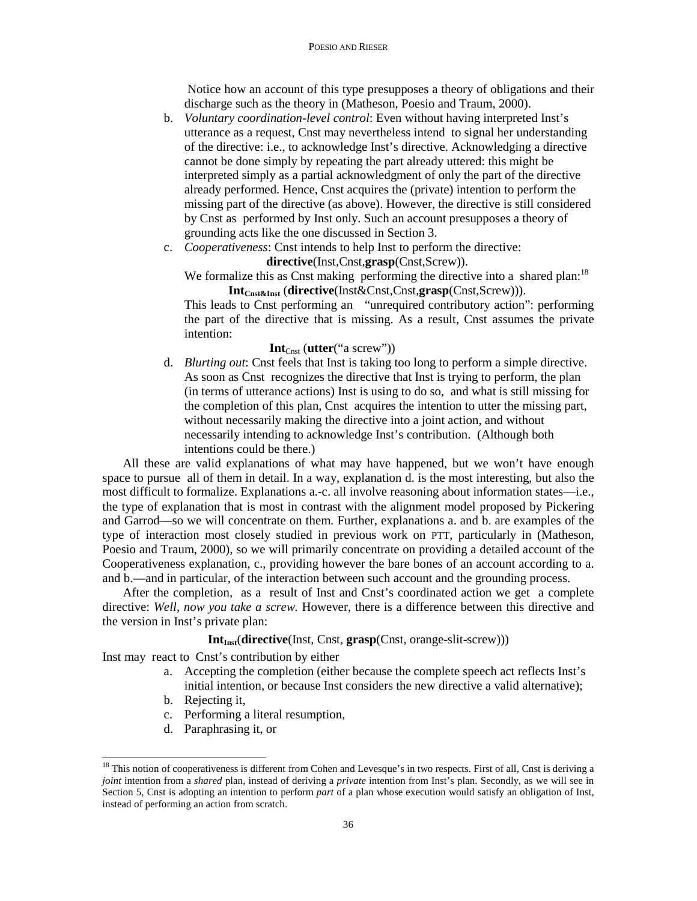Notice how an account of this type presupposes a theory of obligations and their discharge such as the theory in (Matheson, Poesio and Traum, 2000).

b. *Voluntary coordination-level control*: Even without having interpreted Inst's utterance as a request, Cnst may nevertheless intend to signal her understanding of the directive: i.e., to acknowledge Inst's directive. Acknowledging a directive cannot be done simply by repeating the part already uttered: this might be interpreted simply as a partial acknowledgment of only the part of the directive already performed. Hence, Cnst acquires the (private) intention to perform the missing part of the directive (as above). However, the directive is still considered by Cnst as performed by Inst only. Such an account presupposes a theory of grounding acts like the one discussed in Section 3.

c. *Cooperativeness*: Cnst intends to help Inst to perform the directive:

   **directive**(Inst,Cnst,**grasp**(Cnst,Screw)).

   We formalize this as Cnst making performing the directive into a shared plan:[18]

   $\mathbf{Int}_{\mathbf{Cnst\&Inst}}$ (**directive**(Inst&Cnst,Cnst,**grasp**(Cnst,Screw))).

   This leads to Cnst performing an "unrequired contributory action": performing the part of the directive that is missing. As a result, Cnst assumes the private intention:

   $\mathbf{Int}_{\mathrm{Cnst}}$ (**utter**("a screw"))

d. *Blurting out*: Cnst feels that Inst is taking too long to perform a simple directive. As soon as Cnst recognizes the directive that Inst is trying to perform, the plan (in terms of utterance actions) Inst is using to do so, and what is still missing for the completion of this plan, Cnst acquires the intention to utter the missing part, without necessarily making the directive into a joint action, and without necessarily intending to acknowledge Inst's contribution. (Although both intentions could be there.)

All these are valid explanations of what may have happened, but we won't have enough space to pursue all of them in detail. In a way, explanation d. is the most interesting, but also the most difficult to formalize. Explanations a.-c. all involve reasoning about information states—i.e., the type of explanation that is most in contrast with the alignment model proposed by Pickering and Garrod—so we will concentrate on them. Further, explanations a. and b. are examples of the type of interaction most closely studied in previous work on PTT, particularly in (Matheson, Poesio and Traum, 2000), so we will primarily concentrate on providing a detailed account of the Cooperativeness explanation, c., providing however the bare bones of an account according to a. and b.—and in particular, of the interaction between such account and the grounding process.

After the completion, as a result of Inst and Cnst's coordinated action we get a complete directive: *Well, now you take a screw.* However, there is a difference between this directive and the version in Inst's private plan:

$\mathbf{Int}_{\mathbf{Inst}}$(**directive**(Inst, Cnst, **grasp**(Cnst, orange-slit-screw)))

Inst may react to Cnst's contribution by either

a. Accepting the completion (either because the complete speech act reflects Inst's initial intention, or because Inst considers the new directive a valid alternative);
b. Rejecting it,
c. Performing a literal resumption,
d. Paraphrasing it, or

[18] This notion of cooperativeness is different from Cohen and Levesque's in two respects. First of all, Cnst is deriving a *joint* intention from a *shared* plan, instead of deriving a *private* intention from Inst's plan. Secondly, as we will see in Section 5, Cnst is adopting an intention to perform *part* of a plan whose execution would satisfy an obligation of Inst, instead of performing an action from scratch.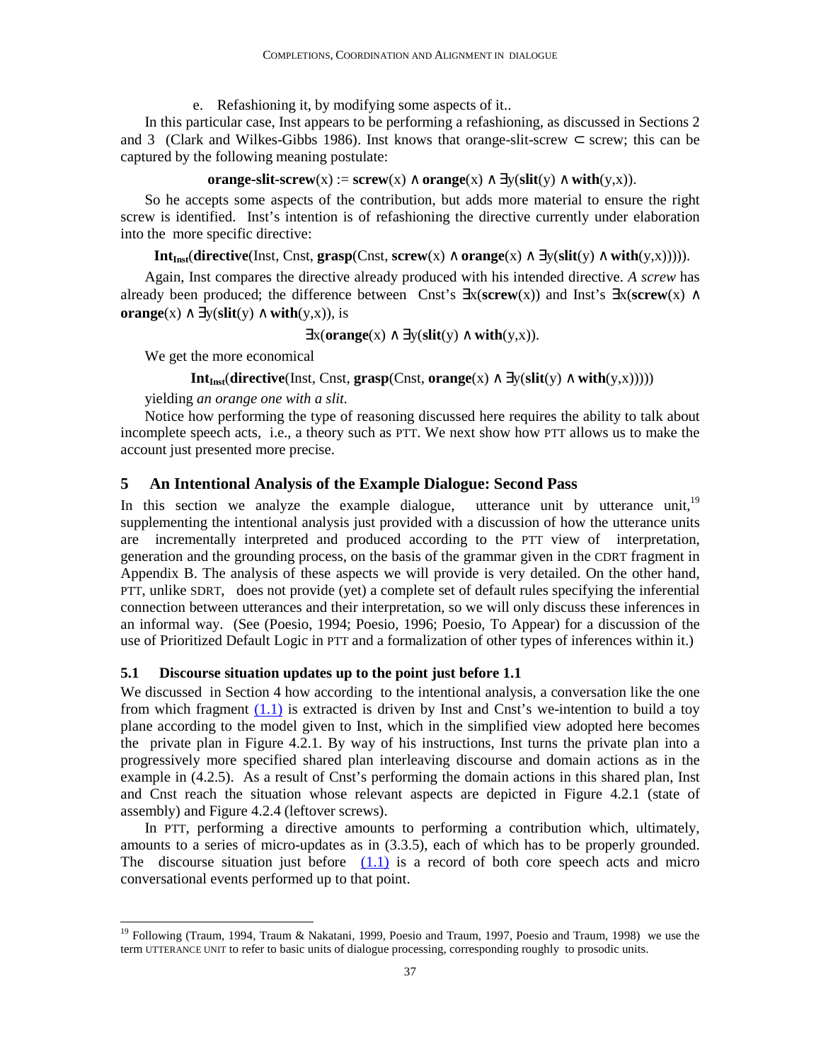e. Refashioning it, by modifying some aspects of it..

In this particular case, Inst appears to be performing a refashioning, as discussed in Sections 2 and 3 (Clark and Wilkes-Gibbs 1986). Inst knows that orange-slit-screw ⊂ screw; this can be captured by the following meaning postulate:

$$\textbf{orange-slit-screw}(x) := \textbf{screw}(x) \wedge \textbf{orange}(x) \wedge \exists y(\textbf{slit}(y) \wedge \textbf{with}(y,x)).$$

So he accepts some aspects of the contribution, but adds more material to ensure the right screw is identified. Inst's intention is of refashioning the directive currently under elaboration into the more specific directive:

$$\textbf{Int}_{\textbf{Inst}}(\textbf{directive}(\text{Inst, Cnst, } \textbf{grasp}(\text{Cnst, } \textbf{screw}(x) \wedge \textbf{orange}(x) \wedge \exists y(\textbf{slit}(y) \wedge \textbf{with}(y,x))))).$$

Again, Inst compares the directive already produced with his intended directive. *A screw* has already been produced; the difference between Cnst's $\exists x(\textbf{screw}(x))$ and Inst's $\exists x(\textbf{screw}(x) \wedge \textbf{orange}(x) \wedge \exists y(\textbf{slit}(y) \wedge \textbf{with}(y,x))$, is

$$\exists x(\textbf{orange}(x) \wedge \exists y(\textbf{slit}(y) \wedge \textbf{with}(y,x)).$$

We get the more economical

$$\textbf{Int}_{\textbf{Inst}}(\textbf{directive}(\text{Inst, Cnst, } \textbf{grasp}(\text{Cnst, } \textbf{orange}(x) \wedge \exists y(\textbf{slit}(y) \wedge \textbf{with}(y,x)))))$$

yielding *an orange one with a slit*.

Notice how performing the type of reasoning discussed here requires the ability to talk about incomplete speech acts, i.e., a theory such as PTT. We next show how PTT allows us to make the account just presented more precise.

## 5 An Intentional Analysis of the Example Dialogue: Second Pass

In this section we analyze the example dialogue, utterance unit by utterance unit,[19] supplementing the intentional analysis just provided with a discussion of how the utterance units are incrementally interpreted and produced according to the PTT view of interpretation, generation and the grounding process, on the basis of the grammar given in the CDRT fragment in Appendix B. The analysis of these aspects we will provide is very detailed. On the other hand, PTT, unlike SDRT, does not provide (yet) a complete set of default rules specifying the inferential connection between utterances and their interpretation, so we will only discuss these inferences in an informal way. (See (Poesio, 1994; Poesio, 1996; Poesio, To Appear) for a discussion of the use of Prioritized Default Logic in PTT and a formalization of other types of inferences within it.)

### 5.1 Discourse situation updates up to the point just before 1.1

We discussed in Section 4 how according to the intentional analysis, a conversation like the one from which fragment (1.1) is extracted is driven by Inst and Cnst's we-intention to build a toy plane according to the model given to Inst, which in the simplified view adopted here becomes the private plan in Figure 4.2.1. By way of his instructions, Inst turns the private plan into a progressively more specified shared plan interleaving discourse and domain actions as in the example in (4.2.5). As a result of Cnst's performing the domain actions in this shared plan, Inst and Cnst reach the situation whose relevant aspects are depicted in Figure 4.2.1 (state of assembly) and Figure 4.2.4 (leftover screws).

In PTT, performing a directive amounts to performing a contribution which, ultimately, amounts to a series of micro-updates as in (3.3.5), each of which has to be properly grounded. The discourse situation just before (1.1) is a record of both core speech acts and micro conversational events performed up to that point.

[19] Following (Traum, 1994, Traum & Nakatani, 1999, Poesio and Traum, 1997, Poesio and Traum, 1998) we use the term UTTERANCE UNIT to refer to basic units of dialogue processing, corresponding roughly to prosodic units.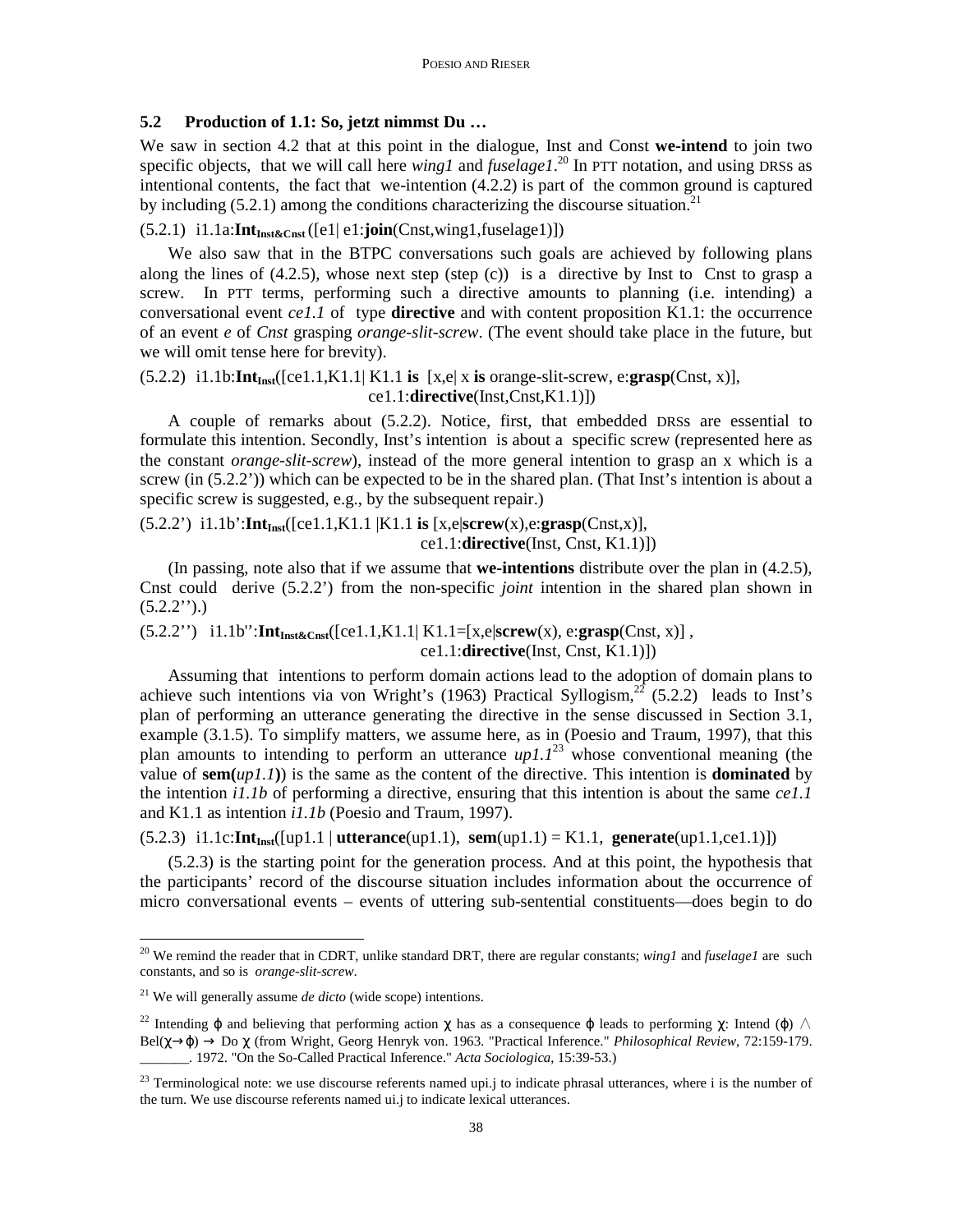### 5.2 Production of 1.1: So, jetzt nimmst Du …

We saw in section 4.2 that at this point in the dialogue, Inst and Const **we-intend** to join two specific objects, that we will call here *wing1* and *fuselage1*.[20] In PTT notation, and using DRSs as intentional contents, the fact that we-intention (4.2.2) is part of the common ground is captured by including (5.2.1) among the conditions characterizing the discourse situation.[21]

(5.2.1) i1.1a:$\mathbf{Int}_{\mathbf{Inst\&Cnst}}$ ([e1| e1:**join**(Cnst,wing1,fuselage1)])

We also saw that in the BTPC conversations such goals are achieved by following plans along the lines of (4.2.5), whose next step (step (c)) is a directive by Inst to Cnst to grasp a screw. In PTT terms, performing such a directive amounts to planning (i.e. intending) a conversational event *ce1.1* of type **directive** and with content proposition K1.1: the occurrence of an event *e* of *Cnst* grasping *orange-slit-screw*. (The event should take place in the future, but we will omit tense here for brevity).

(5.2.2) i1.1b:$\mathbf{Int}_{\mathbf{Inst}}$([ce1.1,K1.1| K1.1 **is** [x,e| x **is** orange-slit-screw, e:**grasp**(Cnst, x)],
ce1.1:**directive**(Inst,Cnst,K1.1)])

A couple of remarks about (5.2.2). Notice, first, that embedded DRSs are essential to formulate this intention. Secondly, Inst's intention is about a specific screw (represented here as the constant *orange-slit-screw*), instead of the more general intention to grasp an x which is a screw (in (5.2.2')) which can be expected to be in the shared plan. (That Inst's intention is about a specific screw is suggested, e.g., by the subsequent repair.)

(5.2.2') i1.1b':$\mathbf{Int}_{\mathbf{Inst}}$([ce1.1,K1.1 |K1.1 **is** [x,e|**screw**(x),e:**grasp**(Cnst,x)],
ce1.1:**directive**(Inst, Cnst, K1.1)])

(In passing, note also that if we assume that **we-intentions** distribute over the plan in (4.2.5), Cnst could derive (5.2.2') from the non-specific *joint* intention in the shared plan shown in (5.2.2'').)

(5.2.2'') i1.1b'':$\mathbf{Int}_{\mathbf{Inst\&Cnst}}$([ce1.1,K1.1| K1.1=[x,e|**screw**(x), e:**grasp**(Cnst, x)] ,
ce1.1:**directive**(Inst, Cnst, K1.1)])

Assuming that intentions to perform domain actions lead to the adoption of domain plans to achieve such intentions via von Wright's (1963) Practical Syllogism,[22] (5.2.2) leads to Inst's plan of performing an utterance generating the directive in the sense discussed in Section 3.1, example (3.1.5). To simplify matters, we assume here, as in (Poesio and Traum, 1997), that this plan amounts to intending to perform an utterance *up1.1*[23] whose conventional meaning (the value of **sem(***up1.1***)**) is the same as the content of the directive. This intention is **dominated** by the intention *i1.1b* of performing a directive, ensuring that this intention is about the same *ce1.1* and K1.1 as intention *i1.1b* (Poesio and Traum, 1997).

(5.2.3) i1.1c:$\mathbf{Int}_{\mathbf{Inst}}$([up1.1 | **utterance**(up1.1), **sem**(up1.1) = K1.1, **generate**(up1.1,ce1.1)])

(5.2.3) is the starting point for the generation process. And at this point, the hypothesis that the participants' record of the discourse situation includes information about the occurrence of micro conversational events – events of uttering sub-sentential constituents—does begin to do

---

[20] We remind the reader that in CDRT, unlike standard DRT, there are regular constants; *wing1* and *fuselage1* are such constants, and so is *orange-slit-screw*.

[21] We will generally assume *de dicto* (wide scope) intentions.

[22] Intending $\varphi$ and believing that performing action $\chi$ has as a consequence $\varphi$ leads to performing $\chi$: Intend ($\varphi$) $\wedge$ Bel($\chi \rightarrow \varphi$) $\rightarrow$ Do $\chi$ (from Wright, Georg Henryk von. 1963. "Practical Inference." *Philosophical Review*, 72:159-179. _______. 1972. "On the So-Called Practical Inference." *Acta Sociologica*, 15:39-53.)

[23] Terminological note: we use discourse referents named upi.j to indicate phrasal utterances, where i is the number of the turn. We use discourse referents named ui.j to indicate lexical utterances.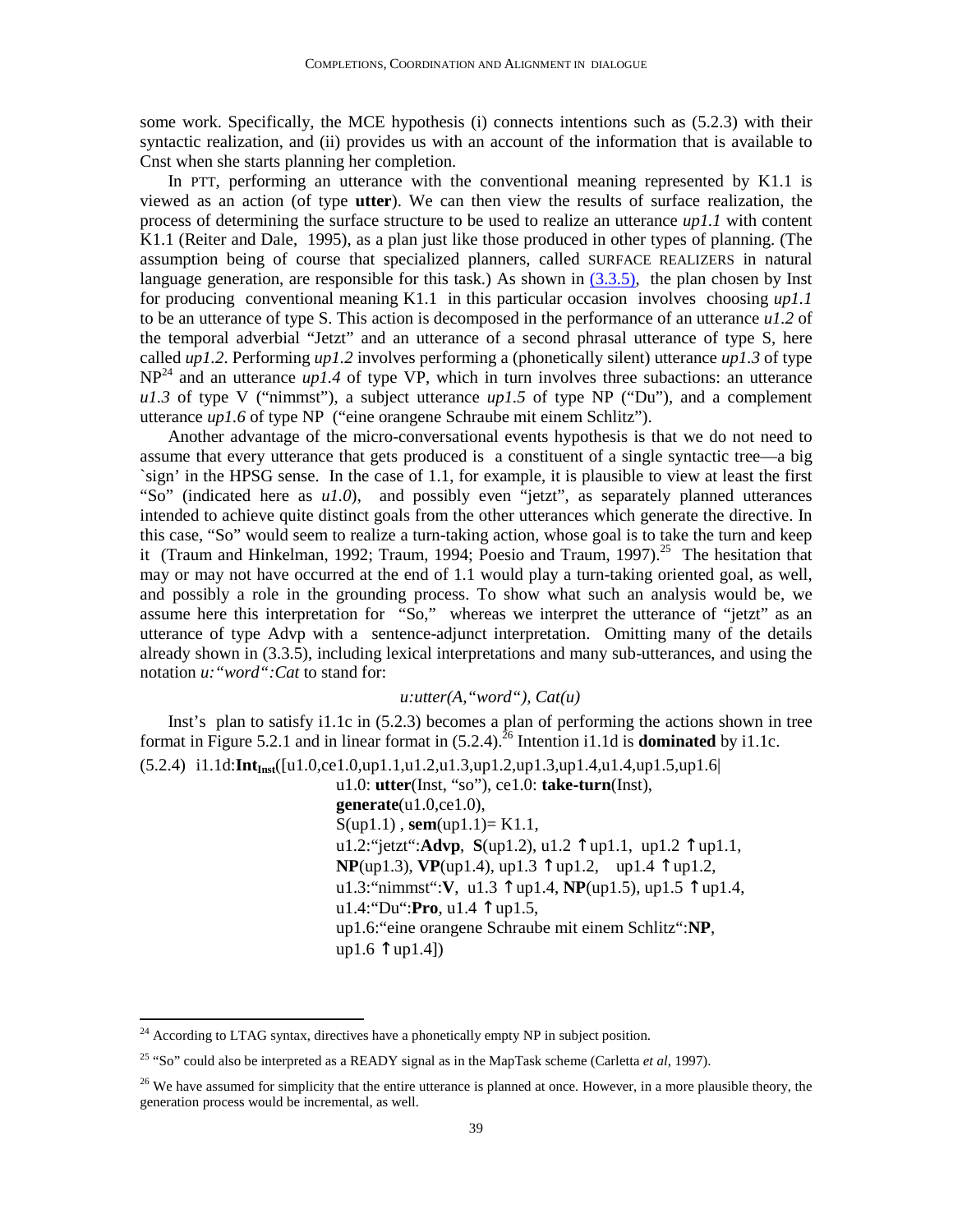some work. Specifically, the MCE hypothesis (i) connects intentions such as (5.2.3) with their syntactic realization, and (ii) provides us with an account of the information that is available to Cnst when she starts planning her completion.

In PTT, performing an utterance with the conventional meaning represented by K1.1 is viewed as an action (of type **utter**). We can then view the results of surface realization, the process of determining the surface structure to be used to realize an utterance *up1.1* with content K1.1 (Reiter and Dale, 1995), as a plan just like those produced in other types of planning. (The assumption being of course that specialized planners, called SURFACE REALIZERS in natural language generation, are responsible for this task.) As shown in (3.3.5), the plan chosen by Inst for producing conventional meaning K1.1 in this particular occasion involves choosing *up1.1* to be an utterance of type S. This action is decomposed in the performance of an utterance *u1.2* of the temporal adverbial "Jetzt" and an utterance of a second phrasal utterance of type S, here called *up1.2*. Performing *up1.2* involves performing a (phonetically silent) utterance *up1.3* of type NP[24] and an utterance *up1.4* of type VP, which in turn involves three subactions: an utterance *u1.3* of type V ("nimmst"), a subject utterance *up1.5* of type NP ("Du"), and a complement utterance *up1.6* of type NP ("eine orangene Schraube mit einem Schlitz").

Another advantage of the micro-conversational events hypothesis is that we do not need to assume that every utterance that gets produced is a constituent of a single syntactic tree—a big `sign' in the HPSG sense. In the case of 1.1, for example, it is plausible to view at least the first "So" (indicated here as *u1.0*), and possibly even "jetzt", as separately planned utterances intended to achieve quite distinct goals from the other utterances which generate the directive. In this case, "So" would seem to realize a turn-taking action, whose goal is to take the turn and keep it (Traum and Hinkelman, 1992; Traum, 1994; Poesio and Traum, 1997).[25] The hesitation that may or may not have occurred at the end of 1.1 would play a turn-taking oriented goal, as well, and possibly a role in the grounding process. To show what such an analysis would be, we assume here this interpretation for "So," whereas we interpret the utterance of "jetzt" as an utterance of type Advp with a sentence-adjunct interpretation. Omitting many of the details already shown in (3.3.5), including lexical interpretations and many sub-utterances, and using the notation *u:"word":Cat* to stand for:

*u:utter(A,"word"), Cat(u)*

Inst's plan to satisfy i1.1c in (5.2.3) becomes a plan of performing the actions shown in tree format in Figure 5.2.1 and in linear format in (5.2.4).[26] Intention i1.1d is **dominated** by i1.1c.

(5.2.4) i1.1d:$\mathbf{Int}_{\mathbf{Inst}}$([u1.0,ce1.0,up1.1,u1.2,u1.3,up1.2,up1.3,up1.4,u1.4,up1.5,up1.6|
u1.0: **utter**(Inst, "so"), ce1.0: **take-turn**(Inst),
**generate**(u1.0,ce1.0),
S(up1.1) , **sem**(up1.1)= K1.1,
u1.2:"jetzt":**Advp**, **S**(up1.2), u1.2 $\uparrow$ up1.1, up1.2 $\uparrow$ up1.1,
**NP**(up1.3), **VP**(up1.4), up1.3 $\uparrow$ up1.2, up1.4 $\uparrow$ up1.2,
u1.3:"nimmst":**V**, u1.3 $\uparrow$ up1.4, **NP**(up1.5), up1.5 $\uparrow$ up1.4,
u1.4:"Du":**Pro**, u1.4 $\uparrow$ up1.5,
up1.6:"eine orangene Schraube mit einem Schlitz":**NP**,
up1.6 $\uparrow$ up1.4])

---

[24] According to LTAG syntax, directives have a phonetically empty NP in subject position.

[25] "So" could also be interpreted as a READY signal as in the MapTask scheme (Carletta *et al*, 1997).

[26] We have assumed for simplicity that the entire utterance is planned at once. However, in a more plausible theory, the generation process would be incremental, as well.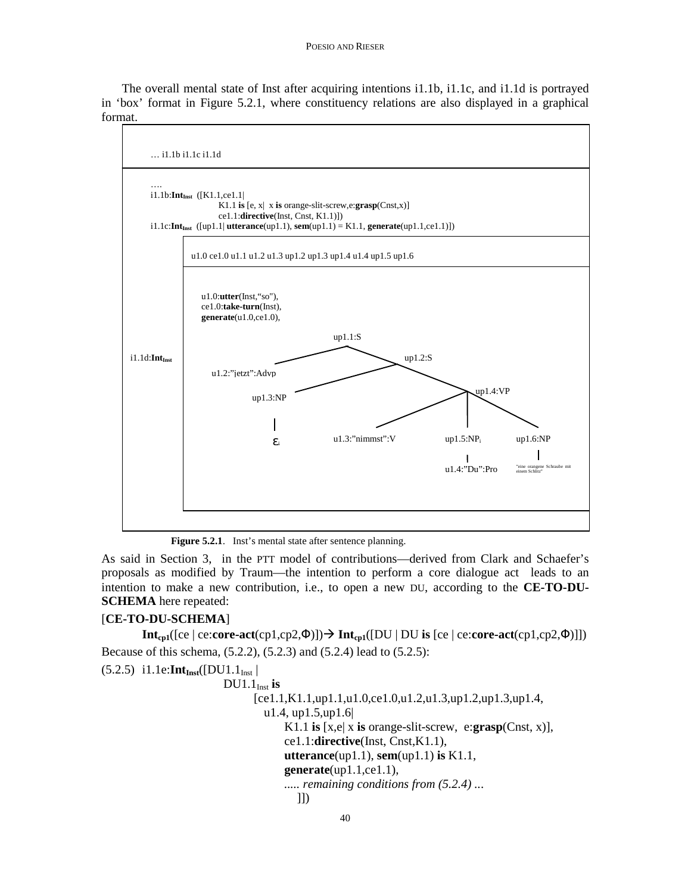The overall mental state of Inst after acquiring intentions i1.1b, i1.1c, and i1.1d is portrayed in 'box' format in Figure 5.2.1, where constituency relations are also displayed in a graphical format.

```
… i1.1b i1.1c i1.1d
-----------------------------------------------------------------------------
….
i1.1b:Int_Inst ([K1.1,ce1.1|
              K1.1 is [e, x| x is orange-slit-screw,e:grasp(Cnst,x)]
              ce1.1:directive(Inst, Cnst, K1.1)])
i1.1c:Int_Inst ([up1.1| utterance(up1.1), sem(up1.1) = K1.1, generate(up1.1,ce1.1)])

i1.1d:Int_Inst
   u1.0 ce1.0 u1.1 u1.2 u1.3 up1.2 up1.3 up1.4 u1.4 up1.5 up1.6
   ----------------------------------------------------------------
   u1.0:utter(Inst,"so"),
   ce1.0:take-turn(Inst),
   generate(u1.0,ce1.0),

                         up1.1:S
                        /       \
       u1.2:"jetzt":Advp         up1.2:S
                                /       \
                        up1.3:NP         up1.4:VP
                           |           /     |      \
                           ε   u1.3:"nimmst":V  up1.5:NP_i  up1.6:NP
                                                  |            |
                                          u1.4:"Du":Pro   "eine orangene Schraube mit einem Schlitz"
```

**Figure 5.2.1**. Inst's mental state after sentence planning.

As said in Section 3, in the PTT model of contributions—derived from Clark and Schaefer's proposals as modified by Traum—the intention to perform a core dialogue act leads to an intention to make a new contribution, i.e., to open a new DU, according to the **CE-TO-DU-SCHEMA** here repeated:

[**CE-TO-DU-SCHEMA**]

$\mathbf{Int}_{cp1}$([ce | ce:**core-act**(cp1,cp2,Φ)]) → $\mathbf{Int}_{cp1}$([DU | DU **is** [ce | ce:**core-act**(cp1,cp2,Φ)]])

Because of this schema, (5.2.2), (5.2.3) and (5.2.4) lead to (5.2.5):

```
(5.2.5) i1.1e:Int_Inst([DU1.1_Inst |
                 DU1.1_Inst is
                      [ce1.1,K1.1,up1.1,u1.0,ce1.0,u1.2,u1.3,up1.2,up1.3,up1.4,
                        u1.4, up1.5,up1.6|
                           K1.1 is [x,e| x is orange-slit-screw, e:grasp(Cnst, x)],
                           ce1.1:directive(Inst, Cnst,K1.1),
                           utterance(up1.1), sem(up1.1) is K1.1,
                           generate(up1.1,ce1.1),
                           ..... remaining conditions from (5.2.4) ...
                              ]])
```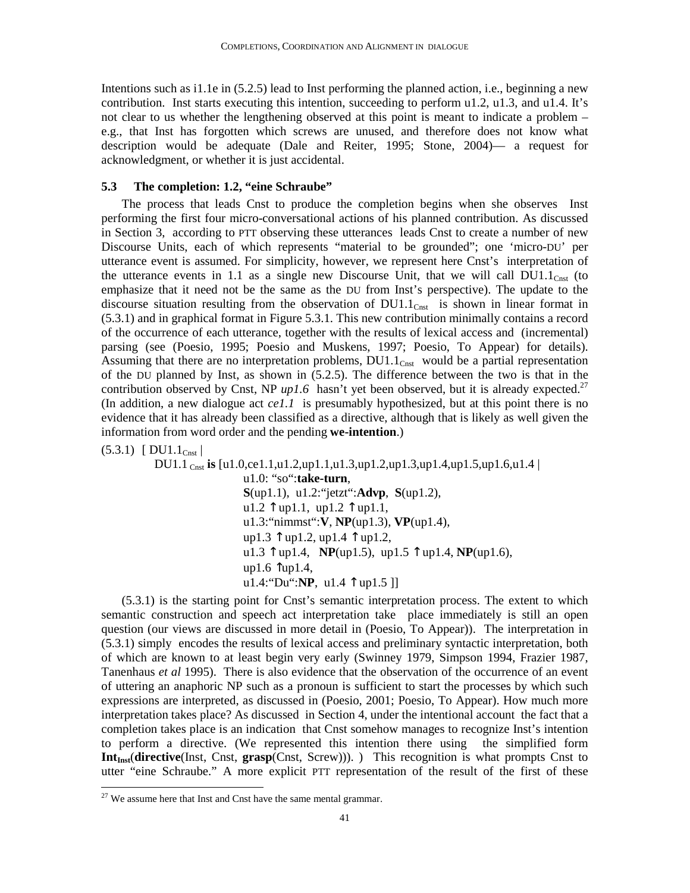Intentions such as i1.1e in (5.2.5) lead to Inst performing the planned action, i.e., beginning a new contribution. Inst starts executing this intention, succeeding to perform u1.2, u1.3, and u1.4. It's not clear to us whether the lengthening observed at this point is meant to indicate a problem – e.g., that Inst has forgotten which screws are unused, and therefore does not know what description would be adequate (Dale and Reiter, 1995; Stone, 2004)— a request for acknowledgment, or whether it is just accidental.

### 5.3 The completion: 1.2, "eine Schraube"

The process that leads Cnst to produce the completion begins when she observes Inst performing the first four micro-conversational actions of his planned contribution. As discussed in Section 3, according to PTT observing these utterances leads Cnst to create a number of new Discourse Units, each of which represents "material to be grounded"; one 'micro-DU' per utterance event is assumed. For simplicity, however, we represent here Cnst's interpretation of the utterance events in 1.1 as a single new Discourse Unit, that we will call $DU1.1_{Cnst}$ (to emphasize that it need not be the same as the DU from Inst's perspective). The update to the discourse situation resulting from the observation of $DU1.1_{Cnst}$ is shown in linear format in (5.3.1) and in graphical format in Figure 5.3.1. This new contribution minimally contains a record of the occurrence of each utterance, together with the results of lexical access and (incremental) parsing (see (Poesio, 1995; Poesio and Muskens, 1997; Poesio, To Appear) for details). Assuming that there are no interpretation problems, $DU1.1_{Cnst}$ would be a partial representation of the DU planned by Inst, as shown in (5.2.5). The difference between the two is that in the contribution observed by Cnst, NP *up1.6* hasn't yet been observed, but it is already expected.[27] (In addition, a new dialogue act *ce1.1* is presumably hypothesized, but at this point there is no evidence that it has already been classified as a directive, although that is likely as well given the information from word order and the pending **we-intention**.)

(5.3.1) [ $DU1.1_{Cnst}$ |

$DU1.1_{Cnst}$ **is** [u1.0,ce1.1,u1.2,up1.1,u1.3,up1.2,up1.3,up1.4,up1.5,up1.6,u1.4 |
u1.0: "so":**take-turn**,
**S**(up1.1), u1.2:"jetzt":**Advp**, **S**(up1.2),
u1.2 ↿up1.1, up1.2 ↿up1.1,
u1.3:"nimmst":**V**, **NP**(up1.3), **VP**(up1.4),
up1.3 ↿up1.2, up1.4 ↿up1.2,
u1.3 ↿up1.4, **NP**(up1.5), up1.5 ↿up1.4, **NP**(up1.6),
up1.6 ↿up1.4,
u1.4:"Du":**NP**, u1.4 ↿up1.5 ]]

(5.3.1) is the starting point for Cnst's semantic interpretation process. The extent to which semantic construction and speech act interpretation take place immediately is still an open question (our views are discussed in more detail in (Poesio, To Appear)). The interpretation in (5.3.1) simply encodes the results of lexical access and preliminary syntactic interpretation, both of which are known to at least begin very early (Swinney 1979, Simpson 1994, Frazier 1987, Tanenhaus *et al* 1995). There is also evidence that the observation of the occurrence of an event of uttering an anaphoric NP such as a pronoun is sufficient to start the processes by which such expressions are interpreted, as discussed in (Poesio, 2001; Poesio, To Appear). How much more interpretation takes place? As discussed in Section 4, under the intentional account the fact that a completion takes place is an indication that Cnst somehow manages to recognize Inst's intention to perform a directive. (We represented this intention there using the simplified form $\mathbf{Int}_{\mathbf{Inst}}$(**directive**(Inst, Cnst, **grasp**(Cnst, Screw))). ) This recognition is what prompts Cnst to utter "eine Schraube." A more explicit PTT representation of the result of the first of these

[27] We assume here that Inst and Cnst have the same mental grammar.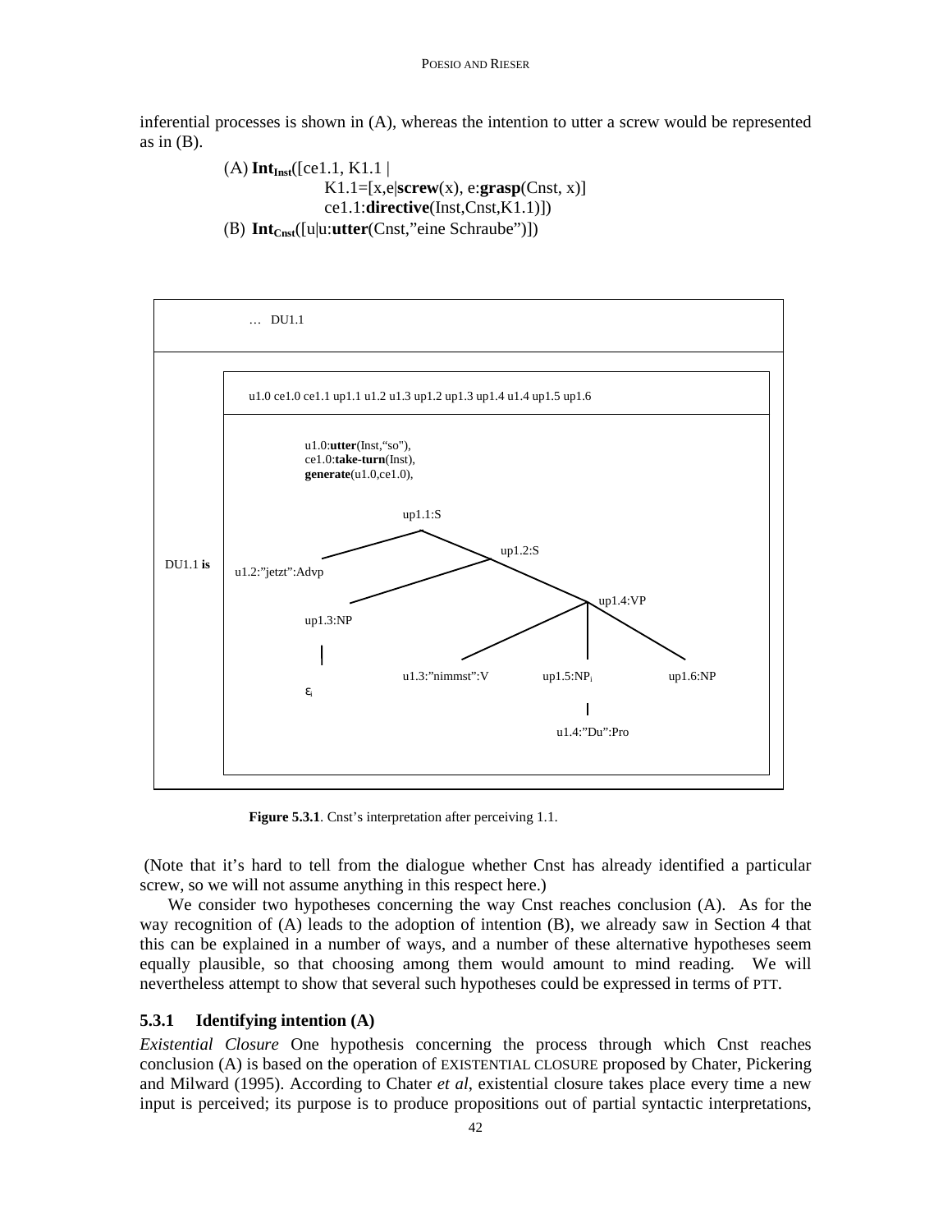inferential processes is shown in (A), whereas the intention to utter a screw would be represented as in (B).

(A) **Int**$_{\textbf{Inst}}$([ce1.1, K1.1 |
K1.1=[x,e|**screw**(x), e:**grasp**(Cnst, x)]
ce1.1:**directive**(Inst,Cnst,K1.1)])

(B) **Int**$_{\textbf{Cnst}}$([u|u:**utter**(Cnst,"eine Schraube")])

```
… DU1.1
--------------------------------------------------------------
DU1.1 is
   u1.0 ce1.0 ce1.1 up1.1 u1.2 u1.3 up1.2 up1.3 up1.4 u1.4 up1.5 up1.6
   ----------------------------------------------------------------
   u1.0:utter(Inst,"so"),
   ce1.0:take-turn(Inst),
   generate(u1.0,ce1.0),

                       up1.1:S
                      /       \
   u1.2:"jetzt":Advp           up1.2:S
                              /       \
                       up1.3:NP        up1.4:VP
                          |           /    |     \
                          ε_i  u1.3:"nimmst":V  up1.5:NP_i  up1.6:NP
                                                   |
                                              u1.4:"Du":Pro
```

**Figure 5.3.1**. Cnst's interpretation after perceiving 1.1.

(Note that it's hard to tell from the dialogue whether Cnst has already identified a particular screw, so we will not assume anything in this respect here.)

We consider two hypotheses concerning the way Cnst reaches conclusion (A). As for the way recognition of (A) leads to the adoption of intention (B), we already saw in Section 4 that this can be explained in a number of ways, and a number of these alternative hypotheses seem equally plausible, so that choosing among them would amount to mind reading. We will nevertheless attempt to show that several such hypotheses could be expressed in terms of PTT.

### 5.3.1 Identifying intention (A)

*Existential Closure* One hypothesis concerning the process through which Cnst reaches conclusion (A) is based on the operation of EXISTENTIAL CLOSURE proposed by Chater, Pickering and Milward (1995). According to Chater *et al*, existential closure takes place every time a new input is perceived; its purpose is to produce propositions out of partial syntactic interpretations,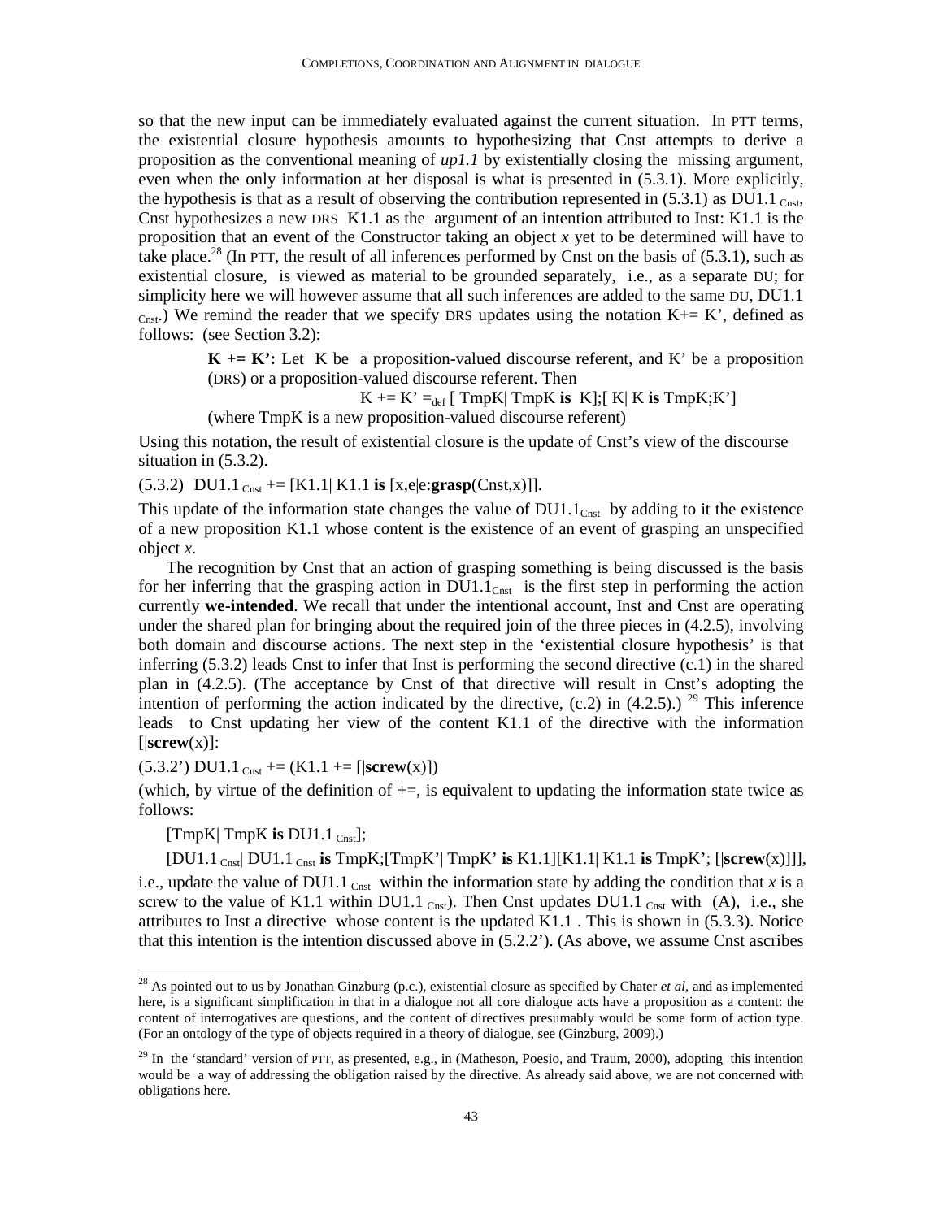so that the new input can be immediately evaluated against the current situation. In PTT terms, the existential closure hypothesis amounts to hypothesizing that Cnst attempts to derive a proposition as the conventional meaning of *up1.1* by existentially closing the missing argument, even when the only information at her disposal is what is presented in (5.3.1). More explicitly, the hypothesis is that as a result of observing the contribution represented in (5.3.1) as DU1.1 $_{Cnst}$, Cnst hypothesizes a new DRS K1.1 as the argument of an intention attributed to Inst: K1.1 is the proposition that an event of the Constructor taking an object *x* yet to be determined will have to take place.[28] (In PTT, the result of all inferences performed by Cnst on the basis of (5.3.1), such as existential closure, is viewed as material to be grounded separately, i.e., as a separate DU; for simplicity here we will however assume that all such inferences are added to the same DU, DU1.1 $_{Cnst}$.) We remind the reader that we specify DRS updates using the notation K+= K', defined as follows: (see Section 3.2):

> **K += K':** Let K be a proposition-valued discourse referent, and K' be a proposition (DRS) or a proposition-valued discourse referent. Then
>
> K += K' $=_{def}$ [ TmpK| TmpK **is** K];[ K| K **is** TmpK;K']
>
> (where TmpK is a new proposition-valued discourse referent)

Using this notation, the result of existential closure is the update of Cnst's view of the discourse situation in (5.3.2).

(5.3.2) DU1.1 $_{Cnst}$ += [K1.1| K1.1 **is** [x,e|e:**grasp**(Cnst,x)]].

This update of the information state changes the value of DU1.1$_{Cnst}$ by adding to it the existence of a new proposition K1.1 whose content is the existence of an event of grasping an unspecified object *x*.

The recognition by Cnst that an action of grasping something is being discussed is the basis for her inferring that the grasping action in DU1.1$_{Cnst}$ is the first step in performing the action currently **we-intended**. We recall that under the intentional account, Inst and Cnst are operating under the shared plan for bringing about the required join of the three pieces in (4.2.5), involving both domain and discourse actions. The next step in the 'existential closure hypothesis' is that inferring (5.3.2) leads Cnst to infer that Inst is performing the second directive (c.1) in the shared plan in (4.2.5). (The acceptance by Cnst of that directive will result in Cnst's adopting the intention of performing the action indicated by the directive, (c.2) in (4.2.5).)[29] This inference leads to Cnst updating her view of the content K1.1 of the directive with the information [|**screw**(x)]:

(5.3.2') DU1.1 $_{Cnst}$ += (K1.1 += [|**screw**(x)])

(which, by virtue of the definition of +=, is equivalent to updating the information state twice as follows:

[TmpK| TmpK **is** DU1.1 $_{Cnst}$];

[DU1.1 $_{Cnst}$| DU1.1 $_{Cnst}$ **is** TmpK;[TmpK'| TmpK' **is** K1.1][K1.1| K1.1 **is** TmpK'; [|**screw**(x)]]],

i.e., update the value of DU1.1 $_{Cnst}$ within the information state by adding the condition that *x* is a screw to the value of K1.1 within DU1.1 $_{Cnst}$). Then Cnst updates DU1.1 $_{Cnst}$ with (A), i.e., she attributes to Inst a directive whose content is the updated K1.1 . This is shown in (5.3.3). Notice that this intention is the intention discussed above in (5.2.2'). (As above, we assume Cnst ascribes

---

[28] As pointed out to us by Jonathan Ginzburg (p.c.), existential closure as specified by Chater *et al*, and as implemented here, is a significant simplification in that in a dialogue not all core dialogue acts have a proposition as a content: the content of interrogatives are questions, and the content of directives presumably would be some form of action type. (For an ontology of the type of objects required in a theory of dialogue, see (Ginzburg, 2009).)

[29] In the 'standard' version of PTT, as presented, e.g., in (Matheson, Poesio, and Traum, 2000), adopting this intention would be a way of addressing the obligation raised by the directive. As already said above, we are not concerned with obligations here.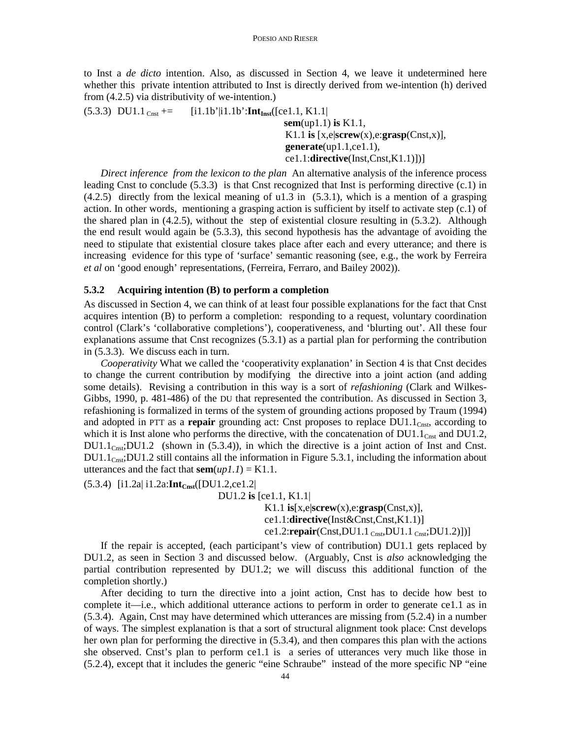to Inst a *de dicto* intention. Also, as discussed in Section 4, we leave it undetermined here whether this private intention attributed to Inst is directly derived from we-intention (h) derived from (4.2.5) via distributivity of we-intention.)

(5.3.3) DU1.1 $_{Cnst}$ += [i1.1b'|i1.1b':**Int$_{Inst}$**([ce1.1, K1.1|
**sem**(up1.1) **is** K1.1,
K1.1 **is** [x,e|**screw**(x),e:**grasp**(Cnst,x)],
**generate**(up1.1,ce1.1),
ce1.1:**directive**(Inst,Cnst,K1.1)])]

*Direct inference from the lexicon to the plan* An alternative analysis of the inference process leading Cnst to conclude (5.3.3) is that Cnst recognized that Inst is performing directive (c.1) in (4.2.5) directly from the lexical meaning of u1.3 in (5.3.1), which is a mention of a grasping action. In other words, mentioning a grasping action is sufficient by itself to activate step (c.1) of the shared plan in (4.2.5), without the step of existential closure resulting in (5.3.2). Although the end result would again be (5.3.3), this second hypothesis has the advantage of avoiding the need to stipulate that existential closure takes place after each and every utterance; and there is increasing evidence for this type of 'surface' semantic reasoning (see, e.g., the work by Ferreira *et al* on 'good enough' representations, (Ferreira, Ferraro, and Bailey 2002)).

### 5.3.2 Acquiring intention (B) to perform a completion

As discussed in Section 4, we can think of at least four possible explanations for the fact that Cnst acquires intention (B) to perform a completion: responding to a request, voluntary coordination control (Clark's 'collaborative completions'), cooperativeness, and 'blurting out'. All these four explanations assume that Cnst recognizes (5.3.1) as a partial plan for performing the contribution in (5.3.3). We discuss each in turn.

*Cooperativity* What we called the 'cooperativity explanation' in Section 4 is that Cnst decides to change the current contribution by modifying the directive into a joint action (and adding some details). Revising a contribution in this way is a sort of *refashioning* (Clark and Wilkes-Gibbs, 1990, p. 481-486) of the DU that represented the contribution. As discussed in Section 3, refashioning is formalized in terms of the system of grounding actions proposed by Traum (1994) and adopted in PTT as a **repair** grounding act: Cnst proposes to replace DU1.1$_{Cnst}$, according to which it is Inst alone who performs the directive, with the concatenation of DU1.1$_{Cnst}$ and DU1.2, DU1.1$_{Cnst}$;DU1.2 (shown in (5.3.4)), in which the directive is a joint action of Inst and Cnst. DU1.1$_{Cnst}$;DU1.2 still contains all the information in Figure 5.3.1, including the information about utterances and the fact that **sem**(*up1.1*) = K1.1.

(5.3.4) [i1.2a| i1.2a:**Int$_{Cnst}$**([DU1.2,ce1.2|
DU1.2 **is** [ce1.1, K1.1|
K1.1 **is**[x,e|**screw**(x),e:**grasp**(Cnst,x)],
ce1.1:**directive**(Inst&Cnst,Cnst,K1.1)]
ce1.2:**repair**(Cnst,DU1.1 $_{Cnst}$,DU1.1 $_{Cnst}$;DU1.2)])]

If the repair is accepted, (each participant's view of contribution) DU1.1 gets replaced by DU1.2, as seen in Section 3 and discussed below. (Arguably, Cnst is *also* acknowledging the partial contribution represented by DU1.2; we will discuss this additional function of the completion shortly.)

After deciding to turn the directive into a joint action, Cnst has to decide how best to complete it—i.e., which additional utterance actions to perform in order to generate ce1.1 as in (5.3.4). Again, Cnst may have determined which utterances are missing from (5.2.4) in a number of ways. The simplest explanation is that a sort of structural alignment took place: Cnst develops her own plan for performing the directive in (5.3.4), and then compares this plan with the actions she observed. Cnst's plan to perform ce1.1 is a series of utterances very much like those in (5.2.4), except that it includes the generic "eine Schraube" instead of the more specific NP "eine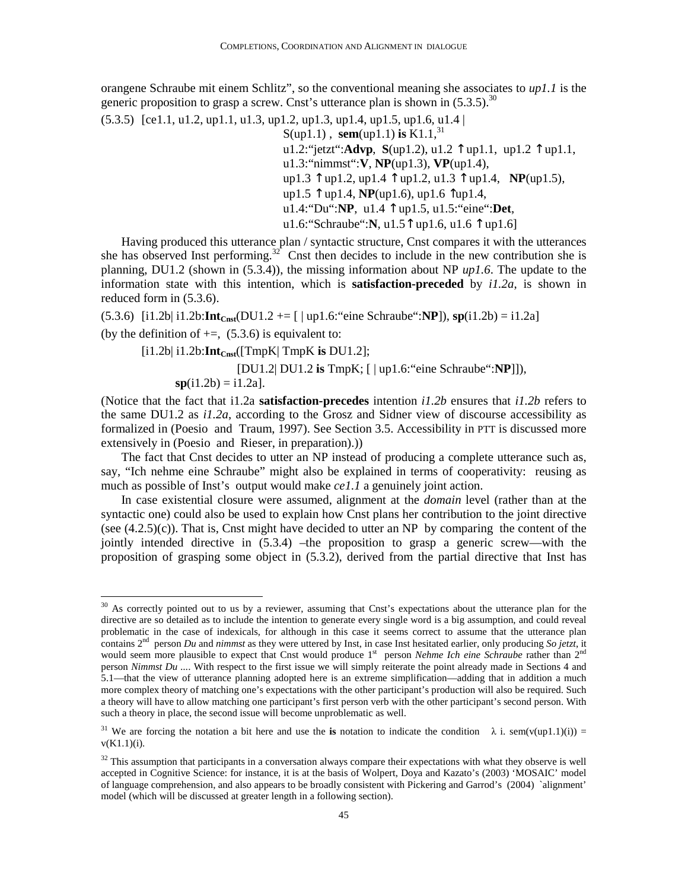orangene Schraube mit einem Schlitz", so the conventional meaning she associates to *up1.1* is the generic proposition to grasp a screw. Cnst's utterance plan is shown in (5.3.5).[30]

(5.3.5) [ce1.1, u1.2, up1.1, u1.3, up1.2, up1.3, up1.4, up1.5, up1.6, u1.4 |
S(up1.1) , **sem**(up1.1) **is** K1.1,[31]
u1.2:"jetzt":**Advp**, **S**(up1.2), u1.2 ↑ up1.1, up1.2 ↑ up1.1,
u1.3:"nimmst":**V**, **NP**(up1.3), **VP**(up1.4),
up1.3 ↑ up1.2, up1.4 ↑ up1.2, u1.3 ↑ up1.4, **NP**(up1.5),
up1.5 ↑ up1.4, **NP**(up1.6), up1.6 ↑up1.4,
u1.4:"Du":**NP**, u1.4 ↑ up1.5, u1.5:"eine":**Det**,
u1.6:"Schraube":**N**, u1.5 ↑ up1.6, u1.6 ↑ up1.6]

Having produced this utterance plan / syntactic structure, Cnst compares it with the utterances she has observed Inst performing.[32] Cnst then decides to include in the new contribution she is planning, DU1.2 (shown in (5.3.4)), the missing information about NP *up1.6*. The update to the information state with this intention, which is **satisfaction-preceded** by *i1.2a*, is shown in reduced form in (5.3.6).

(5.3.6) [i1.2b| i1.2b:$\mathbf{Int}_{\mathbf{Cnst}}$(DU1.2 += [ | up1.6:"eine Schraube":**NP**]), **sp**(i1.2b) = i1.2a]

(by the definition of +=, (5.3.6) is equivalent to:

[i1.2b| i1.2b:$\mathbf{Int}_{\mathbf{Cnst}}$([TmpK| TmpK **is** DU1.2];
[DU1.2| DU1.2 **is** TmpK; [ | up1.6:"eine Schraube":**NP**]]),
**sp**(i1.2b) = i1.2a].

(Notice that the fact that i1.2a **satisfaction-precedes** intention *i1.2b* ensures that *i1.2b* refers to the same DU1.2 as *i1.2a*, according to the Grosz and Sidner view of discourse accessibility as formalized in (Poesio and Traum, 1997). See Section 3.5. Accessibility in PTT is discussed more extensively in (Poesio and Rieser, in preparation).))

The fact that Cnst decides to utter an NP instead of producing a complete utterance such as, say, "Ich nehme eine Schraube" might also be explained in terms of cooperativity: reusing as much as possible of Inst's output would make *ce1.1* a genuinely joint action.

In case existential closure were assumed, alignment at the *domain* level (rather than at the syntactic one) could also be used to explain how Cnst plans her contribution to the joint directive (see (4.2.5)(c)). That is, Cnst might have decided to utter an NP by comparing the content of the jointly intended directive in (5.3.4) –the proposition to grasp a generic screw—with the proposition of grasping some object in (5.3.2), derived from the partial directive that Inst has

---

[30] As correctly pointed out to us by a reviewer, assuming that Cnst's expectations about the utterance plan for the directive are so detailed as to include the intention to generate every single word is a big assumption, and could reveal problematic in the case of indexicals, for although in this case it seems correct to assume that the utterance plan contains 2nd person *Du* and *nimmst* as they were uttered by Inst, in case Inst hesitated earlier, only producing *So jetzt*, it would seem more plausible to expect that Cnst would produce 1st person *Nehme Ich eine Schraube* rather than 2nd person *Nimmst Du ....* With respect to the first issue we will simply reiterate the point already made in Sections 4 and 5.1—that the view of utterance planning adopted here is an extreme simplification—adding that in addition a much more complex theory of matching one's expectations with the other participant's production will also be required. Such a theory will have to allow matching one participant's first person verb with the other participant's second person. With such a theory in place, the second issue will become unproblematic as well.

[31] We are forcing the notation a bit here and use the **is** notation to indicate the condition $\lambda$ i. sem(v(up1.1)(i)) = v(K1.1)(i).

[32] This assumption that participants in a conversation always compare their expectations with what they observe is well accepted in Cognitive Science: for instance, it is at the basis of Wolpert, Doya and Kazato's (2003) 'MOSAIC' model of language comprehension, and also appears to be broadly consistent with Pickering and Garrod's (2004) `alignment' model (which will be discussed at greater length in a following section).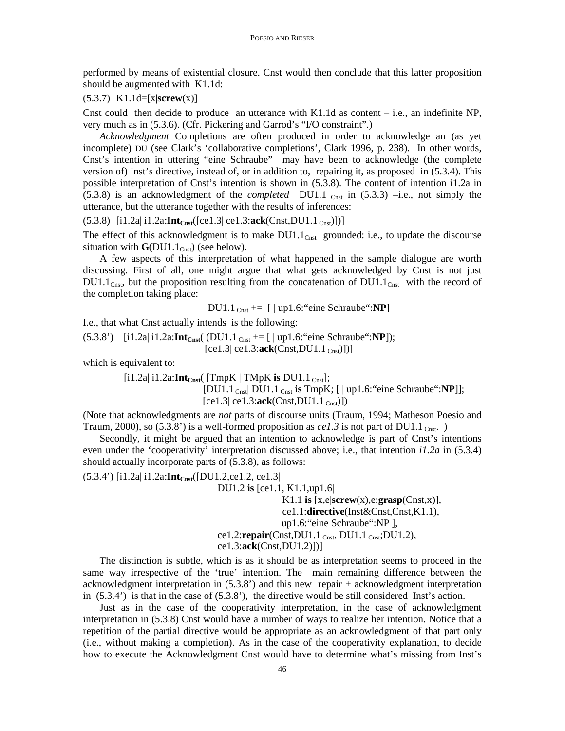performed by means of existential closure. Cnst would then conclude that this latter proposition should be augmented with K1.1d:

(5.3.7) K1.1d=[x|**screw**(x)]

Cnst could then decide to produce an utterance with K1.1d as content – i.e., an indefinite NP, very much as in (5.3.6). (Cfr. Pickering and Garrod's "I/O constraint".)

*Acknowledgment* Completions are often produced in order to acknowledge an (as yet incomplete) DU (see Clark's 'collaborative completions', Clark 1996, p. 238). In other words, Cnst's intention in uttering "eine Schraube" may have been to acknowledge (the complete version of) Inst's directive, instead of, or in addition to, repairing it, as proposed in (5.3.4). This possible interpretation of Cnst's intention is shown in (5.3.8). The content of intention i1.2a in (5.3.8) is an acknowledgment of the *completed* DU1.1 $_{Cnst}$ in (5.3.3) –i.e., not simply the utterance, but the utterance together with the results of inferences:

(5.3.8) [i1.2a| i1.2a:**Int**$_{\mathbf{Cnst}}$([ce1.3| ce1.3:**ack**(Cnst,DU1.1 $_{Cnst}$)])]

The effect of this acknowledgment is to make DU1.1$_{Cnst}$ grounded: i.e., to update the discourse situation with **G**(DU1.1$_{Cnst}$) (see below).

A few aspects of this interpretation of what happened in the sample dialogue are worth discussing. First of all, one might argue that what gets acknowledged by Cnst is not just DU1.1$_{Cnst}$, but the proposition resulting from the concatenation of DU1.1$_{Cnst}$ with the record of the completion taking place:

DU1.1 $_{Cnst}$ += [ | up1.6:"eine Schraube":**NP**]

I.e., that what Cnst actually intends is the following:

(5.3.8') [i1.2a| i1.2a:**Int**$_{\mathbf{Cnst}}$( (DU1.1 $_{Cnst}$ += [ | up1.6:"eine Schraube":**NP**]);
[ce1.3| ce1.3:**ack**(Cnst,DU1.1 $_{Cnst}$)])]

which is equivalent to:

[i1.2a| i1.2a:**Int**$_{\mathbf{Cnst}}$( [TmpK | TMpK **is** DU1.1 $_{Cnst}$];
[DU1.1 $_{Cnst}$| DU1.1 $_{Cnst}$ **is** TmpK; [ | up1.6:"eine Schraube":**NP**]];
[ce1.3| ce1.3:**ack**(Cnst,DU1.1 $_{Cnst}$)])

(Note that acknowledgments are *not* parts of discourse units (Traum, 1994; Matheson Poesio and Traum, 2000), so (5.3.8') is a well-formed proposition as *ce1.3* is not part of DU1.1 $_{Cnst}$. )

Secondly, it might be argued that an intention to acknowledge is part of Cnst's intentions even under the 'cooperativity' interpretation discussed above; i.e., that intention *i1.2a* in (5.3.4) should actually incorporate parts of (5.3.8), as follows:

(5.3.4') [i1.2a| i1.2a:**Int**$_{\mathbf{Cnst}}$([DU1.2,ce1.2, ce1.3|
DU1.2 **is** [ce1.1, K1.1,up1.6|
K1.1 **is** [x,e|**screw**(x),e:**grasp**(Cnst,x)],
ce1.1:**directive**(Inst&Cnst,Cnst,K1.1),
up1.6:"eine Schraube":NP ],
ce1.2:**repair**(Cnst,DU1.1 $_{Cnst}$, DU1.1 $_{Cnst}$;DU1.2),
ce1.3:**ack**(Cnst,DU1.2)])]

The distinction is subtle, which is as it should be as interpretation seems to proceed in the same way irrespective of the 'true' intention. The main remaining difference between the acknowledgment interpretation in (5.3.8') and this new repair + acknowledgment interpretation in (5.3.4') is that in the case of (5.3.8'), the directive would be still considered Inst's action.

Just as in the case of the cooperativity interpretation, in the case of acknowledgment interpretation in (5.3.8) Cnst would have a number of ways to realize her intention. Notice that a repetition of the partial directive would be appropriate as an acknowledgment of that part only (i.e., without making a completion). As in the case of the cooperativity explanation, to decide how to execute the Acknowledgment Cnst would have to determine what's missing from Inst's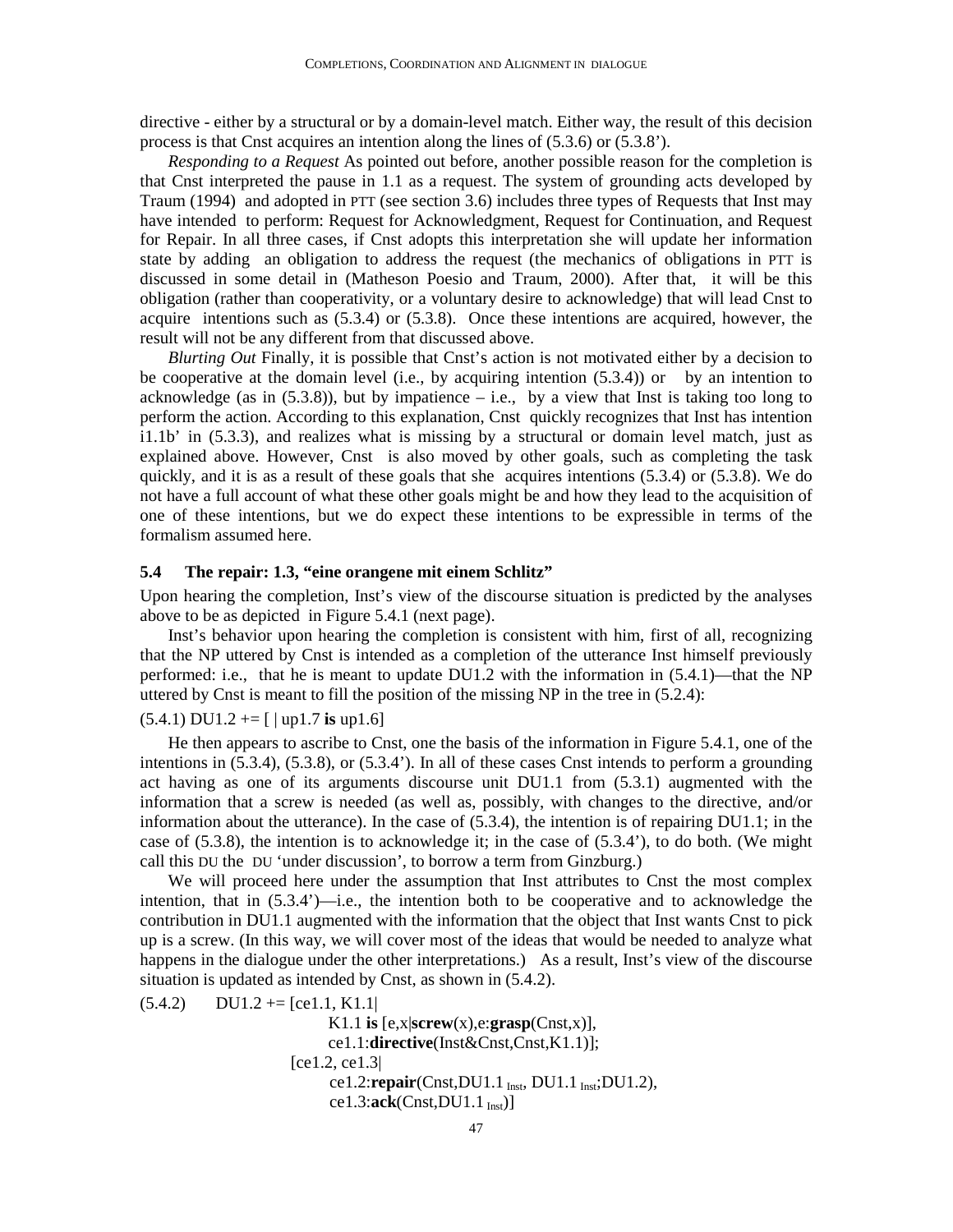directive - either by a structural or by a domain-level match. Either way, the result of this decision process is that Cnst acquires an intention along the lines of (5.3.6) or (5.3.8’).

*Responding to a Request* As pointed out before, another possible reason for the completion is that Cnst interpreted the pause in 1.1 as a request. The system of grounding acts developed by Traum (1994) and adopted in PTT (see section 3.6) includes three types of Requests that Inst may have intended to perform: Request for Acknowledgment, Request for Continuation, and Request for Repair. In all three cases, if Cnst adopts this interpretation she will update her information state by adding an obligation to address the request (the mechanics of obligations in PTT is discussed in some detail in (Matheson Poesio and Traum, 2000). After that, it will be this obligation (rather than cooperativity, or a voluntary desire to acknowledge) that will lead Cnst to acquire intentions such as (5.3.4) or (5.3.8). Once these intentions are acquired, however, the result will not be any different from that discussed above.

*Blurting Out* Finally, it is possible that Cnst’s action is not motivated either by a decision to be cooperative at the domain level (i.e., by acquiring intention (5.3.4)) or by an intention to acknowledge (as in (5.3.8)), but by impatience – i.e., by a view that Inst is taking too long to perform the action. According to this explanation, Cnst quickly recognizes that Inst has intention i1.1b’ in (5.3.3), and realizes what is missing by a structural or domain level match, just as explained above. However, Cnst is also moved by other goals, such as completing the task quickly, and it is as a result of these goals that she acquires intentions (5.3.4) or (5.3.8). We do not have a full account of what these other goals might be and how they lead to the acquisition of one of these intentions, but we do expect these intentions to be expressible in terms of the formalism assumed here.

### 5.4 The repair: 1.3, “eine orangene mit einem Schlitz”

Upon hearing the completion, Inst’s view of the discourse situation is predicted by the analyses above to be as depicted in Figure 5.4.1 (next page).

Inst’s behavior upon hearing the completion is consistent with him, first of all, recognizing that the NP uttered by Cnst is intended as a completion of the utterance Inst himself previously performed: i.e., that he is meant to update DU1.2 with the information in (5.4.1)—that the NP uttered by Cnst is meant to fill the position of the missing NP in the tree in (5.2.4):

(5.4.1) DU1.2 += [ | up1.7 **is** up1.6]

He then appears to ascribe to Cnst, one the basis of the information in Figure 5.4.1, one of the intentions in (5.3.4), (5.3.8), or (5.3.4’). In all of these cases Cnst intends to perform a grounding act having as one of its arguments discourse unit DU1.1 from (5.3.1) augmented with the information that a screw is needed (as well as, possibly, with changes to the directive, and/or information about the utterance). In the case of (5.3.4), the intention is of repairing DU1.1; in the case of (5.3.8), the intention is to acknowledge it; in the case of (5.3.4’), to do both. (We might call this DU the DU ‘under discussion’, to borrow a term from Ginzburg.)

We will proceed here under the assumption that Inst attributes to Cnst the most complex intention, that in (5.3.4’)—i.e., the intention both to be cooperative and to acknowledge the contribution in DU1.1 augmented with the information that the object that Inst wants Cnst to pick up is a screw. (In this way, we will cover most of the ideas that would be needed to analyze what happens in the dialogue under the other interpretations.) As a result, Inst’s view of the discourse situation is updated as intended by Cnst, as shown in (5.4.2).

(5.4.2) DU1.2 += [ce1.1, K1.1|
K1.1 **is** [e,x|**screw**(x),e:**grasp**(Cnst,x)],
ce1.1:**directive**(Inst&Cnst,Cnst,K1.1)];
[ce1.2, ce1.3|
ce1.2:**repair**(Cnst,$DU1.1_{Inst}$, $DU1.1_{Inst}$;DU1.2),
ce1.3:**ack**(Cnst,$DU1.1_{Inst}$)]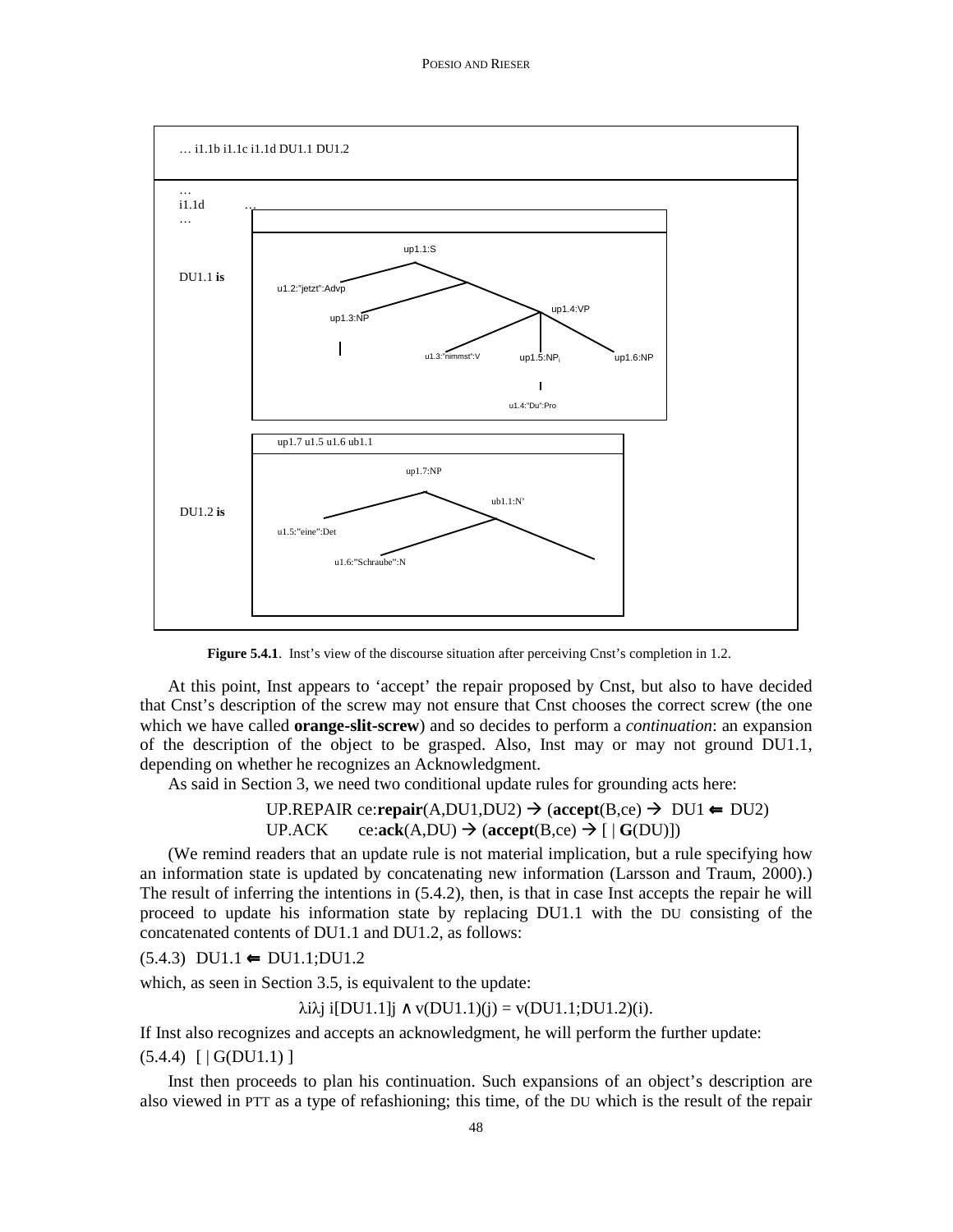… i1.1b i1.1c i1.1d DU1.1 DU1.2

…
i1.1d …
…

DU1.1 **is**

up1.1:S
u1.2:"jetzt":Advp
up1.3:NP
up1.4:VP
u1.3:"nimmst":V
up1.5:NP
up1.6:NP
u1.4:"Du":Pro

DU1.2 **is**

up1.7 u1.5 u1.6 ub1.1
up1.7:NP
ub1.1:N'
u1.5:"eine":Det
u1.6:"Schraube":N

**Figure 5.4.1**. Inst's view of the discourse situation after perceiving Cnst's completion in 1.2.

At this point, Inst appears to 'accept' the repair proposed by Cnst, but also to have decided that Cnst's description of the screw may not ensure that Cnst chooses the correct screw (the one which we have called **orange-slit-screw**) and so decides to perform a *continuation*: an expansion of the description of the object to be grasped. Also, Inst may or may not ground DU1.1, depending on whether he recognizes an Acknowledgment.

As said in Section 3, we need two conditional update rules for grounding acts here:

UP.REPAIR ce:**repair**(A,DU1,DU2) → (**accept**(B,ce) → DU1 ⇐ DU2)
UP.ACK ce:**ack**(A,DU) → (**accept**(B,ce) → [ | **G**(DU)])

(We remind readers that an update rule is not material implication, but a rule specifying how an information state is updated by concatenating new information (Larsson and Traum, 2000).) The result of inferring the intentions in (5.4.2), then, is that in case Inst accepts the repair he will proceed to update his information state by replacing DU1.1 with the DU consisting of the concatenated contents of DU1.1 and DU1.2, as follows:

(5.4.3) DU1.1 ⇐ DU1.1;DU1.2

which, as seen in Section 3.5, is equivalent to the update:

$$\lambda i \lambda j\ i[\text{DU1.1}]j \wedge v(\text{DU1.1})(j) = v(\text{DU1.1;DU1.2})(i).$$

If Inst also recognizes and accepts an acknowledgment, he will perform the further update:

(5.4.4) [ | G(DU1.1) ]

Inst then proceeds to plan his continuation. Such expansions of an object's description are also viewed in PTT as a type of refashioning; this time, of the DU which is the result of the repair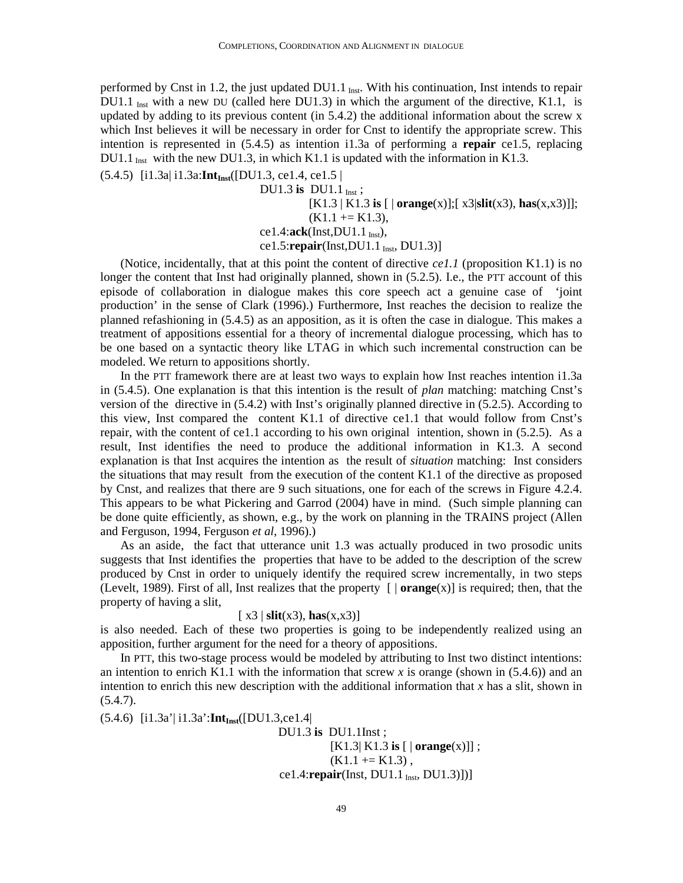performed by Cnst in 1.2, the just updated DU1.1 $_{Inst}$. With his continuation, Inst intends to repair DU1.1 $_{Inst}$ with a new DU (called here DU1.3) in which the argument of the directive, K1.1, is updated by adding to its previous content (in 5.4.2) the additional information about the screw x which Inst believes it will be necessary in order for Cnst to identify the appropriate screw. This intention is represented in (5.4.5) as intention i1.3a of performing a **repair** ce1.5, replacing DU1.1 $_{Inst}$ with the new DU1.3, in which K1.1 is updated with the information in K1.3.

(5.4.5) [i1.3a| i1.3a:**Int**$_{\mathbf{Inst}}$([DU1.3, ce1.4, ce1.5 |

DU1.3 **is** DU1.1 $_{Inst}$ ;

[K1.3 | K1.3 **is** [ | **orange**(x)];[ x3|**slit**(x3), **has**(x,x3)]];

(K1.1 += K1.3),

ce1.4:**ack**(Inst,DU1.1 $_{Inst}$),

ce1.5:**repair**(Inst,DU1.1 $_{Inst}$, DU1.3)]

(Notice, incidentally, that at this point the content of directive *ce1.1* (proposition K1.1) is no longer the content that Inst had originally planned, shown in (5.2.5). I.e., the PTT account of this episode of collaboration in dialogue makes this core speech act a genuine case of 'joint production' in the sense of Clark (1996).) Furthermore, Inst reaches the decision to realize the planned refashioning in (5.4.5) as an apposition, as it is often the case in dialogue. This makes a treatment of appositions essential for a theory of incremental dialogue processing, which has to be one based on a syntactic theory like LTAG in which such incremental construction can be modeled. We return to appositions shortly.

In the PTT framework there are at least two ways to explain how Inst reaches intention i1.3a in (5.4.5). One explanation is that this intention is the result of *plan* matching: matching Cnst's version of the directive in (5.4.2) with Inst's originally planned directive in (5.2.5). According to this view, Inst compared the content K1.1 of directive ce1.1 that would follow from Cnst's repair, with the content of ce1.1 according to his own original intention, shown in (5.2.5). As a result, Inst identifies the need to produce the additional information in K1.3. A second explanation is that Inst acquires the intention as the result of *situation* matching: Inst considers the situations that may result from the execution of the content K1.1 of the directive as proposed by Cnst, and realizes that there are 9 such situations, one for each of the screws in Figure 4.2.4. This appears to be what Pickering and Garrod (2004) have in mind. (Such simple planning can be done quite efficiently, as shown, e.g., by the work on planning in the TRAINS project (Allen and Ferguson, 1994, Ferguson *et al*, 1996).)

As an aside, the fact that utterance unit 1.3 was actually produced in two prosodic units suggests that Inst identifies the properties that have to be added to the description of the screw produced by Cnst in order to uniquely identify the required screw incrementally, in two steps (Levelt, 1989). First of all, Inst realizes that the property [ | **orange**(x)] is required; then, that the property of having a slit,

[ x3 | **slit**(x3), **has**(x,x3)]

is also needed. Each of these two properties is going to be independently realized using an apposition, further argument for the need for a theory of appositions.

In PTT, this two-stage process would be modeled by attributing to Inst two distinct intentions: an intention to enrich K1.1 with the information that screw *x* is orange (shown in (5.4.6)) and an intention to enrich this new description with the additional information that *x* has a slit, shown in (5.4.7).

(5.4.6) [i1.3a'| i1.3a':**Int**$_{\mathbf{Inst}}$([DU1.3,ce1.4|

DU1.3 **is** DU1.1Inst ;

[K1.3| K1.3 **is** [ | **orange**(x)]] ;

(K1.1 += K1.3) ,

ce1.4:**repair**(Inst, DU1.1 $_{Inst}$, DU1.3)])]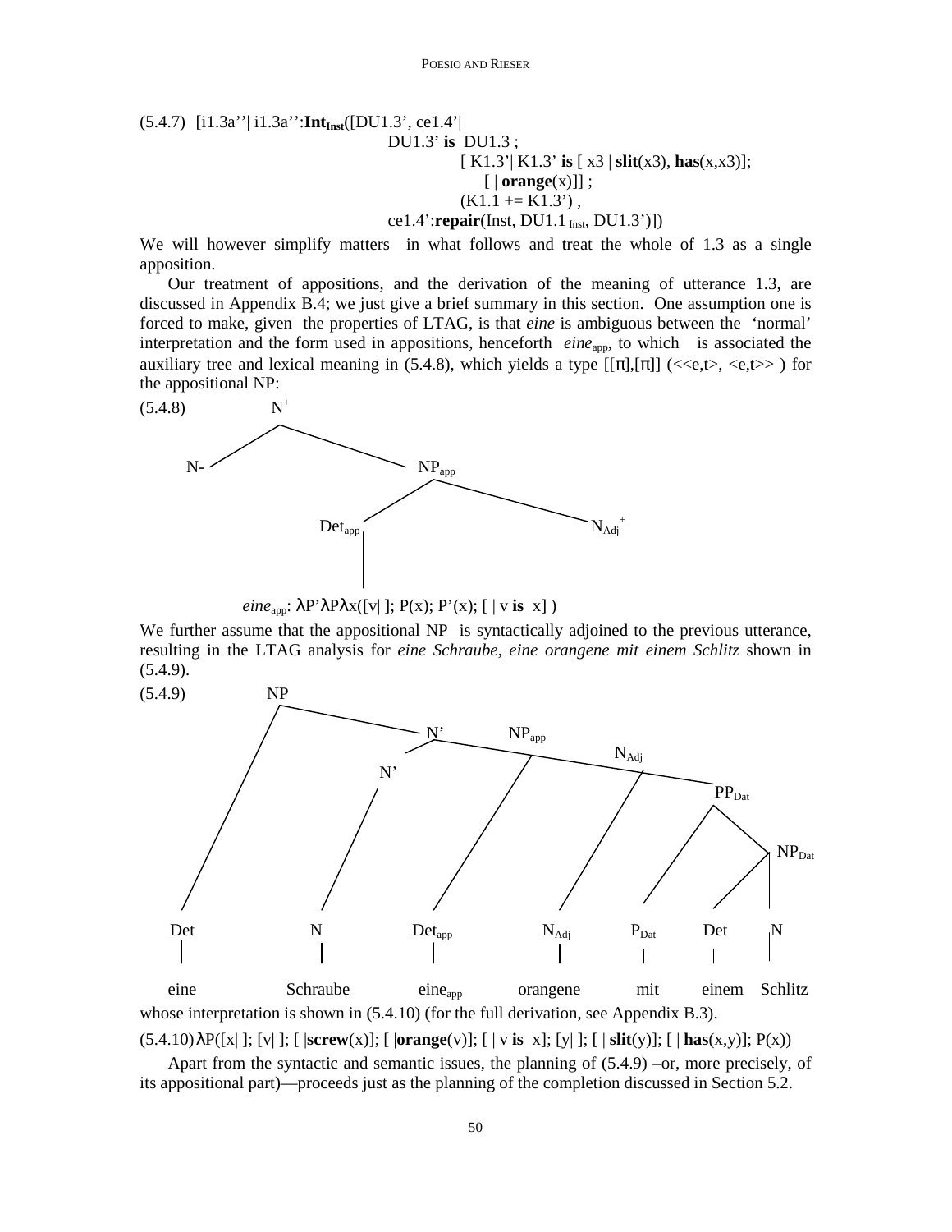(5.4.7) [i1.3a''| i1.3a'':**Int$_{Inst}$**([DU1.3', ce1.4'|
DU1.3' **is** DU1.3 ;
[ K1.3'| K1.3' **is** [ x3 | **slit**(x3), **has**(x,x3)];
[ | **orange**(x)]] ;
(K1.1 += K1.3') ,
ce1.4':**repair**(Inst, DU1.1 $_{Inst}$, DU1.3')])

We will however simplify matters in what follows and treat the whole of 1.3 as a single apposition.

Our treatment of appositions, and the derivation of the meaning of utterance 1.3, are discussed in Appendix B.4; we just give a brief summary in this section. One assumption one is forced to make, given the properties of LTAG, is that *eine* is ambiguous between the 'normal' interpretation and the form used in appositions, henceforth *eine*$_{app}$, to which is associated the auxiliary tree and lexical meaning in (5.4.8), which yields a type [[π],[π]] (<<e,t>, <e,t>> ) for the appositional NP:

(5.4.8)

```
            N+
          /    \
        N-      NPapp
               /      \
          Detapp       NAdj+
             |
```

*eine*$_{app}$: λP'λPλx([v| ]; P(x); P'(x); [ | v **is** x] )

We further assume that the appositional NP is syntactically adjoined to the previous utterance, resulting in the LTAG analysis for *eine Schraube, eine orangene mit einem Schlitz* shown in (5.4.9).

(5.4.9)

```
NP
├── Det: eine
└── N'
    ├── N'
    │   └── N: Schraube
    └── NPapp
        ├── Detapp: eineapp
        └── NAdj
            ├── NAdj: orangene
            └── PPDat
                ├── PDat: mit
                └── NPDat
                    ├── Det: einem
                    └── N: Schlitz
```

whose interpretation is shown in (5.4.10) (for the full derivation, see Appendix B.3).

(5.4.10) λP([x| ]; [v| ]; [ |**screw**(x)]; [ |**orange**(v)]; [ | v **is** x]; [y| ]; [ | **slit**(y)]; [ | **has**(x,y)]; P(x))

Apart from the syntactic and semantic issues, the planning of (5.4.9) –or, more precisely, of its appositional part)—proceeds just as the planning of the completion discussed in Section 5.2.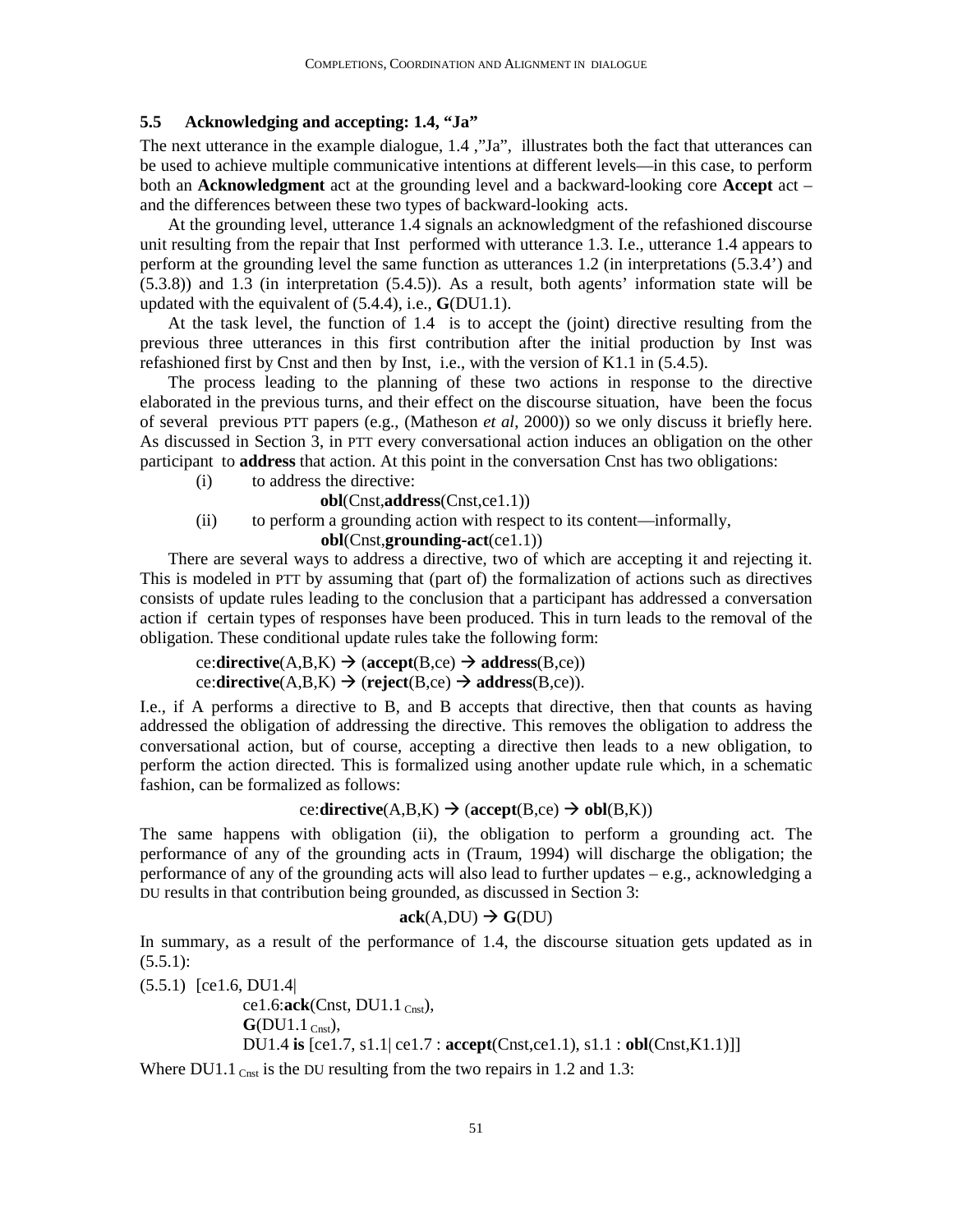## 5.5 Acknowledging and accepting: 1.4, "Ja"

The next utterance in the example dialogue, 1.4 ,"Ja", illustrates both the fact that utterances can be used to achieve multiple communicative intentions at different levels—in this case, to perform both an **Acknowledgment** act at the grounding level and a backward-looking core **Accept** act – and the differences between these two types of backward-looking acts.

At the grounding level, utterance 1.4 signals an acknowledgment of the refashioned discourse unit resulting from the repair that Inst performed with utterance 1.3. I.e., utterance 1.4 appears to perform at the grounding level the same function as utterances 1.2 (in interpretations (5.3.4') and (5.3.8)) and 1.3 (in interpretation (5.4.5)). As a result, both agents' information state will be updated with the equivalent of (5.4.4), i.e., **G**(DU1.1).

At the task level, the function of 1.4 is to accept the (joint) directive resulting from the previous three utterances in this first contribution after the initial production by Inst was refashioned first by Cnst and then by Inst, i.e., with the version of K1.1 in (5.4.5).

The process leading to the planning of these two actions in response to the directive elaborated in the previous turns, and their effect on the discourse situation, have been the focus of several previous PTT papers (e.g., (Matheson *et al*, 2000)) so we only discuss it briefly here. As discussed in Section 3, in PTT every conversational action induces an obligation on the other participant to **address** that action. At this point in the conversation Cnst has two obligations:

(i) to address the directive:

**obl**(Cnst,**address**(Cnst,ce1.1))

(ii) to perform a grounding action with respect to its content—informally,

**obl**(Cnst,**grounding-act**(ce1.1))

There are several ways to address a directive, two of which are accepting it and rejecting it. This is modeled in PTT by assuming that (part of) the formalization of actions such as directives consists of update rules leading to the conclusion that a participant has addressed a conversation action if certain types of responses have been produced. This in turn leads to the removal of the obligation. These conditional update rules take the following form:

ce:**directive**(A,B,K) → (**accept**(B,ce) → **address**(B,ce))
ce:**directive**(A,B,K) → (**reject**(B,ce) → **address**(B,ce)).

I.e., if A performs a directive to B, and B accepts that directive, then that counts as having addressed the obligation of addressing the directive. This removes the obligation to address the conversational action, but of course, accepting a directive then leads to a new obligation, to perform the action directed. This is formalized using another update rule which, in a schematic fashion, can be formalized as follows:

ce:**directive**(A,B,K) → (**accept**(B,ce) → **obl**(B,K))

The same happens with obligation (ii), the obligation to perform a grounding act. The performance of any of the grounding acts in (Traum, 1994) will discharge the obligation; the performance of any of the grounding acts will also lead to further updates – e.g., acknowledging a DU results in that contribution being grounded, as discussed in Section 3:

**ack**(A,DU) → **G**(DU)

In summary, as a result of the performance of 1.4, the discourse situation gets updated as in (5.5.1):

(5.5.1) [ce1.6, DU1.4|
ce1.6:**ack**(Cnst, DU1.1 $_{Cnst}$),
**G**(DU1.1 $_{Cnst}$),
DU1.4 **is** [ce1.7, s1.1| ce1.7 : **accept**(Cnst,ce1.1), s1.1 : **obl**(Cnst,K1.1)]]

Where DU1.1 $_{Cnst}$ is the DU resulting from the two repairs in 1.2 and 1.3: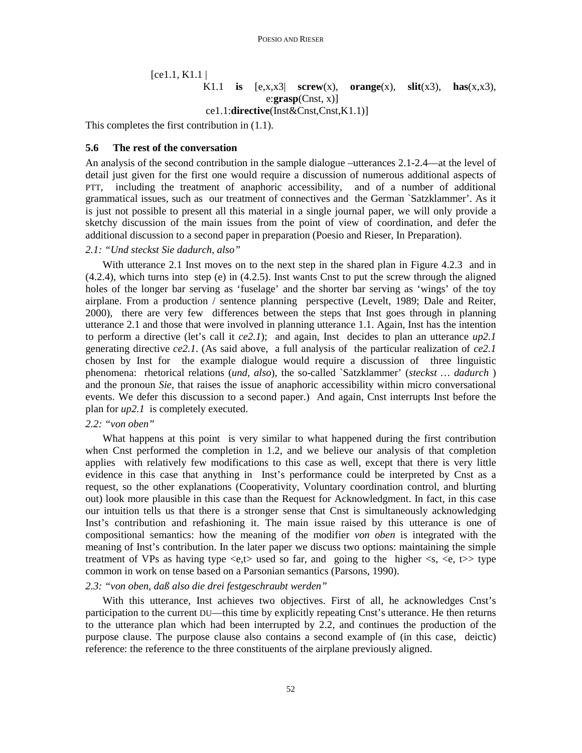```
[ce1.1, K1.1 |
        K1.1  is  [e,x,x3|  screw(x),  orange(x),  slit(x3),  has(x,x3),
                    e:grasp(Cnst, x)]
        ce1.1:directive(Inst&Cnst,Cnst,K1.1)]
```

This completes the first contribution in (1.1).

### 5.6 The rest of the conversation

An analysis of the second contribution in the sample dialogue –utterances 2.1-2.4—at the level of detail just given for the first one would require a discussion of numerous additional aspects of PTT, including the treatment of anaphoric accessibility, and of a number of additional grammatical issues, such as our treatment of connectives and the German `Satzklammer'. As it is just not possible to present all this material in a single journal paper, we will only provide a sketchy discussion of the main issues from the point of view of coordination, and defer the additional discussion to a second paper in preparation (Poesio and Rieser, In Preparation).

*2.1: "Und steckst Sie dadurch, also"*

With utterance 2.1 Inst moves on to the next step in the shared plan in Figure 4.2.3 and in (4.2.4), which turns into step (e) in (4.2.5). Inst wants Cnst to put the screw through the aligned holes of the longer bar serving as 'fuselage' and the shorter bar serving as 'wings' of the toy airplane. From a production / sentence planning perspective (Levelt, 1989; Dale and Reiter, 2000), there are very few differences between the steps that Inst goes through in planning utterance 2.1 and those that were involved in planning utterance 1.1. Again, Inst has the intention to perform a directive (let's call it *ce2.1*); and again, Inst decides to plan an utterance *up2.1* generating directive *ce2.1*. (As said above, a full analysis of the particular realization of *ce2.1* chosen by Inst for the example dialogue would require a discussion of three linguistic phenomena: rhetorical relations (*und, also*), the so-called `Satzklammer' (*steckst … dadurch* ) and the pronoun *Sie*, that raises the issue of anaphoric accessibility within micro conversational events. We defer this discussion to a second paper.) And again, Cnst interrupts Inst before the plan for *up2.1* is completely executed.

*2.2: "von oben"*

What happens at this point is very similar to what happened during the first contribution when Cnst performed the completion in 1.2, and we believe our analysis of that completion applies with relatively few modifications to this case as well, except that there is very little evidence in this case that anything in Inst's performance could be interpreted by Cnst as a request, so the other explanations (Cooperativity, Voluntary coordination control, and blurting out) look more plausible in this case than the Request for Acknowledgment. In fact, in this case our intuition tells us that there is a stronger sense that Cnst is simultaneously acknowledging Inst's contribution and refashioning it. The main issue raised by this utterance is one of compositional semantics: how the meaning of the modifier *von oben* is integrated with the meaning of Inst's contribution. In the later paper we discuss two options: maintaining the simple treatment of VPs as having type <e,t> used so far, and going to the higher <s, <e, t>> type common in work on tense based on a Parsonian semantics (Parsons, 1990).

*2.3: "von oben, daß also die drei festgeschraubt werden"*

With this utterance, Inst achieves two objectives. First of all, he acknowledges Cnst's participation to the current DU—this time by explicitly repeating Cnst's utterance. He then returns to the utterance plan which had been interrupted by 2.2, and continues the production of the purpose clause. The purpose clause also contains a second example of (in this case, deictic) reference: the reference to the three constituents of the airplane previously aligned.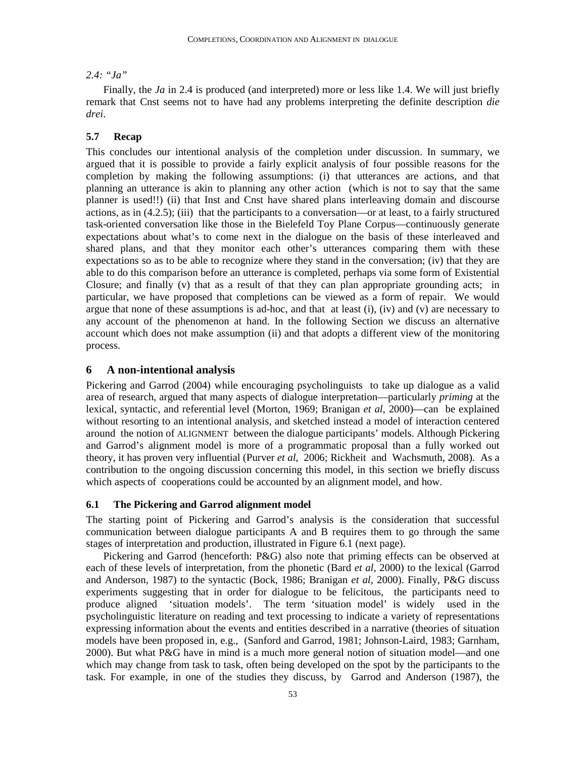*2.4: "Ja"*

Finally, the *Ja* in 2.4 is produced (and interpreted) more or less like 1.4. We will just briefly remark that Cnst seems not to have had any problems interpreting the definite description *die drei*.

### 5.7 Recap

This concludes our intentional analysis of the completion under discussion. In summary, we argued that it is possible to provide a fairly explicit analysis of four possible reasons for the completion by making the following assumptions: (i) that utterances are actions, and that planning an utterance is akin to planning any other action (which is not to say that the same planner is used!!) (ii) that Inst and Cnst have shared plans interleaving domain and discourse actions, as in (4.2.5); (iii) that the participants to a conversation—or at least, to a fairly structured task-oriented conversation like those in the Bielefeld Toy Plane Corpus—continuously generate expectations about what's to come next in the dialogue on the basis of these interleaved and shared plans, and that they monitor each other's utterances comparing them with these expectations so as to be able to recognize where they stand in the conversation; (iv) that they are able to do this comparison before an utterance is completed, perhaps via some form of Existential Closure; and finally (v) that as a result of that they can plan appropriate grounding acts; in particular, we have proposed that completions can be viewed as a form of repair. We would argue that none of these assumptions is ad-hoc, and that at least (i), (iv) and (v) are necessary to any account of the phenomenon at hand. In the following Section we discuss an alternative account which does not make assumption (ii) and that adopts a different view of the monitoring process.

## 6 A non-intentional analysis

Pickering and Garrod (2004) while encouraging psycholinguists to take up dialogue as a valid area of research, argued that many aspects of dialogue interpretation—particularly *priming* at the lexical, syntactic, and referential level (Morton, 1969; Branigan *et al*, 2000)—can be explained without resorting to an intentional analysis, and sketched instead a model of interaction centered around the notion of ALIGNMENT between the dialogue participants' models. Although Pickering and Garrod's alignment model is more of a programmatic proposal than a fully worked out theory, it has proven very influential (Purver *et al*, 2006; Rickheit and Wachsmuth, 2008). As a contribution to the ongoing discussion concerning this model, in this section we briefly discuss which aspects of cooperations could be accounted by an alignment model, and how.

### 6.1 The Pickering and Garrod alignment model

The starting point of Pickering and Garrod's analysis is the consideration that successful communication between dialogue participants A and B requires them to go through the same stages of interpretation and production, illustrated in Figure 6.1 (next page).

Pickering and Garrod (henceforth: P&G) also note that priming effects can be observed at each of these levels of interpretation, from the phonetic (Bard *et al*, 2000) to the lexical (Garrod and Anderson, 1987) to the syntactic (Bock, 1986; Branigan *et al*, 2000). Finally, P&G discuss experiments suggesting that in order for dialogue to be felicitous, the participants need to produce aligned 'situation models'. The term 'situation model' is widely used in the psycholinguistic literature on reading and text processing to indicate a variety of representations expressing information about the events and entities described in a narrative (theories of situation models have been proposed in, e.g., (Sanford and Garrod, 1981; Johnson-Laird, 1983; Garnham, 2000). But what P&G have in mind is a much more general notion of situation model—and one which may change from task to task, often being developed on the spot by the participants to the task. For example, in one of the studies they discuss, by Garrod and Anderson (1987), the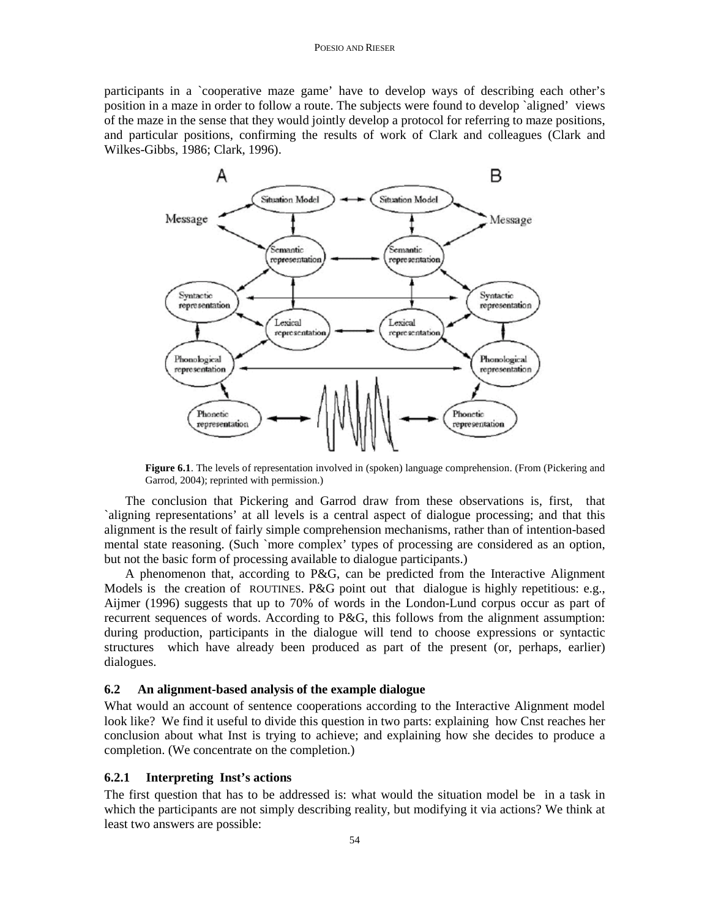participants in a `cooperative maze game' have to develop ways of describing each other's position in a maze in order to follow a route. The subjects were found to develop `aligned' views of the maze in the sense that they would jointly develop a protocol for referring to maze positions, and particular positions, confirming the results of work of Clark and colleagues (Clark and Wilkes-Gibbs, 1986; Clark, 1996).

**Figure 6.1**. The levels of representation involved in (spoken) language comprehension. (From (Pickering and Garrod, 2004); reprinted with permission.)

The conclusion that Pickering and Garrod draw from these observations is, first, that `aligning representations' at all levels is a central aspect of dialogue processing; and that this alignment is the result of fairly simple comprehension mechanisms, rather than of intention-based mental state reasoning. (Such `more complex' types of processing are considered as an option, but not the basic form of processing available to dialogue participants.)

A phenomenon that, according to P&G, can be predicted from the Interactive Alignment Models is the creation of ROUTINES. P&G point out that dialogue is highly repetitious: e.g., Aijmer (1996) suggests that up to 70% of words in the London-Lund corpus occur as part of recurrent sequences of words. According to P&G, this follows from the alignment assumption: during production, participants in the dialogue will tend to choose expressions or syntactic structures which have already been produced as part of the present (or, perhaps, earlier) dialogues.

### 6.2 An alignment-based analysis of the example dialogue

What would an account of sentence cooperations according to the Interactive Alignment model look like? We find it useful to divide this question in two parts: explaining how Cnst reaches her conclusion about what Inst is trying to achieve; and explaining how she decides to produce a completion. (We concentrate on the completion.)

#### 6.2.1 Interpreting Inst's actions

The first question that has to be addressed is: what would the situation model be in a task in which the participants are not simply describing reality, but modifying it via actions? We think at least two answers are possible: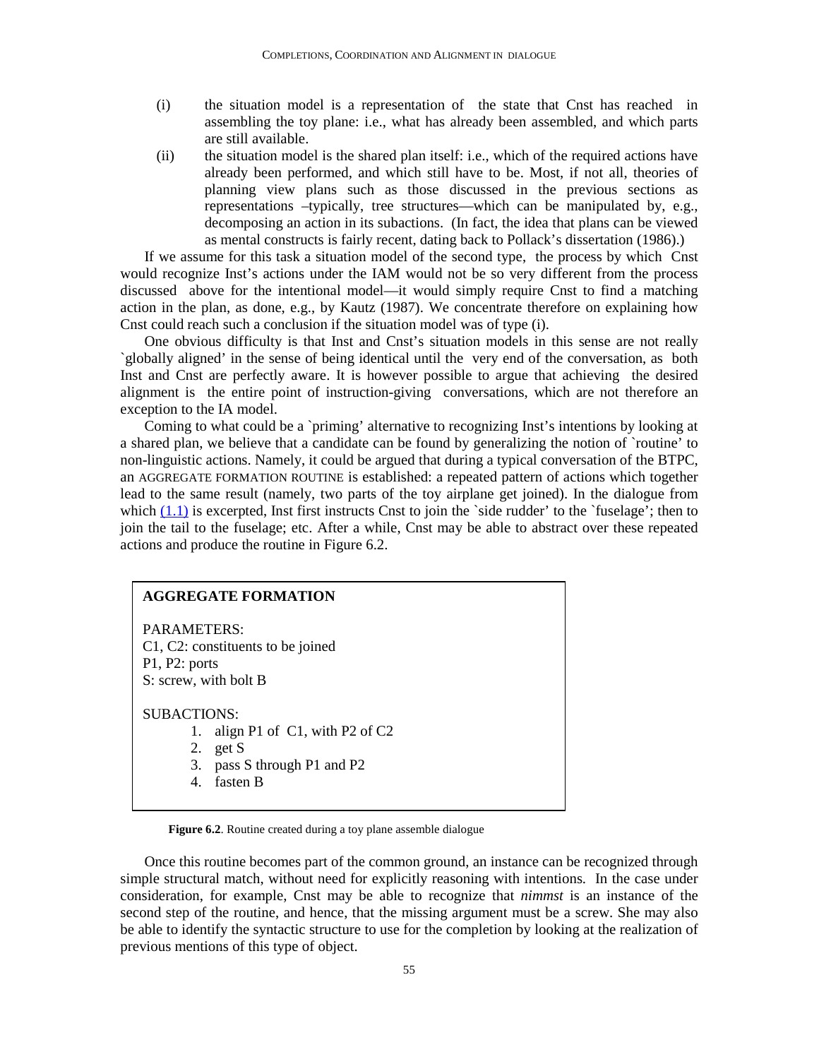(i) the situation model is a representation of the state that Cnst has reached in assembling the toy plane: i.e., what has already been assembled, and which parts are still available.

(ii) the situation model is the shared plan itself: i.e., which of the required actions have already been performed, and which still have to be. Most, if not all, theories of planning view plans such as those discussed in the previous sections as representations –typically, tree structures—which can be manipulated by, e.g., decomposing an action in its subactions. (In fact, the idea that plans can be viewed as mental constructs is fairly recent, dating back to Pollack's dissertation (1986).)

If we assume for this task a situation model of the second type, the process by which Cnst would recognize Inst's actions under the IAM would not be so very different from the process discussed above for the intentional model—it would simply require Cnst to find a matching action in the plan, as done, e.g., by Kautz (1987). We concentrate therefore on explaining how Cnst could reach such a conclusion if the situation model was of type (i).

One obvious difficulty is that Inst and Cnst's situation models in this sense are not really `globally aligned' in the sense of being identical until the very end of the conversation, as both Inst and Cnst are perfectly aware. It is however possible to argue that achieving the desired alignment is the entire point of instruction-giving conversations, which are not therefore an exception to the IA model.

Coming to what could be a `priming' alternative to recognizing Inst's intentions by looking at a shared plan, we believe that a candidate can be found by generalizing the notion of `routine' to non-linguistic actions. Namely, it could be argued that during a typical conversation of the BTPC, an AGGREGATE FORMATION ROUTINE is established: a repeated pattern of actions which together lead to the same result (namely, two parts of the toy airplane get joined). In the dialogue from which (1.1) is excerpted, Inst first instructs Cnst to join the `side rudder' to the `fuselage'; then to join the tail to the fuselage; etc. After a while, Cnst may be able to abstract over these repeated actions and produce the routine in Figure 6.2.

**AGGREGATE FORMATION**

PARAMETERS:
C1, C2: constituents to be joined
P1, P2: ports
S: screw, with bolt B

SUBACTIONS:

1. align P1 of C1, with P2 of C2
2. get S
3. pass S through P1 and P2
4. fasten B

**Figure 6.2**. Routine created during a toy plane assemble dialogue

Once this routine becomes part of the common ground, an instance can be recognized through simple structural match, without need for explicitly reasoning with intentions. In the case under consideration, for example, Cnst may be able to recognize that *nimmst* is an instance of the second step of the routine, and hence, that the missing argument must be a screw. She may also be able to identify the syntactic structure to use for the completion by looking at the realization of previous mentions of this type of object.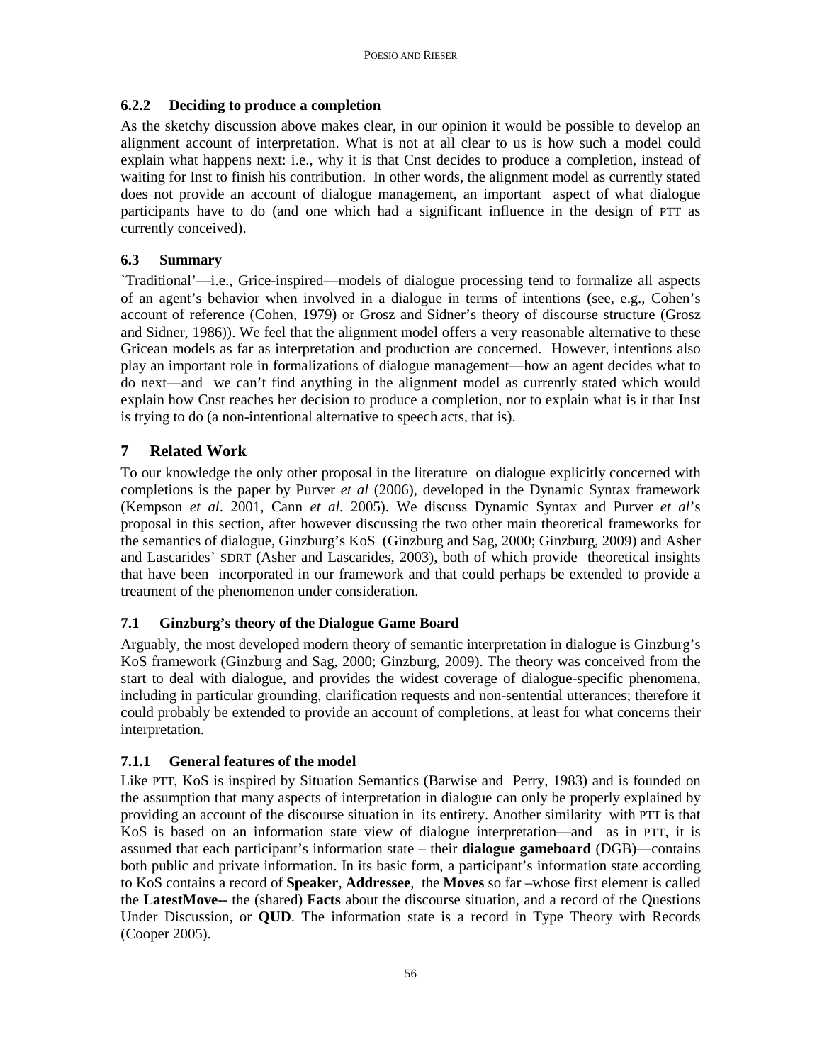### 6.2.2 Deciding to produce a completion

As the sketchy discussion above makes clear, in our opinion it would be possible to develop an alignment account of interpretation. What is not at all clear to us is how such a model could explain what happens next: i.e., why it is that Cnst decides to produce a completion, instead of waiting for Inst to finish his contribution. In other words, the alignment model as currently stated does not provide an account of dialogue management, an important aspect of what dialogue participants have to do (and one which had a significant influence in the design of PTT as currently conceived).

### 6.3 Summary

`Traditional'—i.e., Grice-inspired—models of dialogue processing tend to formalize all aspects of an agent's behavior when involved in a dialogue in terms of intentions (see, e.g., Cohen's account of reference (Cohen, 1979) or Grosz and Sidner's theory of discourse structure (Grosz and Sidner, 1986)). We feel that the alignment model offers a very reasonable alternative to these Gricean models as far as interpretation and production are concerned. However, intentions also play an important role in formalizations of dialogue management—how an agent decides what to do next—and we can't find anything in the alignment model as currently stated which would explain how Cnst reaches her decision to produce a completion, nor to explain what is it that Inst is trying to do (a non-intentional alternative to speech acts, that is).

## 7 Related Work

To our knowledge the only other proposal in the literature on dialogue explicitly concerned with completions is the paper by Purver *et al* (2006), developed in the Dynamic Syntax framework (Kempson *et al*. 2001, Cann *et al.* 2005). We discuss Dynamic Syntax and Purver *et al*'s proposal in this section, after however discussing the two other main theoretical frameworks for the semantics of dialogue, Ginzburg's KoS (Ginzburg and Sag, 2000; Ginzburg, 2009) and Asher and Lascarides' SDRT (Asher and Lascarides, 2003), both of which provide theoretical insights that have been incorporated in our framework and that could perhaps be extended to provide a treatment of the phenomenon under consideration.

### 7.1 Ginzburg's theory of the Dialogue Game Board

Arguably, the most developed modern theory of semantic interpretation in dialogue is Ginzburg's KoS framework (Ginzburg and Sag, 2000; Ginzburg, 2009). The theory was conceived from the start to deal with dialogue, and provides the widest coverage of dialogue-specific phenomena, including in particular grounding, clarification requests and non-sentential utterances; therefore it could probably be extended to provide an account of completions, at least for what concerns their interpretation.

### 7.1.1 General features of the model

Like PTT, KoS is inspired by Situation Semantics (Barwise and Perry, 1983) and is founded on the assumption that many aspects of interpretation in dialogue can only be properly explained by providing an account of the discourse situation in its entirety. Another similarity with PTT is that KoS is based on an information state view of dialogue interpretation—and as in PTT, it is assumed that each participant's information state – their **dialogue gameboard** (DGB)—contains both public and private information. In its basic form, a participant's information state according to KoS contains a record of **Speaker**, **Addressee**, the **Moves** so far –whose first element is called the **LatestMove**-- the (shared) **Facts** about the discourse situation, and a record of the Questions Under Discussion, or **QUD**. The information state is a record in Type Theory with Records (Cooper 2005).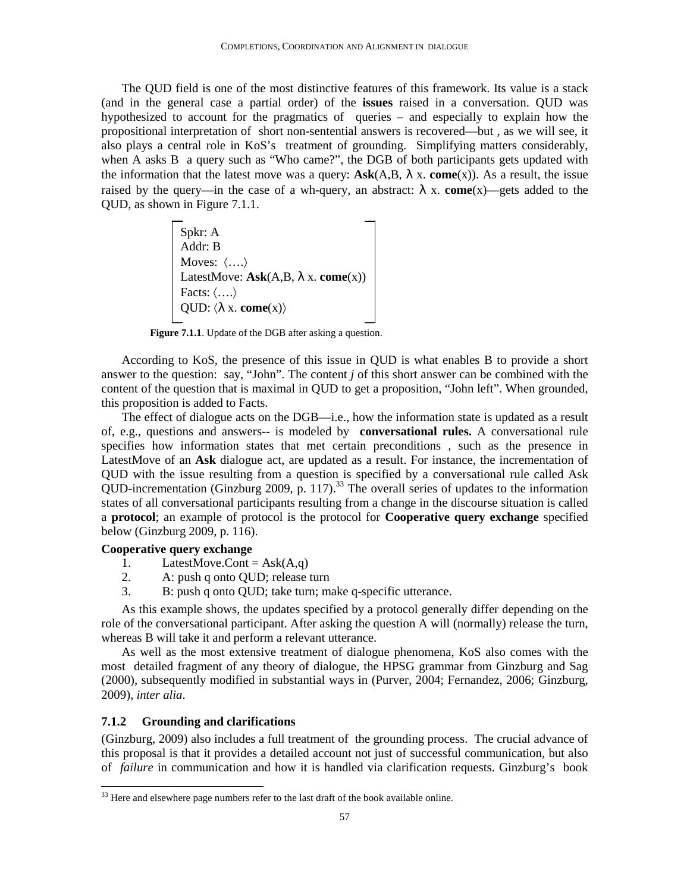The QUD field is one of the most distinctive features of this framework. Its value is a stack (and in the general case a partial order) of the **issues** raised in a conversation. QUD was hypothesized to account for the pragmatics of queries – and especially to explain how the propositional interpretation of short non-sentential answers is recovered—but , as we will see, it also plays a central role in KoS's treatment of grounding. Simplifying matters considerably, when A asks B a query such as "Who came?", the DGB of both participants gets updated with the information that the latest move was a query: **Ask**(A,B, λ x. **come**(x)). As a result, the issue raised by the query—in the case of a wh-query, an abstract: λ x. **come**(x)—gets added to the QUD, as shown in Figure 7.1.1.

```
Spkr: A
Addr: B
Moves: ⟨….⟩
LatestMove: Ask(A,B, λ x. come(x))
Facts: ⟨….⟩
QUD: ⟨λ x. come(x)⟩
```

**Figure 7.1.1**. Update of the DGB after asking a question.

According to KoS, the presence of this issue in QUD is what enables B to provide a short answer to the question: say, "John". The content *j* of this short answer can be combined with the content of the question that is maximal in QUD to get a proposition, "John left". When grounded, this proposition is added to Facts.

The effect of dialogue acts on the DGB—i.e., how the information state is updated as a result of, e.g., questions and answers-- is modeled by **conversational rules.** A conversational rule specifies how information states that met certain preconditions , such as the presence in LatestMove of an **Ask** dialogue act, are updated as a result. For instance, the incrementation of QUD with the issue resulting from a question is specified by a conversational rule called Ask QUD-incrementation (Ginzburg 2009, p. 117).[33] The overall series of updates to the information states of all conversational participants resulting from a change in the discourse situation is called a **protocol**; an example of protocol is the protocol for **Cooperative query exchange** specified below (Ginzburg 2009, p. 116).

**Cooperative query exchange**

1. LatestMove.Cont = Ask(A,q)
2. A: push q onto QUD; release turn
3. B: push q onto QUD; take turn; make q-specific utterance.

As this example shows, the updates specified by a protocol generally differ depending on the role of the conversational participant. After asking the question A will (normally) release the turn, whereas B will take it and perform a relevant utterance.

As well as the most extensive treatment of dialogue phenomena, KoS also comes with the most detailed fragment of any theory of dialogue, the HPSG grammar from Ginzburg and Sag (2000), subsequently modified in substantial ways in (Purver, 2004; Fernandez, 2006; Ginzburg, 2009), *inter alia*.

### 7.1.2 Grounding and clarifications

(Ginzburg, 2009) also includes a full treatment of the grounding process. The crucial advance of this proposal is that it provides a detailed account not just of successful communication, but also of *failure* in communication and how it is handled via clarification requests. Ginzburg's book

[33] Here and elsewhere page numbers refer to the last draft of the book available online.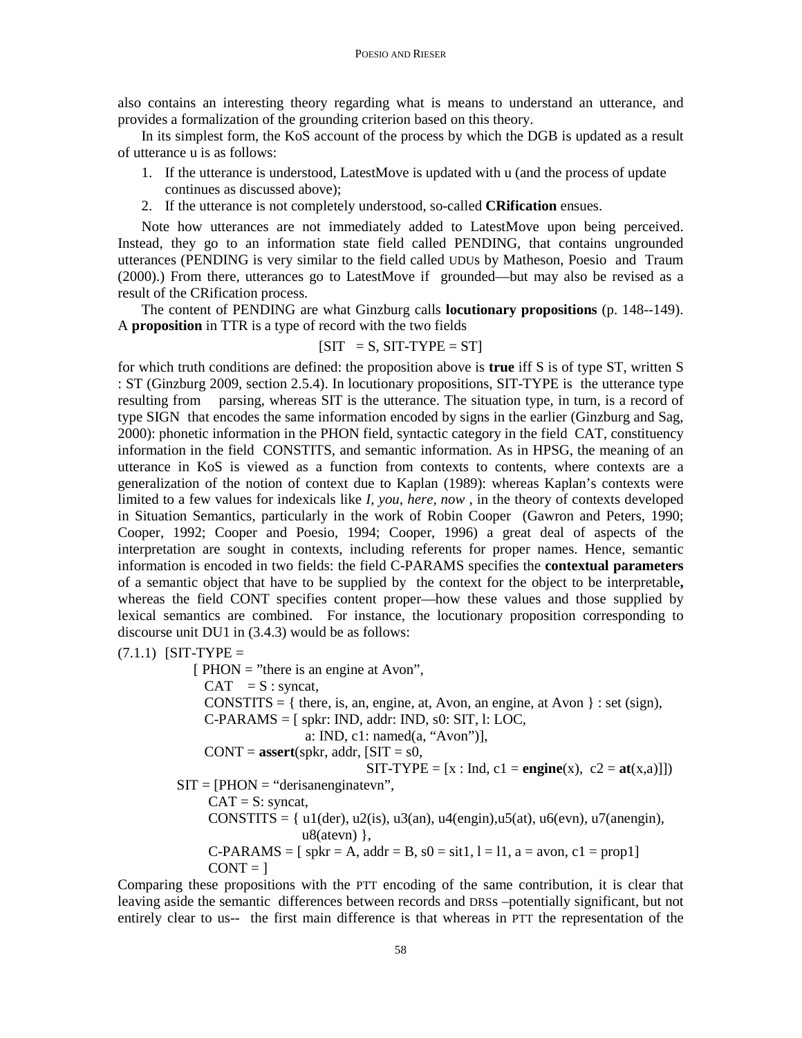also contains an interesting theory regarding what is means to understand an utterance, and provides a formalization of the grounding criterion based on this theory.

In its simplest form, the KoS account of the process by which the DGB is updated as a result of utterance u is as follows:

1. If the utterance is understood, LatestMove is updated with u (and the process of update continues as discussed above);
2. If the utterance is not completely understood, so-called **CRification** ensues.

Note how utterances are not immediately added to LatestMove upon being perceived. Instead, they go to an information state field called PENDING, that contains ungrounded utterances (PENDING is very similar to the field called UDUs by Matheson, Poesio and Traum (2000).) From there, utterances go to LatestMove if grounded—but may also be revised as a result of the CRification process.

The content of PENDING are what Ginzburg calls **locutionary propositions** (p. 148--149). A **proposition** in TTR is a type of record with the two fields

[SIT = S, SIT-TYPE = ST]

for which truth conditions are defined: the proposition above is **true** iff S is of type ST, written S : ST (Ginzburg 2009, section 2.5.4). In locutionary propositions, SIT-TYPE is the utterance type resulting from parsing, whereas SIT is the utterance. The situation type, in turn, is a record of type SIGN that encodes the same information encoded by signs in the earlier (Ginzburg and Sag, 2000): phonetic information in the PHON field, syntactic category in the field CAT, constituency information in the field CONSTITS, and semantic information. As in HPSG, the meaning of an utterance in KoS is viewed as a function from contexts to contents, where contexts are a generalization of the notion of context due to Kaplan (1989): whereas Kaplan's contexts were limited to a few values for indexicals like *I, you, here, now* , in the theory of contexts developed in Situation Semantics, particularly in the work of Robin Cooper (Gawron and Peters, 1990; Cooper, 1992; Cooper and Poesio, 1994; Cooper, 1996) a great deal of aspects of the interpretation are sought in contexts, including referents for proper names. Hence, semantic information is encoded in two fields: the field C-PARAMS specifies the **contextual parameters** of a semantic object that have to be supplied by the context for the object to be interpretable**,** whereas the field CONT specifies content proper—how these values and those supplied by lexical semantics are combined. For instance, the locutionary proposition corresponding to discourse unit DU1 in (3.4.3) would be as follows:

```
(7.1.1)  [SIT-TYPE =
             [ PHON = "there is an engine at Avon",
               CAT    = S : syncat,
               CONSTITS = { there, is, an, engine, at, Avon, an engine, at Avon } : set (sign),
               C-PARAMS = [ spkr: IND, addr: IND, s0: SIT, l: LOC,
                            a: IND, c1: named(a, "Avon")],
               CONT = assert(spkr, addr, [SIT = s0,
                                          SIT-TYPE = [x : Ind, c1 = engine(x),  c2 = at(x,a)]])
          SIT = [PHON = "derisanenginatevn",
                 CAT = S: syncat,
                 CONSTITS = { u1(der), u2(is), u3(an), u4(engin),u5(at), u6(evn), u7(anengin),
                              u8(atevn) },
                 C-PARAMS = [ spkr = A, addr = B, s0 = sit1, l = l1, a = avon, c1 = prop1]
                 CONT = ]
```

Comparing these propositions with the PTT encoding of the same contribution, it is clear that leaving aside the semantic differences between records and DRSs –potentially significant, but not entirely clear to us-- the first main difference is that whereas in PTT the representation of the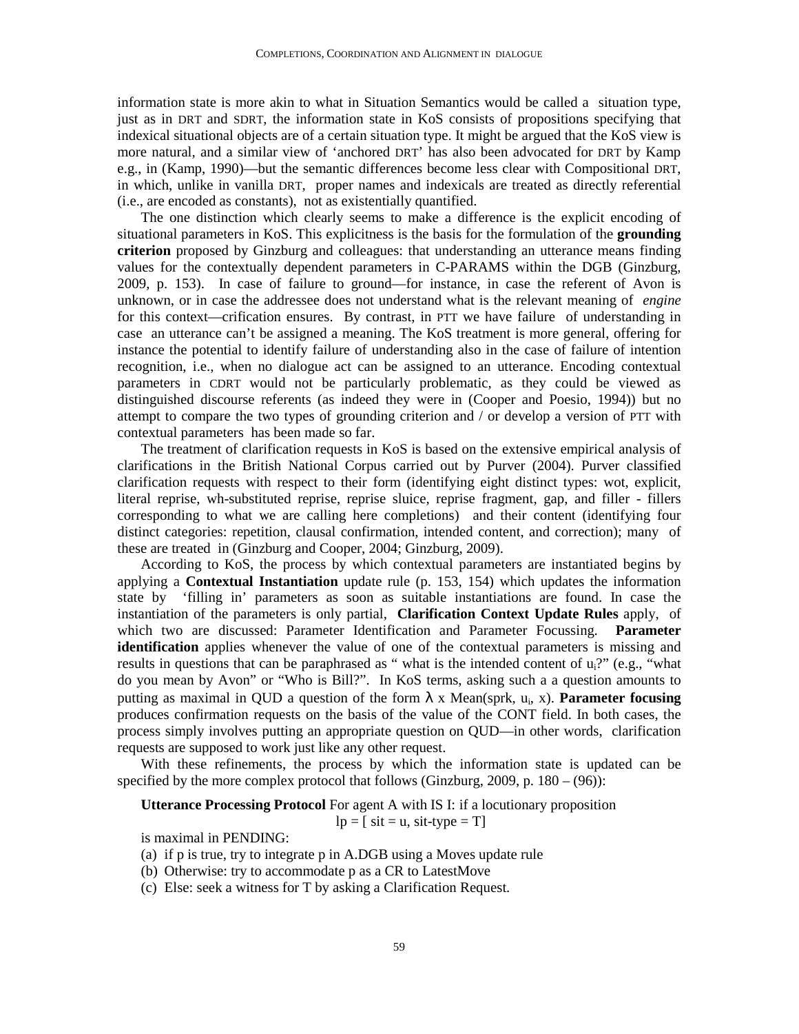information state is more akin to what in Situation Semantics would be called a situation type, just as in DRT and SDRT, the information state in KoS consists of propositions specifying that indexical situational objects are of a certain situation type. It might be argued that the KoS view is more natural, and a similar view of 'anchored DRT' has also been advocated for DRT by Kamp e.g., in (Kamp, 1990)—but the semantic differences become less clear with Compositional DRT, in which, unlike in vanilla DRT, proper names and indexicals are treated as directly referential (i.e., are encoded as constants), not as existentially quantified.

The one distinction which clearly seems to make a difference is the explicit encoding of situational parameters in KoS. This explicitness is the basis for the formulation of the **grounding criterion** proposed by Ginzburg and colleagues: that understanding an utterance means finding values for the contextually dependent parameters in C-PARAMS within the DGB (Ginzburg, 2009, p. 153). In case of failure to ground—for instance, in case the referent of Avon is unknown, or in case the addressee does not understand what is the relevant meaning of *engine* for this context—crification ensures. By contrast, in PTT we have failure of understanding in case an utterance can't be assigned a meaning. The KoS treatment is more general, offering for instance the potential to identify failure of understanding also in the case of failure of intention recognition, i.e., when no dialogue act can be assigned to an utterance. Encoding contextual parameters in CDRT would not be particularly problematic, as they could be viewed as distinguished discourse referents (as indeed they were in (Cooper and Poesio, 1994)) but no attempt to compare the two types of grounding criterion and / or develop a version of PTT with contextual parameters has been made so far.

The treatment of clarification requests in KoS is based on the extensive empirical analysis of clarifications in the British National Corpus carried out by Purver (2004). Purver classified clarification requests with respect to their form (identifying eight distinct types: wot, explicit, literal reprise, wh-substituted reprise, reprise sluice, reprise fragment, gap, and filler - fillers corresponding to what we are calling here completions) and their content (identifying four distinct categories: repetition, clausal confirmation, intended content, and correction); many of these are treated in (Ginzburg and Cooper, 2004; Ginzburg, 2009).

According to KoS, the process by which contextual parameters are instantiated begins by applying a **Contextual Instantiation** update rule (p. 153, 154) which updates the information state by 'filling in' parameters as soon as suitable instantiations are found. In case the instantiation of the parameters is only partial, **Clarification Context Update Rules** apply, of which two are discussed: Parameter Identification and Parameter Focussing. **Parameter identification** applies whenever the value of one of the contextual parameters is missing and results in questions that can be paraphrased as " what is the intended content of $u_i$?" (e.g., "what do you mean by Avon" or "Who is Bill?". In KoS terms, asking such a a question amounts to putting as maximal in QUD a question of the form $\lambda$ x Mean(sprk, $u_i$, x). **Parameter focusing** produces confirmation requests on the basis of the value of the CONT field. In both cases, the process simply involves putting an appropriate question on QUD—in other words, clarification requests are supposed to work just like any other request.

With these refinements, the process by which the information state is updated can be specified by the more complex protocol that follows (Ginzburg, 2009, p. 180 – (96)):

**Utterance Processing Protocol** For agent A with IS I: if a locutionary proposition

lp = [ sit = u, sit-type = T]

is maximal in PENDING:

(a) if p is true, try to integrate p in A.DGB using a Moves update rule
(b) Otherwise: try to accommodate p as a CR to LatestMove
(c) Else: seek a witness for T by asking a Clarification Request.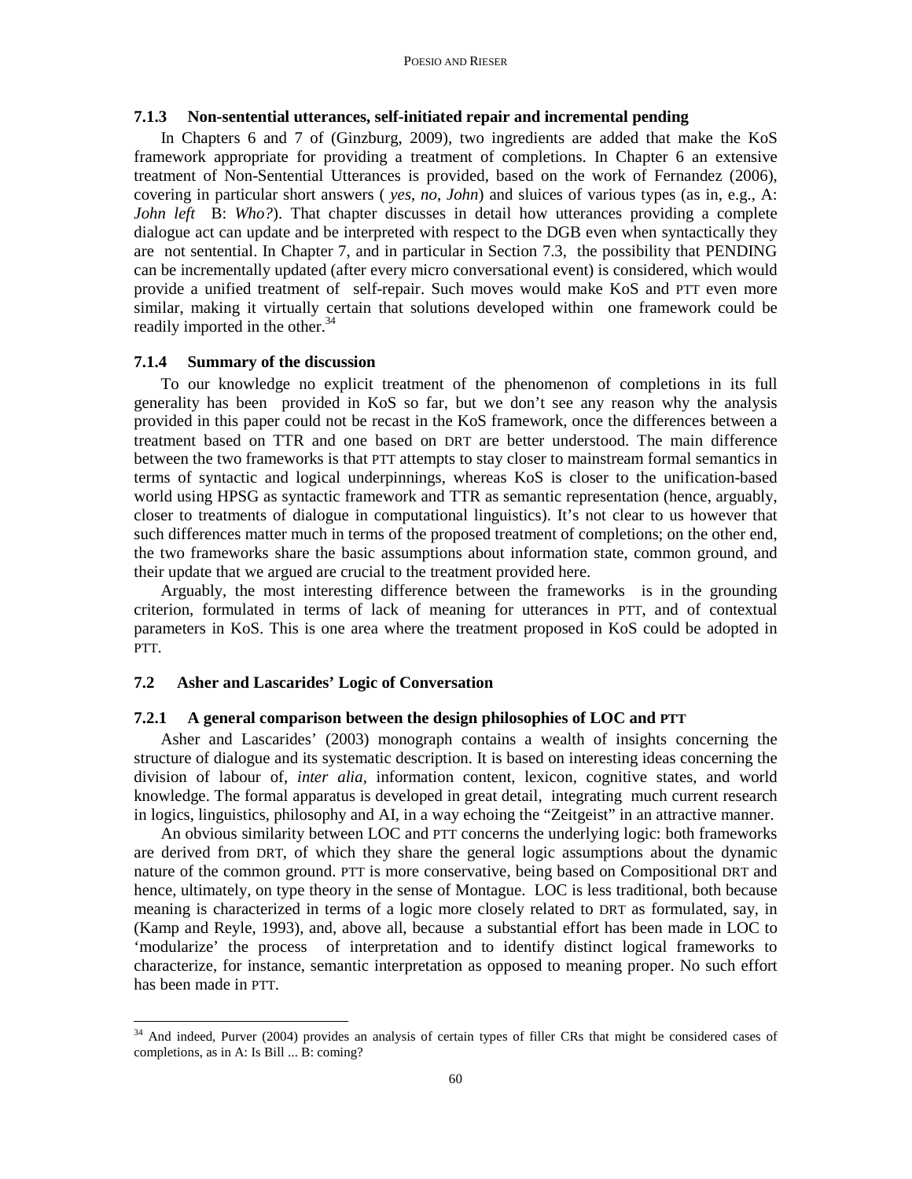### 7.1.3 Non-sentential utterances, self-initiated repair and incremental pending

In Chapters 6 and 7 of (Ginzburg, 2009), two ingredients are added that make the KoS framework appropriate for providing a treatment of completions. In Chapter 6 an extensive treatment of Non-Sentential Utterances is provided, based on the work of Fernandez (2006), covering in particular short answers ( *yes*, *no*, *John*) and sluices of various types (as in, e.g., A: *John left* B: *Who?*). That chapter discusses in detail how utterances providing a complete dialogue act can update and be interpreted with respect to the DGB even when syntactically they are not sentential. In Chapter 7, and in particular in Section 7.3, the possibility that PENDING can be incrementally updated (after every micro conversational event) is considered, which would provide a unified treatment of self-repair. Such moves would make KoS and PTT even more similar, making it virtually certain that solutions developed within one framework could be readily imported in the other.[34]

### 7.1.4 Summary of the discussion

To our knowledge no explicit treatment of the phenomenon of completions in its full generality has been provided in KoS so far, but we don't see any reason why the analysis provided in this paper could not be recast in the KoS framework, once the differences between a treatment based on TTR and one based on DRT are better understood. The main difference between the two frameworks is that PTT attempts to stay closer to mainstream formal semantics in terms of syntactic and logical underpinnings, whereas KoS is closer to the unification-based world using HPSG as syntactic framework and TTR as semantic representation (hence, arguably, closer to treatments of dialogue in computational linguistics). It's not clear to us however that such differences matter much in terms of the proposed treatment of completions; on the other end, the two frameworks share the basic assumptions about information state, common ground, and their update that we argued are crucial to the treatment provided here.

Arguably, the most interesting difference between the frameworks is in the grounding criterion, formulated in terms of lack of meaning for utterances in PTT, and of contextual parameters in KoS. This is one area where the treatment proposed in KoS could be adopted in PTT.

## 7.2 Asher and Lascarides' Logic of Conversation

### 7.2.1 A general comparison between the design philosophies of LOC and PTT

Asher and Lascarides' (2003) monograph contains a wealth of insights concerning the structure of dialogue and its systematic description. It is based on interesting ideas concerning the division of labour of, *inter alia*, information content, lexicon, cognitive states, and world knowledge. The formal apparatus is developed in great detail, integrating much current research in logics, linguistics, philosophy and AI, in a way echoing the "Zeitgeist" in an attractive manner.

An obvious similarity between LOC and PTT concerns the underlying logic: both frameworks are derived from DRT, of which they share the general logic assumptions about the dynamic nature of the common ground. PTT is more conservative, being based on Compositional DRT and hence, ultimately, on type theory in the sense of Montague. LOC is less traditional, both because meaning is characterized in terms of a logic more closely related to DRT as formulated, say, in (Kamp and Reyle, 1993), and, above all, because a substantial effort has been made in LOC to 'modularize' the process of interpretation and to identify distinct logical frameworks to characterize, for instance, semantic interpretation as opposed to meaning proper. No such effort has been made in PTT.

---

[34] And indeed, Purver (2004) provides an analysis of certain types of filler CRs that might be considered cases of completions, as in A: Is Bill ... B: coming?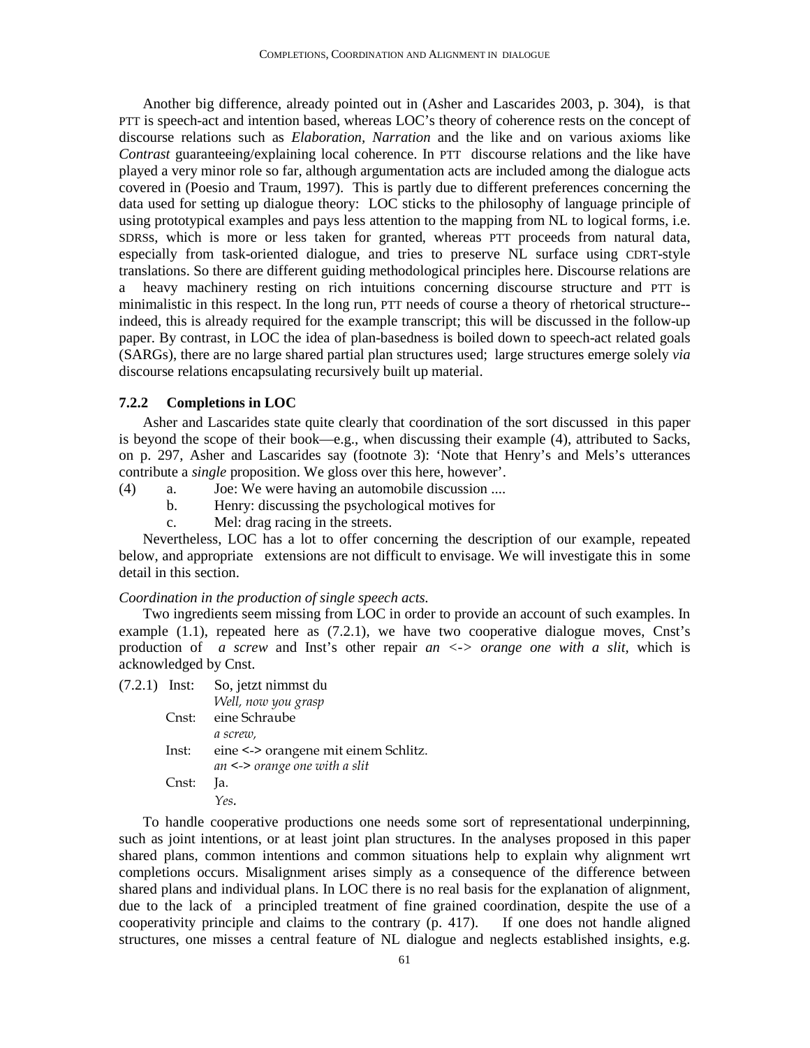Another big difference, already pointed out in (Asher and Lascarides 2003, p. 304), is that PTT is speech-act and intention based, whereas LOC's theory of coherence rests on the concept of discourse relations such as *Elaboration, Narration* and the like and on various axioms like *Contrast* guaranteeing/explaining local coherence. In PTT discourse relations and the like have played a very minor role so far, although argumentation acts are included among the dialogue acts covered in (Poesio and Traum, 1997). This is partly due to different preferences concerning the data used for setting up dialogue theory: LOC sticks to the philosophy of language principle of using prototypical examples and pays less attention to the mapping from NL to logical forms, i.e. SDRSs, which is more or less taken for granted, whereas PTT proceeds from natural data, especially from task-oriented dialogue, and tries to preserve NL surface using CDRT-style translations. So there are different guiding methodological principles here. Discourse relations are a heavy machinery resting on rich intuitions concerning discourse structure and PTT is minimalistic in this respect. In the long run, PTT needs of course a theory of rhetorical structure--indeed, this is already required for the example transcript; this will be discussed in the follow-up paper. By contrast, in LOC the idea of plan-basedness is boiled down to speech-act related goals (SARGs), there are no large shared partial plan structures used; large structures emerge solely *via* discourse relations encapsulating recursively built up material.

### 7.2.2 Completions in LOC

Asher and Lascarides state quite clearly that coordination of the sort discussed in this paper is beyond the scope of their book—e.g., when discussing their example (4), attributed to Sacks, on p. 297, Asher and Lascarides say (footnote 3): 'Note that Henry's and Mels's utterances contribute a *single* proposition. We gloss over this here, however'.

(4) a. Joe: We were having an automobile discussion ....
    b. Henry: discussing the psychological motives for
    c. Mel: drag racing in the streets.

Nevertheless, LOC has a lot to offer concerning the description of our example, repeated below, and appropriate extensions are not difficult to envisage. We will investigate this in some detail in this section.

*Coordination in the production of single speech acts.*

Two ingredients seem missing from LOC in order to provide an account of such examples. In example (1.1), repeated here as (7.2.1), we have two cooperative dialogue moves, Cnst's production of *a screw* and Inst's other repair *an <-> orange one with a slit*, which is acknowledged by Cnst.

(7.2.1) Inst: So, jetzt nimmst du
        *Well, now you grasp*
    Cnst: eine Schraube
        *a screw,*
    Inst: eine <-> orangene mit einem Schlitz.
        *an <-> orange one with a slit*
    Cnst: Ja.
        *Yes.*

To handle cooperative productions one needs some sort of representational underpinning, such as joint intentions, or at least joint plan structures. In the analyses proposed in this paper shared plans, common intentions and common situations help to explain why alignment wrt completions occurs. Misalignment arises simply as a consequence of the difference between shared plans and individual plans. In LOC there is no real basis for the explanation of alignment, due to the lack of a principled treatment of fine grained coordination, despite the use of a cooperativity principle and claims to the contrary (p. 417). If one does not handle aligned structures, one misses a central feature of NL dialogue and neglects established insights, e.g.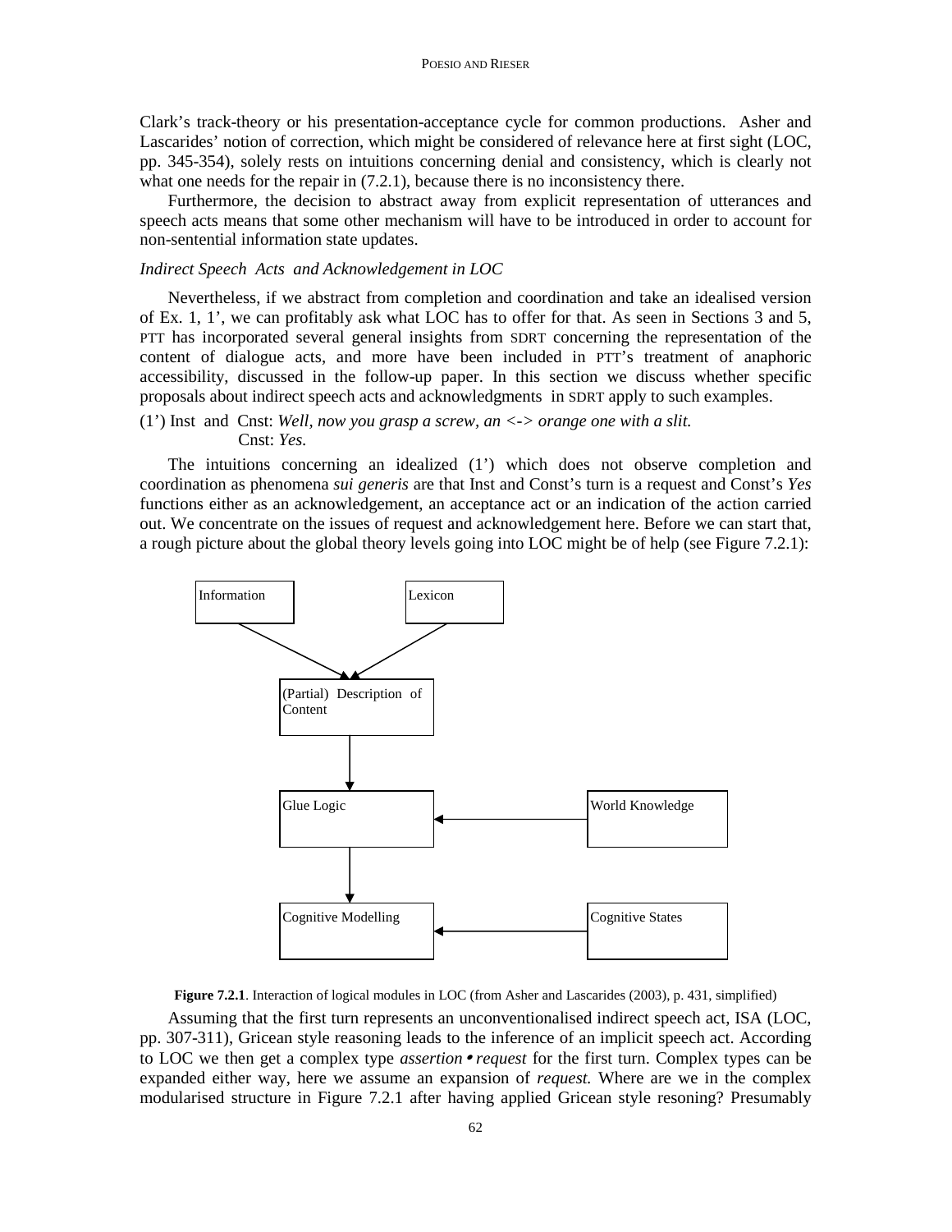Clark's track-theory or his presentation-acceptance cycle for common productions. Asher and Lascarides' notion of correction, which might be considered of relevance here at first sight (LOC, pp. 345-354), solely rests on intuitions concerning denial and consistency, which is clearly not what one needs for the repair in (7.2.1), because there is no inconsistency there.

Furthermore, the decision to abstract away from explicit representation of utterances and speech acts means that some other mechanism will have to be introduced in order to account for non-sentential information state updates.

*Indirect Speech Acts and Acknowledgement in LOC*

Nevertheless, if we abstract from completion and coordination and take an idealised version of Ex. 1, 1', we can profitably ask what LOC has to offer for that. As seen in Sections 3 and 5, PTT has incorporated several general insights from SDRT concerning the representation of the content of dialogue acts, and more have been included in PTT's treatment of anaphoric accessibility, discussed in the follow-up paper. In this section we discuss whether specific proposals about indirect speech acts and acknowledgments in SDRT apply to such examples.

(1') Inst and Cnst: *Well, now you grasp a screw, an <-> orange one with a slit.*
Cnst: *Yes.*

The intuitions concerning an idealized (1') which does not observe completion and coordination as phenomena *sui generis* are that Inst and Const's turn is a request and Const's *Yes* functions either as an acknowledgement, an acceptance act or an indication of the action carried out. We concentrate on the issues of request and acknowledgement here. Before we can start that, a rough picture about the global theory levels going into LOC might be of help (see Figure 7.2.1):

```
Information        Lexicon
        \          /
         v        v
 (Partial) Description of Content
              |
              v
         Glue Logic  <------ World Knowledge
              |
              v
   Cognitive Modelling <---- Cognitive States
```

**Figure 7.2.1**. Interaction of logical modules in LOC (from Asher and Lascarides (2003), p. 431, simplified)

Assuming that the first turn represents an unconventionalised indirect speech act, ISA (LOC, pp. 307-311), Gricean style reasoning leads to the inference of an implicit speech act. According to LOC we then get a complex type *assertion* • *request* for the first turn. Complex types can be expanded either way, here we assume an expansion of *request.* Where are we in the complex modularised structure in Figure 7.2.1 after having applied Gricean style resoning? Presumably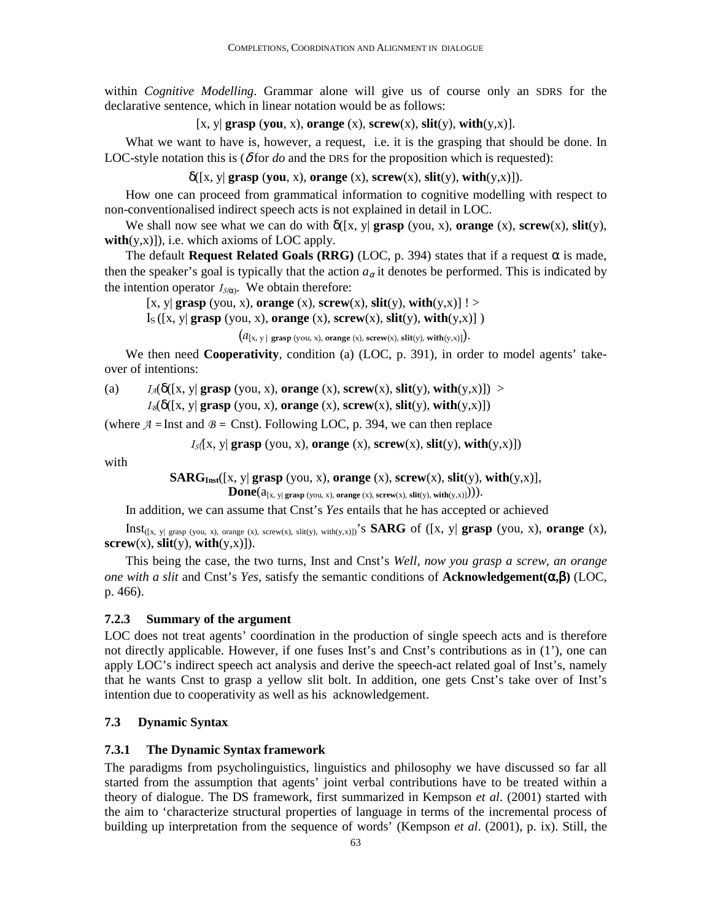within *Cognitive Modelling*. Grammar alone will give us of course only an SDRS for the declarative sentence, which in linear notation would be as follows:

$$[x, y|\ \mathbf{grasp}\ (\mathbf{you}, x),\ \mathbf{orange}\ (x),\ \mathbf{screw}(x),\ \mathbf{slit}(y),\ \mathbf{with}(y,x)].$$

What we want to have is, however, a request, i.e. it is the grasping that should be done. In LOC-style notation this is ($\delta$ for *do* and the DRS for the proposition which is requested):

$$\delta([x, y|\ \mathbf{grasp}\ (\mathbf{you}, x),\ \mathbf{orange}\ (x),\ \mathbf{screw}(x),\ \mathbf{slit}(y),\ \mathbf{with}(y,x)]).$$

How one can proceed from grammatical information to cognitive modelling with respect to non-conventionalised indirect speech acts is not explained in detail in LOC.

We shall now see what we can do with $\delta([x, y|\ \mathbf{grasp}\ (\text{you}, x),\ \mathbf{orange}\ (x),\ \mathbf{screw}(x),\ \mathbf{slit}(y),\ \mathbf{with}(y,x)])$, i.e. which axioms of LOC apply.

The default **Request Related Goals (RRG)** (LOC, p. 394) states that if a request $\alpha$ is made, then the speaker's goal is typically that the action $a_\alpha$ it denotes be performed. This is indicated by the intention operator $I_{S(\alpha)}$. We obtain therefore:

$$[x, y|\ \mathbf{grasp}\ (\text{you}, x),\ \mathbf{orange}\ (x),\ \mathbf{screw}(x),\ \mathbf{slit}(y),\ \mathbf{with}(y,x)]\ !\ >$$
$$I_S\ ([x, y|\ \mathbf{grasp}\ (\text{you}, x),\ \mathbf{orange}\ (x),\ \mathbf{screw}(x),\ \mathbf{slit}(y),\ \mathbf{with}(y,x)]\ )$$
$$(a_{[x,\ y\ |\ \mathbf{grasp}\ (\text{you},\ x),\ \mathbf{orange}\ (x),\ \mathbf{screw}(x),\ \mathbf{slit}(y),\ \mathbf{with}(y,x)]}).$$

We then need **Cooperativity**, condition (a) (LOC, p. 391), in order to model agents' take-over of intentions:

(a) $I_{\mathcal{A}}(\delta([x, y|\ \mathbf{grasp}\ (\text{you}, x),\ \mathbf{orange}\ (x),\ \mathbf{screw}(x),\ \mathbf{slit}(y),\ \mathbf{with}(y,x)])\ >$
$I_{\mathcal{B}}(\delta([x, y|\ \mathbf{grasp}\ (\text{you}, x),\ \mathbf{orange}\ (x),\ \mathbf{screw}(x),\ \mathbf{slit}(y),\ \mathbf{with}(y,x)])$

(where $\mathcal{A}$ = Inst and $\mathcal{B}$ = Cnst). Following LOC, p. 394, we can then replace

$$I_S([x, y|\ \mathbf{grasp}\ (\text{you}, x),\ \mathbf{orange}\ (x),\ \mathbf{screw}(x),\ \mathbf{slit}(y),\ \mathbf{with}(y,x)])$$

with

$$\mathbf{SARG_{Inst}}([x, y|\ \mathbf{grasp}\ (\text{you}, x),\ \mathbf{orange}\ (x),\ \mathbf{screw}(x),\ \mathbf{slit}(y),\ \mathbf{with}(y,x)],$$
$$\mathbf{Done}(a_{[x,\ y|\ \mathbf{grasp}\ (\text{you},\ x),\ \mathbf{orange}\ (x),\ \mathbf{screw}(x),\ \mathbf{slit}(y),\ \mathbf{with}(y,x)]}))).$$

In addition, we can assume that Cnst's *Yes* entails that he has accepted or achieved

$\text{Inst}_{([x,\ y|\ \text{grasp (you, x), orange (x), screw(x), slit(y), with(y,x)}])}$'s **SARG** of ([x, y| **grasp** (you, x), **orange** (x), **screw**(x), **slit**(y), **with**(y,x)]).

This being the case, the two turns, Inst and Cnst's *Well, now you grasp a screw, an orange one with a slit* and Cnst's *Yes*, satisfy the semantic conditions of **Acknowledgement($\alpha$,$\beta$)** (LOC, p. 466).

#### 7.2.3 Summary of the argument

LOC does not treat agents' coordination in the production of single speech acts and is therefore not directly applicable. However, if one fuses Inst's and Cnst's contributions as in (1'), one can apply LOC's indirect speech act analysis and derive the speech-act related goal of Inst's, namely that he wants Cnst to grasp a yellow slit bolt. In addition, one gets Cnst's take over of Inst's intention due to cooperativity as well as his acknowledgement.

### 7.3 Dynamic Syntax

#### 7.3.1 The Dynamic Syntax framework

The paradigms from psycholinguistics, linguistics and philosophy we have discussed so far all started from the assumption that agents' joint verbal contributions have to be treated within a theory of dialogue. The DS framework, first summarized in Kempson *et al*. (2001) started with the aim to 'characterize structural properties of language in terms of the incremental process of building up interpretation from the sequence of words' (Kempson *et al*. (2001), p. ix). Still, the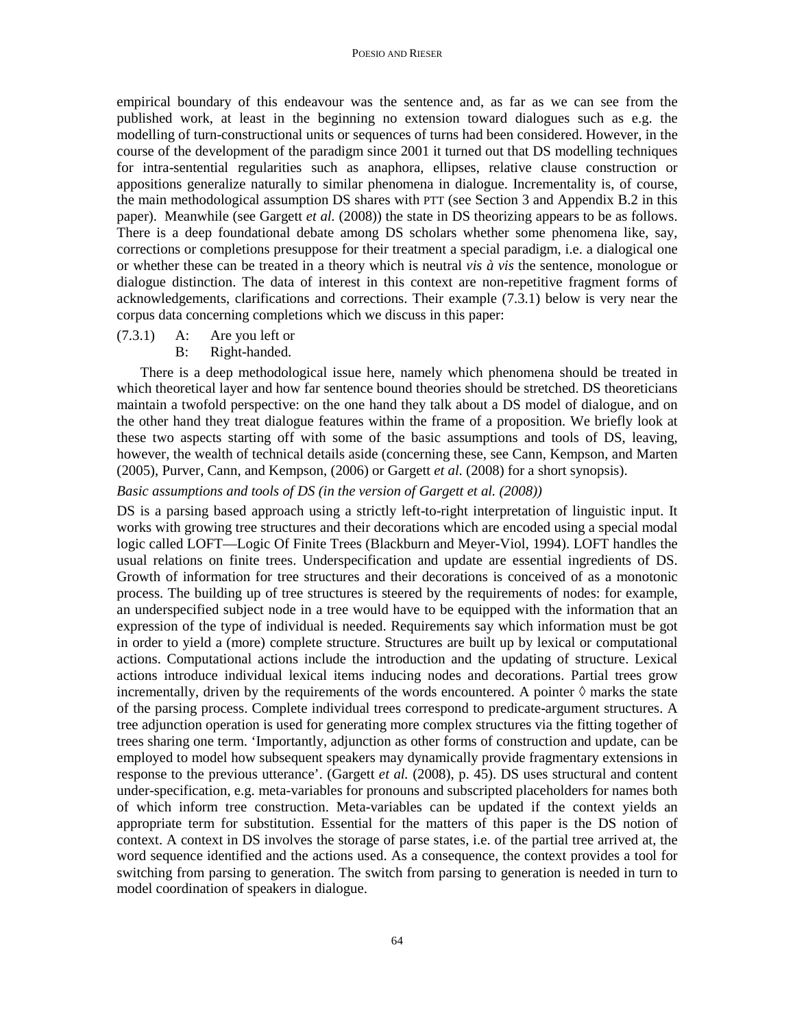empirical boundary of this endeavour was the sentence and, as far as we can see from the published work, at least in the beginning no extension toward dialogues such as e.g. the modelling of turn-constructional units or sequences of turns had been considered. However, in the course of the development of the paradigm since 2001 it turned out that DS modelling techniques for intra-sentential regularities such as anaphora, ellipses, relative clause construction or appositions generalize naturally to similar phenomena in dialogue. Incrementality is, of course, the main methodological assumption DS shares with PTT (see Section 3 and Appendix B.2 in this paper). Meanwhile (see Gargett *et al.* (2008)) the state in DS theorizing appears to be as follows. There is a deep foundational debate among DS scholars whether some phenomena like, say, corrections or completions presuppose for their treatment a special paradigm, i.e. a dialogical one or whether these can be treated in a theory which is neutral *vis à vis* the sentence, monologue or dialogue distinction. The data of interest in this context are non-repetitive fragment forms of acknowledgements, clarifications and corrections. Their example (7.3.1) below is very near the corpus data concerning completions which we discuss in this paper:

(7.3.1) A: Are you left or
B: Right-handed.

There is a deep methodological issue here, namely which phenomena should be treated in which theoretical layer and how far sentence bound theories should be stretched. DS theoreticians maintain a twofold perspective: on the one hand they talk about a DS model of dialogue, and on the other hand they treat dialogue features within the frame of a proposition. We briefly look at these two aspects starting off with some of the basic assumptions and tools of DS, leaving, however, the wealth of technical details aside (concerning these, see Cann, Kempson, and Marten (2005), Purver, Cann, and Kempson, (2006) or Gargett *et al.* (2008) for a short synopsis).

*Basic assumptions and tools of DS (in the version of Gargett et al. (2008))*

DS is a parsing based approach using a strictly left-to-right interpretation of linguistic input. It works with growing tree structures and their decorations which are encoded using a special modal logic called LOFT—Logic Of Finite Trees (Blackburn and Meyer-Viol, 1994). LOFT handles the usual relations on finite trees. Underspecification and update are essential ingredients of DS. Growth of information for tree structures and their decorations is conceived of as a monotonic process. The building up of tree structures is steered by the requirements of nodes: for example, an underspecified subject node in a tree would have to be equipped with the information that an expression of the type of individual is needed. Requirements say which information must be got in order to yield a (more) complete structure. Structures are built up by lexical or computational actions. Computational actions include the introduction and the updating of structure. Lexical actions introduce individual lexical items inducing nodes and decorations. Partial trees grow incrementally, driven by the requirements of the words encountered. A pointer ◊ marks the state of the parsing process. Complete individual trees correspond to predicate-argument structures. A tree adjunction operation is used for generating more complex structures via the fitting together of trees sharing one term. 'Importantly, adjunction as other forms of construction and update, can be employed to model how subsequent speakers may dynamically provide fragmentary extensions in response to the previous utterance'. (Gargett *et al.* (2008), p. 45). DS uses structural and content under-specification, e.g. meta-variables for pronouns and subscripted placeholders for names both of which inform tree construction. Meta-variables can be updated if the context yields an appropriate term for substitution. Essential for the matters of this paper is the DS notion of context. A context in DS involves the storage of parse states, i.e. of the partial tree arrived at, the word sequence identified and the actions used. As a consequence, the context provides a tool for switching from parsing to generation. The switch from parsing to generation is needed in turn to model coordination of speakers in dialogue.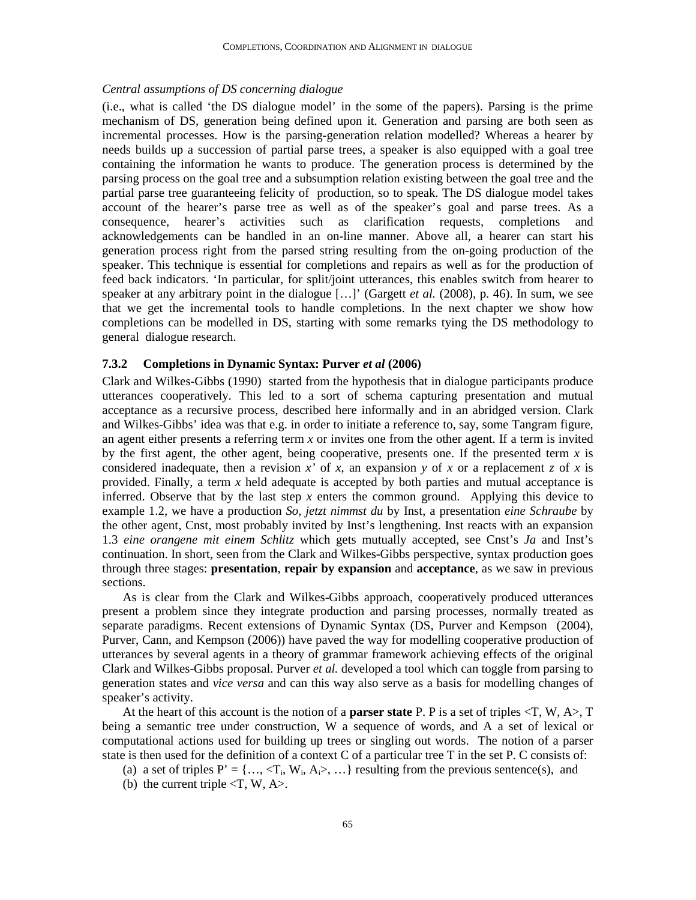*Central assumptions of DS concerning dialogue*

(i.e., what is called 'the DS dialogue model' in the some of the papers). Parsing is the prime mechanism of DS, generation being defined upon it. Generation and parsing are both seen as incremental processes. How is the parsing-generation relation modelled? Whereas a hearer by needs builds up a succession of partial parse trees, a speaker is also equipped with a goal tree containing the information he wants to produce. The generation process is determined by the parsing process on the goal tree and a subsumption relation existing between the goal tree and the partial parse tree guaranteeing felicity of production, so to speak. The DS dialogue model takes account of the hearer's parse tree as well as of the speaker's goal and parse trees. As a consequence, hearer's activities such as clarification requests, completions and acknowledgements can be handled in an on-line manner. Above all, a hearer can start his generation process right from the parsed string resulting from the on-going production of the speaker. This technique is essential for completions and repairs as well as for the production of feed back indicators. 'In particular, for split/joint utterances, this enables switch from hearer to speaker at any arbitrary point in the dialogue […]' (Gargett *et al.* (2008), p. 46). In sum, we see that we get the incremental tools to handle completions. In the next chapter we show how completions can be modelled in DS, starting with some remarks tying the DS methodology to general dialogue research.

### 7.3.2 Completions in Dynamic Syntax: Purver *et al* (2006)

Clark and Wilkes-Gibbs (1990) started from the hypothesis that in dialogue participants produce utterances cooperatively. This led to a sort of schema capturing presentation and mutual acceptance as a recursive process, described here informally and in an abridged version. Clark and Wilkes-Gibbs' idea was that e.g. in order to initiate a reference to, say, some Tangram figure, an agent either presents a referring term *x* or invites one from the other agent. If a term is invited by the first agent, the other agent, being cooperative, presents one. If the presented term *x* is considered inadequate, then a revision *x'* of *x*, an expansion *y* of *x* or a replacement *z* of *x* is provided. Finally, a term *x* held adequate is accepted by both parties and mutual acceptance is inferred. Observe that by the last step *x* enters the common ground. Applying this device to example 1.2, we have a production *So, jetzt nimmst du* by Inst, a presentation *eine Schraube* by the other agent, Cnst, most probably invited by Inst's lengthening. Inst reacts with an expansion 1.3 *eine orangene mit einem Schlitz* which gets mutually accepted, see Cnst's *Ja* and Inst's continuation. In short, seen from the Clark and Wilkes-Gibbs perspective, syntax production goes through three stages: **presentation**, **repair by expansion** and **acceptance**, as we saw in previous sections.

As is clear from the Clark and Wilkes-Gibbs approach, cooperatively produced utterances present a problem since they integrate production and parsing processes, normally treated as separate paradigms. Recent extensions of Dynamic Syntax (DS, Purver and Kempson (2004), Purver, Cann, and Kempson (2006)) have paved the way for modelling cooperative production of utterances by several agents in a theory of grammar framework achieving effects of the original Clark and Wilkes-Gibbs proposal. Purver *et al.* developed a tool which can toggle from parsing to generation states and *vice versa* and can this way also serve as a basis for modelling changes of speaker's activity.

At the heart of this account is the notion of a **parser state** P. P is a set of triples <T, W, A>, T being a semantic tree under construction, W a sequence of words, and A a set of lexical or computational actions used for building up trees or singling out words. The notion of a parser state is then used for the definition of a context C of a particular tree T in the set P. C consists of:

(a) a set of triples P' = {…, <$T_i$, $W_i$, $A_i$>, …} resulting from the previous sentence(s), and
(b) the current triple <T, W, A>.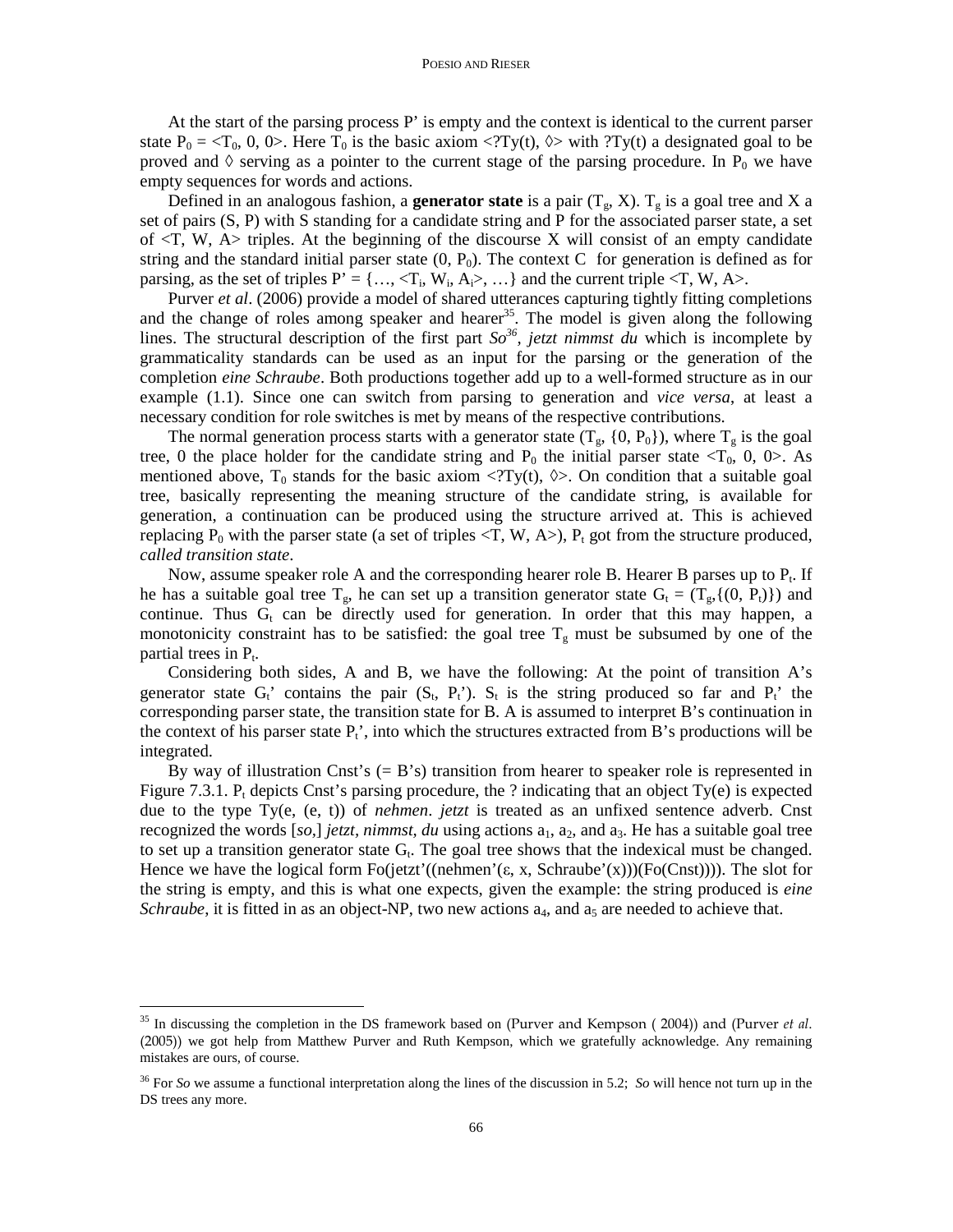At the start of the parsing process P’ is empty and the context is identical to the current parser state $P_0$ = <$T_0$, 0, 0>. Here $T_0$ is the basic axiom <?Ty(t), ◊> with ?Ty(t) a designated goal to be proved and ◊ serving as a pointer to the current stage of the parsing procedure. In $P_0$ we have empty sequences for words and actions.

Defined in an analogous fashion, a **generator state** is a pair ($T_g$, X). $T_g$ is a goal tree and X a set of pairs (S, P) with S standing for a candidate string and P for the associated parser state, a set of <T, W, A> triples. At the beginning of the discourse X will consist of an empty candidate string and the standard initial parser state (0, $P_0$). The context C for generation is defined as for parsing, as the set of triples P’ = {…, <$T_i$, $W_i$, $A_i$>, …} and the current triple <T, W, A>.

Purver *et al*. (2006) provide a model of shared utterances capturing tightly fitting completions and the change of roles among speaker and hearer[35]. The model is given along the following lines. The structural description of the first part *So*[36], *jetzt nimmst du* which is incomplete by grammaticality standards can be used as an input for the parsing or the generation of the completion *eine Schraube*. Both productions together add up to a well-formed structure as in our example (1.1). Since one can switch from parsing to generation and *vice versa*, at least a necessary condition for role switches is met by means of the respective contributions.

The normal generation process starts with a generator state ($T_g$, {0, $P_0$}), where $T_g$ is the goal tree, 0 the place holder for the candidate string and $P_0$ the initial parser state <$T_0$, 0, 0>. As mentioned above, $T_0$ stands for the basic axiom <?Ty(t), ◊>. On condition that a suitable goal tree, basically representing the meaning structure of the candidate string, is available for generation, a continuation can be produced using the structure arrived at. This is achieved replacing $P_0$ with the parser state (a set of triples <T, W, A>), $P_t$ got from the structure produced, *called transition state*.

Now, assume speaker role A and the corresponding hearer role B. Hearer B parses up to $P_t$. If he has a suitable goal tree $T_g$, he can set up a transition generator state $G_t$ = ($T_g$,{(0, $P_t$)}) and continue. Thus $G_t$ can be directly used for generation. In order that this may happen, a monotonicity constraint has to be satisfied: the goal tree $T_g$ must be subsumed by one of the partial trees in $P_t$.

Considering both sides, A and B, we have the following: At the point of transition A’s generator state $G_t$’ contains the pair ($S_t$, $P_t$’). $S_t$ is the string produced so far and $P_t$’ the corresponding parser state, the transition state for B. A is assumed to interpret B’s continuation in the context of his parser state $P_t$’, into which the structures extracted from B’s productions will be integrated.

By way of illustration Cnst’s (= B’s) transition from hearer to speaker role is represented in Figure 7.3.1. $P_t$ depicts Cnst’s parsing procedure, the ? indicating that an object Ty(e) is expected due to the type Ty(e, (e, t)) of *nehmen*. *jetzt* is treated as an unfixed sentence adverb. Cnst recognized the words [*so*,] *jetzt*, *nimmst*, *du* using actions $a_1$, $a_2$, and $a_3$. He has a suitable goal tree to set up a transition generator state $G_t$. The goal tree shows that the indexical must be changed. Hence we have the logical form Fo(jetzt’((nehmen’(ε, x, Schraube’(x)))(Fo(Cnst)))). The slot for the string is empty, and this is what one expects, given the example: the string produced is *eine Schraube*, it is fitted in as an object-NP, two new actions $a_4$, and $a_5$ are needed to achieve that.

---

[35] In discussing the completion in the DS framework based on (Purver and Kempson ( 2004)) and (Purver *et al*. (2005)) we got help from Matthew Purver and Ruth Kempson, which we gratefully acknowledge. Any remaining mistakes are ours, of course.

[36] For *So* we assume a functional interpretation along the lines of the discussion in 5.2; *So* will hence not turn up in the DS trees any more.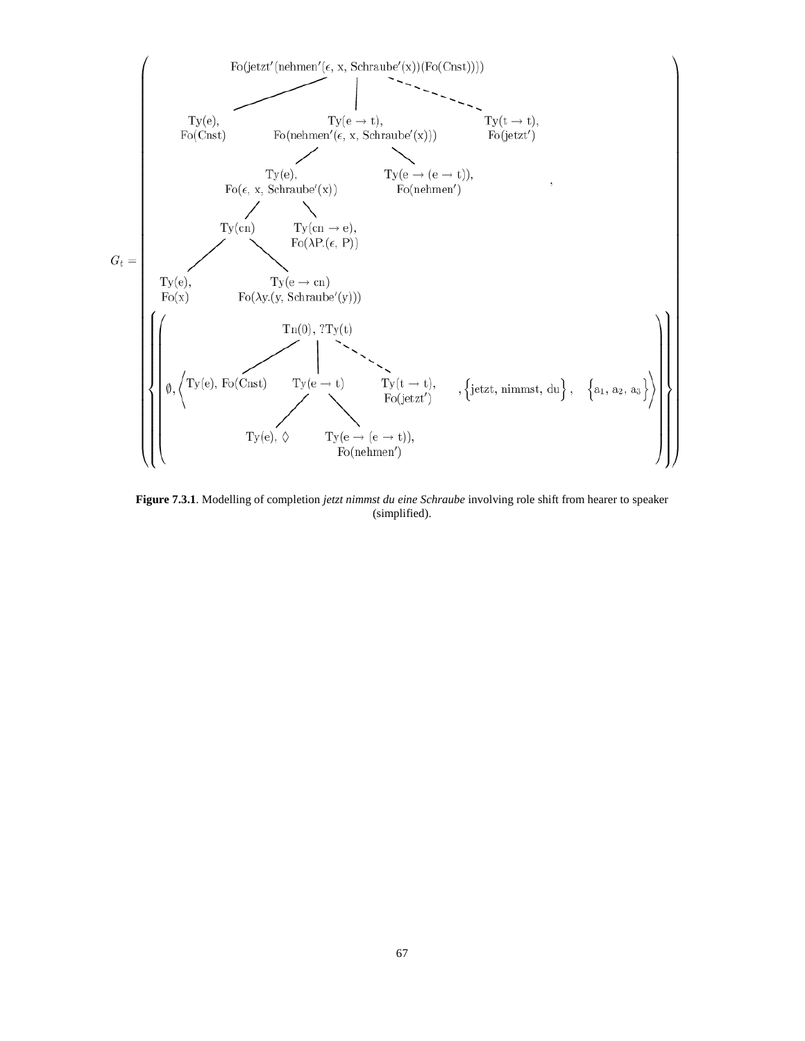$$
G_t = \left( \begin{array}{c}
\text{Fo(jetzt}'(\text{nehmen}'(\epsilon,\ \text{x, Schraube}'(\text{x}))(\text{Fo(Cnst)})))) \\
\text{Ty(e), Fo(Cnst)} \quad | \quad \text{Ty}(\text{e} \rightarrow \text{t}),\ \text{Fo(nehmen}'(\epsilon,\ \text{x, Schraube}'(\text{x}))) \quad | \quad \text{Ty}(\text{t} \rightarrow \text{t}),\ \text{Fo(jetzt}') \\
\text{Ty(e), Fo}(\epsilon,\ \text{x, Schraube}'(\text{x})) \quad | \quad \text{Ty}(\text{e} \rightarrow (\text{e} \rightarrow \text{t})),\ \text{Fo(nehmen}') \\
\text{Ty(cn)} \quad | \quad \text{Ty}(\text{cn} \rightarrow \text{e}),\ \text{Fo}(\lambda \text{P}.(\epsilon,\ \text{P})) \\
\text{Ty(e), Fo(x)} \quad | \quad \text{Ty}(\text{e} \rightarrow \text{cn})\ \text{Fo}(\lambda \text{y}.(\text{y, Schraube}'(\text{y})))
\end{array}, \right.
$$

$$
\left. \left\{ \left( \emptyset, \left\langle \begin{array}{c}
\text{Tn(0), ?Ty(t)} \\
\text{Ty(e), Fo(Cnst)} \quad | \quad \text{Ty}(\text{e} \rightarrow \text{t}) \quad | \quad \text{Ty}(\text{t} \rightarrow \text{t}),\ \text{Fo(jetzt}') \\
\text{Ty(e)}, \Diamond \quad | \quad \text{Ty}(\text{e} \rightarrow (\text{e} \rightarrow \text{t})),\ \text{Fo(nehmen}')
\end{array}, \left\{ \text{jetzt, nimmst, du} \right\}, \quad \left\{ \text{a}_1, \text{a}_2, \text{a}_3 \right\} \right\rangle \right) \right\} \right)
$$

**Figure 7.3.1**. Modelling of completion *jetzt nimmst du eine Schraube* involving role shift from hearer to speaker (simplified).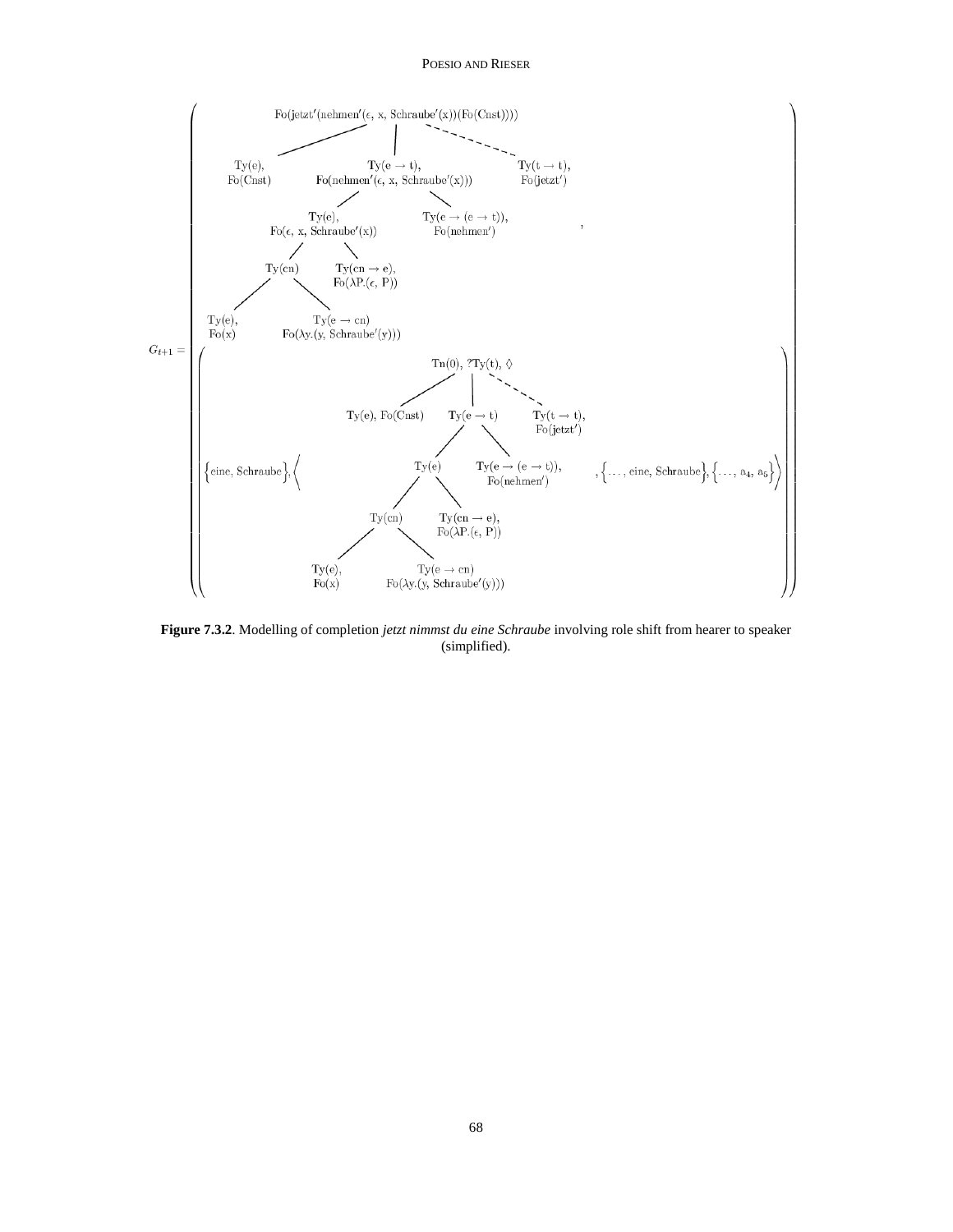$G_{t+1} =$

Fo(jetzt′(nehmen′(ε, x, Schraube′(x))(Fo(Cnst))))

Ty(e), Fo(Cnst) — Ty(e → t), Fo(nehmen′(ε, x, Schraube′(x))) — Ty(t → t), Fo(jetzt′)

Ty(e), Fo(ε, x, Schraube′(x)) — Ty(e → (e → t)), Fo(nehmen′)

Ty(cn) — Ty(cn → e), Fo(λP.(ε, P))

Ty(e), Fo(x) — Ty(e → cn) Fo(λy.(y, Schraube′(y)))

{eine, Schraube}, ⟨ Tn(0), ?Ty(t), ◊

Ty(e), Fo(Cnst) — Ty(e → t) — Ty(t → t), Fo(jetzt′)

Ty(e) — Ty(e → (e → t)), Fo(nehmen′)

Ty(cn) — Ty(cn → e), Fo(λP.(ε, P))

Ty(e), Fo(x) — Ty(e → cn) Fo(λy.(y, Schraube′(y))) ⟩, {…, eine, Schraube}, {…, $a_4$, $a_5$}

**Figure 7.3.2**. Modelling of completion *jetzt nimmst du eine Schraube* involving role shift from hearer to speaker (simplified).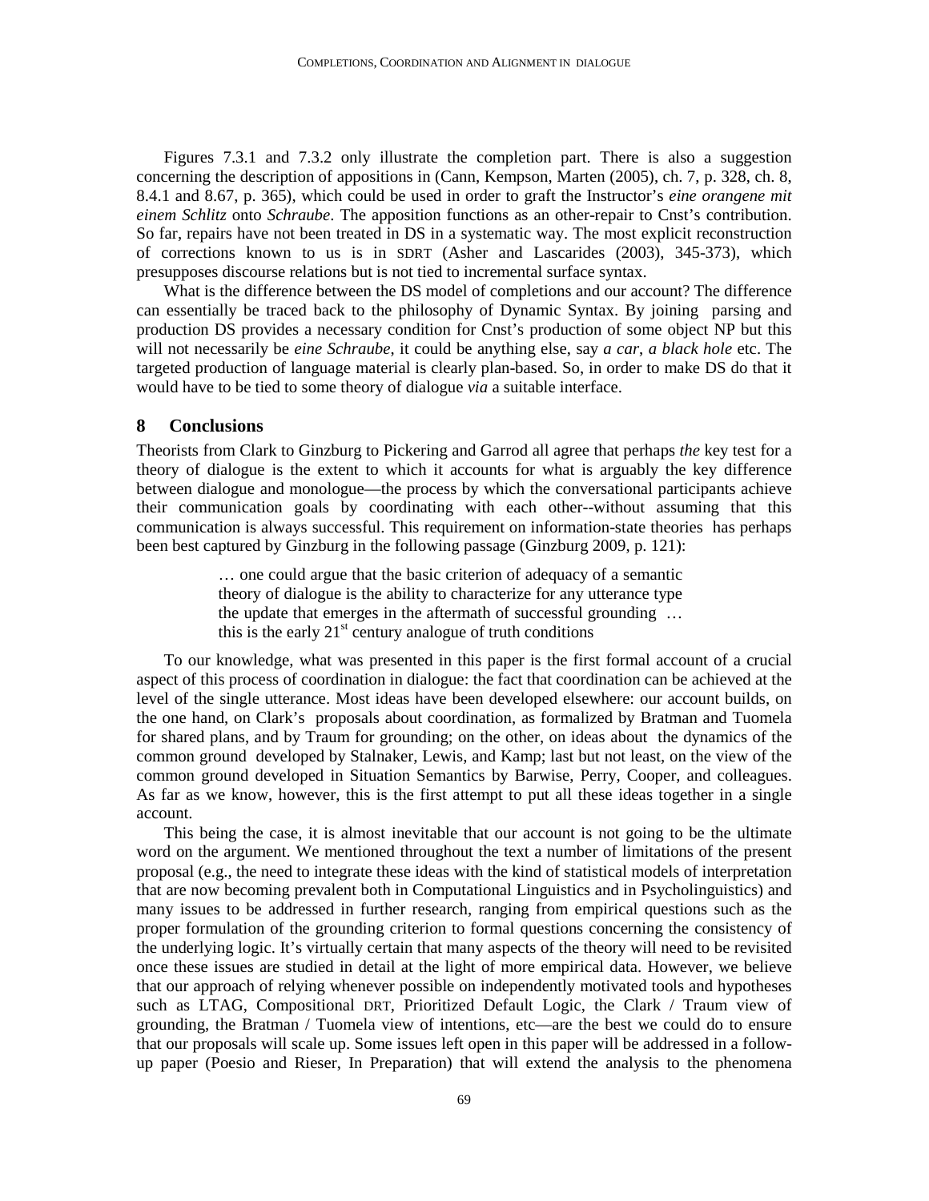Figures 7.3.1 and 7.3.2 only illustrate the completion part. There is also a suggestion concerning the description of appositions in (Cann, Kempson, Marten (2005), ch. 7, p. 328, ch. 8, 8.4.1 and 8.67, p. 365), which could be used in order to graft the Instructor's *eine orangene mit einem Schlitz* onto *Schraube*. The apposition functions as an other-repair to Cnst's contribution. So far, repairs have not been treated in DS in a systematic way. The most explicit reconstruction of corrections known to us is in SDRT (Asher and Lascarides (2003), 345-373), which presupposes discourse relations but is not tied to incremental surface syntax.

What is the difference between the DS model of completions and our account? The difference can essentially be traced back to the philosophy of Dynamic Syntax. By joining parsing and production DS provides a necessary condition for Cnst's production of some object NP but this will not necessarily be *eine Schraube*, it could be anything else, say *a car*, *a black hole* etc. The targeted production of language material is clearly plan-based. So, in order to make DS do that it would have to be tied to some theory of dialogue *via* a suitable interface.

## 8 Conclusions

Theorists from Clark to Ginzburg to Pickering and Garrod all agree that perhaps *the* key test for a theory of dialogue is the extent to which it accounts for what is arguably the key difference between dialogue and monologue—the process by which the conversational participants achieve their communication goals by coordinating with each other--without assuming that this communication is always successful. This requirement on information-state theories has perhaps been best captured by Ginzburg in the following passage (Ginzburg 2009, p. 121):

> … one could argue that the basic criterion of adequacy of a semantic theory of dialogue is the ability to characterize for any utterance type the update that emerges in the aftermath of successful grounding … this is the early 21st century analogue of truth conditions

To our knowledge, what was presented in this paper is the first formal account of a crucial aspect of this process of coordination in dialogue: the fact that coordination can be achieved at the level of the single utterance. Most ideas have been developed elsewhere: our account builds, on the one hand, on Clark's proposals about coordination, as formalized by Bratman and Tuomela for shared plans, and by Traum for grounding; on the other, on ideas about the dynamics of the common ground developed by Stalnaker, Lewis, and Kamp; last but not least, on the view of the common ground developed in Situation Semantics by Barwise, Perry, Cooper, and colleagues. As far as we know, however, this is the first attempt to put all these ideas together in a single account.

This being the case, it is almost inevitable that our account is not going to be the ultimate word on the argument. We mentioned throughout the text a number of limitations of the present proposal (e.g., the need to integrate these ideas with the kind of statistical models of interpretation that are now becoming prevalent both in Computational Linguistics and in Psycholinguistics) and many issues to be addressed in further research, ranging from empirical questions such as the proper formulation of the grounding criterion to formal questions concerning the consistency of the underlying logic. It's virtually certain that many aspects of the theory will need to be revisited once these issues are studied in detail at the light of more empirical data. However, we believe that our approach of relying whenever possible on independently motivated tools and hypotheses such as LTAG, Compositional DRT, Prioritized Default Logic, the Clark / Traum view of grounding, the Bratman / Tuomela view of intentions, etc—are the best we could do to ensure that our proposals will scale up. Some issues left open in this paper will be addressed in a follow-up paper (Poesio and Rieser, In Preparation) that will extend the analysis to the phenomena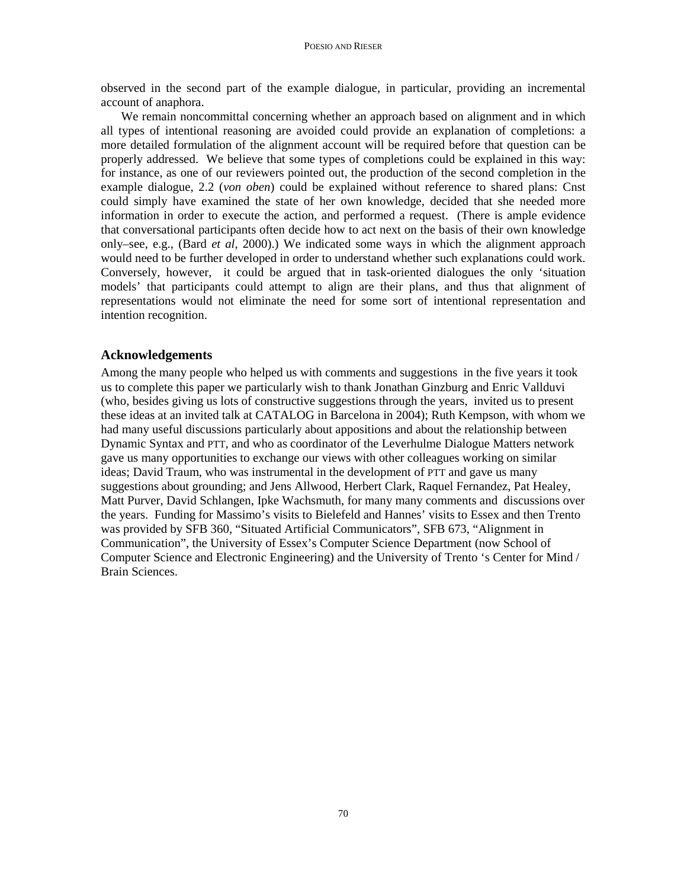observed in the second part of the example dialogue, in particular, providing an incremental account of anaphora.

We remain noncommittal concerning whether an approach based on alignment and in which all types of intentional reasoning are avoided could provide an explanation of completions: a more detailed formulation of the alignment account will be required before that question can be properly addressed. We believe that some types of completions could be explained in this way: for instance, as one of our reviewers pointed out, the production of the second completion in the example dialogue, 2.2 (*von oben*) could be explained without reference to shared plans: Cnst could simply have examined the state of her own knowledge, decided that she needed more information in order to execute the action, and performed a request. (There is ample evidence that conversational participants often decide how to act next on the basis of their own knowledge only–see, e.g., (Bard *et al*, 2000).) We indicated some ways in which the alignment approach would need to be further developed in order to understand whether such explanations could work. Conversely, however, it could be argued that in task-oriented dialogues the only 'situation models' that participants could attempt to align are their plans, and thus that alignment of representations would not eliminate the need for some sort of intentional representation and intention recognition.

## Acknowledgements

Among the many people who helped us with comments and suggestions in the five years it took us to complete this paper we particularly wish to thank Jonathan Ginzburg and Enric Vallduvi (who, besides giving us lots of constructive suggestions through the years, invited us to present these ideas at an invited talk at CATALOG in Barcelona in 2004); Ruth Kempson, with whom we had many useful discussions particularly about appositions and about the relationship between Dynamic Syntax and PTT, and who as coordinator of the Leverhulme Dialogue Matters network gave us many opportunities to exchange our views with other colleagues working on similar ideas; David Traum, who was instrumental in the development of PTT and gave us many suggestions about grounding; and Jens Allwood, Herbert Clark, Raquel Fernandez, Pat Healey, Matt Purver, David Schlangen, Ipke Wachsmuth, for many many comments and discussions over the years. Funding for Massimo's visits to Bielefeld and Hannes' visits to Essex and then Trento was provided by SFB 360, "Situated Artificial Communicators", SFB 673, "Alignment in Communication", the University of Essex's Computer Science Department (now School of Computer Science and Electronic Engineering) and the University of Trento 's Center for Mind / Brain Sciences.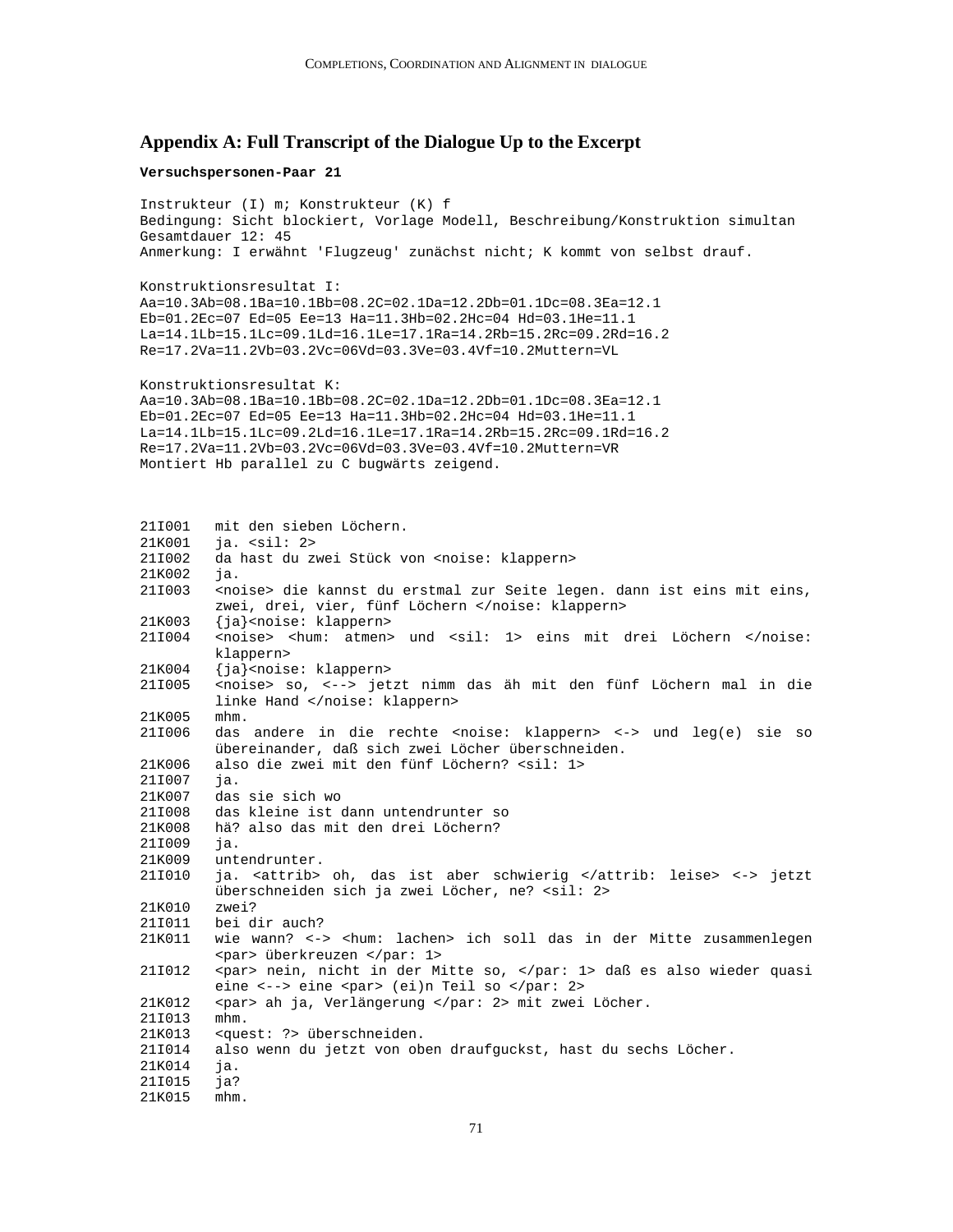## Appendix A: Full Transcript of the Dialogue Up to the Excerpt

**Versuchspersonen-Paar 21**

```
Instrukteur (I) m; Konstrukteur (K) f
Bedingung: Sicht blockiert, Vorlage Modell, Beschreibung/Konstruktion simultan
Gesamtdauer 12: 45
Anmerkung: I erwähnt 'Flugzeug' zunächst nicht; K kommt von selbst drauf.

Konstruktionsresultat I:
Aa=10.3Ab=08.1Ba=10.1Bb=08.2C=02.1Da=12.2Db=01.1Dc=08.3Ea=12.1
Eb=01.2Ec=07 Ed=05 Ee=13 Ha=11.3Hb=02.2Hc=04 Hd=03.1He=11.1
La=14.1Lb=15.1Lc=09.1Ld=16.1Le=17.1Ra=14.2Rb=15.2Rc=09.2Rd=16.2
Re=17.2Va=11.2Vb=03.2Vc=06Vd=03.3Ve=03.4Vf=10.2Muttern=VL

Konstruktionsresultat K:
Aa=10.3Ab=08.1Ba=10.1Bb=08.2C=02.1Da=12.2Db=01.1Dc=08.3Ea=12.1
Eb=01.2Ec=07 Ed=05 Ee=13 Ha=11.3Hb=02.2Hc=04 Hd=03.1He=11.1
La=14.1Lb=15.1Lc=09.2Ld=16.1Le=17.1Ra=14.2Rb=15.2Rc=09.1Rd=16.2
Re=17.2Va=11.2Vb=03.2Vc=06Vd=03.3Ve=03.4Vf=10.2Muttern=VR
Montiert Hb parallel zu C bugwärts zeigend.
```

```
21I001   mit den sieben Löchern.
21K001   ja. <sil: 2>
21I002   da hast du zwei Stück von <noise: klappern>
21K002   ja.
21I003   <noise> die kannst du erstmal zur Seite legen. dann ist eins mit eins,
         zwei, drei, vier, fünf Löchern </noise: klappern>
21K003   {ja}<noise: klappern>
21I004   <noise> <hum: atmen> und <sil: 1> eins mit drei Löchern </noise:
         klappern>
21K004   {ja}<noise: klappern>
21I005   <noise> so, <--> jetzt nimm das äh mit den fünf Löchern mal in die
         linke Hand </noise: klappern>
21K005   mhm.
21I006   das andere in die rechte <noise: klappern> <-> und leg(e) sie so
         übereinander, daß sich zwei Löcher überschneiden.
21K006   also die zwei mit den fünf Löchern? <sil: 1>
21I007   ja.
21K007   das sie sich wo
21I008   das kleine ist dann untendrunter so
21K008   hä? also das mit den drei Löchern?
21I009   ja.
21K009   untendrunter.
21I010   ja. <attrib> oh, das ist aber schwierig </attrib: leise> <-> jetzt
         überschneiden sich ja zwei Löcher, ne? <sil: 2>
21K010   zwei?
21I011   bei dir auch?
21K011   wie wann? <-> <hum: lachen> ich soll das in der Mitte zusammenlegen
         <par> überkreuzen </par: 1>
21I012   <par> nein, nicht in der Mitte so, </par: 1> daß es also wieder quasi
         eine <--> eine <par> (ei)n Teil so </par: 2>
21K012   <par> ah ja, Verlängerung </par: 2> mit zwei Löcher.
21I013   mhm.
21K013   <quest: ?> überschneiden.
21I014   also wenn du jetzt von oben draufguckst, hast du sechs Löcher.
21K014   ja.
21I015   ja?
21K015   mhm.
```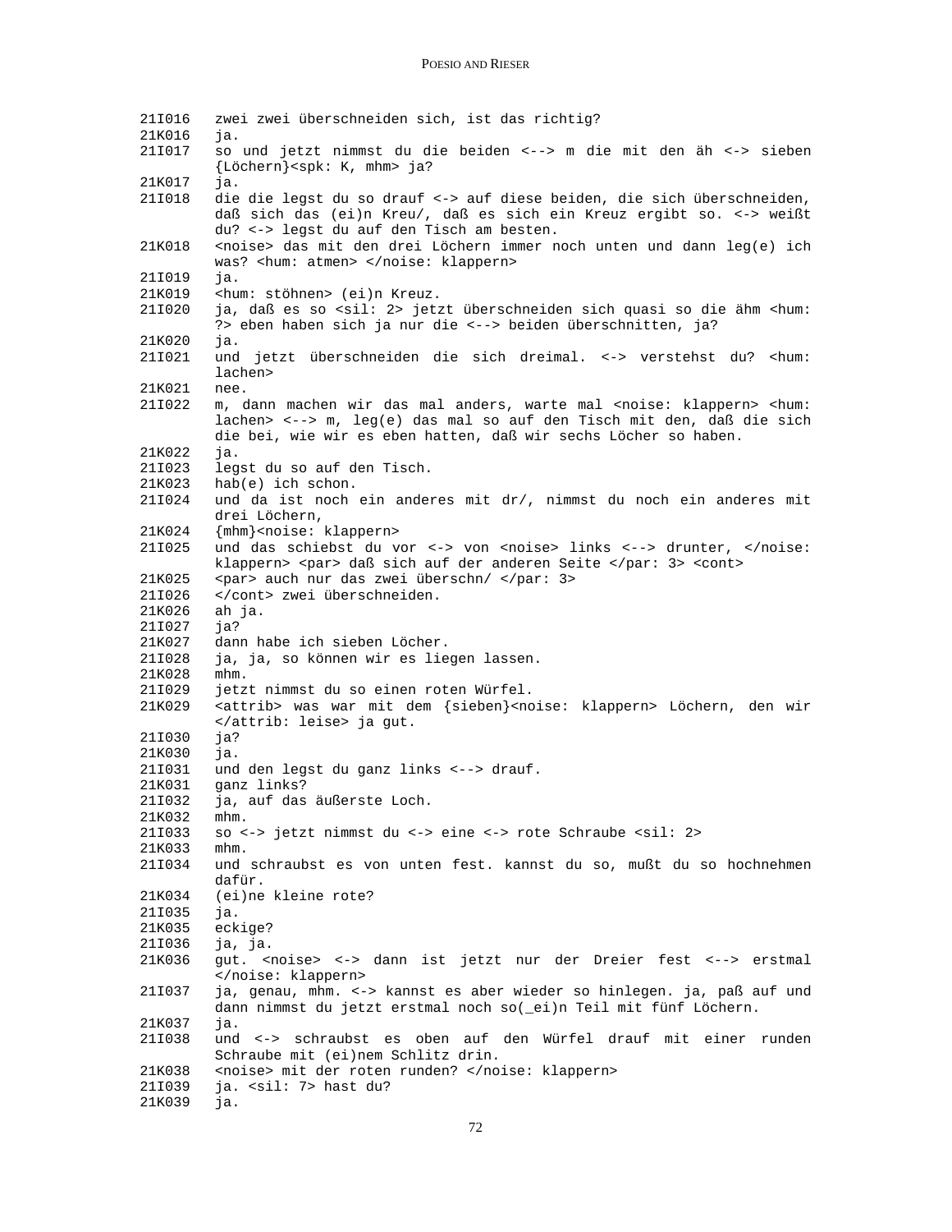```
21I016   zwei zwei überschneiden sich, ist das richtig?
21K016   ja.
21I017   so und jetzt nimmst du die beiden <--> m die mit den äh <-> sieben
         {Löchern}<spk: K, mhm> ja?
21K017   ja.
21I018   die die legst du so drauf <-> auf diese beiden, die sich überschneiden,
         daß sich das (ei)n Kreu/, daß es sich ein Kreuz ergibt so. <-> weißt
         du? <-> legst du auf den Tisch am besten.
21K018   <noise> das mit den drei Löchern immer noch unten und dann leg(e) ich
         was? <hum: atmen> </noise: klappern>
21I019   ja.
21K019   <hum: stöhnen> (ei)n Kreuz.
21I020   ja, daß es so <sil: 2> jetzt überschneiden sich quasi so die ähm <hum:
         ?> eben haben sich ja nur die <--> beiden überschnitten, ja?
21K020   ja.
21I021   und jetzt überschneiden die sich dreimal. <-> verstehst du? <hum:
         lachen>
21K021   nee.
21I022   m, dann machen wir das mal anders, warte mal <noise: klappern> <hum:
         lachen> <--> m, leg(e) das mal so auf den Tisch mit den, daß die sich
         die bei, wie wir es eben hatten, daß wir sechs Löcher so haben.
21K022   ja.
21I023   legst du so auf den Tisch.
21K023   hab(e) ich schon.
21I024   und da ist noch ein anderes mit dr/, nimmst du noch ein anderes mit
         drei Löchern,
21K024   {mhm}<noise: klappern>
21I025   und das schiebst du vor <-> von <noise> links <--> drunter, </noise:
         klappern> <par> daß sich auf der anderen Seite </par: 3> <cont>
21K025   <par> auch nur das zwei überschn/ </par: 3>
21I026   </cont> zwei überschneiden.
21K026   ah ja.
21I027   ja?
21K027   dann habe ich sieben Löcher.
21I028   ja, ja, so können wir es liegen lassen.
21K028   mhm.
21I029   jetzt nimmst du so einen roten Würfel.
21K029   <attrib> was war mit dem {sieben}<noise: klappern> Löchern, den wir
         </attrib: leise> ja gut.
21I030   ja?
21K030   ja.
21I031   und den legst du ganz links <--> drauf.
21K031   ganz links?
21I032   ja, auf das äußerste Loch.
21K032   mhm.
21I033   so <-> jetzt nimmst du <-> eine <-> rote Schraube <sil: 2>
21K033   mhm.
21I034   und schraubst es von unten fest. kannst du so, mußt du so hochnehmen
         dafür.
21K034   (ei)ne kleine rote?
21I035   ja.
21K035   eckige?
21I036   ja, ja.
21K036   gut. <noise> <-> dann ist jetzt nur der Dreier fest <--> erstmal
         </noise: klappern>
21I037   ja, genau, mhm. <-> kannst es aber wieder so hinlegen. ja, paß auf und
         dann nimmst du jetzt erstmal noch so(_ei)n Teil mit fünf Löchern.
21K037   ja.
21I038   und <-> schraubst es oben auf den Würfel drauf mit einer runden
         Schraube mit (ei)nem Schlitz drin.
21K038   <noise> mit der roten runden? </noise: klappern>
21I039   ja. <sil: 7> hast du?
21K039   ja.
```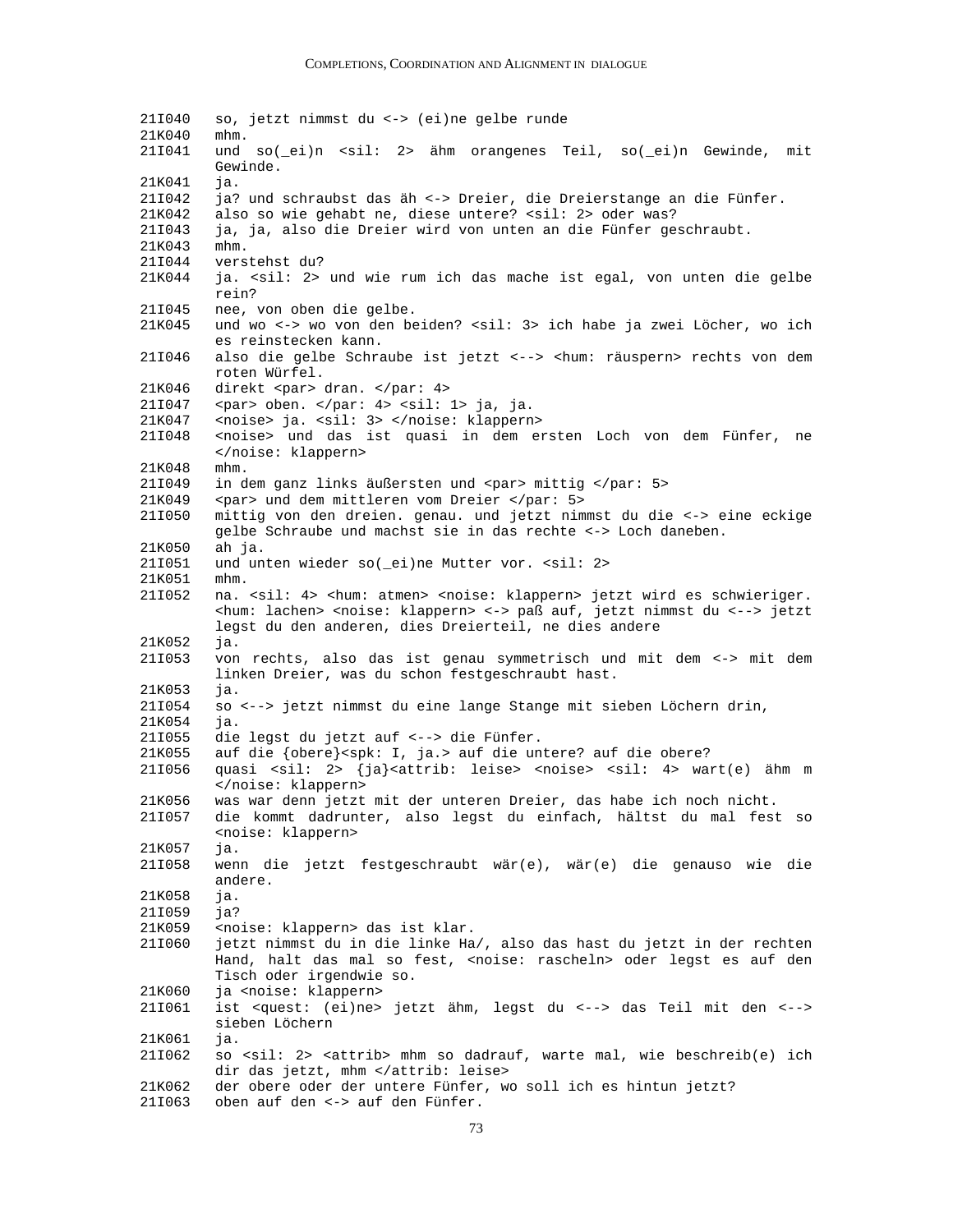```
21I040   so, jetzt nimmst du <-> (ei)ne gelbe runde
21K040   mhm.
21I041   und so(_ei)n <sil: 2> ähm orangenes Teil, so(_ei)n Gewinde, mit
         Gewinde.
21K041   ja.
21I042   ja? und schraubst das äh <-> Dreier, die Dreierstange an die Fünfer.
21K042   also so wie gehabt ne, diese untere? <sil: 2> oder was?
21I043   ja, ja, also die Dreier wird von unten an die Fünfer geschraubt.
21K043   mhm.
21I044   verstehst du?
21K044   ja. <sil: 2> und wie rum ich das mache ist egal, von unten die gelbe
         rein?
21I045   nee, von oben die gelbe.
21K045   und wo <-> wo von den beiden? <sil: 3> ich habe ja zwei Löcher, wo ich
         es reinstecken kann.
21I046   also die gelbe Schraube ist jetzt <--> <hum: räuspern> rechts von dem
         roten Würfel.
21K046   direkt <par> dran. </par: 4>
21I047   <par> oben. </par: 4> <sil: 1> ja, ja.
21K047   <noise> ja. <sil: 3> </noise: klappern>
21I048   <noise> und das ist quasi in dem ersten Loch von dem Fünfer, ne
         </noise: klappern>
21K048   mhm.
21I049   in dem ganz links äußersten und <par> mittig </par: 5>
21K049   <par> und dem mittleren vom Dreier </par: 5>
21I050   mittig von den dreien. genau. und jetzt nimmst du die <-> eine eckige
         gelbe Schraube und machst sie in das rechte <-> Loch daneben.
21K050   ah ja.
21I051   und unten wieder so(_ei)ne Mutter vor. <sil: 2>
21K051   mhm.
21I052   na. <sil: 4> <hum: atmen> <noise: klappern> jetzt wird es schwieriger.
         <hum: lachen> <noise: klappern> <-> paß auf, jetzt nimmst du <--> jetzt
         legst du den anderen, dies Dreierteil, ne dies andere
21K052   ja.
21I053   von rechts, also das ist genau symmetrisch und mit dem <-> mit dem
         linken Dreier, was du schon festgeschraubt hast.
21K053   ja.
21I054   so <--> jetzt nimmst du eine lange Stange mit sieben Löchern drin,
21K054   ja.
21I055   die legst du jetzt auf <--> die Fünfer.
21K055   auf die {obere}<spk: I, ja.> auf die untere? auf die obere?
21I056   quasi <sil: 2> {ja}<attrib: leise> <noise> <sil: 4> wart(e) ähm m
         </noise: klappern>
21K056   was war denn jetzt mit der unteren Dreier, das habe ich noch nicht.
21I057   die kommt dadrunter, also legst du einfach, hältst du mal fest so
         <noise: klappern>
21K057   ja.
21I058   wenn die jetzt festgeschraubt wär(e), wär(e) die genauso wie die
         andere.
21K058   ja.
21I059   ja?
21K059   <noise: klappern> das ist klar.
21I060   jetzt nimmst du in die linke Ha/, also das hast du jetzt in der rechten
         Hand, halt das mal so fest, <noise: rascheln> oder legst es auf den
         Tisch oder irgendwie so.
21K060   ja <noise: klappern>
21I061   ist <quest: (ei)ne> jetzt ähm, legst du <--> das Teil mit den <-->
         sieben Löchern
21K061   ja.
21I062   so <sil: 2> <attrib> mhm so dadrauf, warte mal, wie beschreib(e) ich
         dir das jetzt, mhm </attrib: leise>
21K062   der obere oder der untere Fünfer, wo soll ich es hintun jetzt?
21I063   oben auf den <-> auf den Fünfer.
```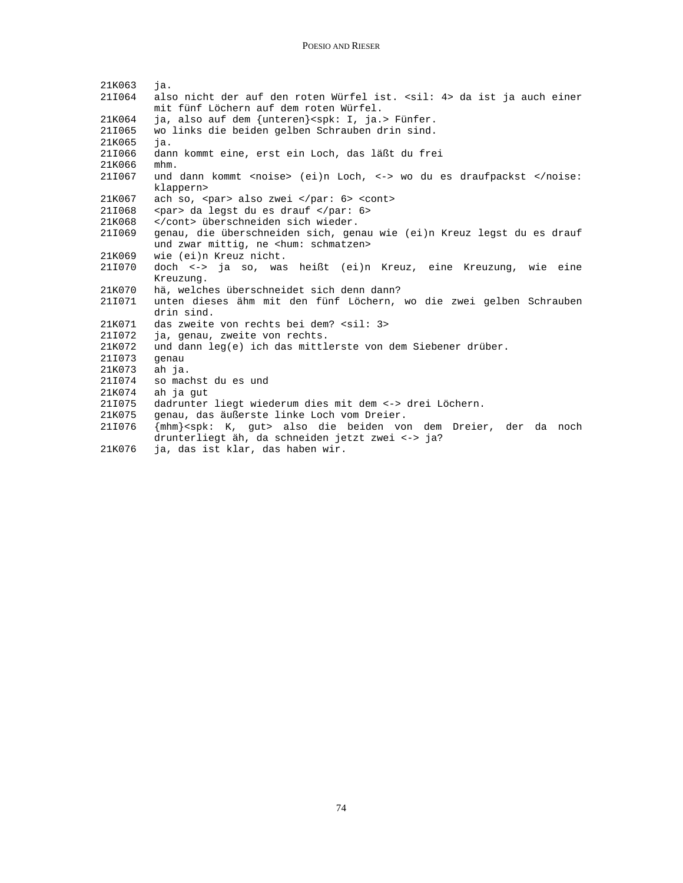```
21K063   ja.
21I064   also nicht der auf den roten Würfel ist. <sil: 4> da ist ja auch einer
         mit fünf Löchern auf dem roten Würfel.
21K064   ja, also auf dem {unteren}<spk: I, ja.> Fünfer.
21I065   wo links die beiden gelben Schrauben drin sind.
21K065   ja.
21I066   dann kommt eine, erst ein Loch, das läßt du frei
21K066   mhm.
21I067   und dann kommt <noise> (ei)n Loch, <-> wo du es draufpackst </noise:
         klappern>
21K067   ach so, <par> also zwei </par: 6> <cont>
21I068   <par> da legst du es drauf </par: 6>
21K068   </cont> überschneiden sich wieder.
21I069   genau, die überschneiden sich, genau wie (ei)n Kreuz legst du es drauf
         und zwar mittig, ne <hum: schmatzen>
21K069   wie (ei)n Kreuz nicht.
21I070   doch <-> ja so, was heißt (ei)n Kreuz, eine Kreuzung, wie eine
         Kreuzung.
21K070   hä, welches überschneidet sich denn dann?
21I071   unten dieses ähm mit den fünf Löchern, wo die zwei gelben Schrauben
         drin sind.
21K071   das zweite von rechts bei dem? <sil: 3>
21I072   ja, genau, zweite von rechts.
21K072   und dann leg(e) ich das mittlerste von dem Siebener drüber.
21I073   genau
21K073   ah ja.
21I074   so machst du es und
21K074   ah ja gut
21I075   dadrunter liegt wiederum dies mit dem <-> drei Löchern.
21K075   genau, das äußerste linke Loch vom Dreier.
21I076   {mhm}<spk: K, gut> also die beiden von dem Dreier, der da noch
         drunterliegt äh, da schneiden jetzt zwei <-> ja?
21K076   ja, das ist klar, das haben wir.
```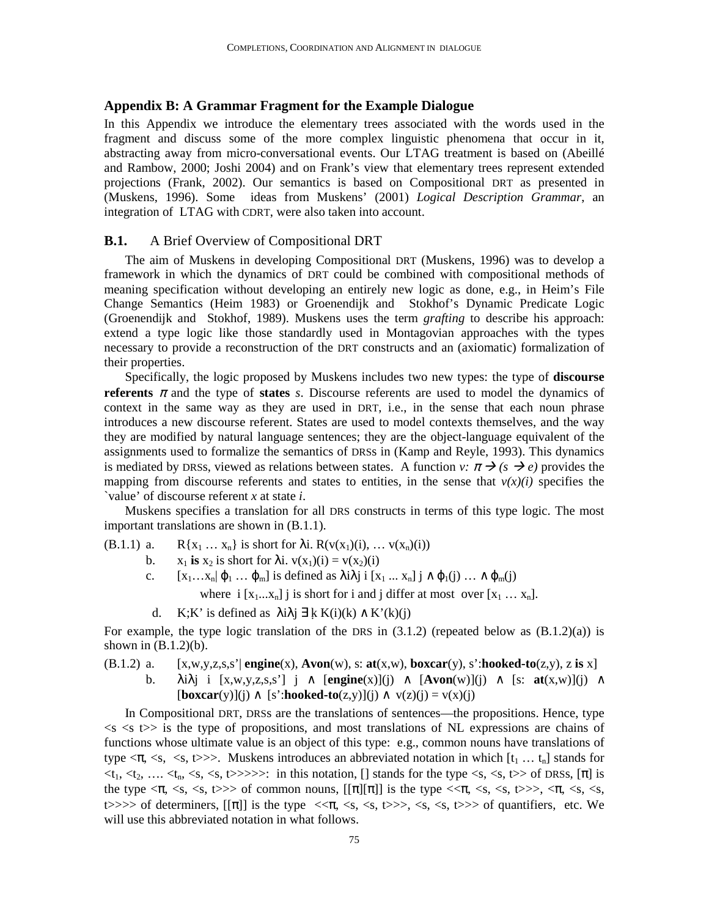## Appendix B: A Grammar Fragment for the Example Dialogue

In this Appendix we introduce the elementary trees associated with the words used in the fragment and discuss some of the more complex linguistic phenomena that occur in it, abstracting away from micro-conversational events. Our LTAG treatment is based on (Abeillé and Rambow, 2000; Joshi 2004) and on Frank's view that elementary trees represent extended projections (Frank, 2002). Our semantics is based on Compositional DRT as presented in (Muskens, 1996). Some ideas from Muskens' (2001) *Logical Description Grammar*, an integration of LTAG with CDRT, were also taken into account.

### B.1. A Brief Overview of Compositional DRT

The aim of Muskens in developing Compositional DRT (Muskens, 1996) was to develop a framework in which the dynamics of DRT could be combined with compositional methods of meaning specification without developing an entirely new logic as done, e.g., in Heim's File Change Semantics (Heim 1983) or Groenendijk and Stokhof's Dynamic Predicate Logic (Groenendijk and Stokhof, 1989). Muskens uses the term *grafting* to describe his approach: extend a type logic like those standardly used in Montagovian approaches with the types necessary to provide a reconstruction of the DRT constructs and an (axiomatic) formalization of their properties.

Specifically, the logic proposed by Muskens includes two new types: the type of **discourse referents** $\pi$ and the type of **states** $s$. Discourse referents are used to model the dynamics of context in the same way as they are used in DRT, i.e., in the sense that each noun phrase introduces a new discourse referent. States are used to model contexts themselves, and the way they are modified by natural language sentences; they are the object-language equivalent of the assignments used to formalize the semantics of DRSs in (Kamp and Reyle, 1993). This dynamics is mediated by DRSs, viewed as relations between states. A function $v: \pi \rightarrow (s \rightarrow e)$ provides the mapping from discourse referents and states to entities, in the sense that $v(x)(i)$ specifies the `value' of discourse referent $x$ at state $i$.

Muskens specifies a translation for all DRS constructs in terms of this type logic. The most important translations are shown in (B.1.1).

(B.1.1)
a. $R\{x_1 \ldots x_n\}$ is short for $\lambda i.\ R(v(x_1)(i), \ldots v(x_n)(i))$

b. $x_1$ **is** $x_2$ is short for $\lambda i.\ v(x_1)(i) = v(x_2)(i)$

c. $[x_1 \ldots x_n |\ \varphi_1 \ldots \varphi_m]$ is defined as $\lambda i \lambda j\ i\,[x_1 \ldots x_n]\,j \wedge \varphi_1(j) \ldots \wedge \varphi_m(j)$

   where $i\,[x_1 \ldots x_n]\,j$ is short for i and j differ at most over $[x_1 \ldots x_n]$.

d. K;K' is defined as $\lambda i \lambda j\ \exists k\ K(i)(k) \wedge K'(k)(j)$

For example, the type logic translation of the DRS in (3.1.2) (repeated below as (B.1.2)(a)) is shown in (B.1.2)(b).

(B.1.2)
a. [x,w,y,z,s,s'| **engine**(x), **Avon**(w), s: **at**(x,w), **boxcar**(y), s':**hooked-to**(z,y), z **is** x]

b. $\lambda i \lambda j$ i [x,w,y,z,s,s'] j $\wedge$ [**engine**(x)](j) $\wedge$ [**Avon**(w)](j) $\wedge$ [s: **at**(x,w)](j) $\wedge$ [**boxcar**(y)](j) $\wedge$ [s':**hooked-to**(z,y)](j) $\wedge$ $v(z)(j) = v(x)(j)$

In Compositional DRT, DRSs are the translations of sentences—the propositions. Hence, type <s <s t>> is the type of propositions, and most translations of NL expressions are chains of functions whose ultimate value is an object of this type: e.g., common nouns have translations of type <π, <s, <s, t>>>. Muskens introduces an abbreviated notation in which $[t_1 \ldots t_n]$ stands for $<t_1, <t_2, \ldots <t_n, <s, <s, t>>>>>$: in this notation, [] stands for the type <s, <s, t>> of DRSs, [π] is the type <π, <s, <s, t>>> of common nouns, [[π][π]] is the type <<π, <s, <s, t>>>, <π, <s, <s, t>>>> of determiners, [[π]] is the type <<π, <s, <s, t>>>, <s, <s, t>>> of quantifiers, etc. We will use this abbreviated notation in what follows.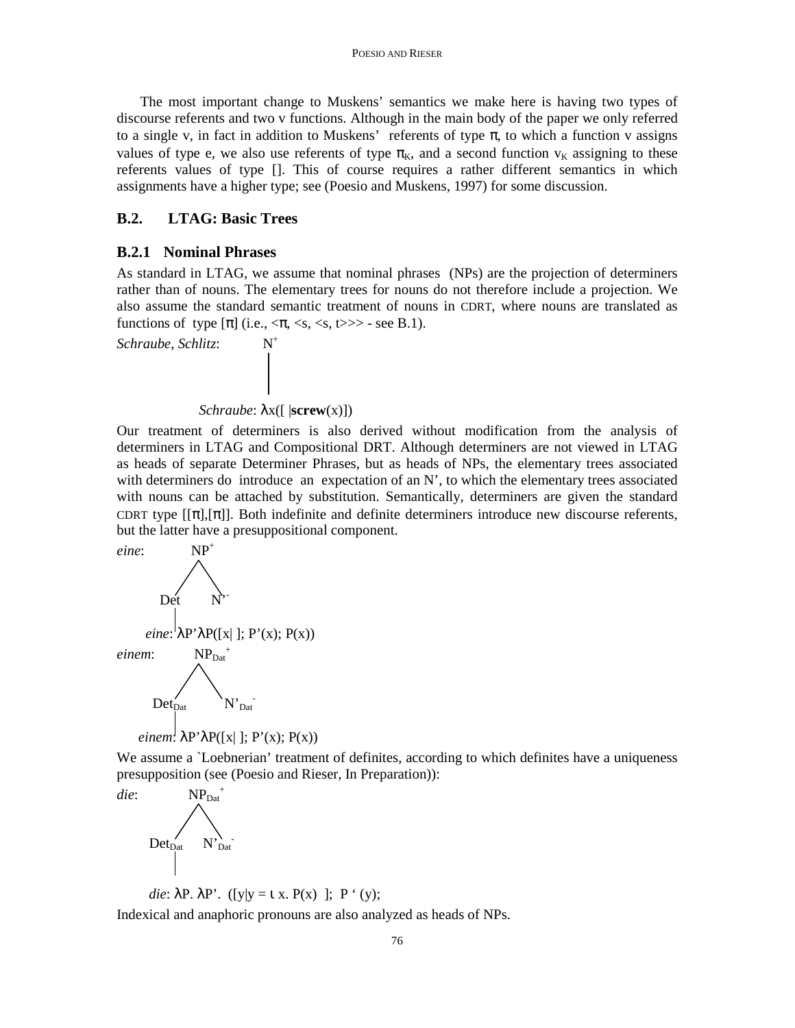The most important change to Muskens' semantics we make here is having two types of discourse referents and two v functions. Although in the main body of the paper we only referred to a single v, in fact in addition to Muskens' referents of type π, to which a function v assigns values of type e, we also use referents of type $\pi_K$, and a second function $v_K$ assigning to these referents values of type []. This of course requires a rather different semantics in which assignments have a higher type; see (Poesio and Muskens, 1997) for some discussion.

## B.2. LTAG: Basic Trees

### B.2.1 Nominal Phrases

As standard in LTAG, we assume that nominal phrases (NPs) are the projection of determiners rather than of nouns. The elementary trees for nouns do not therefore include a projection. We also assume the standard semantic treatment of nouns in CDRT, where nouns are translated as functions of type [π] (i.e., <π, <s, <s, t>>> - see B.1).

*Schraube, Schlitz*: $N^+$

*Schraube*: λx([ |**screw**(x)])

Our treatment of determiners is also derived without modification from the analysis of determiners in LTAG and Compositional DRT. Although determiners are not viewed in LTAG as heads of separate Determiner Phrases, but as heads of NPs, the elementary trees associated with determiners do introduce an expectation of an N', to which the elementary trees associated with nouns can be attached by substitution. Semantically, determiners are given the standard CDRT type [[π],[π]]. Both indefinite and definite determiners introduce new discourse referents, but the latter have a presuppositional component.

*eine*: $NP^+$ → Det $N'^-$

*eine*: λP'λP([x| ]; P'(x); P(x))

*einem*: $NP_{Dat}^+$ → $Det_{Dat}$ $N'^-_{Dat}$

*einem*: λP'λP([x| ]; P'(x); P(x))

We assume a `Loebnerian' treatment of definites, according to which definites have a uniqueness presupposition (see (Poesio and Rieser, In Preparation)):

*die*: $NP_{Dat}^+$ → $Det_{Dat}$ $N'^-_{Dat}$

*die*: λP. λP'. ([y|y = ι x. P(x) ]; P ' (y);

Indexical and anaphoric pronouns are also analyzed as heads of NPs.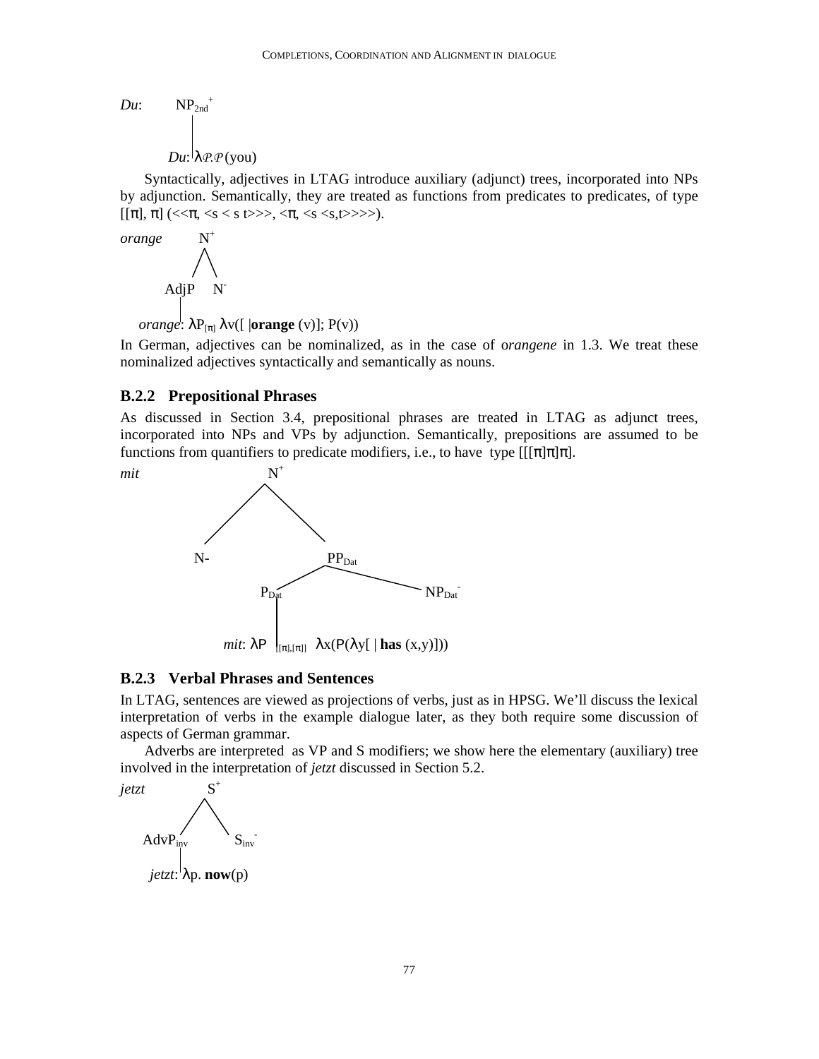*Du*: $NP_{2nd}^{+}$

*Du*: $\lambda \mathcal{P}.\mathcal{P}$(you)

Syntactically, adjectives in LTAG introduce auxiliary (adjunct) trees, incorporated into NPs by adjunction. Semantically, they are treated as functions from predicates to predicates, of type [[π], π] (<<π, <s < s t>>>, <π, <s <s,t>>>>).

*orange* $N^{+}$

AdjP $N^{-}$

*orange*: $\lambda P_{[\pi]}\, \lambda v$([ |**orange** (v)]; P(v))

In German, adjectives can be nominalized, as in the case of o*rangene* in 1.3. We treat these nominalized adjectives syntactically and semantically as nouns.

### B.2.2 Prepositional Phrases

As discussed in Section 3.4, prepositional phrases are treated in LTAG as adjunct trees, incorporated into NPs and VPs by adjunction. Semantically, prepositions are assumed to be functions from quantifiers to predicate modifiers, i.e., to have type [[[π]π]π].

*mit* $N^{+}$

N- $PP_{Dat}$

$P_{Dat}$ $NP_{Dat}^{-}$

*mit*: $\lambda P_{[[\pi],[\pi]]}\ \lambda x(P(\lambda y$[ | **has** (x,y)]))

### B.2.3 Verbal Phrases and Sentences

In LTAG, sentences are viewed as projections of verbs, just as in HPSG. We'll discuss the lexical interpretation of verbs in the example dialogue later, as they both require some discussion of aspects of German grammar.

Adverbs are interpreted as VP and S modifiers; we show here the elementary (auxiliary) tree involved in the interpretation of *jetzt* discussed in Section 5.2.

*jetzt* $S^{+}$

$AdvP_{inv}$ $S_{inv}^{-}$

*jetzt*: λp. **now**(p)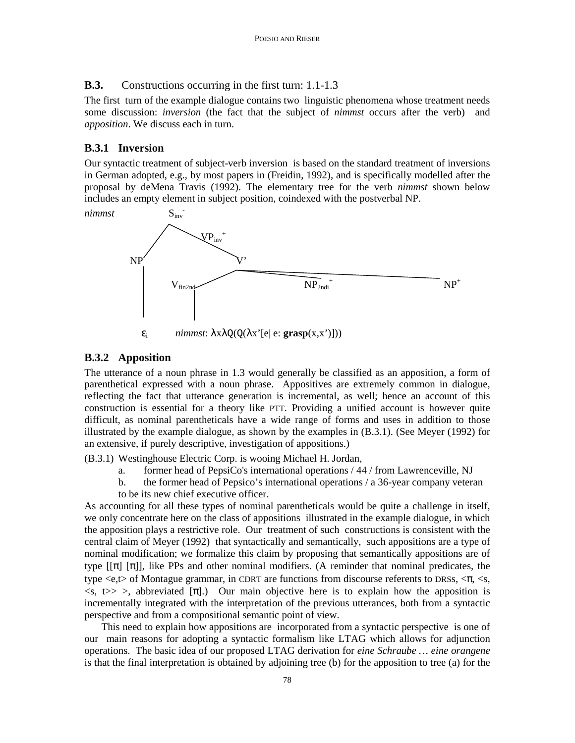### **B.3.** Constructions occurring in the first turn: 1.1-1.3

The first turn of the example dialogue contains two linguistic phenomena whose treatment needs some discussion: *inversion* (the fact that the subject of *nimmst* occurs after the verb) and *apposition*. We discuss each in turn.

### **B.3.1 Inversion**

Our syntactic treatment of subject-verb inversion is based on the standard treatment of inversions in German adopted, e.g., by most papers in (Freidin, 1992), and is specifically modelled after the proposal by deMena Travis (1992). The elementary tree for the verb *nimmst* shown below includes an empty element in subject position, coindexed with the postverbal NP.

*nimmst* $S_{inv}^{-}$ [ NP [ $\varepsilon_i$ ] $VP_{inv}^{+}$ [ V' [ $V_{fin2nd}$ [ *nimmst* ] $NP_{2ndi}^{+}$ $NP^{+}$ ] ] ]

*nimmst*: $\lambda x \lambda Q(Q(\lambda x'[e| \text{ e: } \mathbf{grasp}(x,x')]))$

### **B.3.2 Apposition**

The utterance of a noun phrase in 1.3 would generally be classified as an apposition, a form of parenthetical expressed with a noun phrase. Appositives are extremely common in dialogue, reflecting the fact that utterance generation is incremental, as well; hence an account of this construction is essential for a theory like PTT. Providing a unified account is however quite difficult, as nominal parentheticals have a wide range of forms and uses in addition to those illustrated by the example dialogue, as shown by the examples in (B.3.1). (See Meyer (1992) for an extensive, if purely descriptive, investigation of appositions.)

(B.3.1) Westinghouse Electric Corp. is wooing Michael H. Jordan,

a. former head of PepsiCo's international operations / 44 / from Lawrenceville, NJ

b. the former head of Pepsico's international operations / a 36-year company veteran

to be its new chief executive officer.

As accounting for all these types of nominal parentheticals would be quite a challenge in itself, we only concentrate here on the class of appositions illustrated in the example dialogue, in which the apposition plays a restrictive role. Our treatment of such constructions is consistent with the central claim of Meyer (1992) that syntactically and semantically, such appositions are a type of nominal modification; we formalize this claim by proposing that semantically appositions are of type $[[\pi]\ [\pi]]$, like PPs and other nominal modifiers. (A reminder that nominal predicates, the type $<e,t>$ of Montague grammar, in CDRT are functions from discourse referents to DRSs, $<\pi, <s, <s, t>> >$, abbreviated $[\pi]$.) Our main objective here is to explain how the apposition is incrementally integrated with the interpretation of the previous utterances, both from a syntactic perspective and from a compositional semantic point of view.

This need to explain how appositions are incorporated from a syntactic perspective is one of our main reasons for adopting a syntactic formalism like LTAG which allows for adjunction operations. The basic idea of our proposed LTAG derivation for *eine Schraube … eine orangene* is that the final interpretation is obtained by adjoining tree (b) for the apposition to tree (a) for the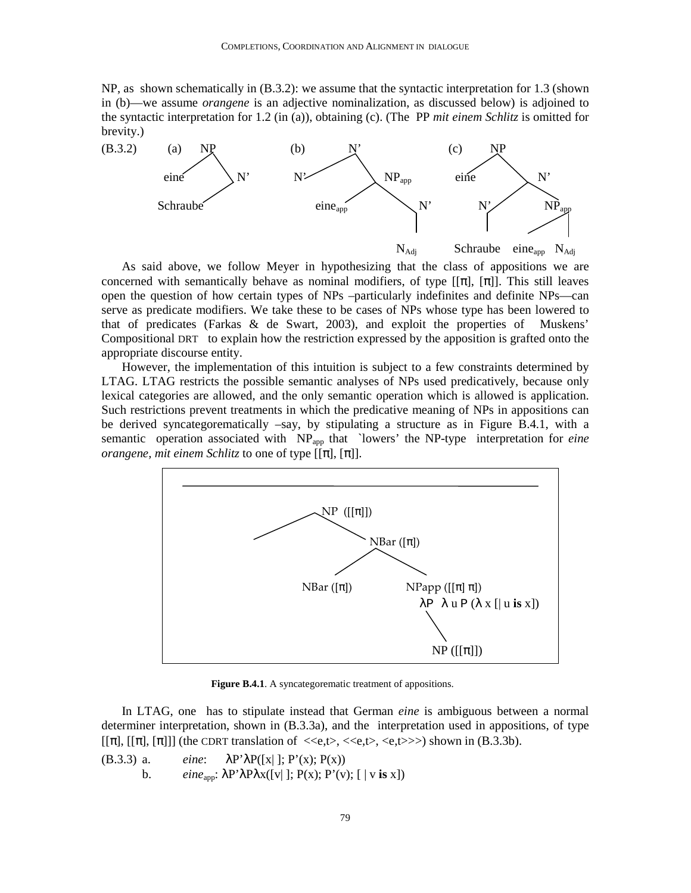NP, as shown schematically in (B.3.2): we assume that the syntactic interpretation for 1.3 (shown in (b)—we assume *orangene* is an adjective nominalization, as discussed below) is adjoined to the syntactic interpretation for 1.2 (in (a)), obtaining (c). (The PP *mit einem Schlitz* is omitted for brevity.)

(B.3.2) (a) [NP eine [N' Schraube]] (b) [N' N' [$NP_{app}$ $eine_{app}$ [N' $N_{Adj}$]]] (c) [NP eine [N' [N' Schraube] [$NP_{app}$ $eine_{app}$ $N_{Adj}$]]]

As said above, we follow Meyer in hypothesizing that the class of appositions we are concerned with semantically behave as nominal modifiers, of type [[π], [π]]. This still leaves open the question of how certain types of NPs –particularly indefinites and definite NPs—can serve as predicate modifiers. We take these to be cases of NPs whose type has been lowered to that of predicates (Farkas & de Swart, 2003), and exploit the properties of Muskens' Compositional DRT to explain how the restriction expressed by the apposition is grafted onto the appropriate discourse entity.

However, the implementation of this intuition is subject to a few constraints determined by LTAG. LTAG restricts the possible semantic analyses of NPs used predicatively, because only lexical categories are allowed, and the only semantic operation which is allowed is application. Such restrictions prevent treatments in which the predicative meaning of NPs in appositions can be derived syncategorematically –say, by stipulating a structure as in Figure B.4.1, with a semantic operation associated with $NP_{app}$ that `lowers' the NP-type interpretation for *eine orangene, mit einem Schlitz* to one of type [[π], [π]].

NP ([[π]])
NBar ([π])
NBar ([π]) NPapp ([[π] π])
λP λ u P (λ x [| u **is** x])
NP ([[π]])

**Figure B.4.1**. A syncategorematic treatment of appositions.

In LTAG, one has to stipulate instead that German *eine* is ambiguous between a normal determiner interpretation, shown in (B.3.3a), and the interpretation used in appositions, of type [[π], [[π], [π]]] (the CDRT translation of <<e,t>, <<e,t>, <e,t>>>) shown in (B.3.3b).

(B.3.3) a. *eine*: λP'λP([x| ]; P'(x); P(x))
b. *eine*$_{app}$: λP'λPλx([v| ]; P(x); P'(v); [ | v **is** x])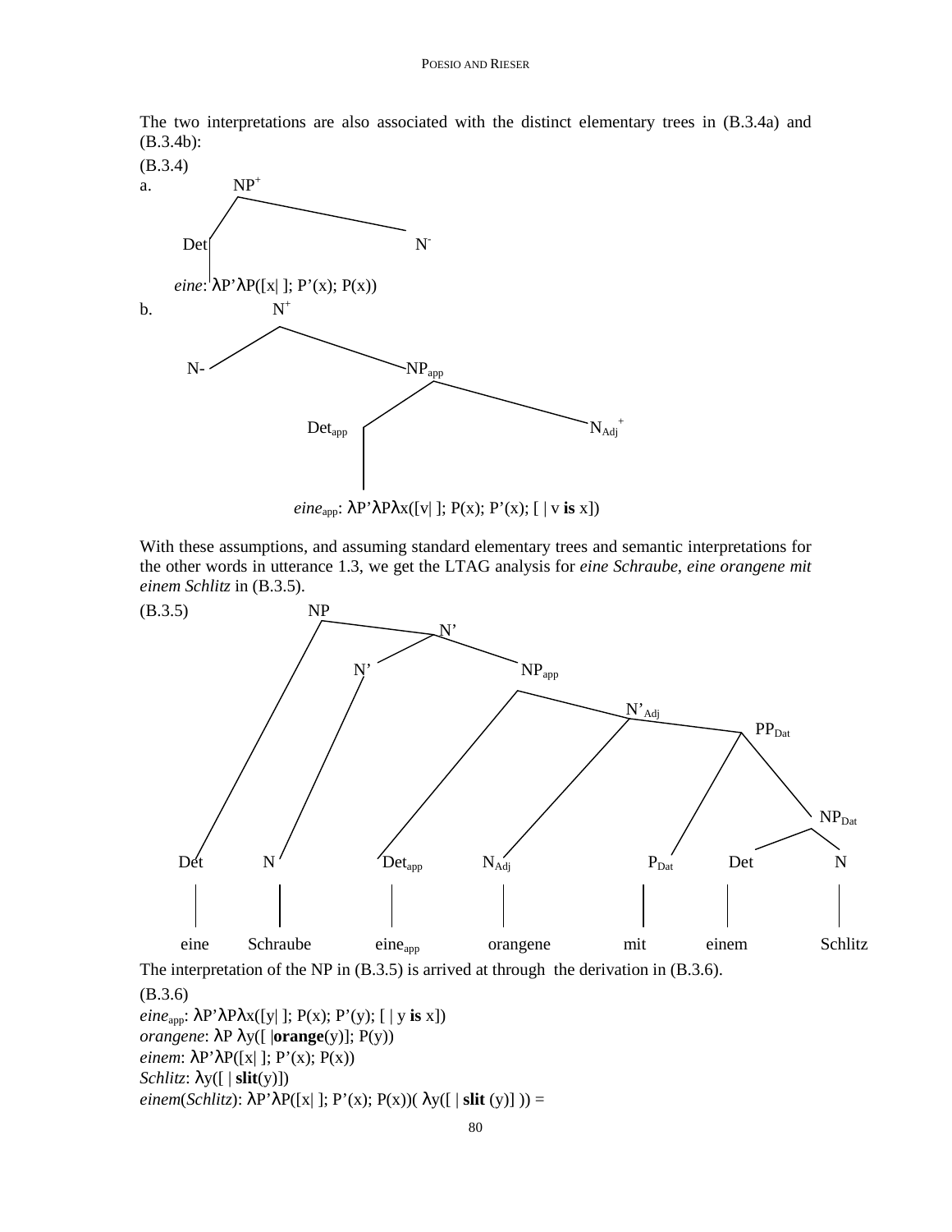The two interpretations are also associated with the distinct elementary trees in (B.3.4a) and (B.3.4b):

(B.3.4)

a.

```
            NP+
           /    \
        Det      N-
         |
eine: λP'λP([x| ]; P'(x); P(x))
```

b.

```
              N+
             /  \
           N-    NPapp
                 /     \
            Detapp      NAdj+
              |
eineapp: λP'λPλx([v| ]; P(x); P'(x); [ | v is x])
```

With these assumptions, and assuming standard elementary trees and semantic interpretations for the other words in utterance 1.3, we get the LTAG analysis for *eine Schraube, eine orangene mit einem Schlitz* in (B.3.5).

(B.3.5)

```
NP
├── Det ── eine
└── N'
    ├── N' 
    │   └── N ── Schraube
    └── NPapp
        ├── Detapp ── eineapp
        └── N'Adj
            ├── NAdj ── orangene
            └── PPDat
                ├── PDat ── mit
                └── NPDat
                    ├── Det ── einem
                    └── N ── Schlitz
```

The interpretation of the NP in (B.3.5) is arrived at through the derivation in (B.3.6).

(B.3.6)

*eine*$_{app}$: λP'λPλx([y| ]; P(x); P'(y); [ | y **is** x])

*orangene*: λP λy([ |**orange**(y)]; P(y))

*einem*: λP'λP([x| ]; P'(x); P(x))

*Schlitz*: λy([ | **slit**(y)])

*einem*(*Schlitz*): λP'λP([x| ]; P'(x); P(x))( λy([ | **slit** (y)] )) =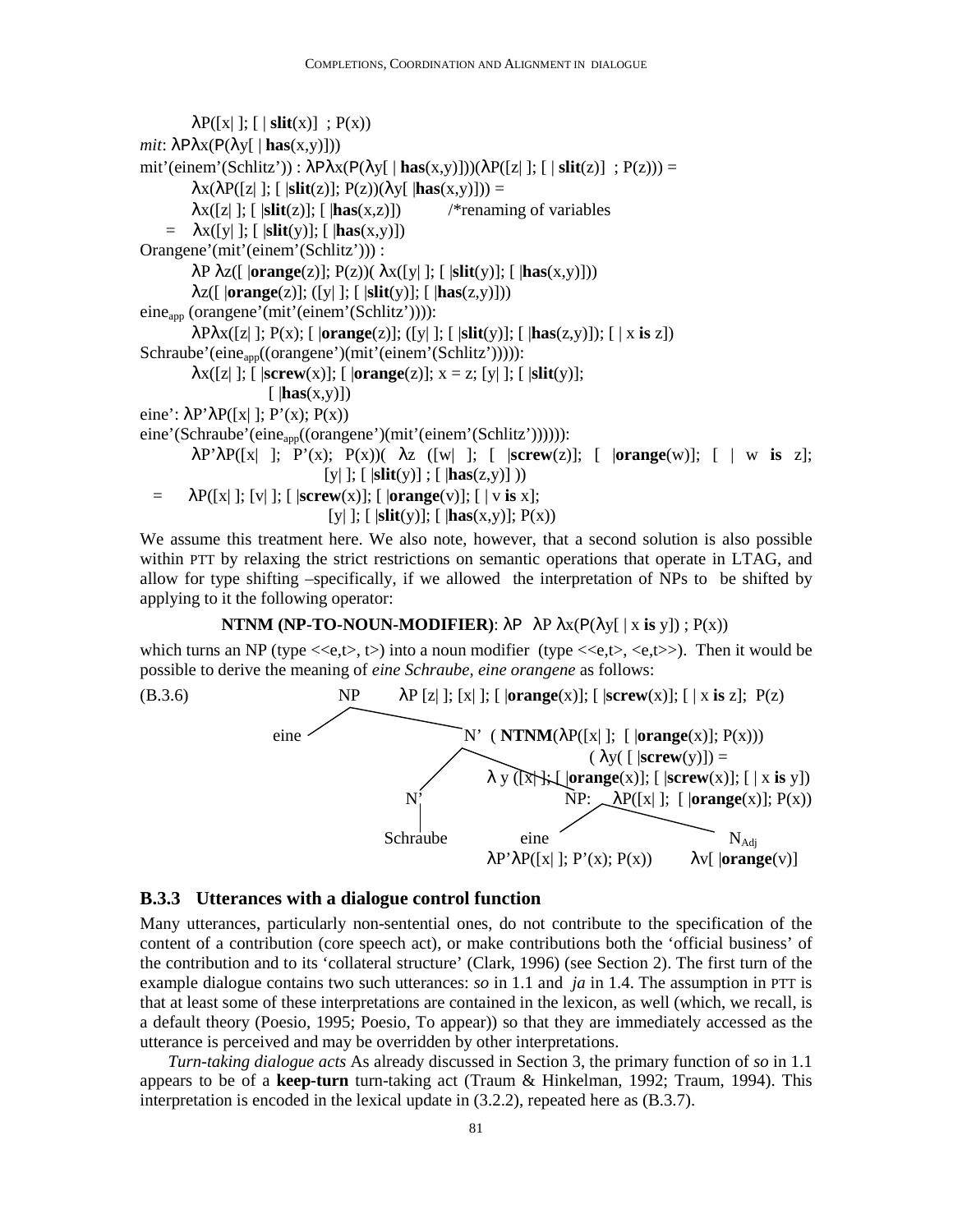$\lambda$P([x| ]; [ | **slit**(x)] ; P(x))

*mit*: $\lambda$P$\lambda$x(P($\lambda$y[ | **has**(x,y)]))

mit'(einem'(Schlitz')) : $\lambda$P$\lambda$x(P($\lambda$y[ | **has**(x,y)]))($\lambda$P([z| ]; [ | **slit**(z)] ; P(z))) =

$\lambda$x($\lambda$P([z| ]; [ |**slit**(z)]; P(z))($\lambda$y[ |**has**(x,y)])) =

$\lambda$x([z| ]; [ |**slit**(z)]; [ |**has**(x,z)])  /*renaming of variables

= $\lambda$x([y| ]; [ |**slit**(y)]; [ |**has**(x,y)])

Orangene'(mit'(einem'(Schlitz'))) :

$\lambda$P $\lambda$z([ |**orange**(z)]; P(z))( $\lambda$x([y| ]; [ |**slit**(y)]; [ |**has**(x,y)]))

$\lambda$z([ |**orange**(z)]; ([y| ]; [ |**slit**(y)]; [ |**has**(z,y)]))

eine$_{app}$ (orangene'(mit'(einem'(Schlitz')))):

$\lambda$P$\lambda$x([z| ]; P(x); [ |**orange**(z)]; ([y| ]; [ |**slit**(y)]; [ |**has**(z,y)]); [ | x **is** z])

Schraube'(eine$_{app}$((orangene')(mit'(einem'(Schlitz'))))):

$\lambda$x([z| ]; [ |**screw**(x)]; [ |**orange**(z)]; x = z; [y| ]; [ |**slit**(y)];
[ |**has**(x,y)])

eine': $\lambda$P'$\lambda$P([x| ]; P'(x); P(x))

eine'(Schraube'(eine$_{app}$((orangene')(mit'(einem'(Schlitz')))))):

$\lambda$P'$\lambda$P([x| ]; P'(x); P(x))( $\lambda$z ([w| ]; [ |**screw**(z)]; [ |**orange**(w)]; [ | w **is** z];
[y| ]; [ |**slit**(y)] ; [ |**has**(z,y)] ))

= $\lambda$P([x| ]; [v| ]; [ |**screw**(x)]; [ |**orange**(v)]; [ | v **is** x];
[y| ]; [ |**slit**(y)]; [ |**has**(x,y)]; P(x))

We assume this treatment here. We also note, however, that a second solution is also possible within PTT by relaxing the strict restrictions on semantic operations that operate in LTAG, and allow for type shifting –specifically, if we allowed the interpretation of NPs to be shifted by applying to it the following operator:

**NTNM (NP-TO-NOUN-MODIFIER)**: $\lambda$P $\lambda$P $\lambda$x(P($\lambda$y[ | x **is** y]) ; P(x))

which turns an NP (type <<e,t>, t>) into a noun modifier (type <<e,t>, <e,t>>). Then it would be possible to derive the meaning of *eine Schraube, eine orangene* as follows:

(B.3.6)

NP $\lambda$P [z| ]; [x| ]; [ |**orange**(x)]; [ |**screw**(x)]; [ | x **is** z]; P(z)
- eine
- N' ( **NTNM**($\lambda$P([x| ]; [ |**orange**(x)]; P(x)))
( $\lambda$y( [ |**screw**(y)]) =
$\lambda$ y ([x| ]; [ |**orange**(x)]; [ |**screw**(x)]; [ | x **is** y])
  - N'
    - Schraube
  - NP: $\lambda$P([x| ]; [ |**orange**(x)]; P(x))
    - eine $\lambda$P'$\lambda$P([x| ]; P'(x); P(x))
    - N$_{Adj}$ $\lambda$v[ |**orange**(v)]

### B.3.3 Utterances with a dialogue control function

Many utterances, particularly non-sentential ones, do not contribute to the specification of the content of a contribution (core speech act), or make contributions both the 'official business' of the contribution and to its 'collateral structure' (Clark, 1996) (see Section 2). The first turn of the example dialogue contains two such utterances: *so* in 1.1 and *ja* in 1.4. The assumption in PTT is that at least some of these interpretations are contained in the lexicon, as well (which, we recall, is a default theory (Poesio, 1995; Poesio, To appear)) so that they are immediately accessed as the utterance is perceived and may be overridden by other interpretations.

*Turn-taking dialogue acts* As already discussed in Section 3, the primary function of *so* in 1.1 appears to be of a **keep-turn** turn-taking act (Traum & Hinkelman, 1992; Traum, 1994). This interpretation is encoded in the lexical update in (3.2.2), repeated here as (B.3.7).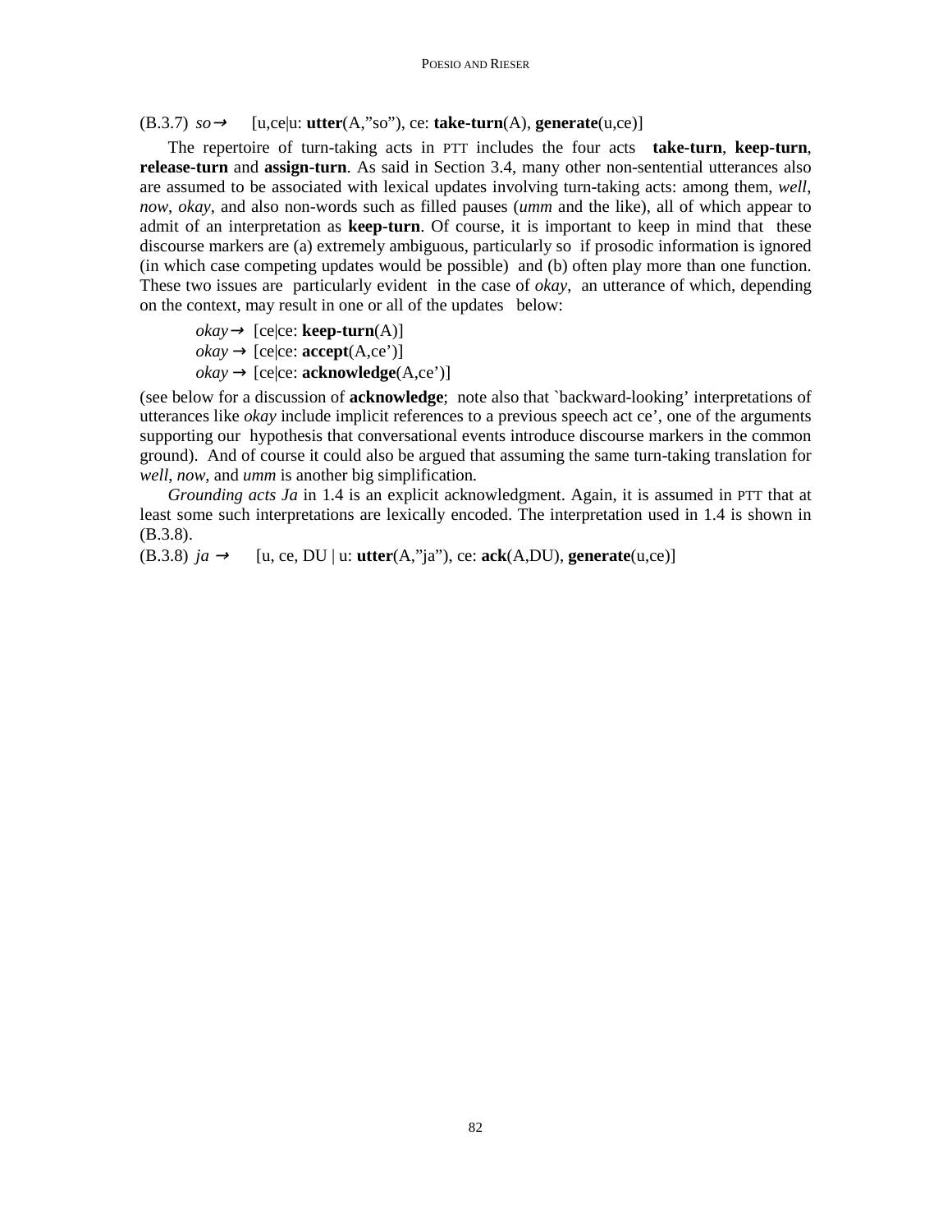(B.3.7) *so*→ [u,ce|u: **utter**(A,"so"), ce: **take-turn**(A), **generate**(u,ce)]

The repertoire of turn-taking acts in PTT includes the four acts **take-turn**, **keep-turn**, **release-turn** and **assign-turn**. As said in Section 3.4, many other non-sentential utterances also are assumed to be associated with lexical updates involving turn-taking acts: among them, *well*, *now*, *okay*, and also non-words such as filled pauses (*umm* and the like), all of which appear to admit of an interpretation as **keep-turn**. Of course, it is important to keep in mind that these discourse markers are (a) extremely ambiguous, particularly so if prosodic information is ignored (in which case competing updates would be possible) and (b) often play more than one function. These two issues are particularly evident in the case of *okay*, an utterance of which, depending on the context, may result in one or all of the updates below:

*okay*→ [ce|ce: **keep-turn**(A)]
*okay* → [ce|ce: **accept**(A,ce')]
*okay* → [ce|ce: **acknowledge**(A,ce')]

(see below for a discussion of **acknowledge**; note also that `backward-looking' interpretations of utterances like *okay* include implicit references to a previous speech act ce', one of the arguments supporting our hypothesis that conversational events introduce discourse markers in the common ground). And of course it could also be argued that assuming the same turn-taking translation for *well*, *now*, and *umm* is another big simplification.

*Grounding acts Ja* in 1.4 is an explicit acknowledgment. Again, it is assumed in PTT that at least some such interpretations are lexically encoded. The interpretation used in 1.4 is shown in (B.3.8).

(B.3.8) *ja* → [u, ce, DU | u: **utter**(A,"ja"), ce: **ack**(A,DU), **generate**(u,ce)]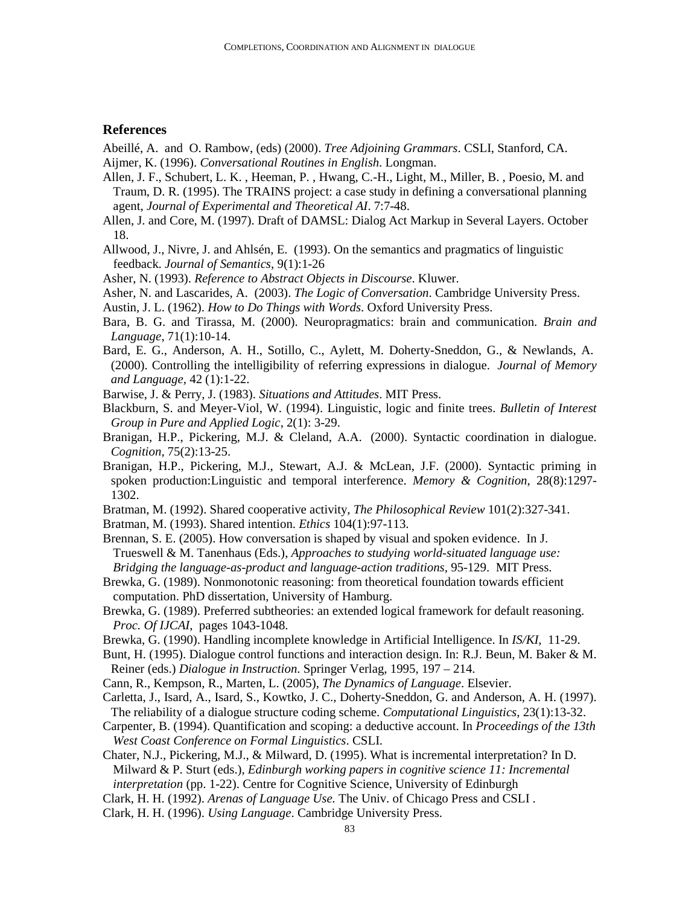## References

Abeillé, A. and O. Rambow, (eds) (2000). *Tree Adjoining Grammars*. CSLI, Stanford, CA.

Aijmer, K. (1996). *Conversational Routines in English*. Longman.

Allen, J. F., Schubert, L. K. , Heeman, P. , Hwang, C.-H., Light, M., Miller, B. , Poesio, M. and Traum, D. R. (1995). The TRAINS project: a case study in defining a conversational planning agent, *Journal of Experimental and Theoretical AI*. 7:7-48.

Allen, J. and Core, M. (1997). Draft of DAMSL: Dialog Act Markup in Several Layers. October 18.

Allwood, J., Nivre, J. and Ahlsén, E. (1993). On the semantics and pragmatics of linguistic feedback. *Journal of Semantics*, 9(1):1-26

Asher, N. (1993). *Reference to Abstract Objects in Discourse*. Kluwer.

Asher, N. and Lascarides, A. (2003). *The Logic of Conversation*. Cambridge University Press.

Austin, J. L. (1962). *How to Do Things with Words*. Oxford University Press.

Bara, B. G. and Tirassa, M. (2000). Neuropragmatics: brain and communication. *Brain and Language*, 71(1):10-14.

Bard, E. G., Anderson, A. H., Sotillo, C., Aylett, M. Doherty-Sneddon, G., & Newlands, A. (2000). Controlling the intelligibility of referring expressions in dialogue. *Journal of Memory and Language,* 42 (1):1-22.

Barwise, J. & Perry, J. (1983). *Situations and Attitudes*. MIT Press.

Blackburn, S. and Meyer-Viol, W. (1994). Linguistic, logic and finite trees. *Bulletin of Interest Group in Pure and Applied Logic*, 2(1): 3-29.

Branigan, H.P., Pickering, M.J. & Cleland, A.A. (2000). Syntactic coordination in dialogue. *Cognition*, 75(2):13-25.

Branigan, H.P., Pickering, M.J., Stewart, A.J. & McLean, J.F. (2000). Syntactic priming in spoken production:Linguistic and temporal interference. *Memory & Cognition*, 28(8):1297-1302.

Bratman, M. (1992). Shared cooperative activity, *The Philosophical Review* 101(2):327-341.

Bratman, M. (1993). Shared intention. *Ethics* 104(1):97-113.

Brennan, S. E. (2005). How conversation is shaped by visual and spoken evidence. In J. Trueswell & M. Tanenhaus (Eds.), *Approaches to studying world-situated language use: Bridging the language-as-product and language-action traditions,* 95-129. MIT Press.

Brewka, G. (1989). Nonmonotonic reasoning: from theoretical foundation towards efficient computation. PhD dissertation, University of Hamburg.

Brewka, G. (1989). Preferred subtheories: an extended logical framework for default reasoning. *Proc. Of IJCAI*, pages 1043-1048.

Brewka, G. (1990). Handling incomplete knowledge in Artificial Intelligence. In *IS/KI*, 11-29.

Bunt, H. (1995). Dialogue control functions and interaction design. In: R.J. Beun, M. Baker & M. Reiner (eds.) *Dialogue in Instruction*. Springer Verlag, 1995, 197 – 214.

Cann, R., Kempson, R., Marten, L. (2005), *The Dynamics of Language*. Elsevier.

Carletta, J., Isard, A., Isard, S., Kowtko, J. C., Doherty-Sneddon, G. and Anderson, A. H. (1997). The reliability of a dialogue structure coding scheme. *Computational Linguistics*, 23(1):13-32.

Carpenter, B. (1994). Quantification and scoping: a deductive account. In *Proceedings of the 13th West Coast Conference on Formal Linguistics*. CSLI.

Chater, N.J., Pickering, M.J., & Milward, D. (1995). What is incremental interpretation? In D. Milward & P. Sturt (eds.), *Edinburgh working papers in cognitive science 11: Incremental interpretation* (pp. 1-22). Centre for Cognitive Science, University of Edinburgh

Clark, H. H. (1992). *Arenas of Language Use.* The Univ. of Chicago Press and CSLI .

Clark, H. H. (1996). *Using Language*. Cambridge University Press.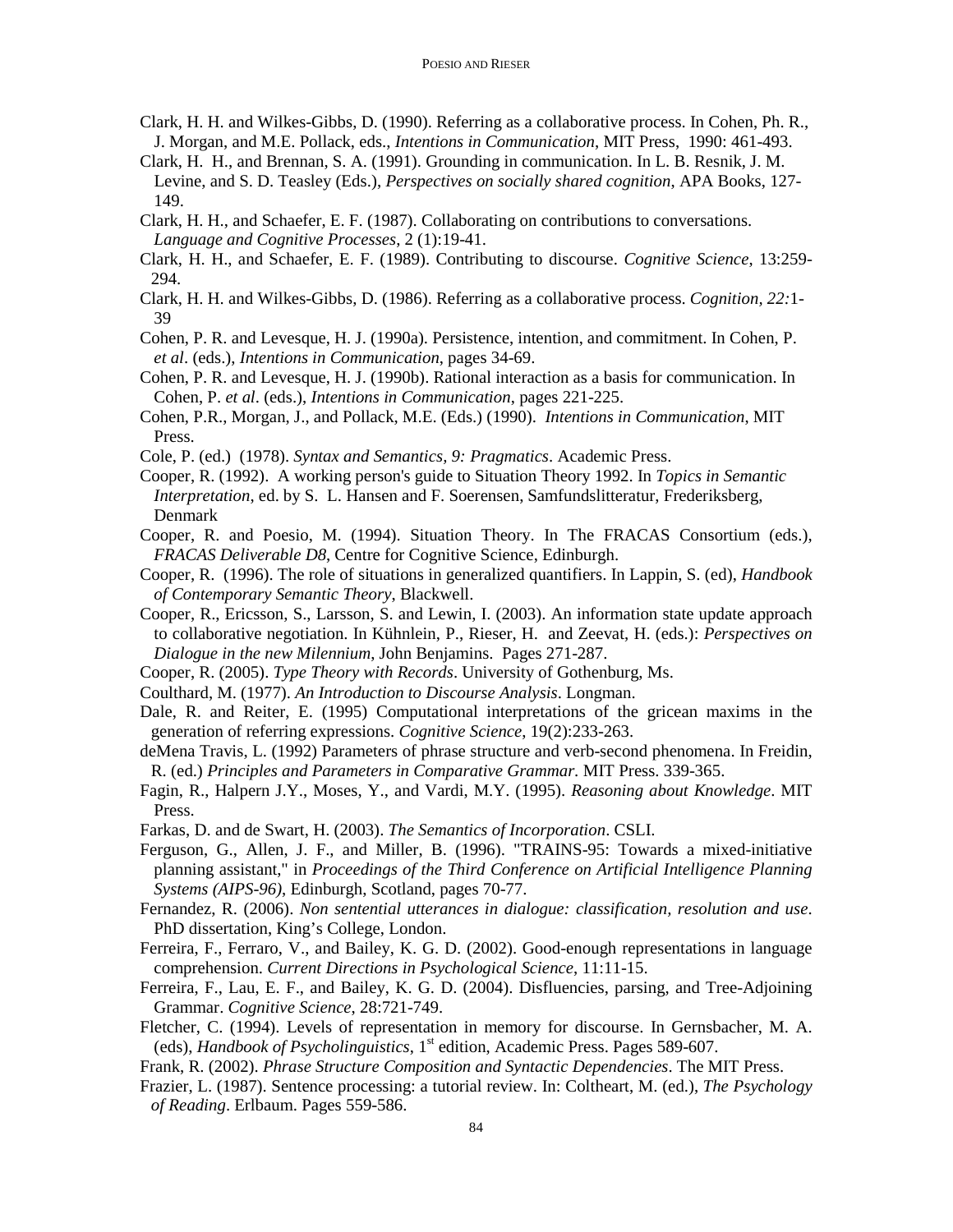Clark, H. H. and Wilkes-Gibbs, D. (1990). Referring as a collaborative process. In Cohen, Ph. R., J. Morgan, and M.E. Pollack, eds., *Intentions in Communication*, MIT Press, 1990: 461-493.

Clark, H. H., and Brennan, S. A. (1991). Grounding in communication. In L. B. Resnik, J. M. Levine, and S. D. Teasley (Eds.), *Perspectives on socially shared cognition*, APA Books, 127-149.

Clark, H. H., and Schaefer, E. F. (1987). Collaborating on contributions to conversations. *Language and Cognitive Processes*, 2 (1):19-41.

Clark, H. H., and Schaefer, E. F. (1989). Contributing to discourse. *Cognitive Science*, 13:259-294.

Clark, H. H. and Wilkes-Gibbs, D. (1986). Referring as a collaborative process. *Cognition, 22:*1-39

Cohen, P. R. and Levesque, H. J. (1990a). Persistence, intention, and commitment. In Cohen, P. *et al*. (eds.), *Intentions in Communication*, pages 34-69.

Cohen, P. R. and Levesque, H. J. (1990b). Rational interaction as a basis for communication. In Cohen, P. *et al*. (eds.), *Intentions in Communication*, pages 221-225.

Cohen, P.R., Morgan, J., and Pollack, M.E. (Eds.) (1990). *Intentions in Communication*, MIT Press.

Cole, P. (ed.) (1978). *Syntax and Semantics, 9: Pragmatics*. Academic Press.

Cooper, R. (1992). A working person's guide to Situation Theory 1992. In *Topics in Semantic Interpretation*, ed. by S. L. Hansen and F. Soerensen, Samfundslitteratur, Frederiksberg, Denmark

Cooper, R. and Poesio, M. (1994). Situation Theory. In The FRACAS Consortium (eds.), *FRACAS Deliverable D8*, Centre for Cognitive Science, Edinburgh.

Cooper, R. (1996). The role of situations in generalized quantifiers. In Lappin, S. (ed), *Handbook of Contemporary Semantic Theory*, Blackwell.

Cooper, R., Ericsson, S., Larsson, S. and Lewin, I. (2003). An information state update approach to collaborative negotiation. In Kühnlein, P., Rieser, H. and Zeevat, H. (eds.): *Perspectives on Dialogue in the new Milennium*, John Benjamins. Pages 271-287.

Cooper, R. (2005). *Type Theory with Records*. University of Gothenburg, Ms.

Coulthard, M. (1977). *An Introduction to Discourse Analysis*. Longman.

Dale, R. and Reiter, E. (1995) Computational interpretations of the gricean maxims in the generation of referring expressions. *Cognitive Science*, 19(2):233-263.

deMena Travis, L. (1992) Parameters of phrase structure and verb-second phenomena. In Freidin, R. (ed.) *Principles and Parameters in Comparative Grammar*. MIT Press. 339-365.

Fagin, R., Halpern J.Y., Moses, Y., and Vardi, M.Y. (1995). *Reasoning about Knowledge*. MIT Press.

Farkas, D. and de Swart, H. (2003). *The Semantics of Incorporation*. CSLI.

Ferguson, G., Allen, J. F., and Miller, B. (1996). "TRAINS-95: Towards a mixed-initiative planning assistant," in *Proceedings of the Third Conference on Artificial Intelligence Planning Systems (AIPS-96)*, Edinburgh, Scotland, pages 70-77.

Fernandez, R. (2006). *Non sentential utterances in dialogue: classification, resolution and use*. PhD dissertation, King's College, London.

Ferreira, F., Ferraro, V., and Bailey, K. G. D. (2002). Good-enough representations in language comprehension. *Current Directions in Psychological Science*, 11:11-15.

Ferreira, F., Lau, E. F., and Bailey, K. G. D. (2004). Disfluencies, parsing, and Tree-Adjoining Grammar. *Cognitive Science*, 28:721-749.

Fletcher, C. (1994). Levels of representation in memory for discourse. In Gernsbacher, M. A. (eds), *Handbook of Psycholinguistics*, 1st edition, Academic Press. Pages 589-607.

Frank, R. (2002). *Phrase Structure Composition and Syntactic Dependencies*. The MIT Press.

Frazier, L. (1987). Sentence processing: a tutorial review. In: Coltheart, M. (ed.), *The Psychology of Reading*. Erlbaum. Pages 559-586.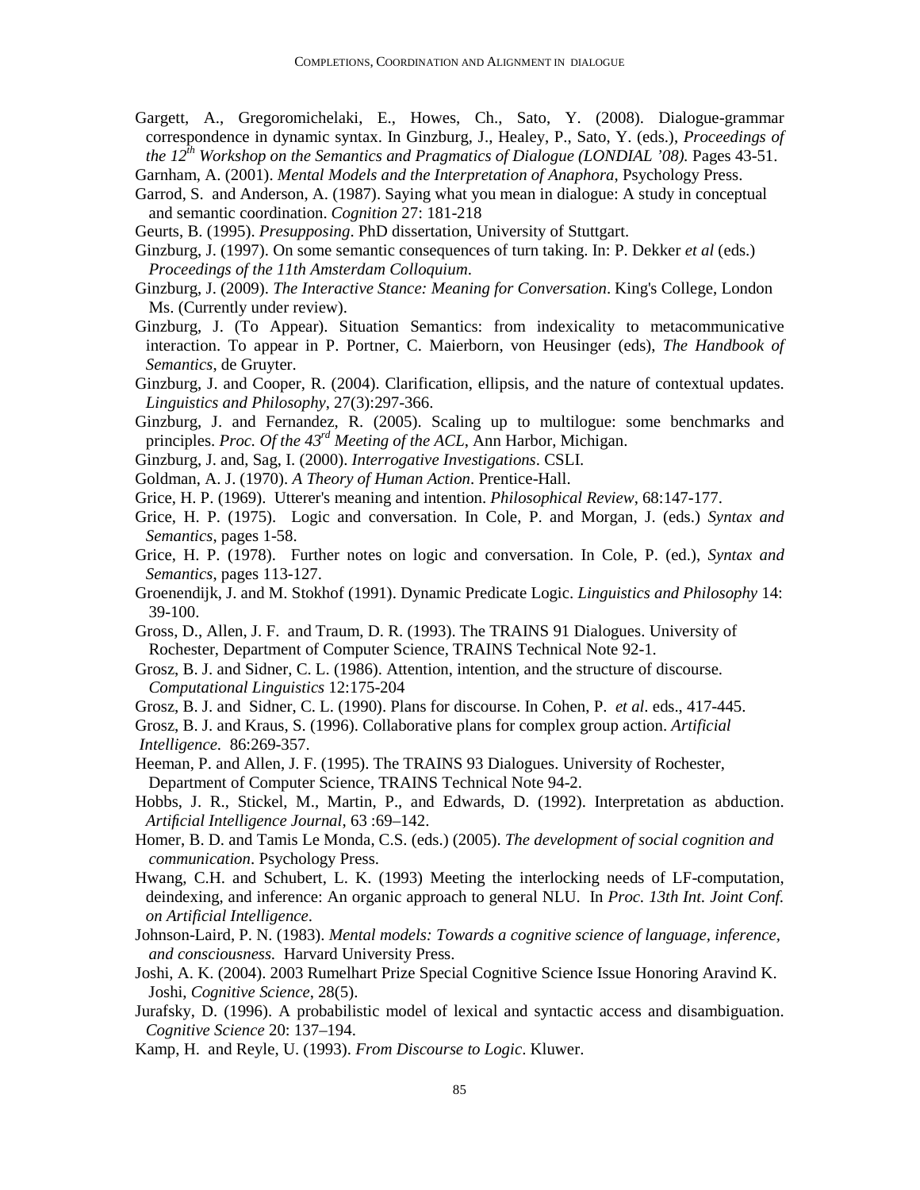Gargett, A., Gregoromichelaki, E., Howes, Ch., Sato, Y. (2008). Dialogue-grammar correspondence in dynamic syntax. In Ginzburg, J., Healey, P., Sato, Y. (eds.), *Proceedings of the 12th Workshop on the Semantics and Pragmatics of Dialogue (LONDIAL '08).* Pages 43-51.

Garnham, A. (2001). *Mental Models and the Interpretation of Anaphora*, Psychology Press.

Garrod, S. and Anderson, A. (1987). Saying what you mean in dialogue: A study in conceptual and semantic coordination. *Cognition* 27: 181-218

Geurts, B. (1995). *Presupposing*. PhD dissertation, University of Stuttgart.

Ginzburg, J. (1997). On some semantic consequences of turn taking. In: P. Dekker *et al* (eds.) *Proceedings of the 11th Amsterdam Colloquium*.

Ginzburg, J. (2009). *The Interactive Stance: Meaning for Conversation*. King's College, London Ms. (Currently under review).

Ginzburg, J. (To Appear). Situation Semantics: from indexicality to metacommunicative interaction. To appear in P. Portner, C. Maierborn, von Heusinger (eds), *The Handbook of Semantics*, de Gruyter.

Ginzburg, J. and Cooper, R. (2004). Clarification, ellipsis, and the nature of contextual updates. *Linguistics and Philosophy*, 27(3):297-366.

Ginzburg, J. and Fernandez, R. (2005). Scaling up to multilogue: some benchmarks and principles. *Proc. Of the 43rd Meeting of the ACL*, Ann Harbor, Michigan.

Ginzburg, J. and, Sag, I. (2000). *Interrogative Investigations*. CSLI.

Goldman, A. J. (1970). *A Theory of Human Action*. Prentice-Hall.

Grice, H. P. (1969). Utterer's meaning and intention. *Philosophical Review*, 68:147-177.

Grice, H. P. (1975). Logic and conversation. In Cole, P. and Morgan, J. (eds.) *Syntax and Semantics*, pages 1-58.

Grice, H. P. (1978). Further notes on logic and conversation. In Cole, P. (ed.), *Syntax and Semantics*, pages 113-127.

Groenendijk, J. and M. Stokhof (1991). Dynamic Predicate Logic. *Linguistics and Philosophy* 14: 39-100.

Gross, D., Allen, J. F. and Traum, D. R. (1993). The TRAINS 91 Dialogues. University of Rochester, Department of Computer Science, TRAINS Technical Note 92-1.

Grosz, B. J. and Sidner, C. L. (1986). Attention, intention, and the structure of discourse. *Computational Linguistics* 12:175-204

Grosz, B. J. and Sidner, C. L. (1990). Plans for discourse. In Cohen, P. *et al*. eds., 417-445.

Grosz, B. J. and Kraus, S. (1996). Collaborative plans for complex group action. *Artificial Intelligence*. 86:269-357.

Heeman, P. and Allen, J. F. (1995). The TRAINS 93 Dialogues. University of Rochester, Department of Computer Science, TRAINS Technical Note 94-2.

Hobbs, J. R., Stickel, M., Martin, P., and Edwards, D. (1992). Interpretation as abduction. *Artificial Intelligence Journal*, 63 :69–142.

Homer, B. D. and Tamis Le Monda, C.S. (eds.) (2005). *The development of social cognition and communication*. Psychology Press.

Hwang, C.H. and Schubert, L. K. (1993) Meeting the interlocking needs of LF-computation, deindexing, and inference: An organic approach to general NLU. In *Proc. 13th Int. Joint Conf. on Artificial Intelligence*.

Johnson-Laird, P. N. (1983). *Mental models: Towards a cognitive science of language, inference, and consciousness.* Harvard University Press.

Joshi, A. K. (2004). 2003 Rumelhart Prize Special Cognitive Science Issue Honoring Aravind K. Joshi, *Cognitive Science*, 28(5).

Jurafsky, D. (1996). A probabilistic model of lexical and syntactic access and disambiguation. *Cognitive Science* 20: 137–194.

Kamp, H. and Reyle, U. (1993). *From Discourse to Logic*. Kluwer.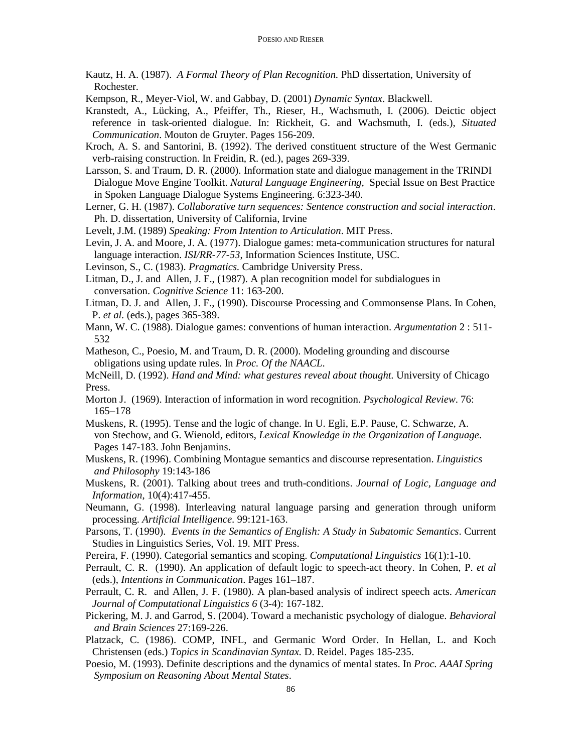Kautz, H. A. (1987). *A Formal Theory of Plan Recognition.* PhD dissertation, University of Rochester.

Kempson, R., Meyer-Viol, W. and Gabbay, D. (2001) *Dynamic Syntax*. Blackwell.

Kranstedt, A., Lücking, A., Pfeiffer, Th., Rieser, H., Wachsmuth, I. (2006). Deictic object reference in task-oriented dialogue. In: Rickheit, G. and Wachsmuth, I. (eds.), *Situated Communication*. Mouton de Gruyter. Pages 156-209.

Kroch, A. S. and Santorini, B. (1992). The derived constituent structure of the West Germanic verb-raising construction. In Freidin, R. (ed.), pages 269-339.

Larsson, S. and Traum, D. R. (2000). Information state and dialogue management in the TRINDI Dialogue Move Engine Toolkit. *Natural Language Engineering,* Special Issue on Best Practice in Spoken Language Dialogue Systems Engineering. 6:323-340.

Lerner, G. H. (1987). *Collaborative turn sequences: Sentence construction and social interaction*. Ph. D. dissertation, University of California, Irvine

Levelt, J.M. (1989) *Speaking: From Intention to Articulation*. MIT Press.

Levin, J. A. and Moore, J. A. (1977). Dialogue games: meta-communication structures for natural language interaction. *ISI/RR-77-53*, Information Sciences Institute, USC.

Levinson, S., C. (1983). *Pragmatics.* Cambridge University Press.

Litman, D., J. and Allen, J. F., (1987). A plan recognition model for subdialogues in conversation. *Cognitive Science* 11: 163-200.

Litman, D. J. and Allen, J. F., (1990). Discourse Processing and Commonsense Plans. In Cohen, P. *et al.* (eds.), pages 365-389.

Mann, W. C. (1988). Dialogue games: conventions of human interaction. *Argumentation* 2 : 511-532

Matheson, C., Poesio, M. and Traum, D. R. (2000). Modeling grounding and discourse obligations using update rules. In *Proc. Of the NAACL*.

McNeill, D. (1992). *Hand and Mind: what gestures reveal about thought.* University of Chicago Press.

Morton J. (1969). Interaction of information in word recognition. *Psychological Review*. 76: 165–178

Muskens, R. (1995). Tense and the logic of change. In U. Egli, E.P. Pause, C. Schwarze, A. von Stechow, and G. Wienold, editors, *Lexical Knowledge in the Organization of Language*. Pages 147-183. John Benjamins.

Muskens, R. (1996). Combining Montague semantics and discourse representation. *Linguistics and Philosophy* 19:143-186

Muskens, R. (2001). Talking about trees and truth-conditions. *Journal of Logic, Language and Information*, 10(4):417-455.

Neumann, G. (1998). Interleaving natural language parsing and generation through uniform processing. *Artificial Intelligence*. 99:121-163.

Parsons, T. (1990). *Events in the Semantics of English: A Study in Subatomic Semantics*. Current Studies in Linguistics Series, Vol. 19. MIT Press.

Pereira, F. (1990). Categorial semantics and scoping. *Computational Linguistics* 16(1):1-10.

Perrault, C. R. (1990). An application of default logic to speech-act theory. In Cohen, P. *et al* (eds.), *Intentions in Communication*. Pages 161–187.

Perrault, C. R. and Allen, J. F. (1980). A plan-based analysis of indirect speech acts. *American Journal of Computational Linguistics 6* (3-4): 167-182.

Pickering, M. J. and Garrod, S. (2004). Toward a mechanistic psychology of dialogue. *Behavioral and Brain Sciences* 27:169-226.

Platzack, C. (1986). COMP, INFL, and Germanic Word Order. In Hellan, L. and Koch Christensen (eds.) *Topics in Scandinavian Syntax.* D. Reidel. Pages 185-235.

Poesio, M. (1993). Definite descriptions and the dynamics of mental states. In *Proc. AAAI Spring Symposium on Reasoning About Mental States*.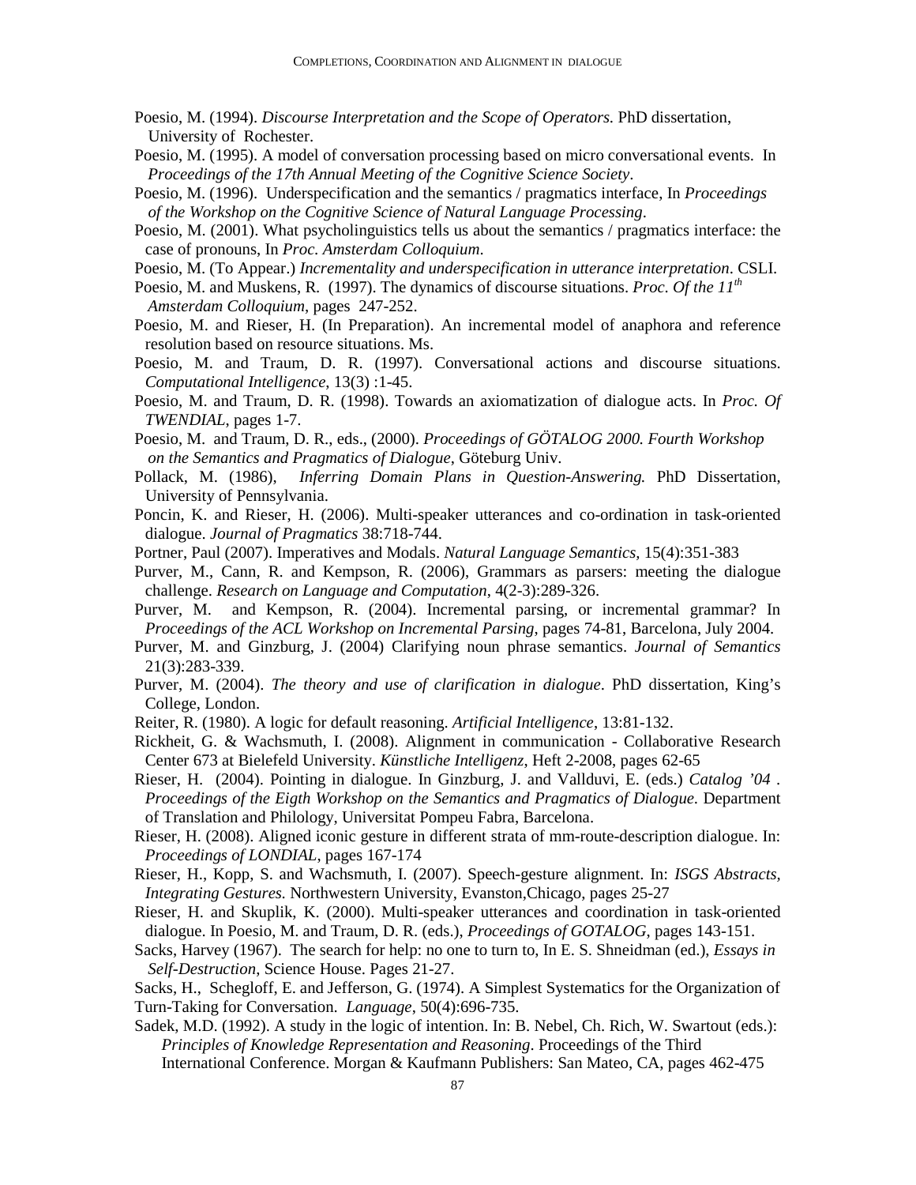Poesio, M. (1994). *Discourse Interpretation and the Scope of Operators.* PhD dissertation, University of Rochester.

Poesio, M. (1995). A model of conversation processing based on micro conversational events. In *Proceedings of the 17th Annual Meeting of the Cognitive Science Society*.

Poesio, M. (1996). Underspecification and the semantics / pragmatics interface, In *Proceedings of the Workshop on the Cognitive Science of Natural Language Processing*.

Poesio, M. (2001). What psycholinguistics tells us about the semantics / pragmatics interface: the case of pronouns, In *Proc. Amsterdam Colloquium*.

Poesio, M. (To Appear.) *Incrementality and underspecification in utterance interpretation*. CSLI.

Poesio, M. and Muskens, R. (1997). The dynamics of discourse situations. *Proc. Of the 11th Amsterdam Colloquium*, pages 247-252.

Poesio, M. and Rieser, H. (In Preparation). An incremental model of anaphora and reference resolution based on resource situations. Ms.

Poesio, M. and Traum, D. R. (1997). Conversational actions and discourse situations. *Computational Intelligence*, 13(3) :1-45.

Poesio, M. and Traum, D. R. (1998). Towards an axiomatization of dialogue acts. In *Proc. Of TWENDIAL*, pages 1-7.

Poesio, M. and Traum, D. R., eds., (2000). *Proceedings of GÖTALOG 2000. Fourth Workshop on the Semantics and Pragmatics of Dialogue*, Göteburg Univ.

Pollack, M. (1986), *Inferring Domain Plans in Question-Answering.* PhD Dissertation, University of Pennsylvania.

Poncin, K. and Rieser, H. (2006). Multi-speaker utterances and co-ordination in task-oriented dialogue. *Journal of Pragmatics* 38:718-744.

Portner, Paul (2007). Imperatives and Modals. *Natural Language Semantics*, 15(4):351-383

Purver, M., Cann, R. and Kempson, R. (2006), Grammars as parsers: meeting the dialogue challenge. *Research on Language and Computation*, 4(2-3):289-326.

Purver, M. and Kempson, R. (2004). Incremental parsing, or incremental grammar? In *Proceedings of the ACL Workshop on Incremental Parsing*, pages 74-81, Barcelona, July 2004.

Purver, M. and Ginzburg, J. (2004) Clarifying noun phrase semantics. *Journal of Semantics* 21(3):283-339.

Purver, M. (2004). *The theory and use of clarification in dialogue*. PhD dissertation, King's College, London.

Reiter, R. (1980). A logic for default reasoning. *Artificial Intelligence*, 13:81-132.

Rickheit, G. & Wachsmuth, I. (2008). Alignment in communication - Collaborative Research Center 673 at Bielefeld University. *Künstliche Intelligenz*, Heft 2-2008, pages 62-65

Rieser, H. (2004). Pointing in dialogue. In Ginzburg, J. and Vallduvi, E. (eds.) *Catalog '04 . Proceedings of the Eigth Workshop on the Semantics and Pragmatics of Dialogue*. Department of Translation and Philology, Universitat Pompeu Fabra, Barcelona.

Rieser, H. (2008). Aligned iconic gesture in different strata of mm-route-description dialogue. In: *Proceedings of LONDIAL*, pages 167-174

Rieser, H., Kopp, S. and Wachsmuth, I. (2007). Speech-gesture alignment. In: *ISGS Abstracts, Integrating Gestures.* Northwestern University, Evanston,Chicago, pages 25-27

Rieser, H. and Skuplik, K. (2000). Multi-speaker utterances and coordination in task-oriented dialogue. In Poesio, M. and Traum, D. R. (eds.), *Proceedings of GOTALOG,* pages 143-151.

Sacks, Harvey (1967). The search for help: no one to turn to, In E. S. Shneidman (ed.), *Essays in Self-Destruction*, Science House. Pages 21-27.

Sacks, H., Schegloff, E. and Jefferson, G. (1974). A Simplest Systematics for the Organization of Turn-Taking for Conversation. *Language*, 50(4):696-735.

Sadek, M.D. (1992). A study in the logic of intention. In: B. Nebel, Ch. Rich, W. Swartout (eds.): *Principles of Knowledge Representation and Reasoning*. Proceedings of the Third International Conference. Morgan & Kaufmann Publishers: San Mateo, CA, pages 462-475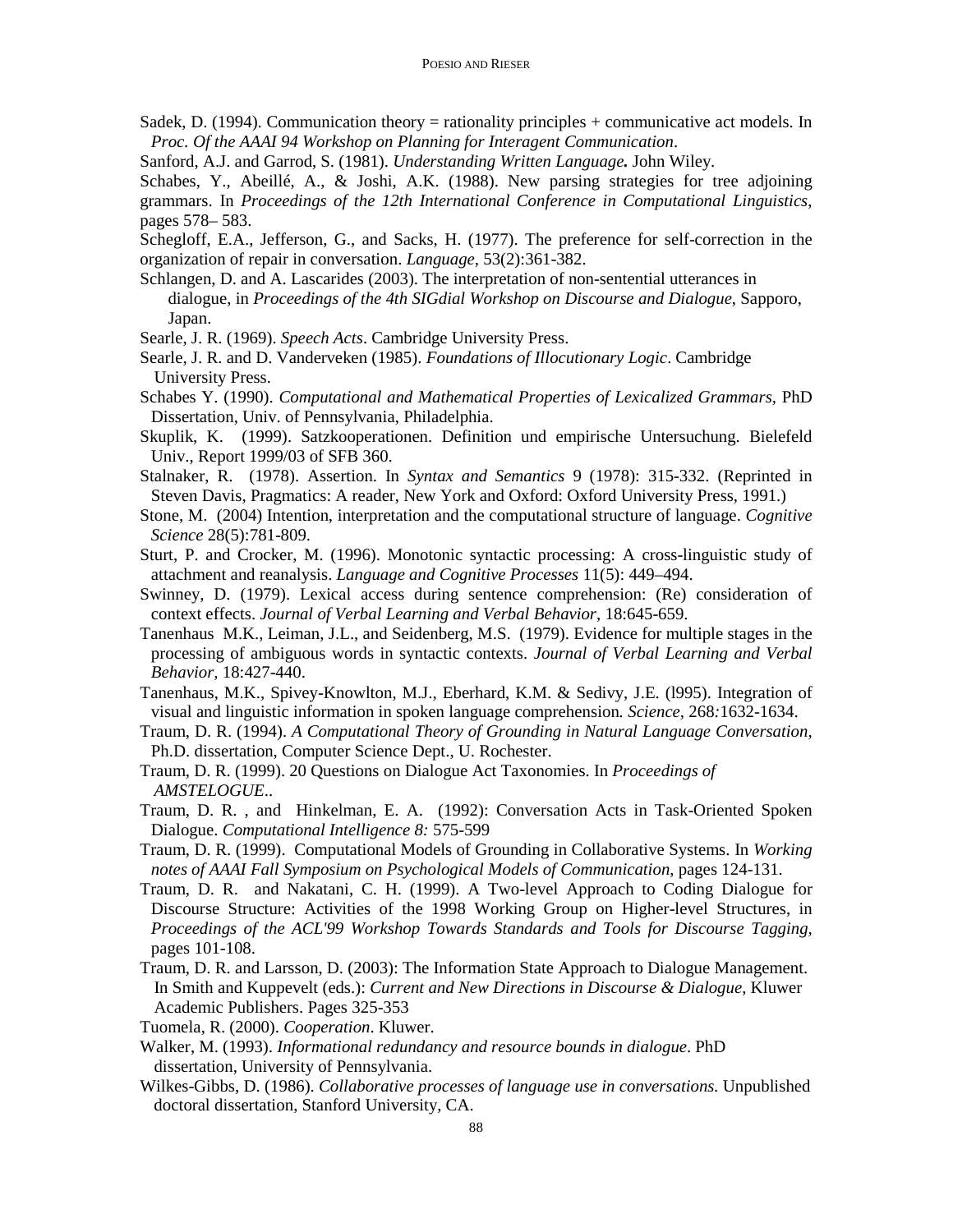Sadek, D. (1994). Communication theory = rationality principles + communicative act models. In *Proc. Of the AAAI 94 Workshop on Planning for Interagent Communication*.

Sanford, A.J. and Garrod, S. (1981). *Understanding Written Language.* John Wiley.

Schabes, Y., Abeillé, A., & Joshi, A.K. (1988). New parsing strategies for tree adjoining grammars. In *Proceedings of the 12th International Conference in Computational Linguistics*, pages 578– 583.

Schegloff, E.A., Jefferson, G., and Sacks, H. (1977). The preference for self-correction in the organization of repair in conversation. *Language*, 53(2):361-382.

Schlangen, D. and A. Lascarides (2003). The interpretation of non-sentential utterances in dialogue, in *Proceedings of the 4th SIGdial Workshop on Discourse and Dialogue*, Sapporo, Japan.

Searle, J. R. (1969). *Speech Acts*. Cambridge University Press.

Searle, J. R. and D. Vanderveken (1985). *Foundations of Illocutionary Logic*. Cambridge University Press.

Schabes Y. (1990). *Computational and Mathematical Properties of Lexicalized Grammars*, PhD Dissertation, Univ. of Pennsylvania, Philadelphia.

Skuplik, K. (1999). Satzkooperationen. Definition und empirische Untersuchung. Bielefeld Univ., Report 1999/03 of SFB 360.

Stalnaker, R. (1978). Assertion. In *Syntax and Semantics* 9 (1978): 315-332. (Reprinted in Steven Davis, Pragmatics: A reader, New York and Oxford: Oxford University Press, 1991.)

Stone, M. (2004) Intention, interpretation and the computational structure of language. *Cognitive Science* 28(5):781-809.

Sturt, P. and Crocker, M. (1996). Monotonic syntactic processing: A cross-linguistic study of attachment and reanalysis. *Language and Cognitive Processes* 11(5): 449–494.

Swinney, D. (1979). Lexical access during sentence comprehension: (Re) consideration of context effects. *Journal of Verbal Learning and Verbal Behavior*, 18:645-659.

Tanenhaus M.K., Leiman, J.L., and Seidenberg, M.S. (1979). Evidence for multiple stages in the processing of ambiguous words in syntactic contexts. *Journal of Verbal Learning and Verbal Behavior*, 18:427-440.

Tanenhaus, M.K., Spivey-Knowlton, M.J., Eberhard, K.M. & Sedivy, J.E. (l995). Integration of visual and linguistic information in spoken language comprehension. *Science*, 268:1632-1634.

Traum, D. R. (1994). *A Computational Theory of Grounding in Natural Language Conversation*, Ph.D. dissertation, Computer Science Dept., U. Rochester.

Traum, D. R. (1999). 20 Questions on Dialogue Act Taxonomies. In *Proceedings of AMSTELOGUE*..

Traum, D. R. , and Hinkelman, E. A. (1992): Conversation Acts in Task-Oriented Spoken Dialogue. *Computational Intelligence 8:* 575-599

Traum, D. R. (1999). Computational Models of Grounding in Collaborative Systems. In *Working notes of AAAI Fall Symposium on Psychological Models of Communication*, pages 124-131.

Traum, D. R. and Nakatani, C. H. (1999). A Two-level Approach to Coding Dialogue for Discourse Structure: Activities of the 1998 Working Group on Higher-level Structures, in *Proceedings of the ACL'99 Workshop Towards Standards and Tools for Discourse Tagging*, pages 101-108.

Traum, D. R. and Larsson, D. (2003): The Information State Approach to Dialogue Management. In Smith and Kuppevelt (eds.): *Current and New Directions in Discourse & Dialogue*, Kluwer Academic Publishers. Pages 325-353

Tuomela, R. (2000). *Cooperation*. Kluwer.

Walker, M. (1993). *Informational redundancy and resource bounds in dialogue*. PhD dissertation, University of Pennsylvania.

Wilkes-Gibbs, D. (1986). *Collaborative processes of language use in conversations.* Unpublished doctoral dissertation, Stanford University, CA.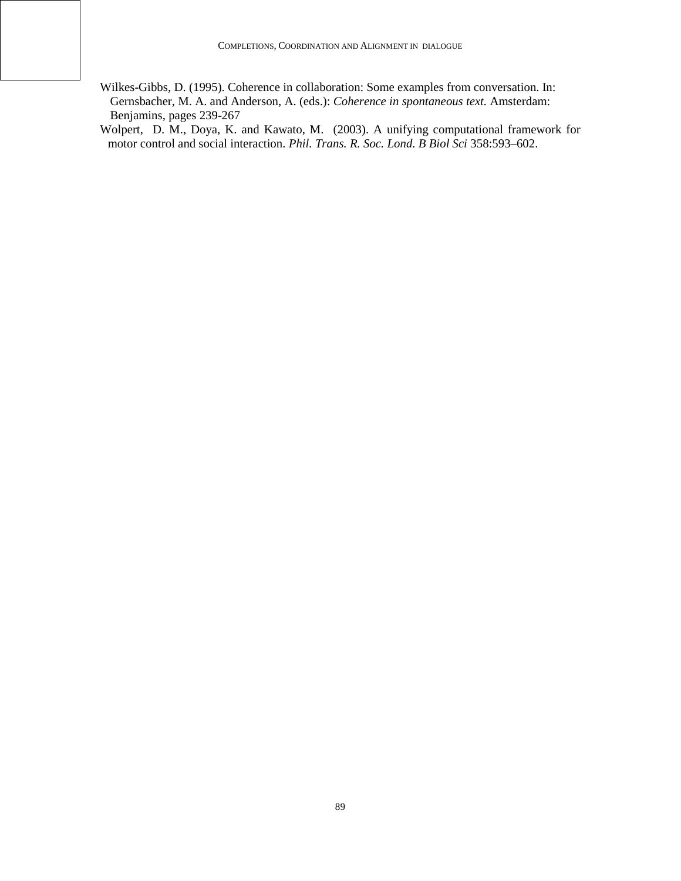Wilkes-Gibbs, D. (1995). Coherence in collaboration: Some examples from conversation. In: Gernsbacher, M. A. and Anderson, A. (eds.): *Coherence in spontaneous text.* Amsterdam: Benjamins, pages 239-267

Wolpert, D. M., Doya, K. and Kawato, M. (2003). A unifying computational framework for motor control and social interaction. *Phil. Trans. R. Soc. Lond. B Biol Sci* 358:593–602.